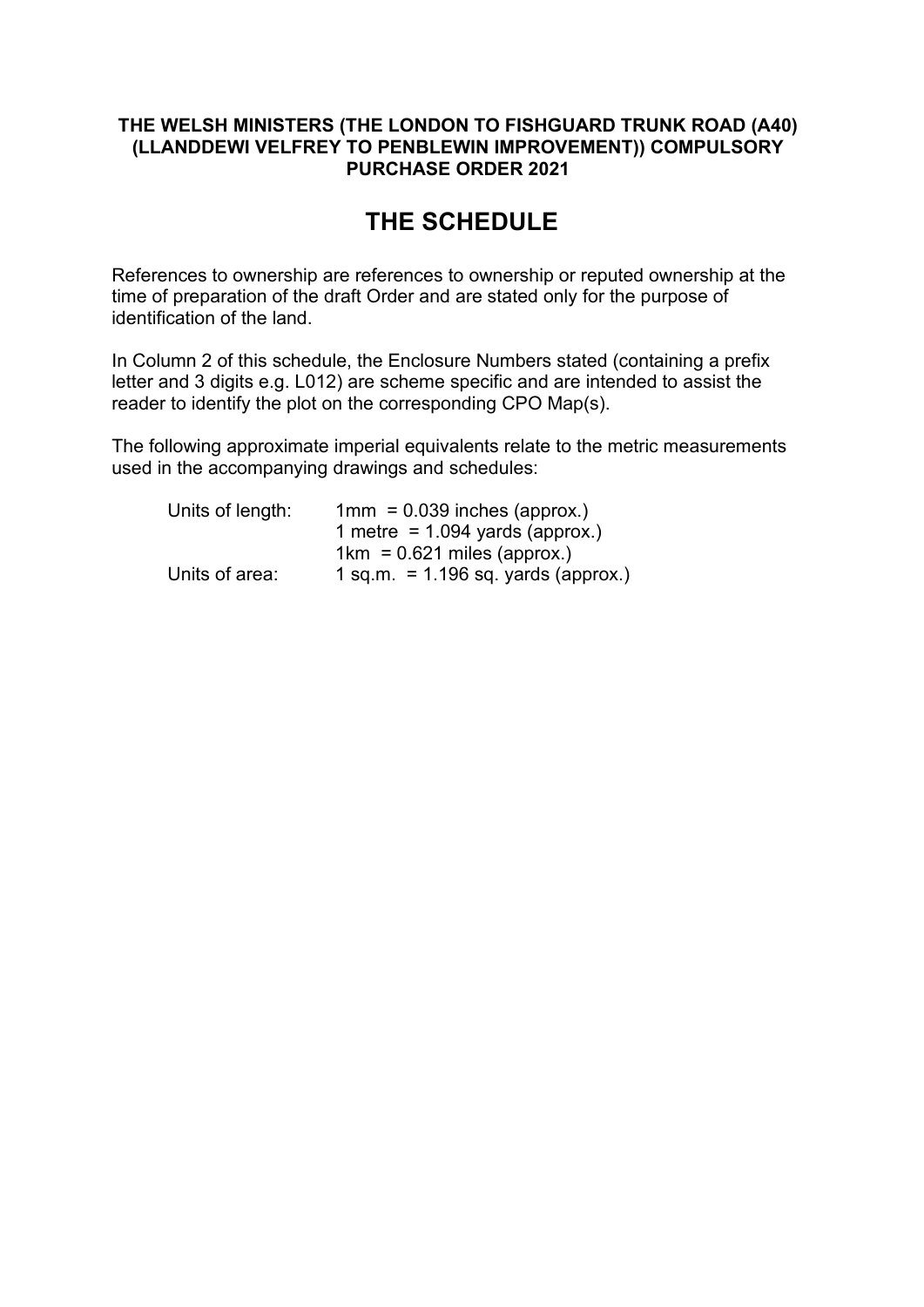**THE WELSH MINISTERS (THE LONDON TO FISHGUARD TRUNK ROAD (A40) (LLANDDEWI VELFREY TO PENBLEWIN IMPROVEMENT)) COMPULSORY PURCHASE ORDER 2021**

# THE SCHEDULE

References to ownership are references to ownership or reputed ownership at the time of preparation of the draft Order and are stated only for the purpose of identification of the land.

In Column 2 of this schedule, the Enclosure Numbers stated (containing a prefix letter and 3 digits e.g. L012) are scheme specific and are intended to assist the reader to identify the plot on the corresponding CPO Map(s).

The following approximate imperial equivalents relate to the metric measurements used in the accompanying drawings and schedules:

| | |
|---|---|
| Units of length: | 1mm = 0.039 inches (approx.) |
| | 1 metre = 1.094 yards (approx.) |
| | 1km = 0.621 miles (approx.) |
| Units of area: | 1 sq.m. = 1.196 sq. yards (approx.) |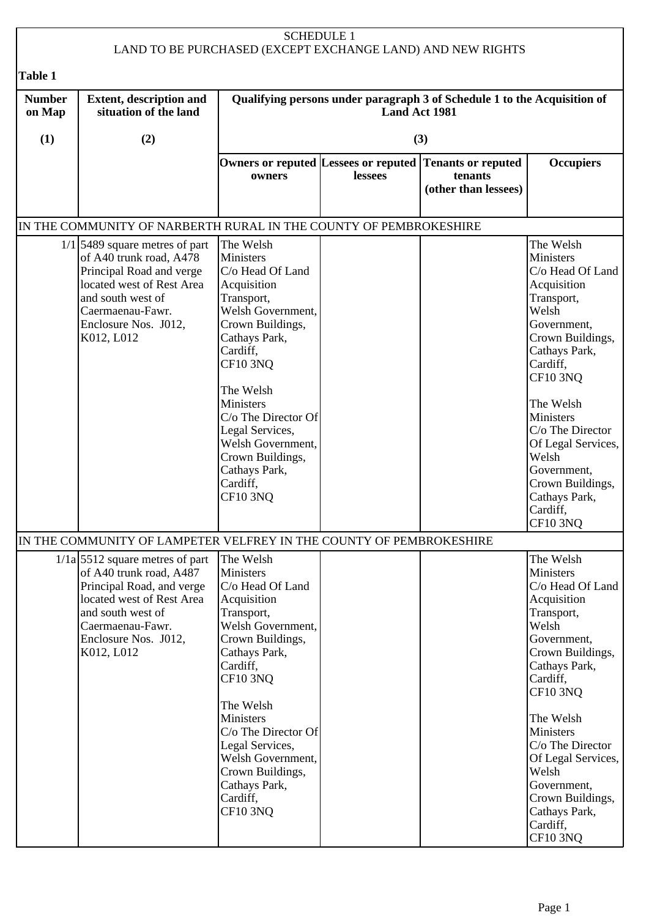SCHEDULE 1

LAND TO BE PURCHASED (EXCEPT EXCHANGE LAND) AND NEW RIGHTS

**Table 1**

| **Number on Map** | **Extent, description and situation of the land** | **Qualifying persons under paragraph 3 of Schedule 1 to the Acquisition of Land Act 1981** | | | |
|---|---|---|---|---|---|
| **(1)** | **(2)** | **(3)** | | | |
| | | **Owners or reputed owners** | **Lessees or reputed lessees** | **Tenants or reputed tenants (other than lessees)** | **Occupiers** |
| IN THE COMMUNITY OF NARBERTH RURAL IN THE COUNTY OF PEMBROKESHIRE | | | | | |
| 1/1 | 5489 square metres of part of A40 trunk road, A478 Principal Road and verge located west of Rest Area and south west of Caermaenau-Fawr. Enclosure Nos. J012, K012, L012 | The Welsh Ministers C/o Head Of Land Acquisition Transport, Welsh Government, Crown Buildings, Cathays Park, Cardiff, CF10 3NQ<br><br>The Welsh Ministers C/o The Director Of Legal Services, Welsh Government, Crown Buildings, Cathays Park, Cardiff, CF10 3NQ | | | The Welsh Ministers C/o Head Of Land Acquisition Transport, Welsh Government, Crown Buildings, Cathays Park, Cardiff, CF10 3NQ<br><br>The Welsh Ministers C/o The Director Of Legal Services, Welsh Government, Crown Buildings, Cathays Park, Cardiff, CF10 3NQ |
| IN THE COMMUNITY OF LAMPETER VELFREY IN THE COUNTY OF PEMBROKESHIRE | | | | | |
| 1/1a | 5512 square metres of part of A40 trunk road, A487 Principal Road, and verge located west of Rest Area and south west of Caermaenau-Fawr. Enclosure Nos. J012, K012, L012 | The Welsh Ministers C/o Head Of Land Acquisition Transport, Welsh Government, Crown Buildings, Cathays Park, Cardiff, CF10 3NQ<br><br>The Welsh Ministers C/o The Director Of Legal Services, Welsh Government, Crown Buildings, Cathays Park, Cardiff, CF10 3NQ | | | The Welsh Ministers C/o Head Of Land Acquisition Transport, Welsh Government, Crown Buildings, Cathays Park, Cardiff, CF10 3NQ<br><br>The Welsh Ministers C/o The Director Of Legal Services, Welsh Government, Crown Buildings, Cathays Park, Cardiff, CF10 3NQ |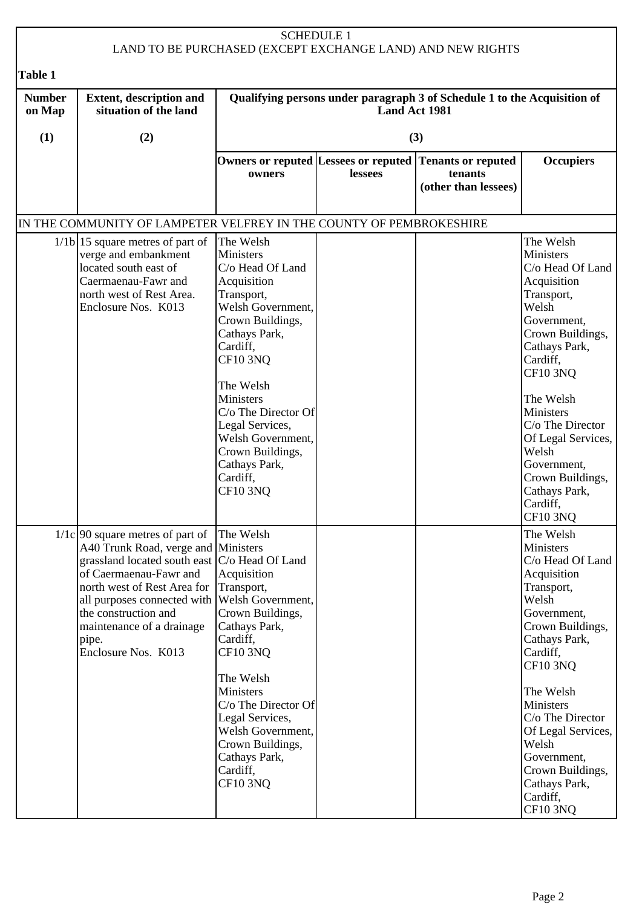SCHEDULE 1

LAND TO BE PURCHASED (EXCEPT EXCHANGE LAND) AND NEW RIGHTS

**Table 1**

| Number on Map | Extent, description and situation of the land | Qualifying persons under paragraph 3 of Schedule 1 to the Acquisition of Land Act 1981 | | | |
|---|---|---|---|---|---|
| (1) | (2) | (3) | | | |
| | | Owners or reputed owners | Lessees or reputed lessees | Tenants or reputed tenants (other than lessees) | Occupiers |
| IN THE COMMUNITY OF LAMPETER VELFREY IN THE COUNTY OF PEMBROKESHIRE | | | | | |
| 1/1b | 15 square metres of part of verge and embankment located south east of Caermaenau-Fawr and north west of Rest Area. Enclosure Nos. K013 | The Welsh Ministers C/o Head Of Land Acquisition Transport, Welsh Government, Crown Buildings, Cathays Park, Cardiff, CF10 3NQ<br><br>The Welsh Ministers C/o The Director Of Legal Services, Welsh Government, Crown Buildings, Cathays Park, Cardiff, CF10 3NQ | | | The Welsh Ministers C/o Head Of Land Acquisition Transport, Welsh Government, Crown Buildings, Cathays Park, Cardiff, CF10 3NQ<br><br>The Welsh Ministers C/o The Director Of Legal Services, Welsh Government, Crown Buildings, Cathays Park, Cardiff, CF10 3NQ |
| 1/1c | 90 square metres of part of A40 Trunk Road, verge and grassland located south east of Caermaenau-Fawr and north west of Rest Area for all purposes connected with the construction and maintenance of a drainage pipe. Enclosure Nos. K013 | The Welsh Ministers C/o Head Of Land Acquisition Transport, Welsh Government, Crown Buildings, Cathays Park, Cardiff, CF10 3NQ<br><br>The Welsh Ministers C/o The Director Of Legal Services, Welsh Government, Crown Buildings, Cathays Park, Cardiff, CF10 3NQ | | | The Welsh Ministers C/o Head Of Land Acquisition Transport, Welsh Government, Crown Buildings, Cathays Park, Cardiff, CF10 3NQ<br><br>The Welsh Ministers C/o The Director Of Legal Services, Welsh Government, Crown Buildings, Cathays Park, Cardiff, CF10 3NQ |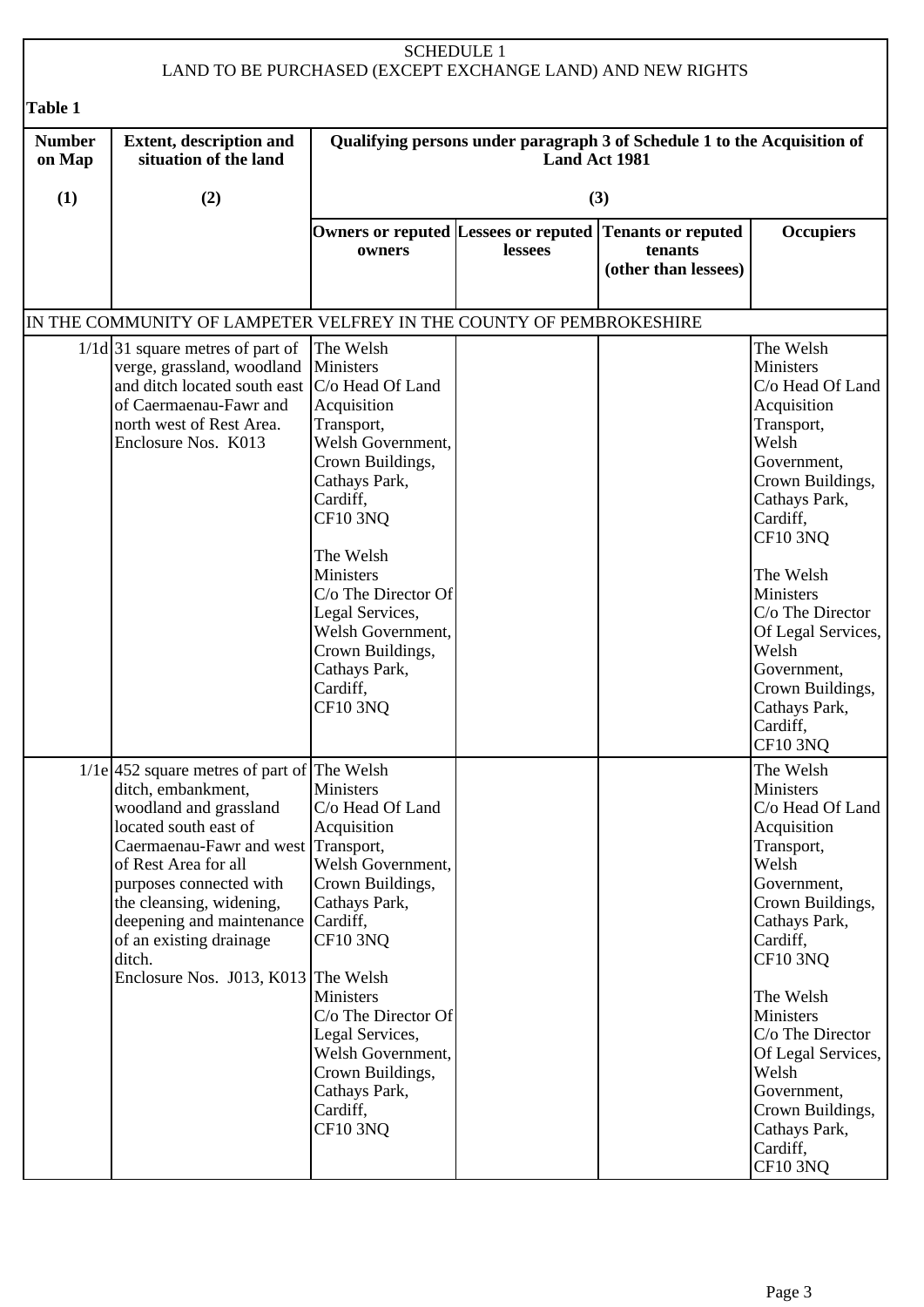SCHEDULE 1
LAND TO BE PURCHASED (EXCEPT EXCHANGE LAND) AND NEW RIGHTS

**Table 1**

| Number on Map | Extent, description and situation of the land | Qualifying persons under paragraph 3 of Schedule 1 to the Acquisition of Land Act 1981 | | | |
|---|---|---|---|---|---|
| (1) | (2) | (3) | | | |
| | | Owners or reputed owners | Lessees or reputed lessees | Tenants or reputed tenants (other than lessees) | Occupiers |
| IN THE COMMUNITY OF LAMPETER VELFREY IN THE COUNTY OF PEMBROKESHIRE | | | | | |
| 1/1d | 31 square metres of part of verge, grassland, woodland and ditch located south east of Caermaenau-Fawr and north west of Rest Area. Enclosure Nos. K013 | The Welsh Ministers C/o Head Of Land Acquisition Transport, Welsh Government, Crown Buildings, Cathays Park, Cardiff, CF10 3NQ<br><br>The Welsh Ministers C/o The Director Of Legal Services, Welsh Government, Crown Buildings, Cathays Park, Cardiff, CF10 3NQ | | | The Welsh Ministers C/o Head Of Land Acquisition Transport, Welsh Government, Crown Buildings, Cathays Park, Cardiff, CF10 3NQ<br><br>The Welsh Ministers C/o The Director Of Legal Services, Welsh Government, Crown Buildings, Cathays Park, Cardiff, CF10 3NQ |
| 1/1e | 452 square metres of part of ditch, embankment, woodland and grassland located south east of Caermaenau-Fawr and west of Rest Area for all purposes connected with the cleansing, widening, deepening and maintenance of an existing drainage ditch. Enclosure Nos. J013, K013 | The Welsh Ministers C/o Head Of Land Acquisition Transport, Welsh Government, Crown Buildings, Cathays Park, Cardiff, CF10 3NQ<br><br>The Welsh Ministers C/o The Director Of Legal Services, Welsh Government, Crown Buildings, Cathays Park, Cardiff, CF10 3NQ | | | The Welsh Ministers C/o Head Of Land Acquisition Transport, Welsh Government, Crown Buildings, Cathays Park, Cardiff, CF10 3NQ<br><br>The Welsh Ministers C/o The Director Of Legal Services, Welsh Government, Crown Buildings, Cathays Park, Cardiff, CF10 3NQ |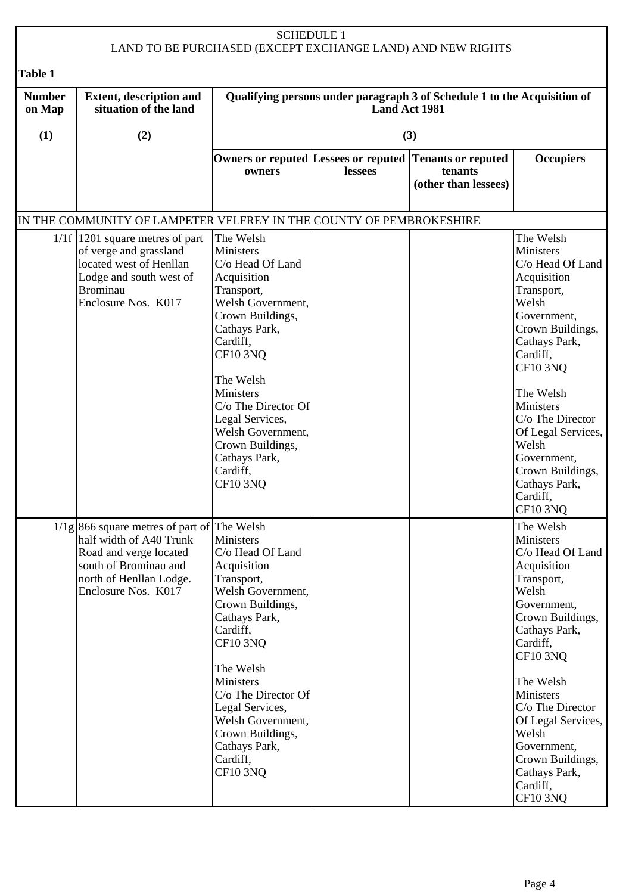SCHEDULE 1
LAND TO BE PURCHASED (EXCEPT EXCHANGE LAND) AND NEW RIGHTS

**Table 1**

| Number on Map | Extent, description and situation of the land | Qualifying persons under paragraph 3 of Schedule 1 to the Acquisition of Land Act 1981 | | | |
|---|---|---|---|---|---|
| (1) | (2) | (3) | | | |
| | | Owners or reputed owners | Lessees or reputed lessees | Tenants or reputed tenants (other than lessees) | Occupiers |
| IN THE COMMUNITY OF LAMPETER VELFREY IN THE COUNTY OF PEMBROKESHIRE | | | | | |
| 1/1f | 1201 square metres of part of verge and grassland located west of Henllan Lodge and south west of Brominau Enclosure Nos. K017 | The Welsh Ministers C/o Head Of Land Acquisition Transport, Welsh Government, Crown Buildings, Cathays Park, Cardiff, CF10 3NQ<br><br>The Welsh Ministers C/o The Director Of Legal Services, Welsh Government, Crown Buildings, Cathays Park, Cardiff, CF10 3NQ | | | The Welsh Ministers C/o Head Of Land Acquisition Transport, Welsh Government, Crown Buildings, Cathays Park, Cardiff, CF10 3NQ<br><br>The Welsh Ministers C/o The Director Of Legal Services, Welsh Government, Crown Buildings, Cathays Park, Cardiff, CF10 3NQ |
| 1/1g | 866 square metres of part of half width of A40 Trunk Road and verge located south of Brominau and north of Henllan Lodge. Enclosure Nos. K017 | The Welsh Ministers C/o Head Of Land Acquisition Transport, Welsh Government, Crown Buildings, Cathays Park, Cardiff, CF10 3NQ<br><br>The Welsh Ministers C/o The Director Of Legal Services, Welsh Government, Crown Buildings, Cathays Park, Cardiff, CF10 3NQ | | | The Welsh Ministers C/o Head Of Land Acquisition Transport, Welsh Government, Crown Buildings, Cathays Park, Cardiff, CF10 3NQ<br><br>The Welsh Ministers C/o The Director Of Legal Services, Welsh Government, Crown Buildings, Cathays Park, Cardiff, CF10 3NQ |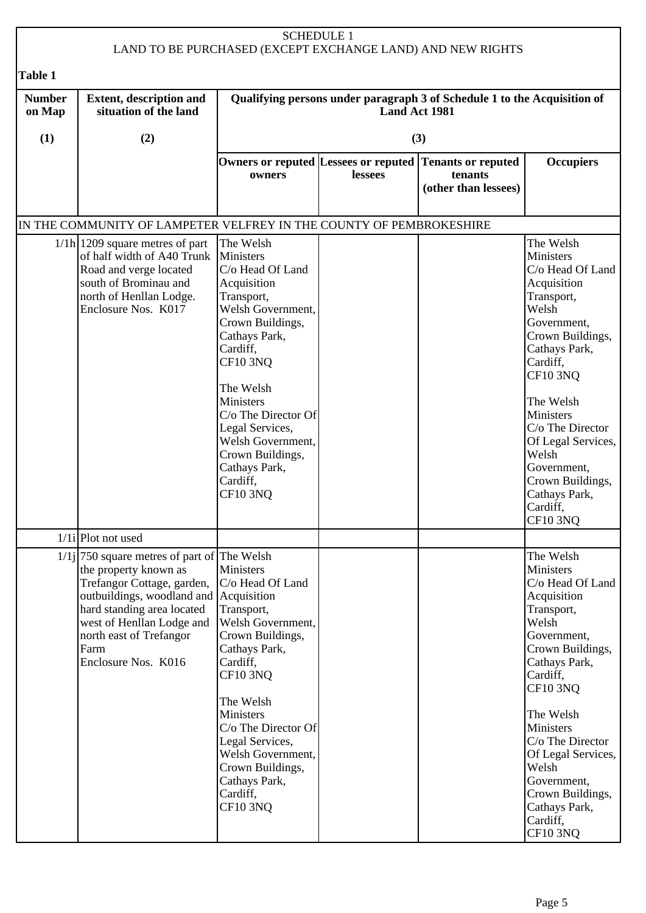SCHEDULE 1
LAND TO BE PURCHASED (EXCEPT EXCHANGE LAND) AND NEW RIGHTS

**Table 1**

| Number on Map | Extent, description and situation of the land | Qualifying persons under paragraph 3 of Schedule 1 to the Acquisition of Land Act 1981 | | | |
|---|---|---|---|---|---|
| (1) | (2) | (3) | | | |
| | | Owners or reputed owners | Lessees or reputed lessees | Tenants or reputed tenants (other than lessees) | Occupiers |
| IN THE COMMUNITY OF LAMPETER VELFREY IN THE COUNTY OF PEMBROKESHIRE | | | | | |
| 1/1h | 1209 square metres of part of half width of A40 Trunk Road and verge located south of Brominau and north of Henllan Lodge. Enclosure Nos. K017 | The Welsh Ministers C/o Head Of Land Acquisition Transport, Welsh Government, Crown Buildings, Cathays Park, Cardiff, CF10 3NQ<br><br>The Welsh Ministers C/o The Director Of Legal Services, Welsh Government, Crown Buildings, Cathays Park, Cardiff, CF10 3NQ | | | The Welsh Ministers C/o Head Of Land Acquisition Transport, Welsh Government, Crown Buildings, Cathays Park, Cardiff, CF10 3NQ<br><br>The Welsh Ministers C/o The Director Of Legal Services, Welsh Government, Crown Buildings, Cathays Park, Cardiff, CF10 3NQ |
| 1/1i | Plot not used | | | | |
| 1/1j | 750 square metres of part of the property known as Trefangor Cottage, garden, outbuildings, woodland and hard standing area located west of Henllan Lodge and north east of Trefangor Farm Enclosure Nos. K016 | The Welsh Ministers C/o Head Of Land Acquisition Transport, Welsh Government, Crown Buildings, Cathays Park, Cardiff, CF10 3NQ<br><br>The Welsh Ministers C/o The Director Of Legal Services, Welsh Government, Crown Buildings, Cathays Park, Cardiff, CF10 3NQ | | | The Welsh Ministers C/o Head Of Land Acquisition Transport, Welsh Government, Crown Buildings, Cathays Park, Cardiff, CF10 3NQ<br><br>The Welsh Ministers C/o The Director Of Legal Services, Welsh Government, Crown Buildings, Cathays Park, Cardiff, CF10 3NQ |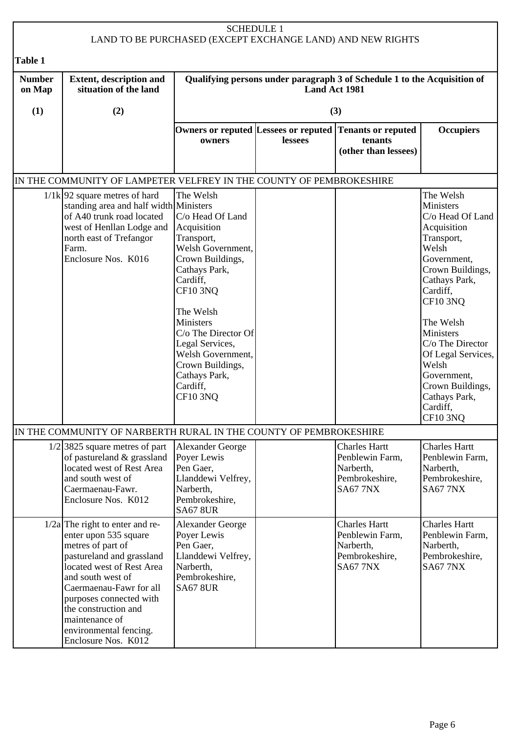SCHEDULE 1
LAND TO BE PURCHASED (EXCEPT EXCHANGE LAND) AND NEW RIGHTS

**Table 1**

| **Number on Map** | **Extent, description and situation of the land** | **Qualifying persons under paragraph 3 of Schedule 1 to the Acquisition of Land Act 1981** | | | |
|---|---|---|---|---|---|
| **(1)** | **(2)** | **(3)** | | | |
| | | **Owners or reputed owners** | **Lessees or reputed lessees** | **Tenants or reputed tenants (other than lessees)** | **Occupiers** |
| IN THE COMMUNITY OF LAMPETER VELFREY IN THE COUNTY OF PEMBROKESHIRE | | | | | |
| 1/1k | 92 square metres of hard standing area and half width of A40 trunk road located west of Henllan Lodge and north east of Trefangor Farm. Enclosure Nos. K016 | The Welsh Ministers C/o Head Of Land Acquisition Transport, Welsh Government, Crown Buildings, Cathays Park, Cardiff, CF10 3NQ<br><br>The Welsh Ministers C/o The Director Of Legal Services, Welsh Government, Crown Buildings, Cathays Park, Cardiff, CF10 3NQ | | | The Welsh Ministers C/o Head Of Land Acquisition Transport, Welsh Government, Crown Buildings, Cathays Park, Cardiff, CF10 3NQ<br><br>The Welsh Ministers C/o The Director Of Legal Services, Welsh Government, Crown Buildings, Cathays Park, Cardiff, CF10 3NQ |
| IN THE COMMUNITY OF NARBERTH RURAL IN THE COUNTY OF PEMBROKESHIRE | | | | | |
| 1/2 | 3825 square metres of part of pastureland & grassland located west of Rest Area and south west of Caermaenau-Fawr. Enclosure Nos. K012 | Alexander George Poyer Lewis Pen Gaer, Llanddewi Velfrey, Narberth, Pembrokeshire, SA67 8UR | | Charles Hartt Penblewin Farm, Narberth, Pembrokeshire, SA67 7NX | Charles Hartt Penblewin Farm, Narberth, Pembrokeshire, SA67 7NX |
| 1/2a | The right to enter and re-enter upon 535 square metres of part of pastureland and grassland located west of Rest Area and south west of Caermaenau-Fawr for all purposes connected with the construction and maintenance of environmental fencing. Enclosure Nos. K012 | Alexander George Poyer Lewis Pen Gaer, Llanddewi Velfrey, Narberth, Pembrokeshire, SA67 8UR | | Charles Hartt Penblewin Farm, Narberth, Pembrokeshire, SA67 7NX | Charles Hartt Penblewin Farm, Narberth, Pembrokeshire, SA67 7NX |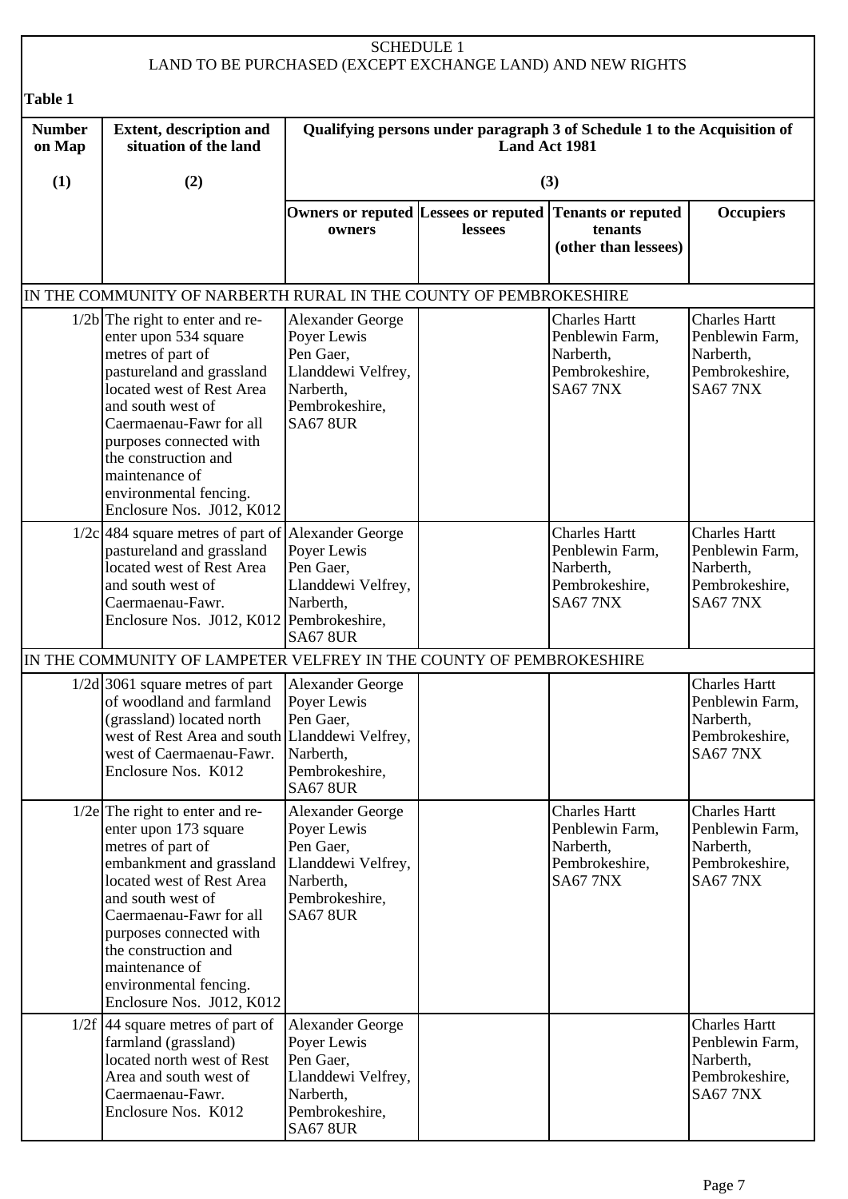SCHEDULE 1
LAND TO BE PURCHASED (EXCEPT EXCHANGE LAND) AND NEW RIGHTS

**Table 1**

| Number on Map | Extent, description and situation of the land | Qualifying persons under paragraph 3 of Schedule 1 to the Acquisition of Land Act 1981 | | | |
|---|---|---|---|---|---|
| (1) | (2) | (3) | | | |
| | | Owners or reputed owners | Lessees or reputed lessees | Tenants or reputed tenants (other than lessees) | Occupiers |
| IN THE COMMUNITY OF NARBERTH RURAL IN THE COUNTY OF PEMBROKESHIRE | | | | | |
| 1/2b | The right to enter and re-enter upon 534 square metres of part of pastureland and grassland located west of Rest Area and south west of Caermaenau-Fawr for all purposes connected with the construction and maintenance of environmental fencing. Enclosure Nos. J012, K012 | Alexander George Poyer Lewis Pen Gaer, Llanddewi Velfrey, Narberth, Pembrokeshire, SA67 8UR | | Charles Hartt Penblewin Farm, Narberth, Pembrokeshire, SA67 7NX | Charles Hartt Penblewin Farm, Narberth, Pembrokeshire, SA67 7NX |
| 1/2c | 484 square metres of part of pastureland and grassland located west of Rest Area and south west of Caermaenau-Fawr. Enclosure Nos. J012, K012 | Alexander George Poyer Lewis Pen Gaer, Llanddewi Velfrey, Narberth, Pembrokeshire, SA67 8UR | | Charles Hartt Penblewin Farm, Narberth, Pembrokeshire, SA67 7NX | Charles Hartt Penblewin Farm, Narberth, Pembrokeshire, SA67 7NX |
| IN THE COMMUNITY OF LAMPETER VELFREY IN THE COUNTY OF PEMBROKESHIRE | | | | | |
| 1/2d | 3061 square metres of part of woodland and farmland (grassland) located north west of Rest Area and south west of Caermaenau-Fawr. Enclosure Nos. K012 | Alexander George Poyer Lewis Pen Gaer, Llanddewi Velfrey, Narberth, Pembrokeshire, SA67 8UR | | | Charles Hartt Penblewin Farm, Narberth, Pembrokeshire, SA67 7NX |
| 1/2e | The right to enter and re-enter upon 173 square metres of part of embankment and grassland located west of Rest Area and south west of Caermaenau-Fawr for all purposes connected with the construction and maintenance of environmental fencing. Enclosure Nos. J012, K012 | Alexander George Poyer Lewis Pen Gaer, Llanddewi Velfrey, Narberth, Pembrokeshire, SA67 8UR | | Charles Hartt Penblewin Farm, Narberth, Pembrokeshire, SA67 7NX | Charles Hartt Penblewin Farm, Narberth, Pembrokeshire, SA67 7NX |
| 1/2f | 44 square metres of part of farmland (grassland) located north west of Rest Area and south west of Caermaenau-Fawr. Enclosure Nos. K012 | Alexander George Poyer Lewis Pen Gaer, Llanddewi Velfrey, Narberth, Pembrokeshire, SA67 8UR | | | Charles Hartt Penblewin Farm, Narberth, Pembrokeshire, SA67 7NX |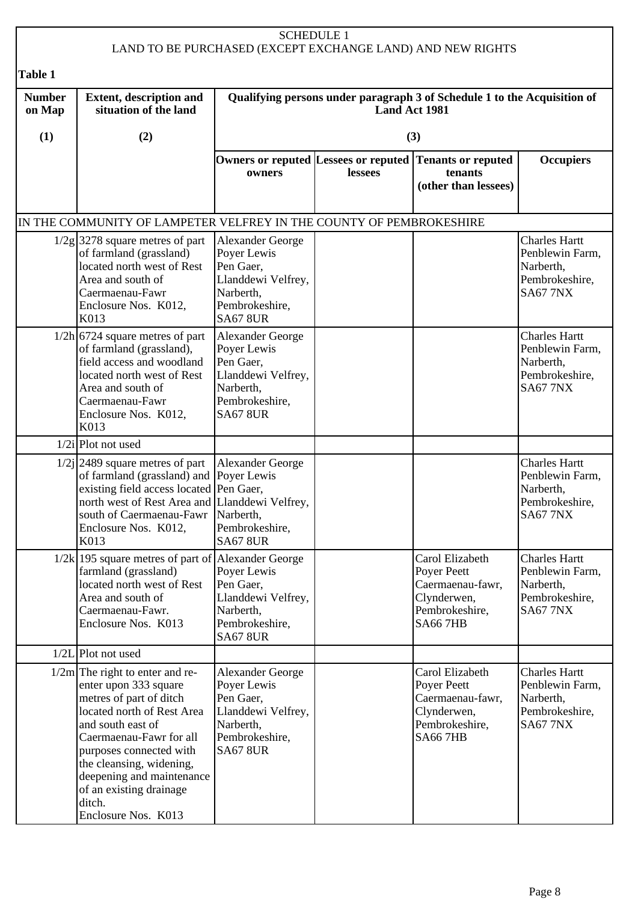SCHEDULE 1
LAND TO BE PURCHASED (EXCEPT EXCHANGE LAND) AND NEW RIGHTS

**Table 1**

| Number on Map | Extent, description and situation of the land | Qualifying persons under paragraph 3 of Schedule 1 to the Acquisition of Land Act 1981 | | | |
|---|---|---|---|---|---|
| (1) | (2) | (3) | | | |
| | | Owners or reputed owners | Lessees or reputed lessees | Tenants or reputed tenants (other than lessees) | Occupiers |
| IN THE COMMUNITY OF LAMPETER VELFREY IN THE COUNTY OF PEMBROKESHIRE | | | | | |
| 1/2g | 3278 square metres of part of farmland (grassland) located north west of Rest Area and south of Caermaenau-Fawr Enclosure Nos. K012, K013 | Alexander George Poyer Lewis Pen Gaer, Llanddewi Velfrey, Narberth, Pembrokeshire, SA67 8UR | | | Charles Hartt Penblewin Farm, Narberth, Pembrokeshire, SA67 7NX |
| 1/2h | 6724 square metres of part of farmland (grassland), field access and woodland located north west of Rest Area and south of Caermaenau-Fawr Enclosure Nos. K012, K013 | Alexander George Poyer Lewis Pen Gaer, Llanddewi Velfrey, Narberth, Pembrokeshire, SA67 8UR | | | Charles Hartt Penblewin Farm, Narberth, Pembrokeshire, SA67 7NX |
| 1/2i | Plot not used | | | | |
| 1/2j | 2489 square metres of part of farmland (grassland) and existing field access located north west of Rest Area and south of Caermaenau-Fawr Enclosure Nos. K012, K013 | Alexander George Poyer Lewis Pen Gaer, Llanddewi Velfrey, Narberth, Pembrokeshire, SA67 8UR | | | Charles Hartt Penblewin Farm, Narberth, Pembrokeshire, SA67 7NX |
| 1/2k | 195 square metres of part of farmland (grassland) located north west of Rest Area and south of Caermaenau-Fawr. Enclosure Nos. K013 | Alexander George Poyer Lewis Pen Gaer, Llanddewi Velfrey, Narberth, Pembrokeshire, SA67 8UR | | Carol Elizabeth Poyer Peett Caermaenau-fawr, Clynderwen, Pembrokeshire, SA66 7HB | Charles Hartt Penblewin Farm, Narberth, Pembrokeshire, SA67 7NX |
| 1/2L | Plot not used | | | | |
| 1/2m | The right to enter and re-enter upon 333 square metres of part of ditch located north of Rest Area and south east of Caermaenau-Fawr for all purposes connected with the cleansing, widening, deepening and maintenance of an existing drainage ditch. Enclosure Nos. K013 | Alexander George Poyer Lewis Pen Gaer, Llanddewi Velfrey, Narberth, Pembrokeshire, SA67 8UR | | Carol Elizabeth Poyer Peett Caermaenau-fawr, Clynderwen, Pembrokeshire, SA66 7HB | Charles Hartt Penblewin Farm, Narberth, Pembrokeshire, SA67 7NX |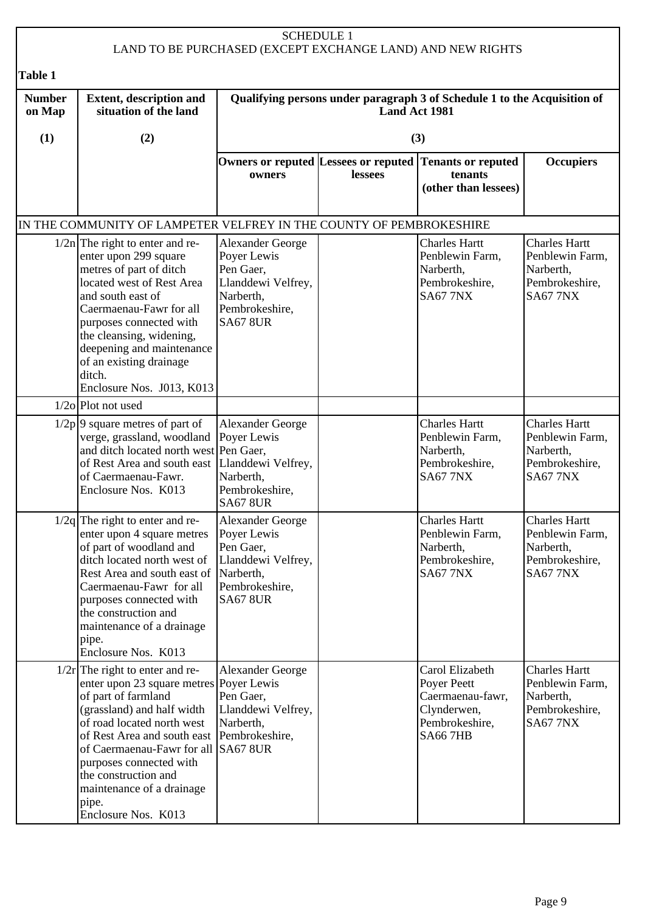# SCHEDULE 1
## LAND TO BE PURCHASED (EXCEPT EXCHANGE LAND) AND NEW RIGHTS

**Table 1**

| Number on Map | Extent, description and situation of the land | Qualifying persons under paragraph 3 of Schedule 1 to the Acquisition of Land Act 1981 | | | |
|---|---|---|---|---|---|
| (1) | (2) | (3) | | | |
| | | Owners or reputed owners | Lessees or reputed lessees | Tenants or reputed tenants (other than lessees) | Occupiers |
| IN THE COMMUNITY OF LAMPETER VELFREY IN THE COUNTY OF PEMBROKESHIRE | | | | | |
| 1/2n | The right to enter and re-enter upon 299 square metres of part of ditch located west of Rest Area and south east of Caermaenau-Fawr for all purposes connected with the cleansing, widening, deepening and maintenance of an existing drainage ditch. Enclosure Nos. J013, K013 | Alexander George Poyer Lewis Pen Gaer, Llanddewi Velfrey, Narberth, Pembrokeshire, SA67 8UR | | Charles Hartt Penblewin Farm, Narberth, Pembrokeshire, SA67 7NX | Charles Hartt Penblewin Farm, Narberth, Pembrokeshire, SA67 7NX |
| 1/2o | Plot not used | | | | |
| 1/2p | 9 square metres of part of verge, grassland, woodland and ditch located north west of Rest Area and south east of Caermaenau-Fawr. Enclosure Nos. K013 | Alexander George Poyer Lewis Pen Gaer, Llanddewi Velfrey, Narberth, Pembrokeshire, SA67 8UR | | Charles Hartt Penblewin Farm, Narberth, Pembrokeshire, SA67 7NX | Charles Hartt Penblewin Farm, Narberth, Pembrokeshire, SA67 7NX |
| 1/2q | The right to enter and re-enter upon 4 square metres of part of woodland and ditch located north west of Rest Area and south east of Caermaenau-Fawr for all purposes connected with the construction and maintenance of a drainage pipe. Enclosure Nos. K013 | Alexander George Poyer Lewis Pen Gaer, Llanddewi Velfrey, Narberth, Pembrokeshire, SA67 8UR | | Charles Hartt Penblewin Farm, Narberth, Pembrokeshire, SA67 7NX | Charles Hartt Penblewin Farm, Narberth, Pembrokeshire, SA67 7NX |
| 1/2r | The right to enter and re-enter upon 23 square metres of part of farmland (grassland) and half width of road located north west of Rest Area and south east of Caermaenau-Fawr for all purposes connected with the construction and maintenance of a drainage pipe. Enclosure Nos. K013 | Alexander George Poyer Lewis Pen Gaer, Llanddewi Velfrey, Narberth, Pembrokeshire, SA67 8UR | | Carol Elizabeth Poyer Peett Caermaenau-fawr, Clynderwen, Pembrokeshire, SA66 7HB | Charles Hartt Penblewin Farm, Narberth, Pembrokeshire, SA67 7NX |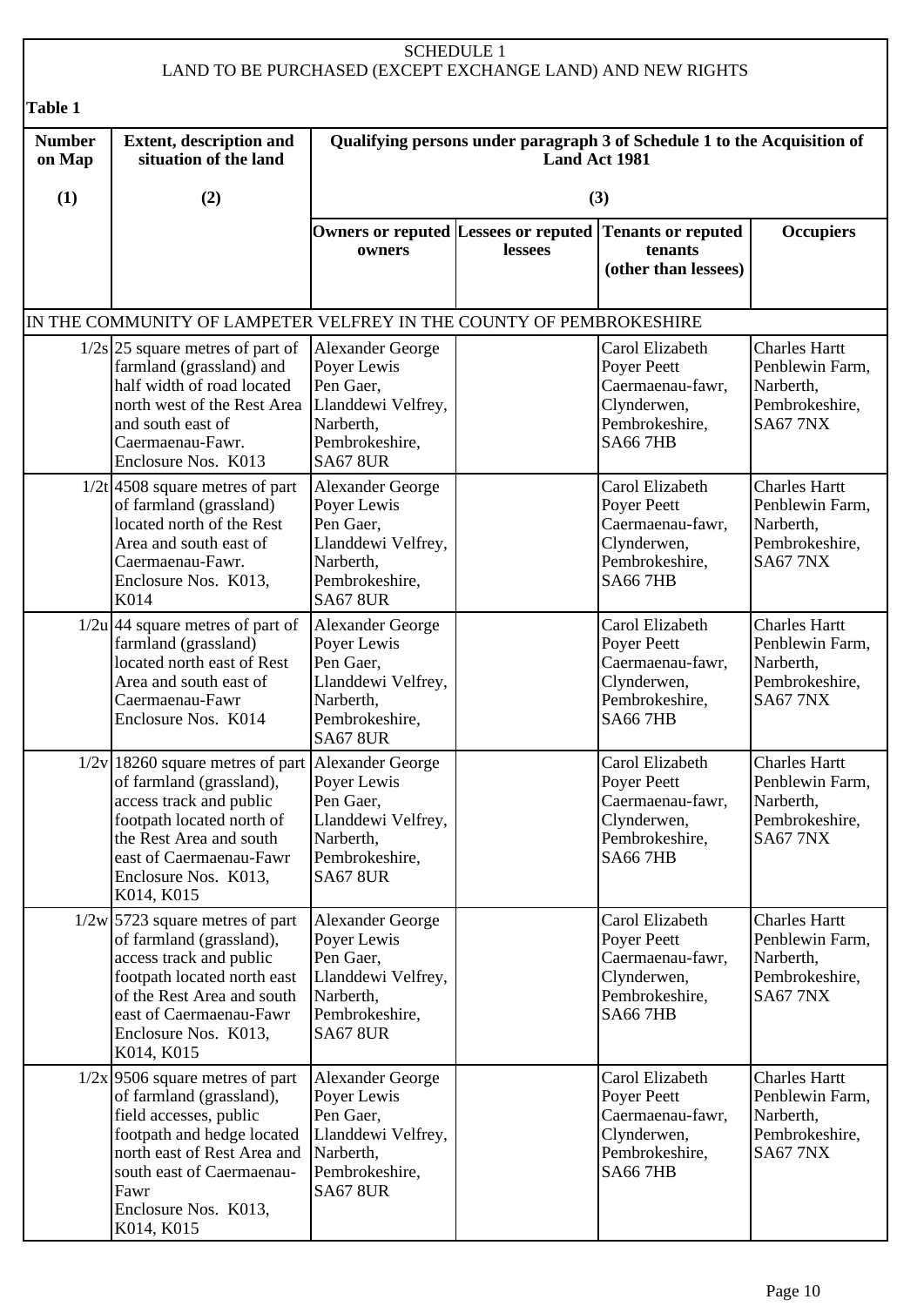SCHEDULE 1
LAND TO BE PURCHASED (EXCEPT EXCHANGE LAND) AND NEW RIGHTS

**Table 1**

| Number on Map | Extent, description and situation of the land | Qualifying persons under paragraph 3 of Schedule 1 to the Acquisition of Land Act 1981 | | | |
|---|---|---|---|---|---|
| (1) | (2) | (3) | | | |
| | | Owners or reputed owners | Lessees or reputed lessees | Tenants or reputed tenants (other than lessees) | Occupiers |
| IN THE COMMUNITY OF LAMPETER VELFREY IN THE COUNTY OF PEMBROKESHIRE | | | | | |
| 1/2s | 25 square metres of part of farmland (grassland) and half width of road located north west of the Rest Area and south east of Caermaenau-Fawr. Enclosure Nos. K013 | Alexander George Poyer Lewis Pen Gaer, Llanddewi Velfrey, Narberth, Pembrokeshire, SA67 8UR | | Carol Elizabeth Poyer Peett Caermaenau-fawr, Clynderwen, Pembrokeshire, SA66 7HB | Charles Hartt Penblewin Farm, Narberth, Pembrokeshire, SA67 7NX |
| 1/2t | 4508 square metres of part of farmland (grassland) located north of the Rest Area and south east of Caermaenau-Fawr. Enclosure Nos. K013, K014 | Alexander George Poyer Lewis Pen Gaer, Llanddewi Velfrey, Narberth, Pembrokeshire, SA67 8UR | | Carol Elizabeth Poyer Peett Caermaenau-fawr, Clynderwen, Pembrokeshire, SA66 7HB | Charles Hartt Penblewin Farm, Narberth, Pembrokeshire, SA67 7NX |
| 1/2u | 44 square metres of part of farmland (grassland) located north east of Rest Area and south east of Caermaenau-Fawr Enclosure Nos. K014 | Alexander George Poyer Lewis Pen Gaer, Llanddewi Velfrey, Narberth, Pembrokeshire, SA67 8UR | | Carol Elizabeth Poyer Peett Caermaenau-fawr, Clynderwen, Pembrokeshire, SA66 7HB | Charles Hartt Penblewin Farm, Narberth, Pembrokeshire, SA67 7NX |
| 1/2v | 18260 square metres of part of farmland (grassland), access track and public footpath located north of the Rest Area and south east of Caermaenau-Fawr Enclosure Nos. K013, K014, K015 | Alexander George Poyer Lewis Pen Gaer, Llanddewi Velfrey, Narberth, Pembrokeshire, SA67 8UR | | Carol Elizabeth Poyer Peett Caermaenau-fawr, Clynderwen, Pembrokeshire, SA66 7HB | Charles Hartt Penblewin Farm, Narberth, Pembrokeshire, SA67 7NX |
| 1/2w | 5723 square metres of part of farmland (grassland), access track and public footpath located north east of the Rest Area and south east of Caermaenau-Fawr Enclosure Nos. K013, K014, K015 | Alexander George Poyer Lewis Pen Gaer, Llanddewi Velfrey, Narberth, Pembrokeshire, SA67 8UR | | Carol Elizabeth Poyer Peett Caermaenau-fawr, Clynderwen, Pembrokeshire, SA66 7HB | Charles Hartt Penblewin Farm, Narberth, Pembrokeshire, SA67 7NX |
| 1/2x | 9506 square metres of part of farmland (grassland), field accesses, public footpath and hedge located north east of Rest Area and south east of Caermaenau-Fawr Enclosure Nos. K013, K014, K015 | Alexander George Poyer Lewis Pen Gaer, Llanddewi Velfrey, Narberth, Pembrokeshire, SA67 8UR | | Carol Elizabeth Poyer Peett Caermaenau-fawr, Clynderwen, Pembrokeshire, SA66 7HB | Charles Hartt Penblewin Farm, Narberth, Pembrokeshire, SA67 7NX |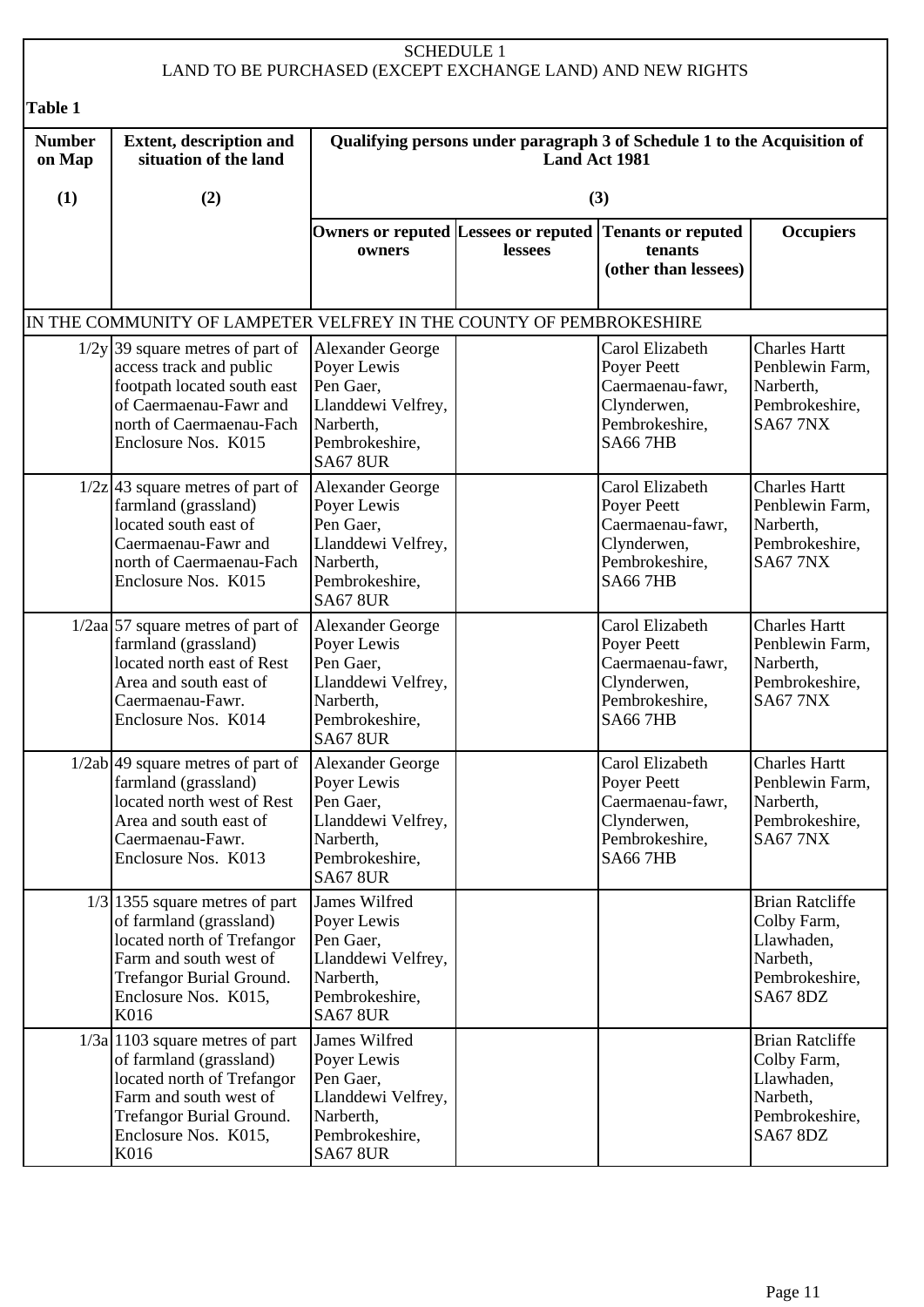SCHEDULE 1
LAND TO BE PURCHASED (EXCEPT EXCHANGE LAND) AND NEW RIGHTS

**Table 1**

| Number on Map | Extent, description and situation of the land | Qualifying persons under paragraph 3 of Schedule 1 to the Acquisition of Land Act 1981 | | | |
|---|---|---|---|---|---|
| (1) | (2) | (3) | | | |
| | | Owners or reputed owners | Lessees or reputed lessees | Tenants or reputed tenants (other than lessees) | Occupiers |
| IN THE COMMUNITY OF LAMPETER VELFREY IN THE COUNTY OF PEMBROKESHIRE | | | | | |
| 1/2y | 39 square metres of part of access track and public footpath located south east of Caermaenau-Fawr and north of Caermaenau-Fach Enclosure Nos. K015 | Alexander George Poyer Lewis Pen Gaer, Llanddewi Velfrey, Narberth, Pembrokeshire, SA67 8UR | | Carol Elizabeth Poyer Peett Caermaenau-fawr, Clynderwen, Pembrokeshire, SA66 7HB | Charles Hartt Penblewin Farm, Narberth, Pembrokeshire, SA67 7NX |
| 1/2z | 43 square metres of part of farmland (grassland) located south east of Caermaenau-Fawr and north of Caermaenau-Fach Enclosure Nos. K015 | Alexander George Poyer Lewis Pen Gaer, Llanddewi Velfrey, Narberth, Pembrokeshire, SA67 8UR | | Carol Elizabeth Poyer Peett Caermaenau-fawr, Clynderwen, Pembrokeshire, SA66 7HB | Charles Hartt Penblewin Farm, Narberth, Pembrokeshire, SA67 7NX |
| 1/2aa | 57 square metres of part of farmland (grassland) located north east of Rest Area and south east of Caermaenau-Fawr. Enclosure Nos. K014 | Alexander George Poyer Lewis Pen Gaer, Llanddewi Velfrey, Narberth, Pembrokeshire, SA67 8UR | | Carol Elizabeth Poyer Peett Caermaenau-fawr, Clynderwen, Pembrokeshire, SA66 7HB | Charles Hartt Penblewin Farm, Narberth, Pembrokeshire, SA67 7NX |
| 1/2ab | 49 square metres of part of farmland (grassland) located north west of Rest Area and south east of Caermaenau-Fawr. Enclosure Nos. K013 | Alexander George Poyer Lewis Pen Gaer, Llanddewi Velfrey, Narberth, Pembrokeshire, SA67 8UR | | Carol Elizabeth Poyer Peett Caermaenau-fawr, Clynderwen, Pembrokeshire, SA66 7HB | Charles Hartt Penblewin Farm, Narberth, Pembrokeshire, SA67 7NX |
| 1/3 | 1355 square metres of part of farmland (grassland) located north of Trefangor Farm and south west of Trefangor Burial Ground. Enclosure Nos. K015, K016 | James Wilfred Poyer Lewis Pen Gaer, Llanddewi Velfrey, Narberth, Pembrokeshire, SA67 8UR | | | Brian Ratcliffe Colby Farm, Llawhaden, Narbeth, Pembrokeshire, SA67 8DZ |
| 1/3a | 1103 square metres of part of farmland (grassland) located north of Trefangor Farm and south west of Trefangor Burial Ground. Enclosure Nos. K015, K016 | James Wilfred Poyer Lewis Pen Gaer, Llanddewi Velfrey, Narberth, Pembrokeshire, SA67 8UR | | | Brian Ratcliffe Colby Farm, Llawhaden, Narbeth, Pembrokeshire, SA67 8DZ |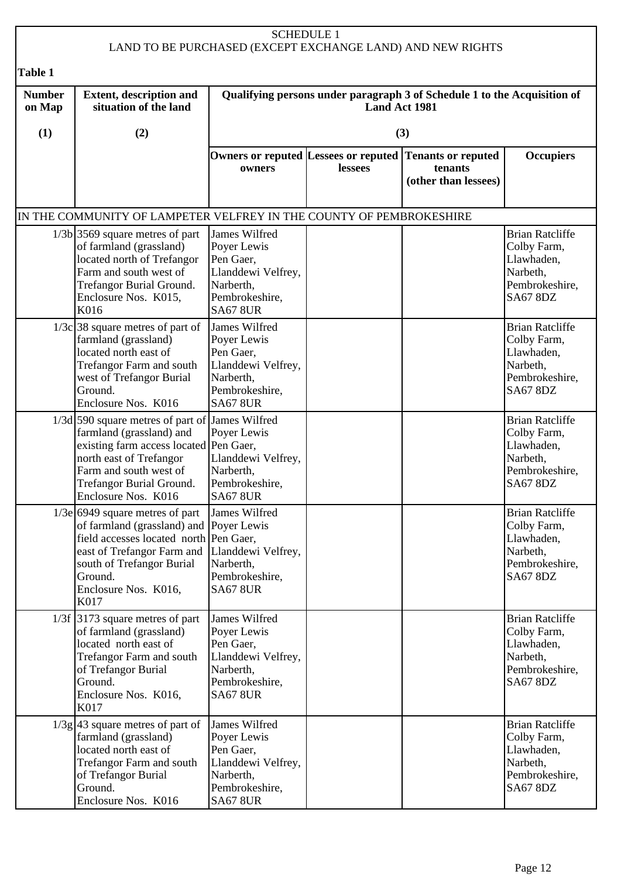SCHEDULE 1
LAND TO BE PURCHASED (EXCEPT EXCHANGE LAND) AND NEW RIGHTS

**Table 1**

| Number on Map | Extent, description and situation of the land | Qualifying persons under paragraph 3 of Schedule 1 to the Acquisition of Land Act 1981 | | | |
|---|---|---|---|---|---|
| (1) | (2) | (3) | | | |
| | | Owners or reputed owners | Lessees or reputed lessees | Tenants or reputed tenants (other than lessees) | Occupiers |
| IN THE COMMUNITY OF LAMPETER VELFREY IN THE COUNTY OF PEMBROKESHIRE | | | | | |
| 1/3b | 3569 square metres of part of farmland (grassland) located north of Trefangor Farm and south west of Trefangor Burial Ground. Enclosure Nos. K015, K016 | James Wilfred Poyer Lewis Pen Gaer, Llanddewi Velfrey, Narberth, Pembrokeshire, SA67 8UR | | | Brian Ratcliffe Colby Farm, Llawhaden, Narbeth, Pembrokeshire, SA67 8DZ |
| 1/3c | 38 square metres of part of farmland (grassland) located north east of Trefangor Farm and south west of Trefangor Burial Ground. Enclosure Nos. K016 | James Wilfred Poyer Lewis Pen Gaer, Llanddewi Velfrey, Narberth, Pembrokeshire, SA67 8UR | | | Brian Ratcliffe Colby Farm, Llawhaden, Narbeth, Pembrokeshire, SA67 8DZ |
| 1/3d | 590 square metres of part of farmland (grassland) and existing farm access located north east of Trefangor Farm and south west of Trefangor Burial Ground. Enclosure Nos. K016 | James Wilfred Poyer Lewis Pen Gaer, Llanddewi Velfrey, Narberth, Pembrokeshire, SA67 8UR | | | Brian Ratcliffe Colby Farm, Llawhaden, Narbeth, Pembrokeshire, SA67 8DZ |
| 1/3e | 6949 square metres of part of farmland (grassland) and field accesses located north east of Trefangor Farm and south of Trefangor Burial Ground. Enclosure Nos. K016, K017 | James Wilfred Poyer Lewis Pen Gaer, Llanddewi Velfrey, Narberth, Pembrokeshire, SA67 8UR | | | Brian Ratcliffe Colby Farm, Llawhaden, Narbeth, Pembrokeshire, SA67 8DZ |
| 1/3f | 3173 square metres of part of farmland (grassland) located north east of Trefangor Farm and south of Trefangor Burial Ground. Enclosure Nos. K016, K017 | James Wilfred Poyer Lewis Pen Gaer, Llanddewi Velfrey, Narberth, Pembrokeshire, SA67 8UR | | | Brian Ratcliffe Colby Farm, Llawhaden, Narbeth, Pembrokeshire, SA67 8DZ |
| 1/3g | 43 square metres of part of farmland (grassland) located north east of Trefangor Farm and south of Trefangor Burial Ground. Enclosure Nos. K016 | James Wilfred Poyer Lewis Pen Gaer, Llanddewi Velfrey, Narberth, Pembrokeshire, SA67 8UR | | | Brian Ratcliffe Colby Farm, Llawhaden, Narbeth, Pembrokeshire, SA67 8DZ |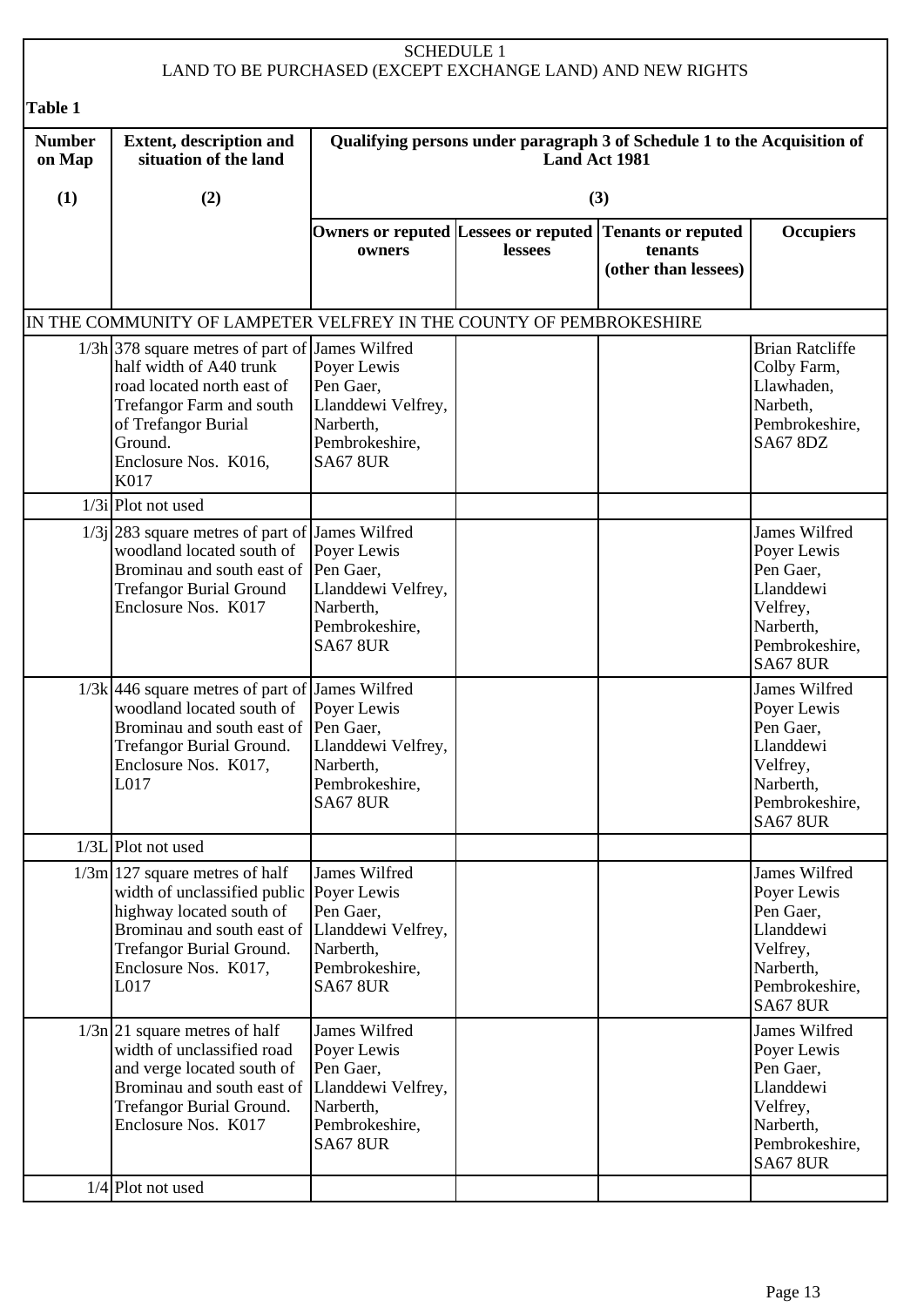SCHEDULE 1

LAND TO BE PURCHASED (EXCEPT EXCHANGE LAND) AND NEW RIGHTS

**Table 1**

| Number on Map | Extent, description and situation of the land | Qualifying persons under paragraph 3 of Schedule 1 to the Acquisition of Land Act 1981 | | | |
|---|---|---|---|---|---|
| (1) | (2) | (3) | | | |
| | | Owners or reputed owners | Lessees or reputed lessees | Tenants or reputed tenants (other than lessees) | Occupiers |
| IN THE COMMUNITY OF LAMPETER VELFREY IN THE COUNTY OF PEMBROKESHIRE | | | | | |
| 1/3h | 378 square metres of part of half width of A40 trunk road located north east of Trefangor Farm and south of Trefangor Burial Ground. Enclosure Nos. K016, K017 | James Wilfred Poyer Lewis Pen Gaer, Llanddewi Velfrey, Narberth, Pembrokeshire, SA67 8UR | | | Brian Ratcliffe Colby Farm, Llawhaden, Narbeth, Pembrokeshire, SA67 8DZ |
| 1/3i | Plot not used | | | | |
| 1/3j | 283 square metres of part of woodland located south of Brominau and south east of Trefangor Burial Ground Enclosure Nos. K017 | James Wilfred Poyer Lewis Pen Gaer, Llanddewi Velfrey, Narberth, Pembrokeshire, SA67 8UR | | | James Wilfred Poyer Lewis Pen Gaer, Llanddewi Velfrey, Narberth, Pembrokeshire, SA67 8UR |
| 1/3k | 446 square metres of part of woodland located south of Brominau and south east of Trefangor Burial Ground. Enclosure Nos. K017, L017 | James Wilfred Poyer Lewis Pen Gaer, Llanddewi Velfrey, Narberth, Pembrokeshire, SA67 8UR | | | James Wilfred Poyer Lewis Pen Gaer, Llanddewi Velfrey, Narberth, Pembrokeshire, SA67 8UR |
| 1/3L | Plot not used | | | | |
| 1/3m | 127 square metres of half width of unclassified public highway located south of Brominau and south east of Trefangor Burial Ground. Enclosure Nos. K017, L017 | James Wilfred Poyer Lewis Pen Gaer, Llanddewi Velfrey, Narberth, Pembrokeshire, SA67 8UR | | | James Wilfred Poyer Lewis Pen Gaer, Llanddewi Velfrey, Narberth, Pembrokeshire, SA67 8UR |
| 1/3n | 21 square metres of half width of unclassified road and verge located south of Brominau and south east of Trefangor Burial Ground. Enclosure Nos. K017 | James Wilfred Poyer Lewis Pen Gaer, Llanddewi Velfrey, Narberth, Pembrokeshire, SA67 8UR | | | James Wilfred Poyer Lewis Pen Gaer, Llanddewi Velfrey, Narberth, Pembrokeshire, SA67 8UR |
| 1/4 | Plot not used | | | | |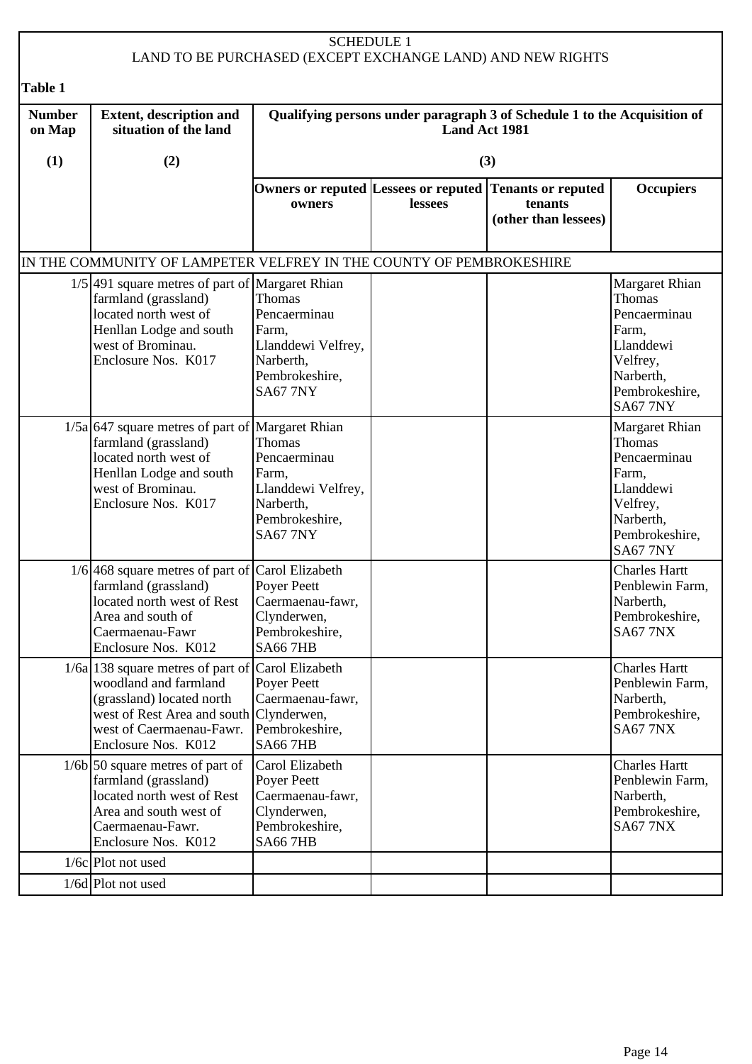SCHEDULE 1

LAND TO BE PURCHASED (EXCEPT EXCHANGE LAND) AND NEW RIGHTS

**Table 1**

| Number on Map | Extent, description and situation of the land | Qualifying persons under paragraph 3 of Schedule 1 to the Acquisition of Land Act 1981 | | | |
|---|---|---|---|---|---|
| (1) | (2) | (3) | | | |
| | | Owners or reputed owners | Lessees or reputed lessees | Tenants or reputed tenants (other than lessees) | Occupiers |
| IN THE COMMUNITY OF LAMPETER VELFREY IN THE COUNTY OF PEMBROKESHIRE | | | | | |
| 1/5 | 491 square metres of part of farmland (grassland) located north west of Henllan Lodge and south west of Brominau. Enclosure Nos. K017 | Margaret Rhian Thomas Pencaerminau Farm, Llanddewi Velfrey, Narberth, Pembrokeshire, SA67 7NY | | | Margaret Rhian Thomas Pencaerminau Farm, Llanddewi Velfrey, Narberth, Pembrokeshire, SA67 7NY |
| 1/5a | 647 square metres of part of farmland (grassland) located north west of Henllan Lodge and south west of Brominau. Enclosure Nos. K017 | Margaret Rhian Thomas Pencaerminau Farm, Llanddewi Velfrey, Narberth, Pembrokeshire, SA67 7NY | | | Margaret Rhian Thomas Pencaerminau Farm, Llanddewi Velfrey, Narberth, Pembrokeshire, SA67 7NY |
| 1/6 | 468 square metres of part of farmland (grassland) located north west of Rest Area and south of Caermaenau-Fawr Enclosure Nos. K012 | Carol Elizabeth Poyer Peett Caermaenau-fawr, Clynderwen, Pembrokeshire, SA66 7HB | | | Charles Hartt Penblewin Farm, Narberth, Pembrokeshire, SA67 7NX |
| 1/6a | 138 square metres of part of woodland and farmland (grassland) located north west of Rest Area and south west of Caermaenau-Fawr. Enclosure Nos. K012 | Carol Elizabeth Poyer Peett Caermaenau-fawr, Clynderwen, Pembrokeshire, SA66 7HB | | | Charles Hartt Penblewin Farm, Narberth, Pembrokeshire, SA67 7NX |
| 1/6b | 50 square metres of part of farmland (grassland) located north west of Rest Area and south west of Caermaenau-Fawr. Enclosure Nos. K012 | Carol Elizabeth Poyer Peett Caermaenau-fawr, Clynderwen, Pembrokeshire, SA66 7HB | | | Charles Hartt Penblewin Farm, Narberth, Pembrokeshire, SA67 7NX |
| 1/6c | Plot not used | | | | |
| 1/6d | Plot not used | | | | |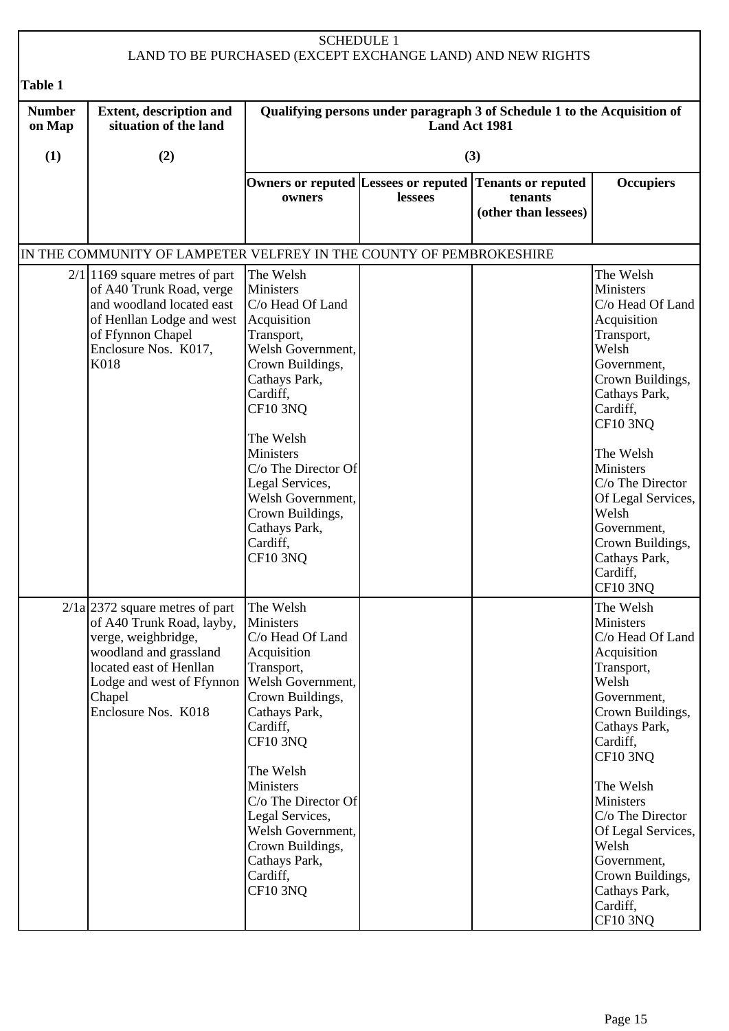# SCHEDULE 1

## LAND TO BE PURCHASED (EXCEPT EXCHANGE LAND) AND NEW RIGHTS

**Table 1**

| Number on Map | Extent, description and situation of the land | Qualifying persons under paragraph 3 of Schedule 1 to the Acquisition of Land Act 1981 | | | |
|---|---|---|---|---|---|
| (1) | (2) | (3) | | | |
| | | Owners or reputed owners | Lessees or reputed lessees | Tenants or reputed tenants (other than lessees) | Occupiers |
| IN THE COMMUNITY OF LAMPETER VELFREY IN THE COUNTY OF PEMBROKESHIRE | | | | | |
| 2/1 | 1169 square metres of part of A40 Trunk Road, verge and woodland located east of Henllan Lodge and west of Ffynnon Chapel Enclosure Nos. K017, K018 | The Welsh Ministers C/o Head Of Land Acquisition Transport, Welsh Government, Crown Buildings, Cathays Park, Cardiff, CF10 3NQ<br><br>The Welsh Ministers C/o The Director Of Legal Services, Welsh Government, Crown Buildings, Cathays Park, Cardiff, CF10 3NQ | | | The Welsh Ministers C/o Head Of Land Acquisition Transport, Welsh Government, Crown Buildings, Cathays Park, Cardiff, CF10 3NQ<br><br>The Welsh Ministers C/o The Director Of Legal Services, Welsh Government, Crown Buildings, Cathays Park, Cardiff, CF10 3NQ |
| 2/1a | 2372 square metres of part of A40 Trunk Road, layby, verge, weighbridge, woodland and grassland located east of Henllan Lodge and west of Ffynnon Chapel Enclosure Nos. K018 | The Welsh Ministers C/o Head Of Land Acquisition Transport, Welsh Government, Crown Buildings, Cathays Park, Cardiff, CF10 3NQ<br><br>The Welsh Ministers C/o The Director Of Legal Services, Welsh Government, Crown Buildings, Cathays Park, Cardiff, CF10 3NQ | | | The Welsh Ministers C/o Head Of Land Acquisition Transport, Welsh Government, Crown Buildings, Cathays Park, Cardiff, CF10 3NQ<br><br>The Welsh Ministers C/o The Director Of Legal Services, Welsh Government, Crown Buildings, Cathays Park, Cardiff, CF10 3NQ |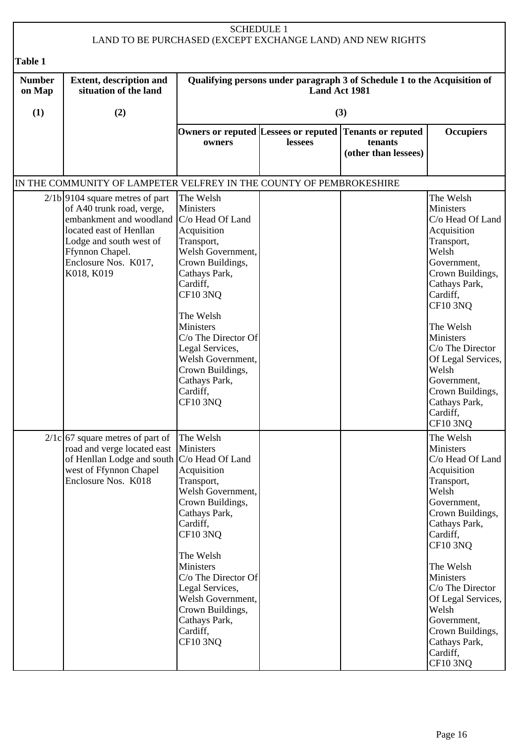SCHEDULE 1
LAND TO BE PURCHASED (EXCEPT EXCHANGE LAND) AND NEW RIGHTS

**Table 1**

| Number on Map | Extent, description and situation of the land | Qualifying persons under paragraph 3 of Schedule 1 to the Acquisition of Land Act 1981 | | | |
|---|---|---|---|---|---|
| (1) | (2) | (3) | | | |
| | | Owners or reputed owners | Lessees or reputed lessees | Tenants or reputed tenants (other than lessees) | Occupiers |
| IN THE COMMUNITY OF LAMPETER VELFREY IN THE COUNTY OF PEMBROKESHIRE | | | | | |
| 2/1b | 9104 square metres of part of A40 trunk road, verge, embankment and woodland located east of Henllan Lodge and south west of Ffynnon Chapel. Enclosure Nos. K017, K018, K019 | The Welsh Ministers C/o Head Of Land Acquisition Transport, Welsh Government, Crown Buildings, Cathays Park, Cardiff, CF10 3NQ<br><br>The Welsh Ministers C/o The Director Of Legal Services, Welsh Government, Crown Buildings, Cathays Park, Cardiff, CF10 3NQ | | | The Welsh Ministers C/o Head Of Land Acquisition Transport, Welsh Government, Crown Buildings, Cathays Park, Cardiff, CF10 3NQ<br><br>The Welsh Ministers C/o The Director Of Legal Services, Welsh Government, Crown Buildings, Cathays Park, Cardiff, CF10 3NQ |
| 2/1c | 67 square metres of part of road and verge located east of Henllan Lodge and south west of Ffynnon Chapel Enclosure Nos. K018 | The Welsh Ministers C/o Head Of Land Acquisition Transport, Welsh Government, Crown Buildings, Cathays Park, Cardiff, CF10 3NQ<br><br>The Welsh Ministers C/o The Director Of Legal Services, Welsh Government, Crown Buildings, Cathays Park, Cardiff, CF10 3NQ | | | The Welsh Ministers C/o Head Of Land Acquisition Transport, Welsh Government, Crown Buildings, Cathays Park, Cardiff, CF10 3NQ<br><br>The Welsh Ministers C/o The Director Of Legal Services, Welsh Government, Crown Buildings, Cathays Park, Cardiff, CF10 3NQ |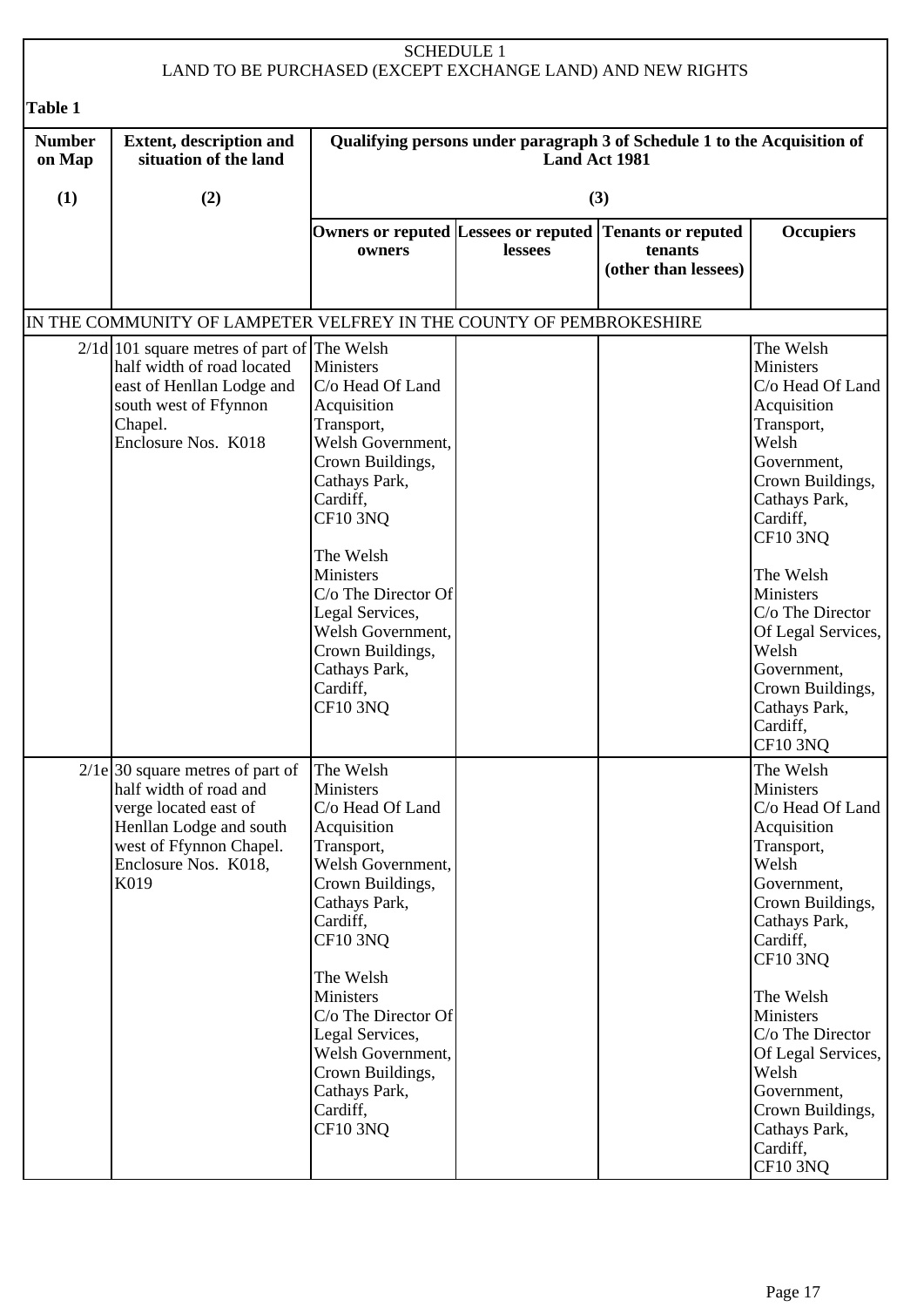# SCHEDULE 1
## LAND TO BE PURCHASED (EXCEPT EXCHANGE LAND) AND NEW RIGHTS

**Table 1**

| Number on Map | Extent, description and situation of the land | Qualifying persons under paragraph 3 of Schedule 1 to the Acquisition of Land Act 1981 | | | |
|---|---|---|---|---|---|
| (1) | (2) | (3) | | | |
| | | Owners or reputed owners | Lessees or reputed lessees | Tenants or reputed tenants (other than lessees) | Occupiers |
| IN THE COMMUNITY OF LAMPETER VELFREY IN THE COUNTY OF PEMBROKESHIRE | | | | | |
| 2/1d | 101 square metres of part of half width of road located east of Henllan Lodge and south west of Ffynnon Chapel. Enclosure Nos. K018 | The Welsh Ministers C/o Head Of Land Acquisition Transport, Welsh Government, Crown Buildings, Cathays Park, Cardiff, CF10 3NQ<br><br>The Welsh Ministers C/o The Director Of Legal Services, Welsh Government, Crown Buildings, Cathays Park, Cardiff, CF10 3NQ | | | The Welsh Ministers C/o Head Of Land Acquisition Transport, Welsh Government, Crown Buildings, Cathays Park, Cardiff, CF10 3NQ<br><br>The Welsh Ministers C/o The Director Of Legal Services, Welsh Government, Crown Buildings, Cathays Park, Cardiff, CF10 3NQ |
| 2/1e | 30 square metres of part of half width of road and verge located east of Henllan Lodge and south west of Ffynnon Chapel. Enclosure Nos. K018, K019 | The Welsh Ministers C/o Head Of Land Acquisition Transport, Welsh Government, Crown Buildings, Cathays Park, Cardiff, CF10 3NQ<br><br>The Welsh Ministers C/o The Director Of Legal Services, Welsh Government, Crown Buildings, Cathays Park, Cardiff, CF10 3NQ | | | The Welsh Ministers C/o Head Of Land Acquisition Transport, Welsh Government, Crown Buildings, Cathays Park, Cardiff, CF10 3NQ<br><br>The Welsh Ministers C/o The Director Of Legal Services, Welsh Government, Crown Buildings, Cathays Park, Cardiff, CF10 3NQ |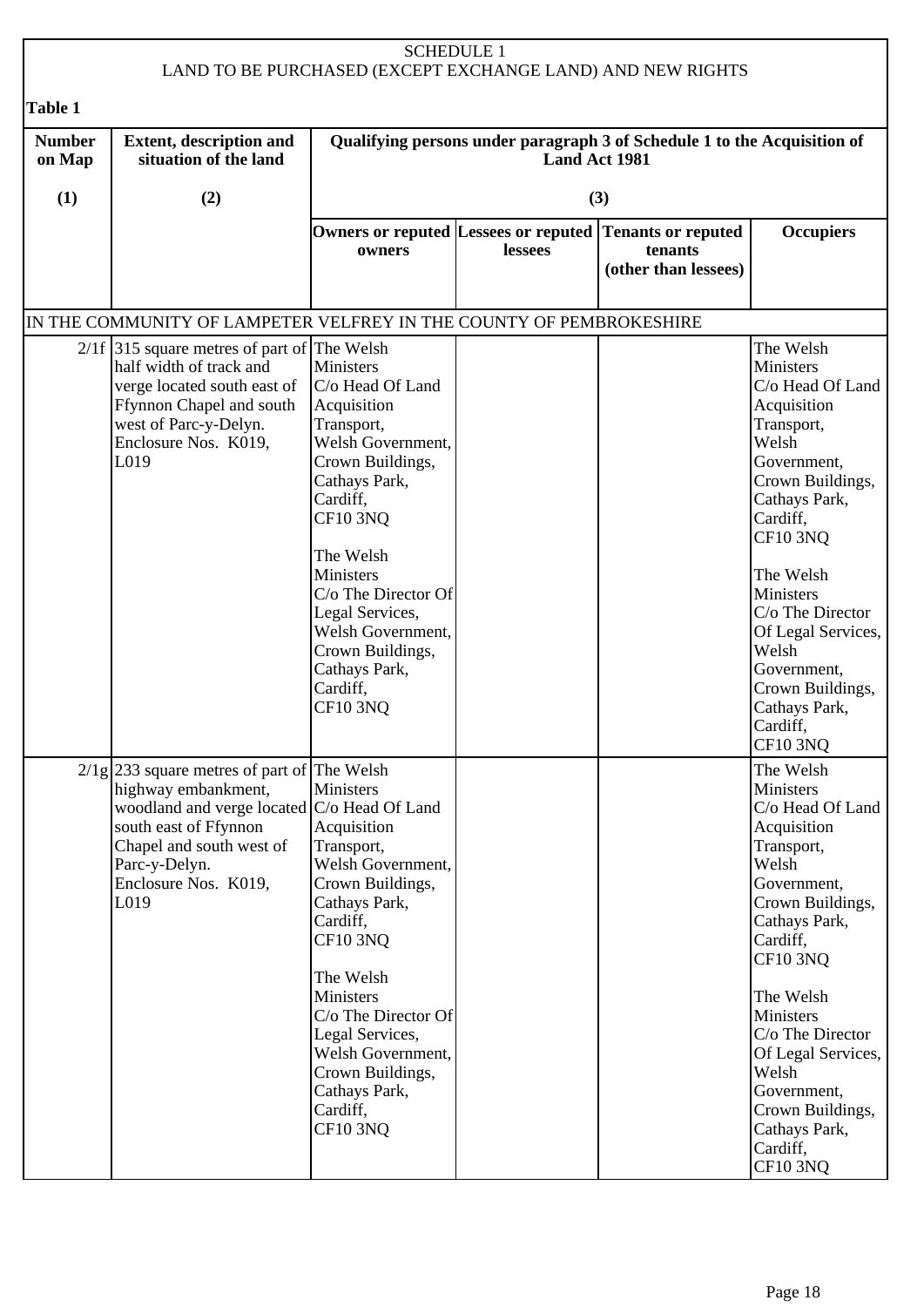SCHEDULE 1
LAND TO BE PURCHASED (EXCEPT EXCHANGE LAND) AND NEW RIGHTS

**Table 1**

| Number on Map | Extent, description and situation of the land | Qualifying persons under paragraph 3 of Schedule 1 to the Acquisition of Land Act 1981 | | | |
|---|---|---|---|---|---|
| (1) | (2) | (3) | | | |
| | | Owners or reputed owners | Lessees or reputed lessees | Tenants or reputed tenants (other than lessees) | Occupiers |
| IN THE COMMUNITY OF LAMPETER VELFREY IN THE COUNTY OF PEMBROKESHIRE | | | | | |
| 2/1f | 315 square metres of part of half width of track and verge located south east of Ffynnon Chapel and south west of Parc-y-Delyn. Enclosure Nos. K019, L019 | The Welsh Ministers C/o Head Of Land Acquisition Transport, Welsh Government, Crown Buildings, Cathays Park, Cardiff, CF10 3NQ<br><br>The Welsh Ministers C/o The Director Of Legal Services, Welsh Government, Crown Buildings, Cathays Park, Cardiff, CF10 3NQ | | | The Welsh Ministers C/o Head Of Land Acquisition Transport, Welsh Government, Crown Buildings, Cathays Park, Cardiff, CF10 3NQ<br><br>The Welsh Ministers C/o The Director Of Legal Services, Welsh Government, Crown Buildings, Cathays Park, Cardiff, CF10 3NQ |
| 2/1g | 233 square metres of part of highway embankment, woodland and verge located south east of Ffynnon Chapel and south west of Parc-y-Delyn. Enclosure Nos. K019, L019 | The Welsh Ministers C/o Head Of Land Acquisition Transport, Welsh Government, Crown Buildings, Cathays Park, Cardiff, CF10 3NQ<br><br>The Welsh Ministers C/o The Director Of Legal Services, Welsh Government, Crown Buildings, Cathays Park, Cardiff, CF10 3NQ | | | The Welsh Ministers C/o Head Of Land Acquisition Transport, Welsh Government, Crown Buildings, Cathays Park, Cardiff, CF10 3NQ<br><br>The Welsh Ministers C/o The Director Of Legal Services, Welsh Government, Crown Buildings, Cathays Park, Cardiff, CF10 3NQ |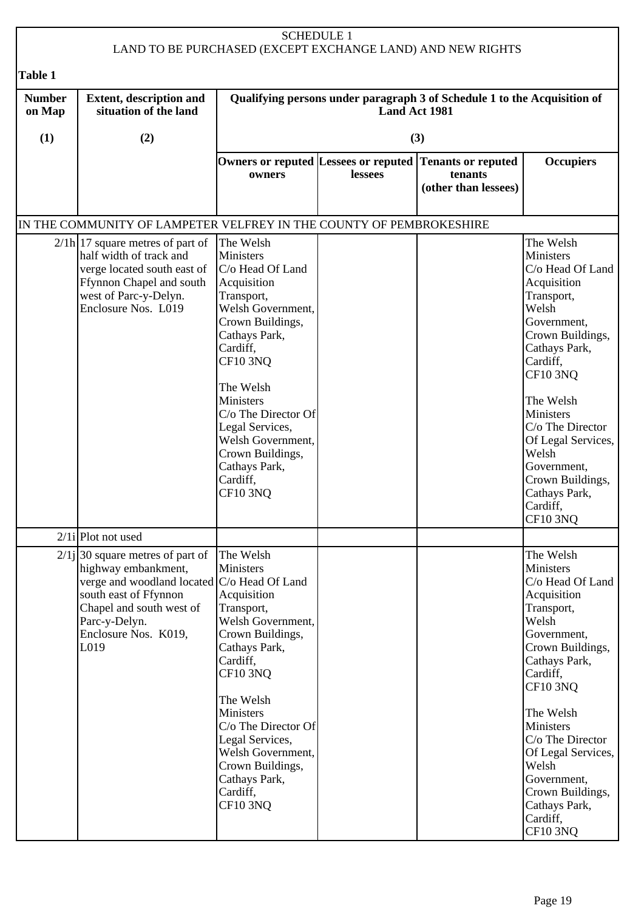SCHEDULE 1

LAND TO BE PURCHASED (EXCEPT EXCHANGE LAND) AND NEW RIGHTS

**Table 1**

| Number on Map | Extent, description and situation of the land | Qualifying persons under paragraph 3 of Schedule 1 to the Acquisition of Land Act 1981 | | | |
|---|---|---|---|---|---|
| (1) | (2) | (3) | | | |
| | | Owners or reputed owners | Lessees or reputed lessees | Tenants or reputed tenants (other than lessees) | Occupiers |
| IN THE COMMUNITY OF LAMPETER VELFREY IN THE COUNTY OF PEMBROKESHIRE | | | | | |
| 2/1h | 17 square metres of part of half width of track and verge located south east of Ffynnon Chapel and south west of Parc-y-Delyn. Enclosure Nos. L019 | The Welsh Ministers C/o Head Of Land Acquisition Transport, Welsh Government, Crown Buildings, Cathays Park, Cardiff, CF10 3NQ<br><br>The Welsh Ministers C/o The Director Of Legal Services, Welsh Government, Crown Buildings, Cathays Park, Cardiff, CF10 3NQ | | | The Welsh Ministers C/o Head Of Land Acquisition Transport, Welsh Government, Crown Buildings, Cathays Park, Cardiff, CF10 3NQ<br><br>The Welsh Ministers C/o The Director Of Legal Services, Welsh Government, Crown Buildings, Cathays Park, Cardiff, CF10 3NQ |
| 2/1i | Plot not used | | | | |
| 2/1j | 30 square metres of part of highway embankment, verge and woodland located south east of Ffynnon Chapel and south west of Parc-y-Delyn. Enclosure Nos. K019, L019 | The Welsh Ministers C/o Head Of Land Acquisition Transport, Welsh Government, Crown Buildings, Cathays Park, Cardiff, CF10 3NQ<br><br>The Welsh Ministers C/o The Director Of Legal Services, Welsh Government, Crown Buildings, Cathays Park, Cardiff, CF10 3NQ | | | The Welsh Ministers C/o Head Of Land Acquisition Transport, Welsh Government, Crown Buildings, Cathays Park, Cardiff, CF10 3NQ<br><br>The Welsh Ministers C/o The Director Of Legal Services, Welsh Government, Crown Buildings, Cathays Park, Cardiff, CF10 3NQ |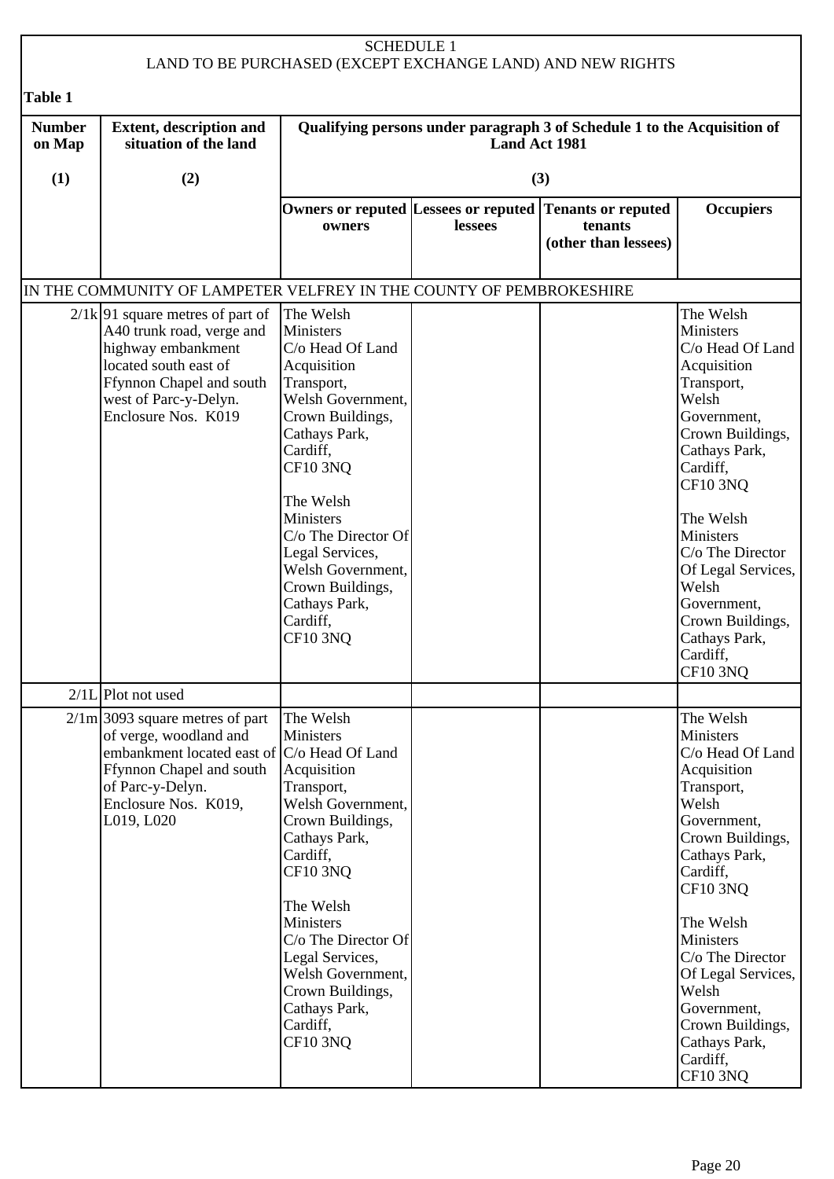SCHEDULE 1
LAND TO BE PURCHASED (EXCEPT EXCHANGE LAND) AND NEW RIGHTS

**Table 1**

| Number on Map | Extent, description and situation of the land | Qualifying persons under paragraph 3 of Schedule 1 to the Acquisition of Land Act 1981 | | | |
|---|---|---|---|---|---|
| (1) | (2) | (3) | | | |
| | | Owners or reputed owners | Lessees or reputed lessees | Tenants or reputed tenants (other than lessees) | Occupiers |
| IN THE COMMUNITY OF LAMPETER VELFREY IN THE COUNTY OF PEMBROKESHIRE | | | | | |
| 2/1k | 91 square metres of part of A40 trunk road, verge and highway embankment located south east of Ffynnon Chapel and south west of Parc-y-Delyn. Enclosure Nos. K019 | The Welsh Ministers C/o Head Of Land Acquisition Transport, Welsh Government, Crown Buildings, Cathays Park, Cardiff, CF10 3NQ<br><br>The Welsh Ministers C/o The Director Of Legal Services, Welsh Government, Crown Buildings, Cathays Park, Cardiff, CF10 3NQ | | | The Welsh Ministers C/o Head Of Land Acquisition Transport, Welsh Government, Crown Buildings, Cathays Park, Cardiff, CF10 3NQ<br><br>The Welsh Ministers C/o The Director Of Legal Services, Welsh Government, Crown Buildings, Cathays Park, Cardiff, CF10 3NQ |
| 2/1L | Plot not used | | | | |
| 2/1m | 3093 square metres of part of verge, woodland and embankment located east of Ffynnon Chapel and south of Parc-y-Delyn. Enclosure Nos. K019, L019, L020 | The Welsh Ministers C/o Head Of Land Acquisition Transport, Welsh Government, Crown Buildings, Cathays Park, Cardiff, CF10 3NQ<br><br>The Welsh Ministers C/o The Director Of Legal Services, Welsh Government, Crown Buildings, Cathays Park, Cardiff, CF10 3NQ | | | The Welsh Ministers C/o Head Of Land Acquisition Transport, Welsh Government, Crown Buildings, Cathays Park, Cardiff, CF10 3NQ<br><br>The Welsh Ministers C/o The Director Of Legal Services, Welsh Government, Crown Buildings, Cathays Park, Cardiff, CF10 3NQ |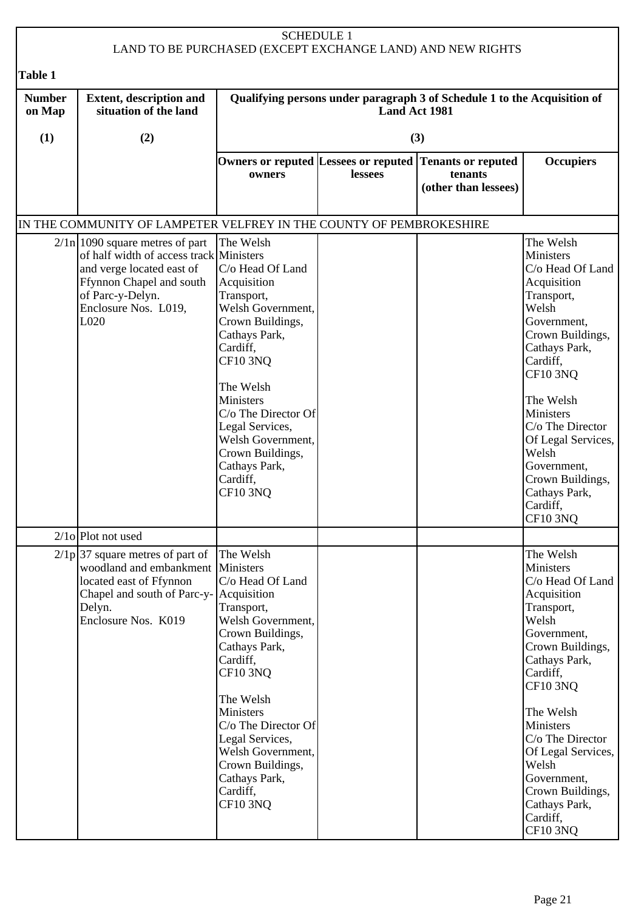## SCHEDULE 1
## LAND TO BE PURCHASED (EXCEPT EXCHANGE LAND) AND NEW RIGHTS

**Table 1**

| **Number on Map** | **Extent, description and situation of the land** | **Qualifying persons under paragraph 3 of Schedule 1 to the Acquisition of Land Act 1981** | | | |
|---|---|---|---|---|---|
| **(1)** | **(2)** | **(3)** | | | |
| | | **Owners or reputed owners** | **Lessees or reputed lessees** | **Tenants or reputed tenants (other than lessees)** | **Occupiers** |
| IN THE COMMUNITY OF LAMPETER VELFREY IN THE COUNTY OF PEMBROKESHIRE | | | | | |
| 2/1n | 1090 square metres of part of half width of access track and verge located east of Ffynnon Chapel and south of Parc-y-Delyn. Enclosure Nos. L019, L020 | The Welsh Ministers C/o Head Of Land Acquisition Transport, Welsh Government, Crown Buildings, Cathays Park, Cardiff, CF10 3NQ<br><br>The Welsh Ministers C/o The Director Of Legal Services, Welsh Government, Crown Buildings, Cathays Park, Cardiff, CF10 3NQ | | | The Welsh Ministers C/o Head Of Land Acquisition Transport, Welsh Government, Crown Buildings, Cathays Park, Cardiff, CF10 3NQ<br><br>The Welsh Ministers C/o The Director Of Legal Services, Welsh Government, Crown Buildings, Cathays Park, Cardiff, CF10 3NQ |
| 2/1o | Plot not used | | | | |
| 2/1p | 37 square metres of part of woodland and embankment located east of Ffynnon Chapel and south of Parc-y-Delyn. Enclosure Nos. K019 | The Welsh Ministers C/o Head Of Land Acquisition Transport, Welsh Government, Crown Buildings, Cathays Park, Cardiff, CF10 3NQ<br><br>The Welsh Ministers C/o The Director Of Legal Services, Welsh Government, Crown Buildings, Cathays Park, Cardiff, CF10 3NQ | | | The Welsh Ministers C/o Head Of Land Acquisition Transport, Welsh Government, Crown Buildings, Cathays Park, Cardiff, CF10 3NQ<br><br>The Welsh Ministers C/o The Director Of Legal Services, Welsh Government, Crown Buildings, Cathays Park, Cardiff, CF10 3NQ |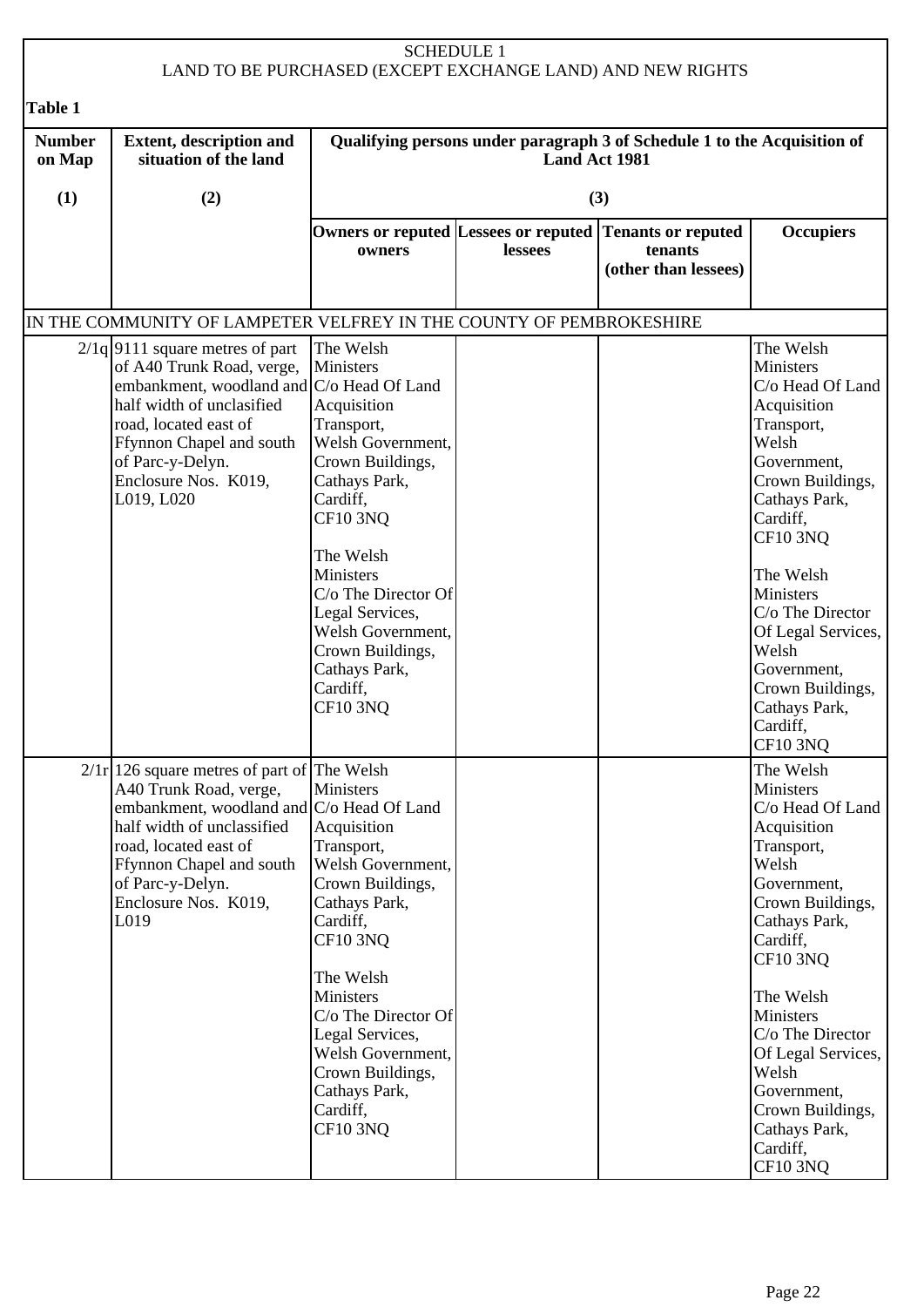SCHEDULE 1
LAND TO BE PURCHASED (EXCEPT EXCHANGE LAND) AND NEW RIGHTS

**Table 1**

| Number on Map | Extent, description and situation of the land | Qualifying persons under paragraph 3 of Schedule 1 to the Acquisition of Land Act 1981 | | | |
|---|---|---|---|---|---|
| (1) | (2) | (3) | | | |
| | | Owners or reputed owners | Lessees or reputed lessees | Tenants or reputed tenants (other than lessees) | Occupiers |
| IN THE COMMUNITY OF LAMPETER VELFREY IN THE COUNTY OF PEMBROKESHIRE | | | | | |
| 2/1q | 9111 square metres of part of A40 Trunk Road, verge, embankment, woodland and half width of unclasified road, located east of Ffynnon Chapel and south of Parc-y-Delyn. Enclosure Nos. K019, L019, L020 | The Welsh Ministers C/o Head Of Land Acquisition Transport, Welsh Government, Crown Buildings, Cathays Park, Cardiff, CF10 3NQ<br><br>The Welsh Ministers C/o The Director Of Legal Services, Welsh Government, Crown Buildings, Cathays Park, Cardiff, CF10 3NQ | | | The Welsh Ministers C/o Head Of Land Acquisition Transport, Welsh Government, Crown Buildings, Cathays Park, Cardiff, CF10 3NQ<br><br>The Welsh Ministers C/o The Director Of Legal Services, Welsh Government, Crown Buildings, Cathays Park, Cardiff, CF10 3NQ |
| 2/1r | 126 square metres of part of A40 Trunk Road, verge, embankment, woodland and half width of unclassified road, located east of Ffynnon Chapel and south of Parc-y-Delyn. Enclosure Nos. K019, L019 | The Welsh Ministers C/o Head Of Land Acquisition Transport, Welsh Government, Crown Buildings, Cathays Park, Cardiff, CF10 3NQ<br><br>The Welsh Ministers C/o The Director Of Legal Services, Welsh Government, Crown Buildings, Cathays Park, Cardiff, CF10 3NQ | | | The Welsh Ministers C/o Head Of Land Acquisition Transport, Welsh Government, Crown Buildings, Cathays Park, Cardiff, CF10 3NQ<br><br>The Welsh Ministers C/o The Director Of Legal Services, Welsh Government, Crown Buildings, Cathays Park, Cardiff, CF10 3NQ |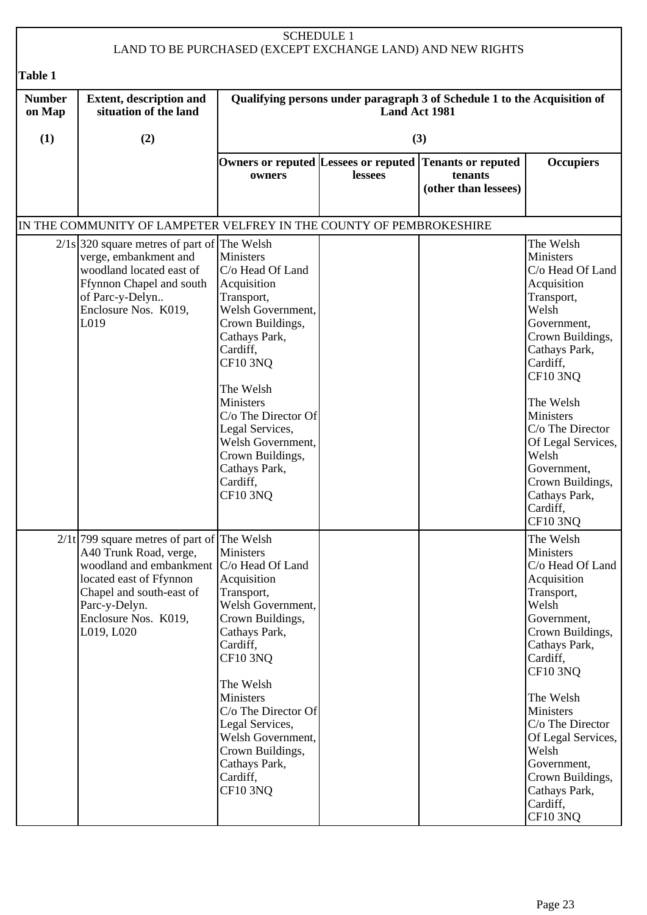SCHEDULE 1
LAND TO BE PURCHASED (EXCEPT EXCHANGE LAND) AND NEW RIGHTS

**Table 1**

| Number on Map | Extent, description and situation of the land | Qualifying persons under paragraph 3 of Schedule 1 to the Acquisition of Land Act 1981 | | | |
|---|---|---|---|---|---|
| (1) | (2) | (3) | | | |
| | | Owners or reputed owners | Lessees or reputed lessees | Tenants or reputed tenants (other than lessees) | Occupiers |
| IN THE COMMUNITY OF LAMPETER VELFREY IN THE COUNTY OF PEMBROKESHIRE | | | | | |
| 2/1s | 320 square metres of part of verge, embankment and woodland located east of Ffynnon Chapel and south of Parc-y-Delyn.. Enclosure Nos. K019, L019 | The Welsh Ministers C/o Head Of Land Acquisition Transport, Welsh Government, Crown Buildings, Cathays Park, Cardiff, CF10 3NQ<br><br>The Welsh Ministers C/o The Director Of Legal Services, Welsh Government, Crown Buildings, Cathays Park, Cardiff, CF10 3NQ | | | The Welsh Ministers C/o Head Of Land Acquisition Transport, Welsh Government, Crown Buildings, Cathays Park, Cardiff, CF10 3NQ<br><br>The Welsh Ministers C/o The Director Of Legal Services, Welsh Government, Crown Buildings, Cathays Park, Cardiff, CF10 3NQ |
| 2/1t | 799 square metres of part of A40 Trunk Road, verge, woodland and embankment located east of Ffynnon Chapel and south-east of Parc-y-Delyn. Enclosure Nos. K019, L019, L020 | The Welsh Ministers C/o Head Of Land Acquisition Transport, Welsh Government, Crown Buildings, Cathays Park, Cardiff, CF10 3NQ<br><br>The Welsh Ministers C/o The Director Of Legal Services, Welsh Government, Crown Buildings, Cathays Park, Cardiff, CF10 3NQ | | | The Welsh Ministers C/o Head Of Land Acquisition Transport, Welsh Government, Crown Buildings, Cathays Park, Cardiff, CF10 3NQ<br><br>The Welsh Ministers C/o The Director Of Legal Services, Welsh Government, Crown Buildings, Cathays Park, Cardiff, CF10 3NQ |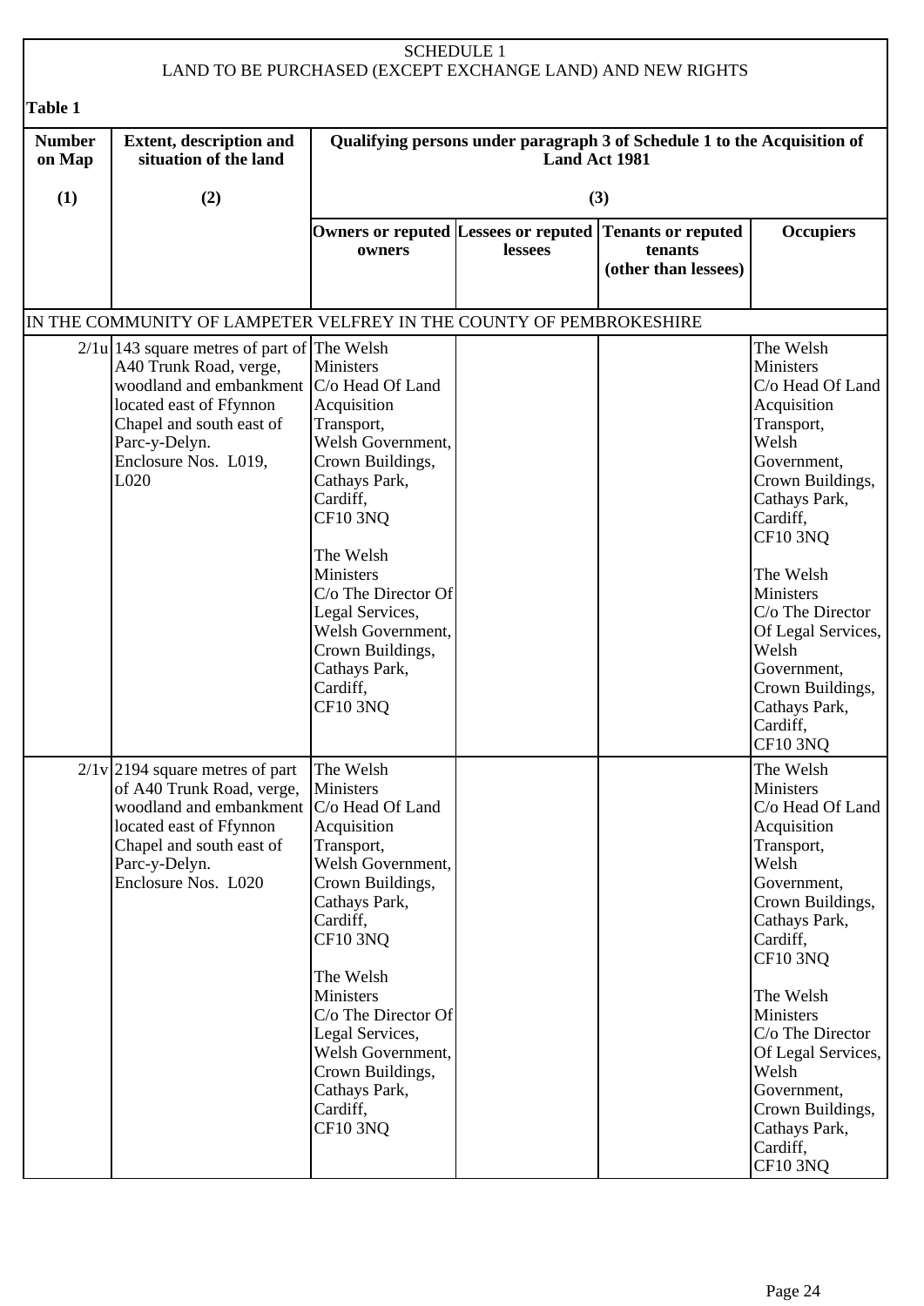# SCHEDULE 1

## LAND TO BE PURCHASED (EXCEPT EXCHANGE LAND) AND NEW RIGHTS

**Table 1**

| **Number on Map** | **Extent, description and situation of the land** | **Qualifying persons under paragraph 3 of Schedule 1 to the Acquisition of Land Act 1981** | | | |
|---|---|---|---|---|---|
| **(1)** | **(2)** | **(3)** | | | |
| | | **Owners or reputed owners** | **Lessees or reputed lessees** | **Tenants or reputed tenants (other than lessees)** | **Occupiers** |
| IN THE COMMUNITY OF LAMPETER VELFREY IN THE COUNTY OF PEMBROKESHIRE | | | | | |
| 2/1u | 143 square metres of part of A40 Trunk Road, verge, woodland and embankment located east of Ffynnon Chapel and south east of Parc-y-Delyn. Enclosure Nos. L019, L020 | The Welsh Ministers C/o Head Of Land Acquisition Transport, Welsh Government, Crown Buildings, Cathays Park, Cardiff, CF10 3NQ<br><br>The Welsh Ministers C/o The Director Of Legal Services, Welsh Government, Crown Buildings, Cathays Park, Cardiff, CF10 3NQ | | | The Welsh Ministers C/o Head Of Land Acquisition Transport, Welsh Government, Crown Buildings, Cathays Park, Cardiff, CF10 3NQ<br><br>The Welsh Ministers C/o The Director Of Legal Services, Welsh Government, Crown Buildings, Cathays Park, Cardiff, CF10 3NQ |
| 2/1v | 2194 square metres of part of A40 Trunk Road, verge, woodland and embankment located east of Ffynnon Chapel and south east of Parc-y-Delyn. Enclosure Nos. L020 | The Welsh Ministers C/o Head Of Land Acquisition Transport, Welsh Government, Crown Buildings, Cathays Park, Cardiff, CF10 3NQ<br><br>The Welsh Ministers C/o The Director Of Legal Services, Welsh Government, Crown Buildings, Cathays Park, Cardiff, CF10 3NQ | | | The Welsh Ministers C/o Head Of Land Acquisition Transport, Welsh Government, Crown Buildings, Cathays Park, Cardiff, CF10 3NQ<br><br>The Welsh Ministers C/o The Director Of Legal Services, Welsh Government, Crown Buildings, Cathays Park, Cardiff, CF10 3NQ |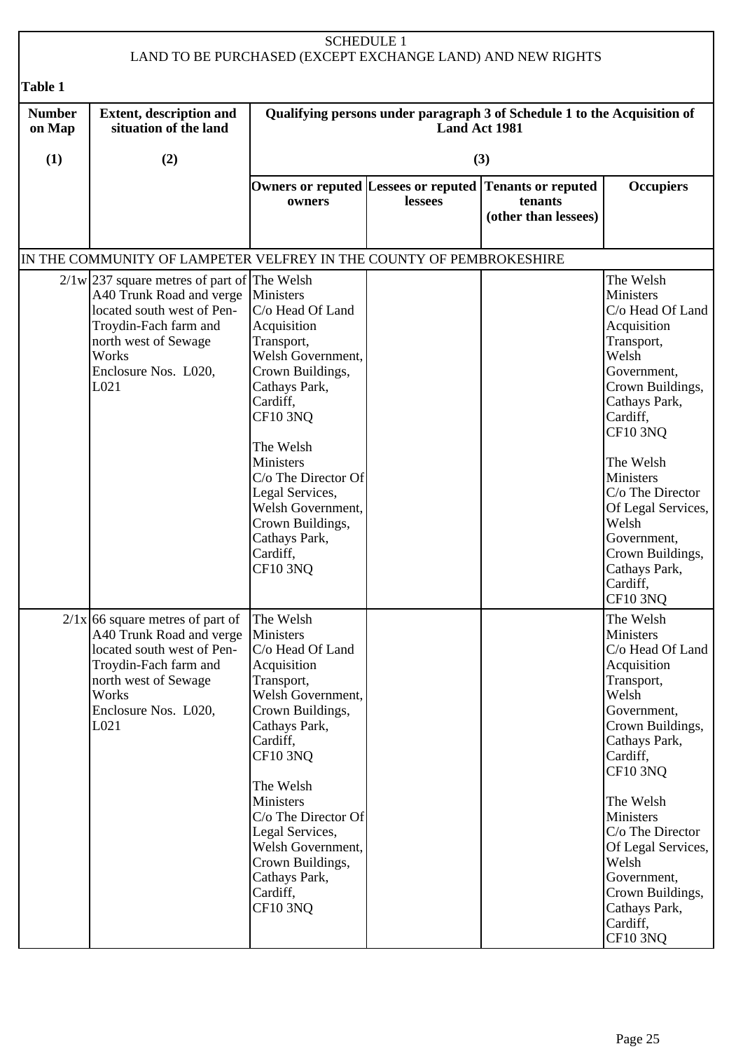SCHEDULE 1
LAND TO BE PURCHASED (EXCEPT EXCHANGE LAND) AND NEW RIGHTS

**Table 1**

| Number on Map | Extent, description and situation of the land | Qualifying persons under paragraph 3 of Schedule 1 to the Acquisition of Land Act 1981 | | | |
|---|---|---|---|---|---|
| (1) | (2) | (3) | | | |
| | | Owners or reputed owners | Lessees or reputed lessees | Tenants or reputed tenants (other than lessees) | Occupiers |
| IN THE COMMUNITY OF LAMPETER VELFREY IN THE COUNTY OF PEMBROKESHIRE | | | | | |
| 2/1w | 237 square metres of part of A40 Trunk Road and verge located south west of Pen-Troydin-Fach farm and north west of Sewage Works<br>Enclosure Nos. L020, L021 | The Welsh Ministers<br>C/o Head Of Land Acquisition Transport,<br>Welsh Government,<br>Crown Buildings,<br>Cathays Park,<br>Cardiff,<br>CF10 3NQ<br><br>The Welsh Ministers<br>C/o The Director Of Legal Services,<br>Welsh Government,<br>Crown Buildings,<br>Cathays Park,<br>Cardiff,<br>CF10 3NQ | | | The Welsh Ministers<br>C/o Head Of Land Acquisition Transport,<br>Welsh Government,<br>Crown Buildings,<br>Cathays Park,<br>Cardiff,<br>CF10 3NQ<br><br>The Welsh Ministers<br>C/o The Director Of Legal Services,<br>Welsh Government,<br>Crown Buildings,<br>Cathays Park,<br>Cardiff,<br>CF10 3NQ |
| 2/1x | 66 square metres of part of A40 Trunk Road and verge located south west of Pen-Troydin-Fach farm and north west of Sewage Works<br>Enclosure Nos. L020, L021 | The Welsh Ministers<br>C/o Head Of Land Acquisition Transport,<br>Welsh Government,<br>Crown Buildings,<br>Cathays Park,<br>Cardiff,<br>CF10 3NQ<br><br>The Welsh Ministers<br>C/o The Director Of Legal Services,<br>Welsh Government,<br>Crown Buildings,<br>Cathays Park,<br>Cardiff,<br>CF10 3NQ | | | The Welsh Ministers<br>C/o Head Of Land Acquisition Transport,<br>Welsh Government,<br>Crown Buildings,<br>Cathays Park,<br>Cardiff,<br>CF10 3NQ<br><br>The Welsh Ministers<br>C/o The Director Of Legal Services,<br>Welsh Government,<br>Crown Buildings,<br>Cathays Park,<br>Cardiff,<br>CF10 3NQ |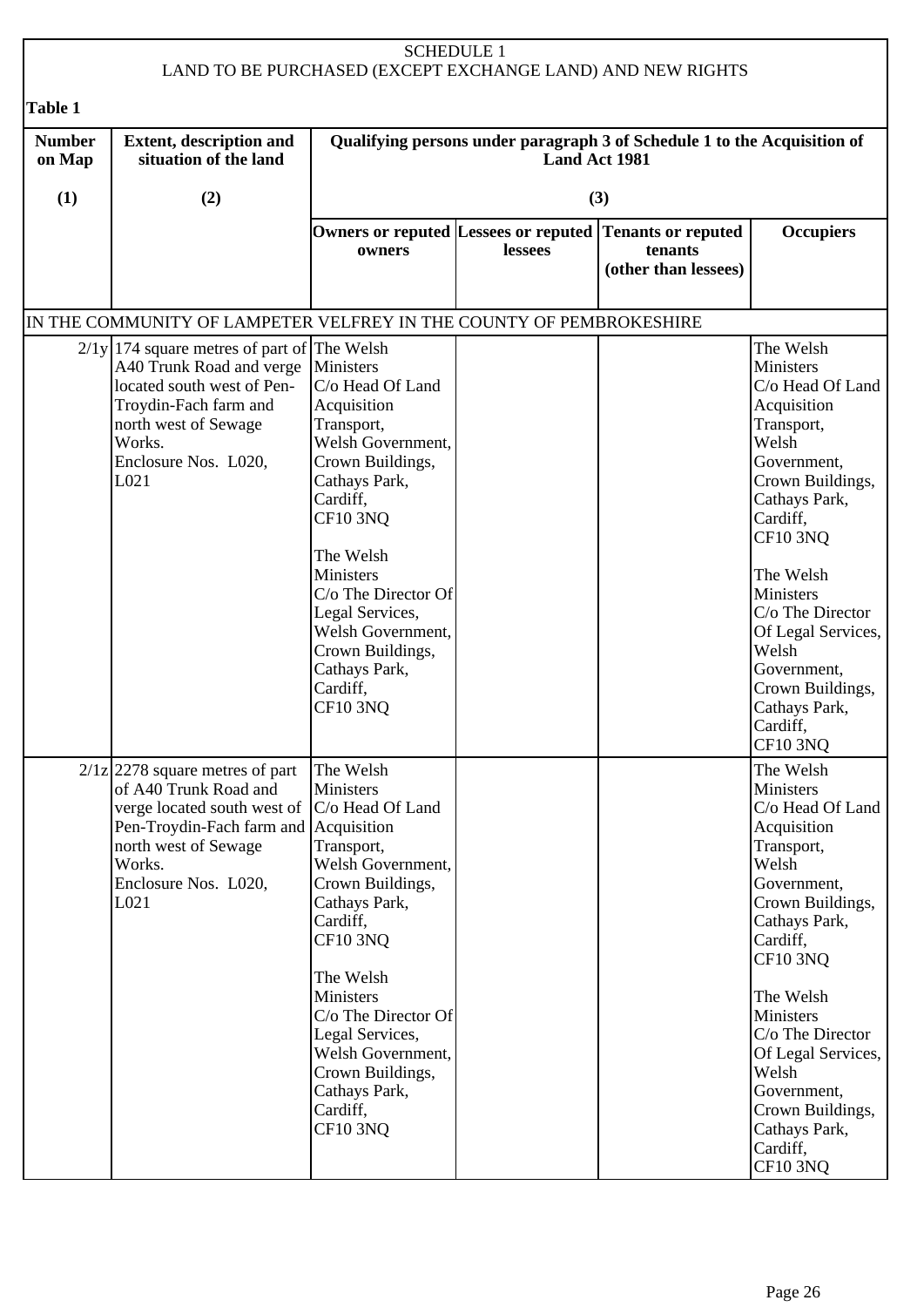SCHEDULE 1
LAND TO BE PURCHASED (EXCEPT EXCHANGE LAND) AND NEW RIGHTS

**Table 1**

| Number on Map | Extent, description and situation of the land | Qualifying persons under paragraph 3 of Schedule 1 to the Acquisition of Land Act 1981 | | | |
|---|---|---|---|---|---|
| (1) | (2) | (3) | | | |
| | | Owners or reputed owners | Lessees or reputed lessees | Tenants or reputed tenants (other than lessees) | Occupiers |
| IN THE COMMUNITY OF LAMPETER VELFREY IN THE COUNTY OF PEMBROKESHIRE | | | | | |
| 2/1y | 174 square metres of part of A40 Trunk Road and verge located south west of Pen-Troydin-Fach farm and north west of Sewage Works. Enclosure Nos. L020, L021 | The Welsh Ministers C/o Head Of Land Acquisition Transport, Welsh Government, Crown Buildings, Cathays Park, Cardiff, CF10 3NQ<br><br>The Welsh Ministers C/o The Director Of Legal Services, Welsh Government, Crown Buildings, Cathays Park, Cardiff, CF10 3NQ | | | The Welsh Ministers C/o Head Of Land Acquisition Transport, Welsh Government, Crown Buildings, Cathays Park, Cardiff, CF10 3NQ<br><br>The Welsh Ministers C/o The Director Of Legal Services, Welsh Government, Crown Buildings, Cathays Park, Cardiff, CF10 3NQ |
| 2/1z | 2278 square metres of part of A40 Trunk Road and verge located south west of Pen-Troydin-Fach farm and north west of Sewage Works. Enclosure Nos. L020, L021 | The Welsh Ministers C/o Head Of Land Acquisition Transport, Welsh Government, Crown Buildings, Cathays Park, Cardiff, CF10 3NQ<br><br>The Welsh Ministers C/o The Director Of Legal Services, Welsh Government, Crown Buildings, Cathays Park, Cardiff, CF10 3NQ | | | The Welsh Ministers C/o Head Of Land Acquisition Transport, Welsh Government, Crown Buildings, Cathays Park, Cardiff, CF10 3NQ<br><br>The Welsh Ministers C/o The Director Of Legal Services, Welsh Government, Crown Buildings, Cathays Park, Cardiff, CF10 3NQ |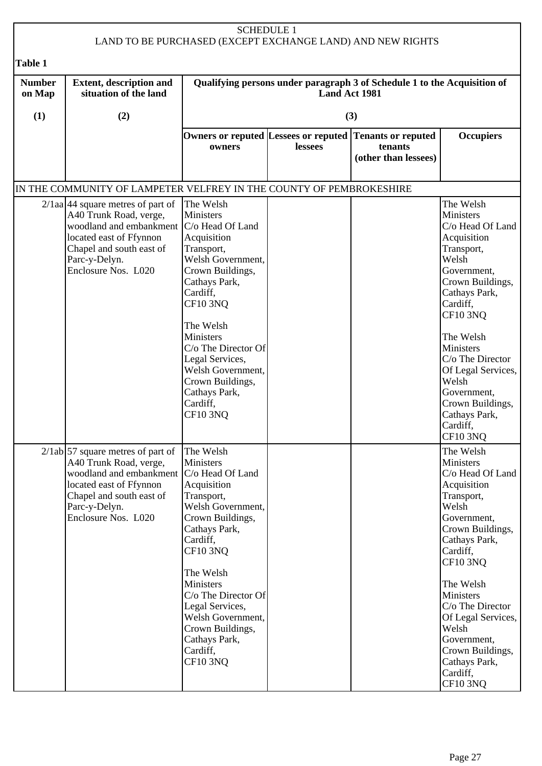# SCHEDULE 1
## LAND TO BE PURCHASED (EXCEPT EXCHANGE LAND) AND NEW RIGHTS

**Table 1**

| Number on Map | Extent, description and situation of the land | Qualifying persons under paragraph 3 of Schedule 1 to the Acquisition of Land Act 1981 | | | |
|---|---|---|---|---|---|
| (1) | (2) | (3) | | | |
| | | Owners or reputed owners | Lessees or reputed lessees | Tenants or reputed tenants (other than lessees) | Occupiers |
| IN THE COMMUNITY OF LAMPETER VELFREY IN THE COUNTY OF PEMBROKESHIRE | | | | | |
| 2/1aa | 44 square metres of part of A40 Trunk Road, verge, woodland and embankment located east of Ffynnon Chapel and south east of Parc-y-Delyn. Enclosure Nos. L020 | The Welsh Ministers C/o Head Of Land Acquisition Transport, Welsh Government, Crown Buildings, Cathays Park, Cardiff, CF10 3NQ<br><br>The Welsh Ministers C/o The Director Of Legal Services, Welsh Government, Crown Buildings, Cathays Park, Cardiff, CF10 3NQ | | | The Welsh Ministers C/o Head Of Land Acquisition Transport, Welsh Government, Crown Buildings, Cathays Park, Cardiff, CF10 3NQ<br><br>The Welsh Ministers C/o The Director Of Legal Services, Welsh Government, Crown Buildings, Cathays Park, Cardiff, CF10 3NQ |
| 2/1ab | 57 square metres of part of A40 Trunk Road, verge, woodland and embankment located east of Ffynnon Chapel and south east of Parc-y-Delyn. Enclosure Nos. L020 | The Welsh Ministers C/o Head Of Land Acquisition Transport, Welsh Government, Crown Buildings, Cathays Park, Cardiff, CF10 3NQ<br><br>The Welsh Ministers C/o The Director Of Legal Services, Welsh Government, Crown Buildings, Cathays Park, Cardiff, CF10 3NQ | | | The Welsh Ministers C/o Head Of Land Acquisition Transport, Welsh Government, Crown Buildings, Cathays Park, Cardiff, CF10 3NQ<br><br>The Welsh Ministers C/o The Director Of Legal Services, Welsh Government, Crown Buildings, Cathays Park, Cardiff, CF10 3NQ |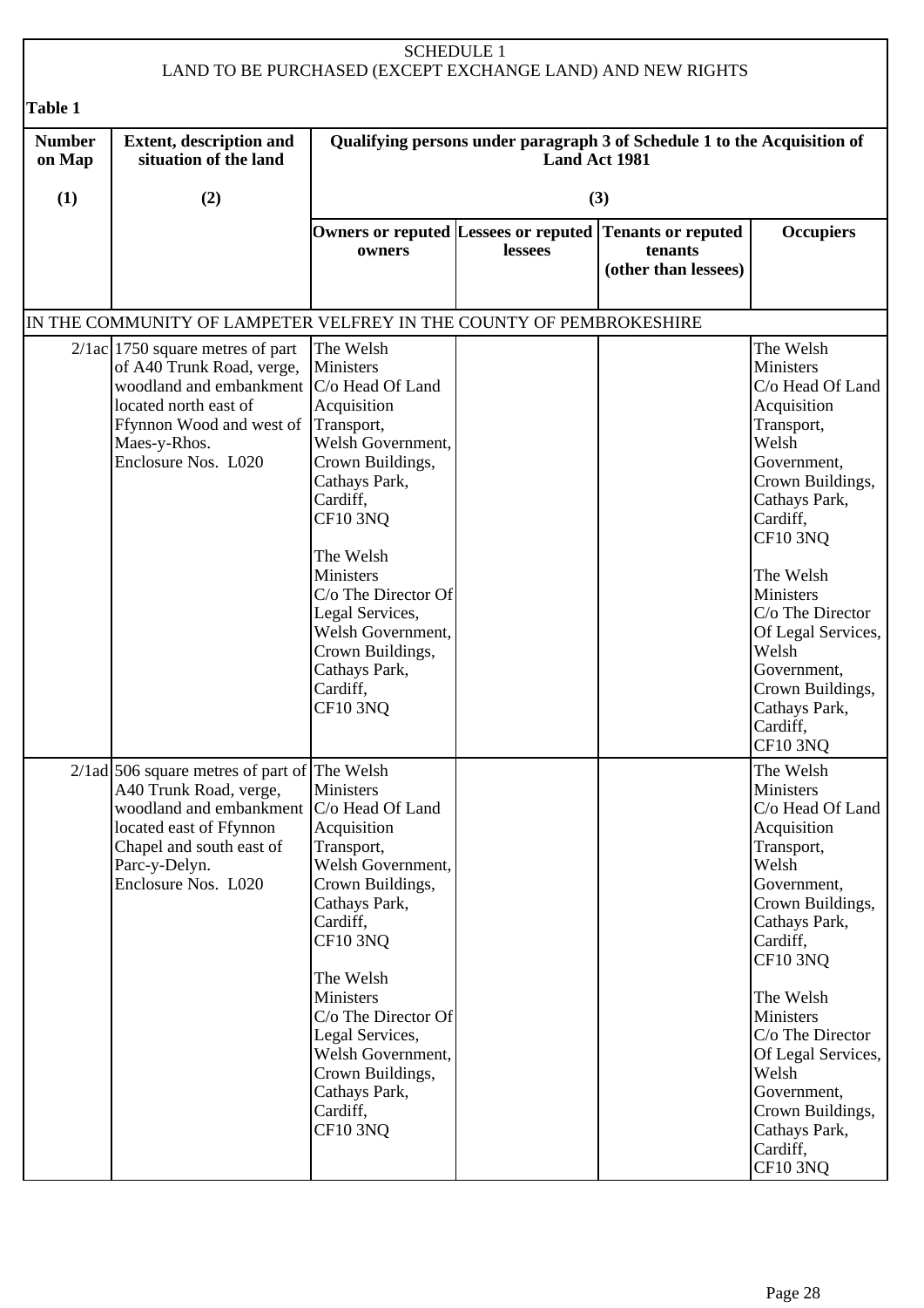SCHEDULE 1
LAND TO BE PURCHASED (EXCEPT EXCHANGE LAND) AND NEW RIGHTS

**Table 1**

| Number on Map | Extent, description and situation of the land | Qualifying persons under paragraph 3 of Schedule 1 to the Acquisition of Land Act 1981 | | | |
|---|---|---|---|---|---|
| (1) | (2) | (3) | | | |
| | | Owners or reputed owners | Lessees or reputed lessees | Tenants or reputed tenants (other than lessees) | Occupiers |
| IN THE COMMUNITY OF LAMPETER VELFREY IN THE COUNTY OF PEMBROKESHIRE | | | | | |
| 2/1ac | 1750 square metres of part of A40 Trunk Road, verge, woodland and embankment located north east of Ffynnon Wood and west of Maes-y-Rhos. Enclosure Nos. L020 | The Welsh Ministers C/o Head Of Land Acquisition Transport, Welsh Government, Crown Buildings, Cathays Park, Cardiff, CF10 3NQ<br><br>The Welsh Ministers C/o The Director Of Legal Services, Welsh Government, Crown Buildings, Cathays Park, Cardiff, CF10 3NQ | | | The Welsh Ministers C/o Head Of Land Acquisition Transport, Welsh Government, Crown Buildings, Cathays Park, Cardiff, CF10 3NQ<br><br>The Welsh Ministers C/o The Director Of Legal Services, Welsh Government, Crown Buildings, Cathays Park, Cardiff, CF10 3NQ |
| 2/1ad | 506 square metres of part of A40 Trunk Road, verge, woodland and embankment located east of Ffynnon Chapel and south east of Parc-y-Delyn. Enclosure Nos. L020 | The Welsh Ministers C/o Head Of Land Acquisition Transport, Welsh Government, Crown Buildings, Cathays Park, Cardiff, CF10 3NQ<br><br>The Welsh Ministers C/o The Director Of Legal Services, Welsh Government, Crown Buildings, Cathays Park, Cardiff, CF10 3NQ | | | The Welsh Ministers C/o Head Of Land Acquisition Transport, Welsh Government, Crown Buildings, Cathays Park, Cardiff, CF10 3NQ<br><br>The Welsh Ministers C/o The Director Of Legal Services, Welsh Government, Crown Buildings, Cathays Park, Cardiff, CF10 3NQ |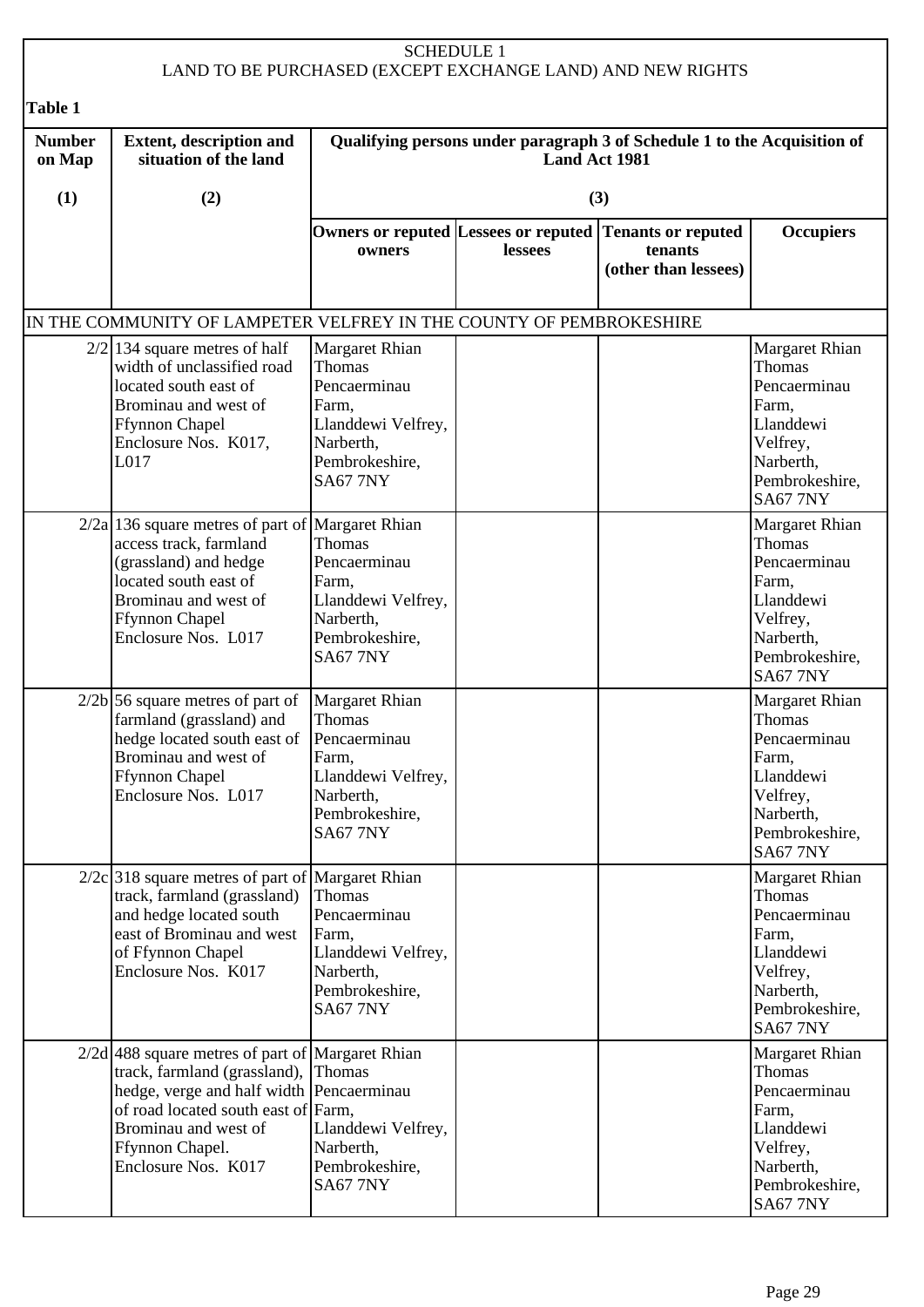SCHEDULE 1

LAND TO BE PURCHASED (EXCEPT EXCHANGE LAND) AND NEW RIGHTS

**Table 1**

| Number on Map | Extent, description and situation of the land | Qualifying persons under paragraph 3 of Schedule 1 to the Acquisition of Land Act 1981 | | | |
|---|---|---|---|---|---|
| (1) | (2) | (3) | | | |
| | | Owners or reputed owners | Lessees or reputed lessees | Tenants or reputed tenants (other than lessees) | Occupiers |
| IN THE COMMUNITY OF LAMPETER VELFREY IN THE COUNTY OF PEMBROKESHIRE | | | | | |
| 2/2 | 134 square metres of half width of unclassified road located south east of Brominau and west of Ffynnon Chapel Enclosure Nos. K017, L017 | Margaret Rhian Thomas Pencaerminau Farm, Llanddewi Velfrey, Narberth, Pembrokeshire, SA67 7NY | | | Margaret Rhian Thomas Pencaerminau Farm, Llanddewi Velfrey, Narberth, Pembrokeshire, SA67 7NY |
| 2/2a | 136 square metres of part of access track, farmland (grassland) and hedge located south east of Brominau and west of Ffynnon Chapel Enclosure Nos. L017 | Margaret Rhian Thomas Pencaerminau Farm, Llanddewi Velfrey, Narberth, Pembrokeshire, SA67 7NY | | | Margaret Rhian Thomas Pencaerminau Farm, Llanddewi Velfrey, Narberth, Pembrokeshire, SA67 7NY |
| 2/2b | 56 square metres of part of farmland (grassland) and hedge located south east of Brominau and west of Ffynnon Chapel Enclosure Nos. L017 | Margaret Rhian Thomas Pencaerminau Farm, Llanddewi Velfrey, Narberth, Pembrokeshire, SA67 7NY | | | Margaret Rhian Thomas Pencaerminau Farm, Llanddewi Velfrey, Narberth, Pembrokeshire, SA67 7NY |
| 2/2c | 318 square metres of part of track, farmland (grassland) and hedge located south east of Brominau and west of Ffynnon Chapel Enclosure Nos. K017 | Margaret Rhian Thomas Pencaerminau Farm, Llanddewi Velfrey, Narberth, Pembrokeshire, SA67 7NY | | | Margaret Rhian Thomas Pencaerminau Farm, Llanddewi Velfrey, Narberth, Pembrokeshire, SA67 7NY |
| 2/2d | 488 square metres of part of track, farmland (grassland), hedge, verge and half width of road located south east of Brominau and west of Ffynnon Chapel. Enclosure Nos. K017 | Margaret Rhian Thomas Pencaerminau Farm, Llanddewi Velfrey, Narberth, Pembrokeshire, SA67 7NY | | | Margaret Rhian Thomas Pencaerminau Farm, Llanddewi Velfrey, Narberth, Pembrokeshire, SA67 7NY |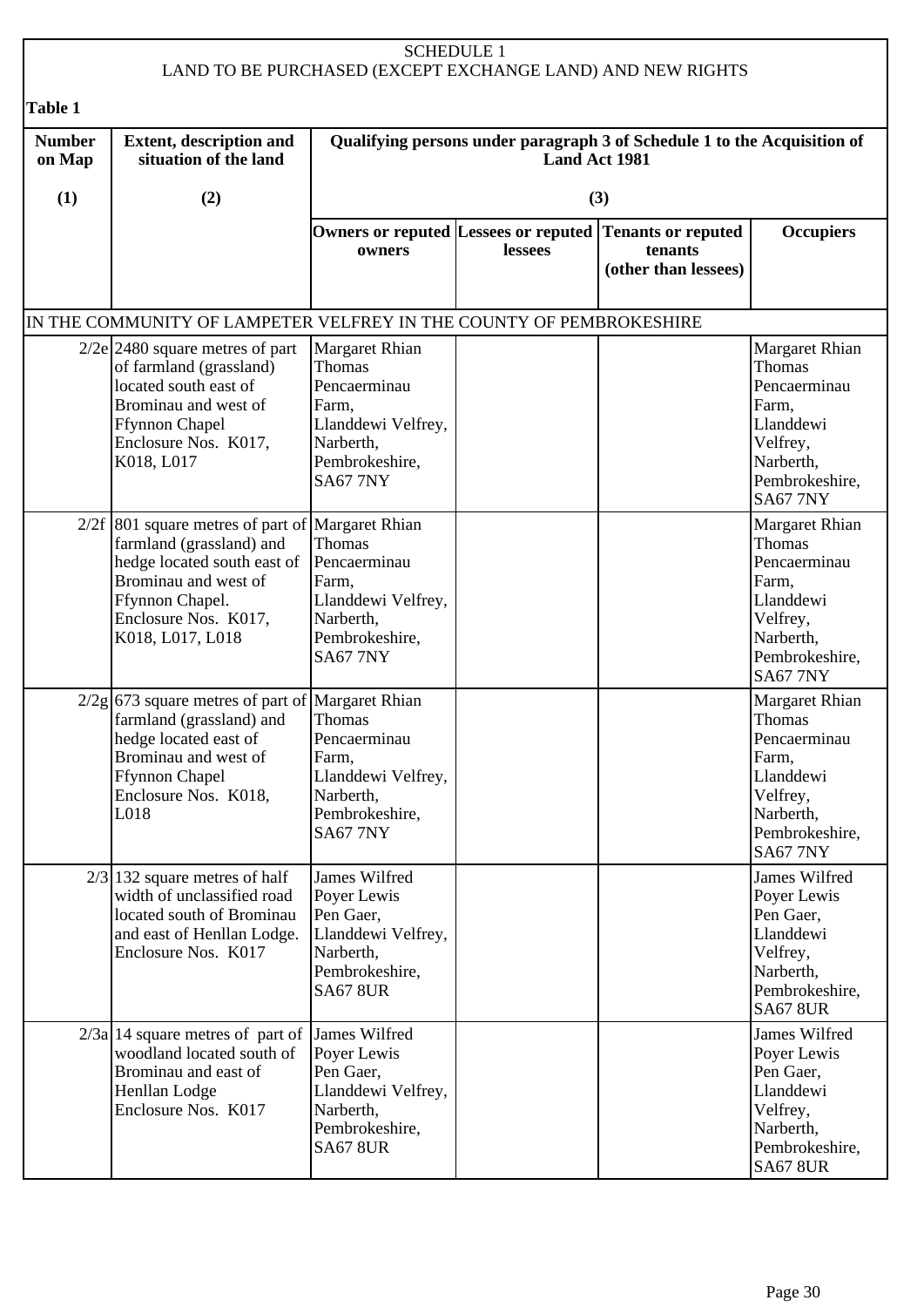SCHEDULE 1
LAND TO BE PURCHASED (EXCEPT EXCHANGE LAND) AND NEW RIGHTS

**Table 1**

| Number on Map | Extent, description and situation of the land | Qualifying persons under paragraph 3 of Schedule 1 to the Acquisition of Land Act 1981 | | | |
|---|---|---|---|---|---|
| (1) | (2) | (3) | | | |
| | | Owners or reputed owners | Lessees or reputed lessees | Tenants or reputed tenants (other than lessees) | Occupiers |
| IN THE COMMUNITY OF LAMPETER VELFREY IN THE COUNTY OF PEMBROKESHIRE | | | | | |
| 2/2e | 2480 square metres of part of farmland (grassland) located south east of Brominau and west of Ffynnon Chapel Enclosure Nos. K017, K018, L017 | Margaret Rhian Thomas Pencaerminau Farm, Llanddewi Velfrey, Narberth, Pembrokeshire, SA67 7NY | | | Margaret Rhian Thomas Pencaerminau Farm, Llanddewi Velfrey, Narberth, Pembrokeshire, SA67 7NY |
| 2/2f | 801 square metres of part of farmland (grassland) and hedge located south east of Brominau and west of Ffynnon Chapel. Enclosure Nos. K017, K018, L017, L018 | Margaret Rhian Thomas Pencaerminau Farm, Llanddewi Velfrey, Narberth, Pembrokeshire, SA67 7NY | | | Margaret Rhian Thomas Pencaerminau Farm, Llanddewi Velfrey, Narberth, Pembrokeshire, SA67 7NY |
| 2/2g | 673 square metres of part of farmland (grassland) and hedge located east of Brominau and west of Ffynnon Chapel Enclosure Nos. K018, L018 | Margaret Rhian Thomas Pencaerminau Farm, Llanddewi Velfrey, Narberth, Pembrokeshire, SA67 7NY | | | Margaret Rhian Thomas Pencaerminau Farm, Llanddewi Velfrey, Narberth, Pembrokeshire, SA67 7NY |
| 2/3 | 132 square metres of half width of unclassified road located south of Brominau and east of Henllan Lodge. Enclosure Nos. K017 | James Wilfred Poyer Lewis Pen Gaer, Llanddewi Velfrey, Narberth, Pembrokeshire, SA67 8UR | | | James Wilfred Poyer Lewis Pen Gaer, Llanddewi Velfrey, Narberth, Pembrokeshire, SA67 8UR |
| 2/3a | 14 square metres of part of woodland located south of Brominau and east of Henllan Lodge Enclosure Nos. K017 | James Wilfred Poyer Lewis Pen Gaer, Llanddewi Velfrey, Narberth, Pembrokeshire, SA67 8UR | | | James Wilfred Poyer Lewis Pen Gaer, Llanddewi Velfrey, Narberth, Pembrokeshire, SA67 8UR |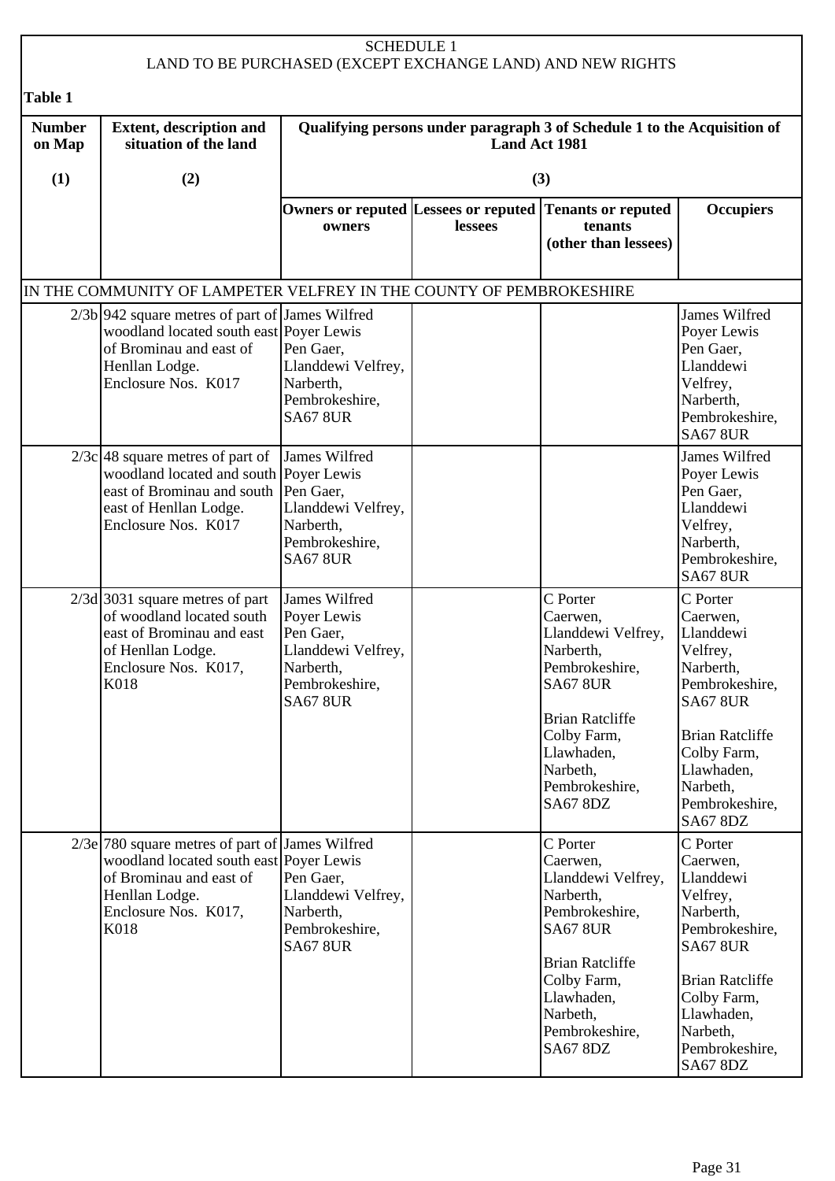# SCHEDULE 1

## LAND TO BE PURCHASED (EXCEPT EXCHANGE LAND) AND NEW RIGHTS

**Table 1**

| **Number on Map** | **Extent, description and situation of the land** | **Qualifying persons under paragraph 3 of Schedule 1 to the Acquisition of Land Act 1981** | | | |
|---|---|---|---|---|---|
| **(1)** | **(2)** | **(3)** | | | |
| | | **Owners or reputed owners** | **Lessees or reputed lessees** | **Tenants or reputed tenants (other than lessees)** | **Occupiers** |
| IN THE COMMUNITY OF LAMPETER VELFREY IN THE COUNTY OF PEMBROKESHIRE | | | | | |
| 2/3b | 942 square metres of part of woodland located south east of Brominau and east of Henllan Lodge. Enclosure Nos. K017 | James Wilfred Poyer Lewis Pen Gaer, Llanddewi Velfrey, Narberth, Pembrokeshire, SA67 8UR | | | James Wilfred Poyer Lewis Pen Gaer, Llanddewi Velfrey, Narberth, Pembrokeshire, SA67 8UR |
| 2/3c | 48 square metres of part of woodland located and south east of Brominau and south east of Henllan Lodge. Enclosure Nos. K017 | James Wilfred Poyer Lewis Pen Gaer, Llanddewi Velfrey, Narberth, Pembrokeshire, SA67 8UR | | | James Wilfred Poyer Lewis Pen Gaer, Llanddewi Velfrey, Narberth, Pembrokeshire, SA67 8UR |
| 2/3d | 3031 square metres of part of woodland located south east of Brominau and east of Henllan Lodge. Enclosure Nos. K017, K018 | James Wilfred Poyer Lewis Pen Gaer, Llanddewi Velfrey, Narberth, Pembrokeshire, SA67 8UR | | C Porter Caerwen, Llanddewi Velfrey, Narberth, Pembrokeshire, SA67 8UR<br><br>Brian Ratcliffe Colby Farm, Llawhaden, Narbeth, Pembrokeshire, SA67 8DZ | C Porter Caerwen, Llanddewi Velfrey, Narberth, Pembrokeshire, SA67 8UR<br><br>Brian Ratcliffe Colby Farm, Llawhaden, Narbeth, Pembrokeshire, SA67 8DZ |
| 2/3e | 780 square metres of part of woodland located south east of Brominau and east of Henllan Lodge. Enclosure Nos. K017, K018 | James Wilfred Poyer Lewis Pen Gaer, Llanddewi Velfrey, Narberth, Pembrokeshire, SA67 8UR | | C Porter Caerwen, Llanddewi Velfrey, Narberth, Pembrokeshire, SA67 8UR<br><br>Brian Ratcliffe Colby Farm, Llawhaden, Narbeth, Pembrokeshire, SA67 8DZ | C Porter Caerwen, Llanddewi Velfrey, Narberth, Pembrokeshire, SA67 8UR<br><br>Brian Ratcliffe Colby Farm, Llawhaden, Narbeth, Pembrokeshire, SA67 8DZ |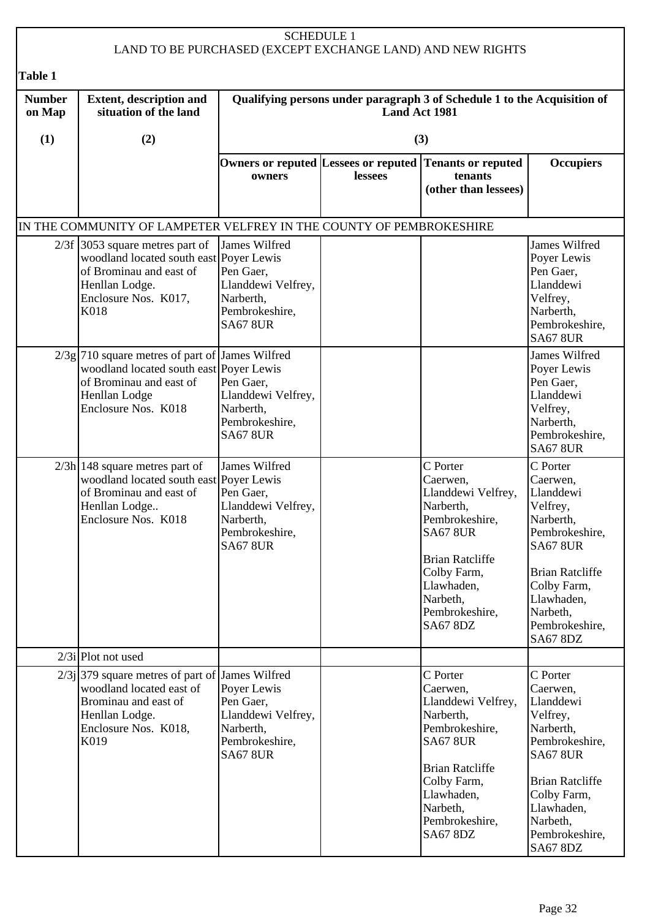SCHEDULE 1
LAND TO BE PURCHASED (EXCEPT EXCHANGE LAND) AND NEW RIGHTS

**Table 1**

| Number on Map | Extent, description and situation of the land | Qualifying persons under paragraph 3 of Schedule 1 to the Acquisition of Land Act 1981 | | | |
|---|---|---|---|---|---|
| (1) | (2) | (3) | | | |
| | | Owners or reputed owners | Lessees or reputed lessees | Tenants or reputed tenants (other than lessees) | Occupiers |
| IN THE COMMUNITY OF LAMPETER VELFREY IN THE COUNTY OF PEMBROKESHIRE | | | | | |
| 2/3f | 3053 square metres part of woodland located south east of Brominau and east of Henllan Lodge. Enclosure Nos. K017, K018 | James Wilfred Poyer Lewis Pen Gaer, Llanddewi Velfrey, Narberth, Pembrokeshire, SA67 8UR | | | James Wilfred Poyer Lewis Pen Gaer, Llanddewi Velfrey, Narberth, Pembrokeshire, SA67 8UR |
| 2/3g | 710 square metres of part of woodland located south east of Brominau and east of Henllan Lodge Enclosure Nos. K018 | James Wilfred Poyer Lewis Pen Gaer, Llanddewi Velfrey, Narberth, Pembrokeshire, SA67 8UR | | | James Wilfred Poyer Lewis Pen Gaer, Llanddewi Velfrey, Narberth, Pembrokeshire, SA67 8UR |
| 2/3h | 148 square metres part of woodland located south east of Brominau and east of Henllan Lodge.. Enclosure Nos. K018 | James Wilfred Poyer Lewis Pen Gaer, Llanddewi Velfrey, Narberth, Pembrokeshire, SA67 8UR | | C Porter Caerwen, Llanddewi Velfrey, Narberth, Pembrokeshire, SA67 8UR<br><br>Brian Ratcliffe Colby Farm, Llawhaden, Narbeth, Pembrokeshire, SA67 8DZ | C Porter Caerwen, Llanddewi Velfrey, Narberth, Pembrokeshire, SA67 8UR<br><br>Brian Ratcliffe Colby Farm, Llawhaden, Narbeth, Pembrokeshire, SA67 8DZ |
| 2/3i | Plot not used | | | | |
| 2/3j | 379 square metres of part of woodland located east of Brominau and east of Henllan Lodge. Enclosure Nos. K018, K019 | James Wilfred Poyer Lewis Pen Gaer, Llanddewi Velfrey, Narberth, Pembrokeshire, SA67 8UR | | C Porter Caerwen, Llanddewi Velfrey, Narberth, Pembrokeshire, SA67 8UR<br><br>Brian Ratcliffe Colby Farm, Llawhaden, Narbeth, Pembrokeshire, SA67 8DZ | C Porter Caerwen, Llanddewi Velfrey, Narberth, Pembrokeshire, SA67 8UR<br><br>Brian Ratcliffe Colby Farm, Llawhaden, Narbeth, Pembrokeshire, SA67 8DZ |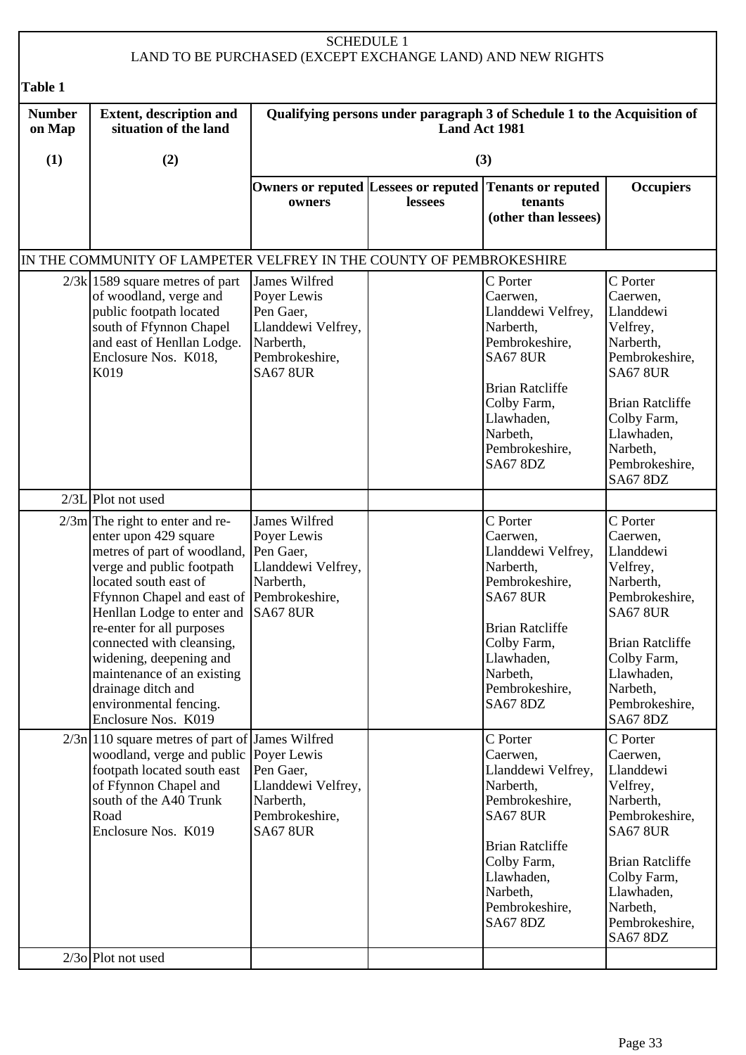SCHEDULE 1

LAND TO BE PURCHASED (EXCEPT EXCHANGE LAND) AND NEW RIGHTS

**Table 1**

| Number on Map | Extent, description and situation of the land | Qualifying persons under paragraph 3 of Schedule 1 to the Acquisition of Land Act 1981 | | | |
|---|---|---|---|---|---|
| (1) | (2) | (3) | | | |
| | | Owners or reputed owners | Lessees or reputed lessees | Tenants or reputed tenants (other than lessees) | Occupiers |
| IN THE COMMUNITY OF LAMPETER VELFREY IN THE COUNTY OF PEMBROKESHIRE | | | | | |
| 2/3k | 1589 square metres of part of woodland, verge and public footpath located south of Ffynnon Chapel and east of Henllan Lodge. Enclosure Nos. K018, K019 | James Wilfred Poyer Lewis Pen Gaer, Llanddewi Velfrey, Narberth, Pembrokeshire, SA67 8UR | | C Porter Caerwen, Llanddewi Velfrey, Narberth, Pembrokeshire, SA67 8UR<br><br>Brian Ratcliffe Colby Farm, Llawhaden, Narbeth, Pembrokeshire, SA67 8DZ | C Porter Caerwen, Llanddewi Velfrey, Narberth, Pembrokeshire, SA67 8UR<br><br>Brian Ratcliffe Colby Farm, Llawhaden, Narbeth, Pembrokeshire, SA67 8DZ |
| 2/3L | Plot not used | | | | |
| 2/3m | The right to enter and re-enter upon 429 square metres of part of woodland, verge and public footpath located south east of Ffynnon Chapel and east of Henllan Lodge to enter and re-enter for all purposes connected with cleansing, widening, deepening and maintenance of an existing drainage ditch and environmental fencing. Enclosure Nos. K019 | James Wilfred Poyer Lewis Pen Gaer, Llanddewi Velfrey, Narberth, Pembrokeshire, SA67 8UR | | C Porter Caerwen, Llanddewi Velfrey, Narberth, Pembrokeshire, SA67 8UR<br><br>Brian Ratcliffe Colby Farm, Llawhaden, Narbeth, Pembrokeshire, SA67 8DZ | C Porter Caerwen, Llanddewi Velfrey, Narberth, Pembrokeshire, SA67 8UR<br><br>Brian Ratcliffe Colby Farm, Llawhaden, Narbeth, Pembrokeshire, SA67 8DZ |
| 2/3n | 110 square metres of part of woodland, verge and public footpath located south east of Ffynnon Chapel and south of the A40 Trunk Road Enclosure Nos. K019 | James Wilfred Poyer Lewis Pen Gaer, Llanddewi Velfrey, Narberth, Pembrokeshire, SA67 8UR | | C Porter Caerwen, Llanddewi Velfrey, Narberth, Pembrokeshire, SA67 8UR<br><br>Brian Ratcliffe Colby Farm, Llawhaden, Narbeth, Pembrokeshire, SA67 8DZ | C Porter Caerwen, Llanddewi Velfrey, Narberth, Pembrokeshire, SA67 8UR<br><br>Brian Ratcliffe Colby Farm, Llawhaden, Narbeth, Pembrokeshire, SA67 8DZ |
| 2/3o | Plot not used | | | | |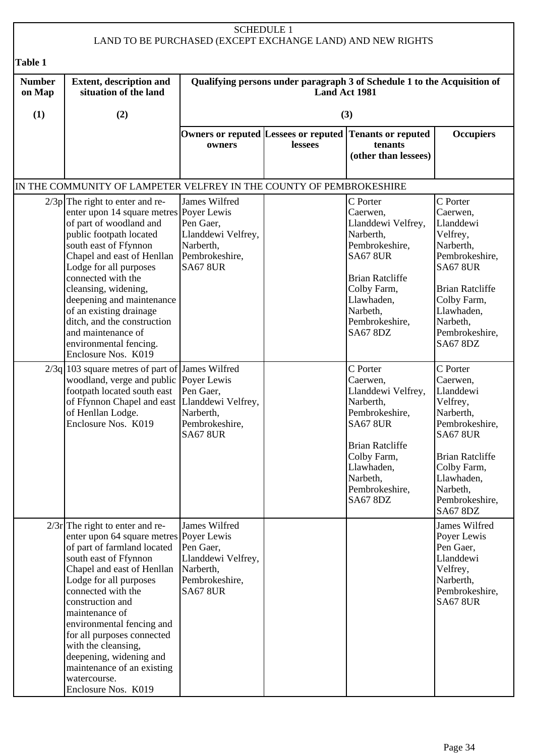# SCHEDULE 1
## LAND TO BE PURCHASED (EXCEPT EXCHANGE LAND) AND NEW RIGHTS

**Table 1**

| Number on Map | Extent, description and situation of the land | Qualifying persons under paragraph 3 of Schedule 1 to the Acquisition of Land Act 1981 | | | |
|---|---|---|---|---|---|
| (1) | (2) | (3) | | | |
| | | Owners or reputed owners | Lessees or reputed lessees | Tenants or reputed tenants (other than lessees) | Occupiers |
| IN THE COMMUNITY OF LAMPETER VELFREY IN THE COUNTY OF PEMBROKESHIRE | | | | | |
| 2/3p | The right to enter and re-enter upon 14 square metres of part of woodland and public footpath located south east of Ffynnon Chapel and east of Henllan Lodge for all purposes connected with the cleansing, widening, deepening and maintenance of an existing drainage ditch, and the construction and maintenance of environmental fencing. Enclosure Nos. K019 | James Wilfred Poyer Lewis Pen Gaer, Llanddewi Velfrey, Narberth, Pembrokeshire, SA67 8UR | | C Porter Caerwen, Llanddewi Velfrey, Narberth, Pembrokeshire, SA67 8UR<br><br>Brian Ratcliffe Colby Farm, Llawhaden, Narbeth, Pembrokeshire, SA67 8DZ | C Porter Caerwen, Llanddewi Velfrey, Narberth, Pembrokeshire, SA67 8UR<br><br>Brian Ratcliffe Colby Farm, Llawhaden, Narbeth, Pembrokeshire, SA67 8DZ |
| 2/3q | 103 square metres of part of woodland, verge and public footpath located south east of Ffynnon Chapel and east of Henllan Lodge. Enclosure Nos. K019 | James Wilfred Poyer Lewis Pen Gaer, Llanddewi Velfrey, Narberth, Pembrokeshire, SA67 8UR | | C Porter Caerwen, Llanddewi Velfrey, Narberth, Pembrokeshire, SA67 8UR<br><br>Brian Ratcliffe Colby Farm, Llawhaden, Narbeth, Pembrokeshire, SA67 8DZ | C Porter Caerwen, Llanddewi Velfrey, Narberth, Pembrokeshire, SA67 8UR<br><br>Brian Ratcliffe Colby Farm, Llawhaden, Narbeth, Pembrokeshire, SA67 8DZ |
| 2/3r | The right to enter and re-enter upon 64 square metres of part of farmland located south east of Ffynnon Chapel and east of Henllan Lodge for all purposes connected with the construction and maintenance of environmental fencing and for all purposes connected with the cleansing, deepening, widening and maintenance of an existing watercourse. Enclosure Nos. K019 | James Wilfred Poyer Lewis Pen Gaer, Llanddewi Velfrey, Narberth, Pembrokeshire, SA67 8UR | | | James Wilfred Poyer Lewis Pen Gaer, Llanddewi Velfrey, Narberth, Pembrokeshire, SA67 8UR |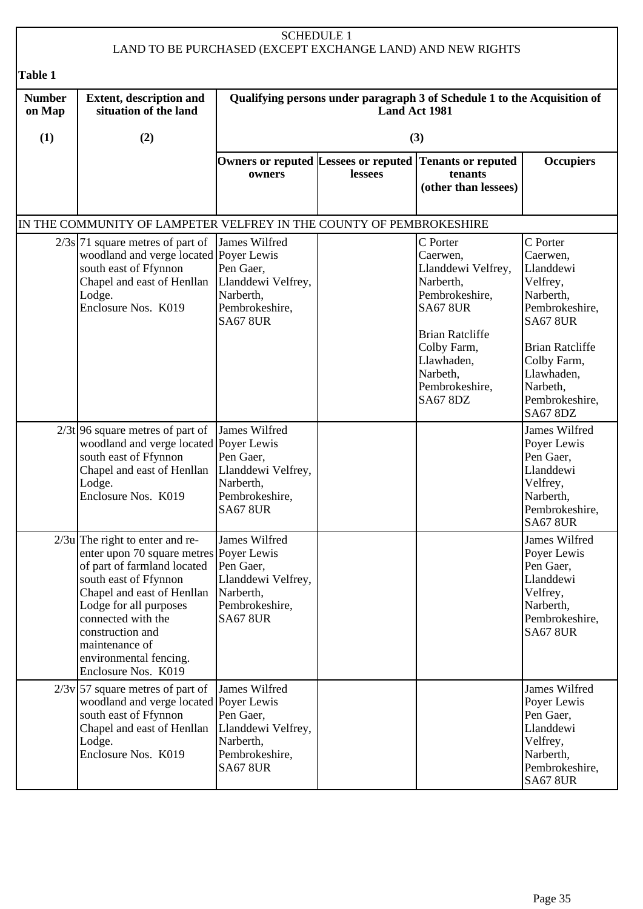SCHEDULE 1

LAND TO BE PURCHASED (EXCEPT EXCHANGE LAND) AND NEW RIGHTS

**Table 1**

| Number on Map | Extent, description and situation of the land | Qualifying persons under paragraph 3 of Schedule 1 to the Acquisition of Land Act 1981 | | | |
|---|---|---|---|---|---|
| (1) | (2) | (3) | | | |
| | | Owners or reputed owners | Lessees or reputed lessees | Tenants or reputed tenants (other than lessees) | Occupiers |
| IN THE COMMUNITY OF LAMPETER VELFREY IN THE COUNTY OF PEMBROKESHIRE | | | | | |
| 2/3s | 71 square metres of part of woodland and verge located south east of Ffynnon Chapel and east of Henllan Lodge. Enclosure Nos. K019 | James Wilfred Poyer Lewis Pen Gaer, Llanddewi Velfrey, Narberth, Pembrokeshire, SA67 8UR | | C Porter Caerwen, Llanddewi Velfrey, Narberth, Pembrokeshire, SA67 8UR<br><br>Brian Ratcliffe Colby Farm, Llawhaden, Narbeth, Pembrokeshire, SA67 8DZ | C Porter Caerwen, Llanddewi Velfrey, Narberth, Pembrokeshire, SA67 8UR<br><br>Brian Ratcliffe Colby Farm, Llawhaden, Narbeth, Pembrokeshire, SA67 8DZ |
| 2/3t | 96 square metres of part of woodland and verge located south east of Ffynnon Chapel and east of Henllan Lodge. Enclosure Nos. K019 | James Wilfred Poyer Lewis Pen Gaer, Llanddewi Velfrey, Narberth, Pembrokeshire, SA67 8UR | | | James Wilfred Poyer Lewis Pen Gaer, Llanddewi Velfrey, Narberth, Pembrokeshire, SA67 8UR |
| 2/3u | The right to enter and re-enter upon 70 square metres of part of farmland located south east of Ffynnon Chapel and east of Henllan Lodge for all purposes connected with the construction and maintenance of environmental fencing. Enclosure Nos. K019 | James Wilfred Poyer Lewis Pen Gaer, Llanddewi Velfrey, Narberth, Pembrokeshire, SA67 8UR | | | James Wilfred Poyer Lewis Pen Gaer, Llanddewi Velfrey, Narberth, Pembrokeshire, SA67 8UR |
| 2/3v | 57 square metres of part of woodland and verge located south east of Ffynnon Chapel and east of Henllan Lodge. Enclosure Nos. K019 | James Wilfred Poyer Lewis Pen Gaer, Llanddewi Velfrey, Narberth, Pembrokeshire, SA67 8UR | | | James Wilfred Poyer Lewis Pen Gaer, Llanddewi Velfrey, Narberth, Pembrokeshire, SA67 8UR |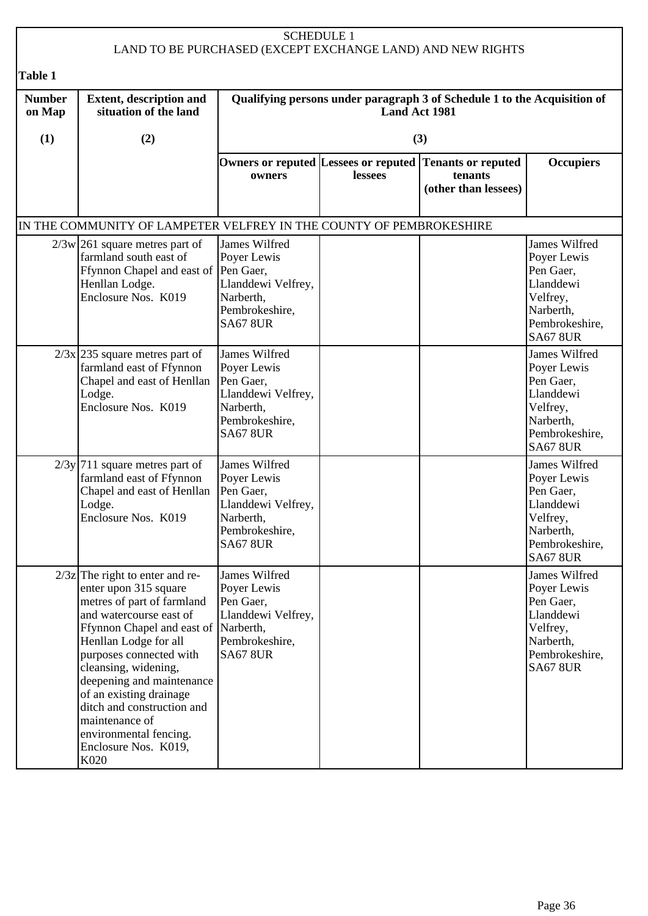SCHEDULE 1
LAND TO BE PURCHASED (EXCEPT EXCHANGE LAND) AND NEW RIGHTS

**Table 1**

| Number on Map | Extent, description and situation of the land | Qualifying persons under paragraph 3 of Schedule 1 to the Acquisition of Land Act 1981 | | | |
|---|---|---|---|---|---|
| (1) | (2) | (3) | | | |
| | | Owners or reputed owners | Lessees or reputed lessees | Tenants or reputed tenants (other than lessees) | Occupiers |
| IN THE COMMUNITY OF LAMPETER VELFREY IN THE COUNTY OF PEMBROKESHIRE | | | | | |
| 2/3w | 261 square metres part of farmland south east of Ffynnon Chapel and east of Henllan Lodge. Enclosure Nos. K019 | James Wilfred Poyer Lewis Pen Gaer, Llanddewi Velfrey, Narberth, Pembrokeshire, SA67 8UR | | | James Wilfred Poyer Lewis Pen Gaer, Llanddewi Velfrey, Narberth, Pembrokeshire, SA67 8UR |
| 2/3x | 235 square metres part of farmland east of Ffynnon Chapel and east of Henllan Lodge. Enclosure Nos. K019 | James Wilfred Poyer Lewis Pen Gaer, Llanddewi Velfrey, Narberth, Pembrokeshire, SA67 8UR | | | James Wilfred Poyer Lewis Pen Gaer, Llanddewi Velfrey, Narberth, Pembrokeshire, SA67 8UR |
| 2/3y | 711 square metres part of farmland east of Ffynnon Chapel and east of Henllan Lodge. Enclosure Nos. K019 | James Wilfred Poyer Lewis Pen Gaer, Llanddewi Velfrey, Narberth, Pembrokeshire, SA67 8UR | | | James Wilfred Poyer Lewis Pen Gaer, Llanddewi Velfrey, Narberth, Pembrokeshire, SA67 8UR |
| 2/3z | The right to enter and re-enter upon 315 square metres of part of farmland and watercourse east of Ffynnon Chapel and east of Henllan Lodge for all purposes connected with cleansing, widening, deepening and maintenance of an existing drainage ditch and construction and maintenance of environmental fencing. Enclosure Nos. K019, K020 | James Wilfred Poyer Lewis Pen Gaer, Llanddewi Velfrey, Narberth, Pembrokeshire, SA67 8UR | | | James Wilfred Poyer Lewis Pen Gaer, Llanddewi Velfrey, Narberth, Pembrokeshire, SA67 8UR |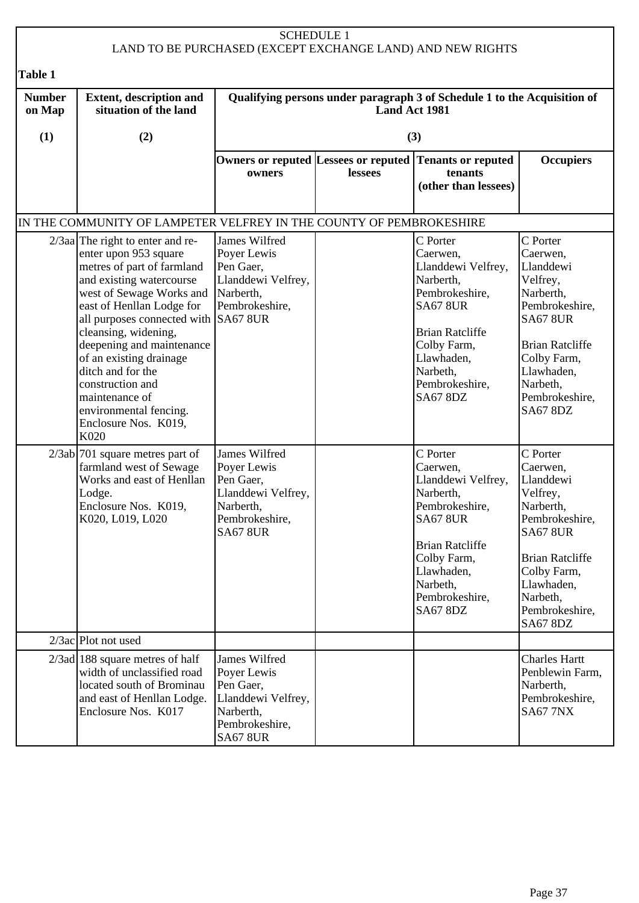SCHEDULE 1
LAND TO BE PURCHASED (EXCEPT EXCHANGE LAND) AND NEW RIGHTS

**Table 1**

| **Number on Map** | **Extent, description and situation of the land** | **Qualifying persons under paragraph 3 of Schedule 1 to the Acquisition of Land Act 1981** | | | |
|---|---|---|---|---|---|
| **(1)** | **(2)** | **(3)** | | | |
| | | **Owners or reputed owners** | **Lessees or reputed lessees** | **Tenants or reputed tenants (other than lessees)** | **Occupiers** |
| IN THE COMMUNITY OF LAMPETER VELFREY IN THE COUNTY OF PEMBROKESHIRE | | | | | |
| 2/3aa | The right to enter and re-enter upon 953 square metres of part of farmland and existing watercourse west of Sewage Works and east of Henllan Lodge for all purposes connected with cleansing, widening, deepening and maintenance of an existing drainage ditch and for the construction and maintenance of environmental fencing. Enclosure Nos. K019, K020 | James Wilfred Poyer Lewis Pen Gaer, Llanddewi Velfrey, Narberth, Pembrokeshire, SA67 8UR | | C Porter Caerwen, Llanddewi Velfrey, Narberth, Pembrokeshire, SA67 8UR<br><br>Brian Ratcliffe Colby Farm, Llawhaden, Narbeth, Pembrokeshire, SA67 8DZ | C Porter Caerwen, Llanddewi Velfrey, Narberth, Pembrokeshire, SA67 8UR<br><br>Brian Ratcliffe Colby Farm, Llawhaden, Narbeth, Pembrokeshire, SA67 8DZ |
| 2/3ab | 701 square metres part of farmland west of Sewage Works and east of Henllan Lodge. Enclosure Nos. K019, K020, L019, L020 | James Wilfred Poyer Lewis Pen Gaer, Llanddewi Velfrey, Narberth, Pembrokeshire, SA67 8UR | | C Porter Caerwen, Llanddewi Velfrey, Narberth, Pembrokeshire, SA67 8UR<br><br>Brian Ratcliffe Colby Farm, Llawhaden, Narbeth, Pembrokeshire, SA67 8DZ | C Porter Caerwen, Llanddewi Velfrey, Narberth, Pembrokeshire, SA67 8UR<br><br>Brian Ratcliffe Colby Farm, Llawhaden, Narbeth, Pembrokeshire, SA67 8DZ |
| 2/3ac | Plot not used | | | | |
| 2/3ad | 188 square metres of half width of unclassified road located south of Brominau and east of Henllan Lodge. Enclosure Nos. K017 | James Wilfred Poyer Lewis Pen Gaer, Llanddewi Velfrey, Narberth, Pembrokeshire, SA67 8UR | | | Charles Hartt Penblewin Farm, Narberth, Pembrokeshire, SA67 7NX |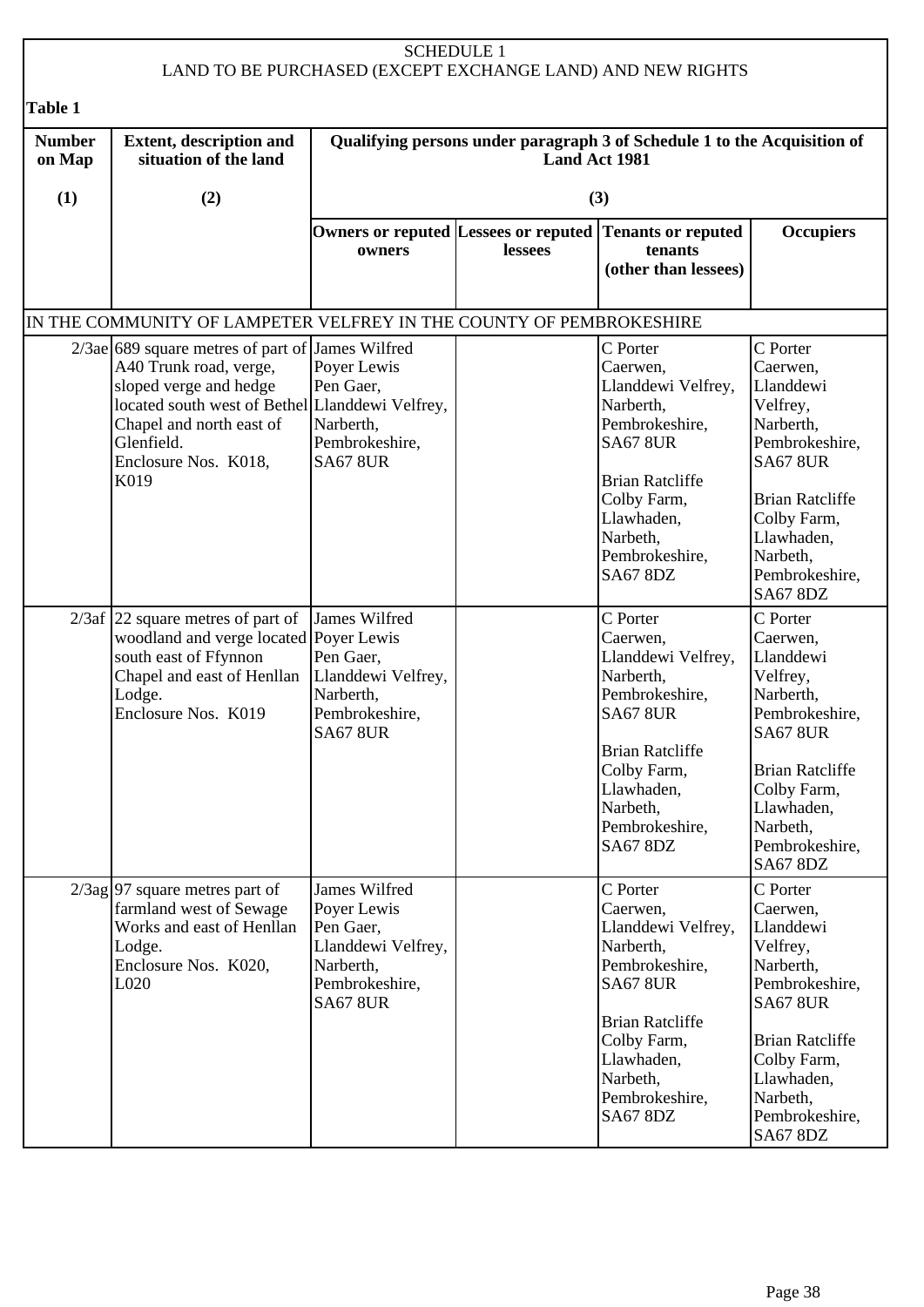# SCHEDULE 1
## LAND TO BE PURCHASED (EXCEPT EXCHANGE LAND) AND NEW RIGHTS

**Table 1**

| Number on Map | Extent, description and situation of the land | Qualifying persons under paragraph 3 of Schedule 1 to the Acquisition of Land Act 1981 | | | |
|---|---|---|---|---|---|
| (1) | (2) | (3) | | | |
| | | Owners or reputed owners | Lessees or reputed lessees | Tenants or reputed tenants (other than lessees) | Occupiers |
| IN THE COMMUNITY OF LAMPETER VELFREY IN THE COUNTY OF PEMBROKESHIRE | | | | | |
| 2/3ae | 689 square metres of part of A40 Trunk road, verge, sloped verge and hedge located south west of Bethel Chapel and north east of Glenfield. Enclosure Nos. K018, K019 | James Wilfred Poyer Lewis Pen Gaer, Llanddewi Velfrey, Narberth, Pembrokeshire, SA67 8UR | | C Porter Caerwen, Llanddewi Velfrey, Narberth, Pembrokeshire, SA67 8UR<br><br>Brian Ratcliffe Colby Farm, Llawhaden, Narbeth, Pembrokeshire, SA67 8DZ | C Porter Caerwen, Llanddewi Velfrey, Narberth, Pembrokeshire, SA67 8UR<br><br>Brian Ratcliffe Colby Farm, Llawhaden, Narbeth, Pembrokeshire, SA67 8DZ |
| 2/3af | 22 square metres of part of woodland and verge located south east of Ffynnon Chapel and east of Henllan Lodge. Enclosure Nos. K019 | James Wilfred Poyer Lewis Pen Gaer, Llanddewi Velfrey, Narberth, Pembrokeshire, SA67 8UR | | C Porter Caerwen, Llanddewi Velfrey, Narberth, Pembrokeshire, SA67 8UR<br><br>Brian Ratcliffe Colby Farm, Llawhaden, Narbeth, Pembrokeshire, SA67 8DZ | C Porter Caerwen, Llanddewi Velfrey, Narberth, Pembrokeshire, SA67 8UR<br><br>Brian Ratcliffe Colby Farm, Llawhaden, Narbeth, Pembrokeshire, SA67 8DZ |
| 2/3ag | 97 square metres part of farmland west of Sewage Works and east of Henllan Lodge. Enclosure Nos. K020, L020 | James Wilfred Poyer Lewis Pen Gaer, Llanddewi Velfrey, Narberth, Pembrokeshire, SA67 8UR | | C Porter Caerwen, Llanddewi Velfrey, Narberth, Pembrokeshire, SA67 8UR<br><br>Brian Ratcliffe Colby Farm, Llawhaden, Narbeth, Pembrokeshire, SA67 8DZ | C Porter Caerwen, Llanddewi Velfrey, Narberth, Pembrokeshire, SA67 8UR<br><br>Brian Ratcliffe Colby Farm, Llawhaden, Narbeth, Pembrokeshire, SA67 8DZ |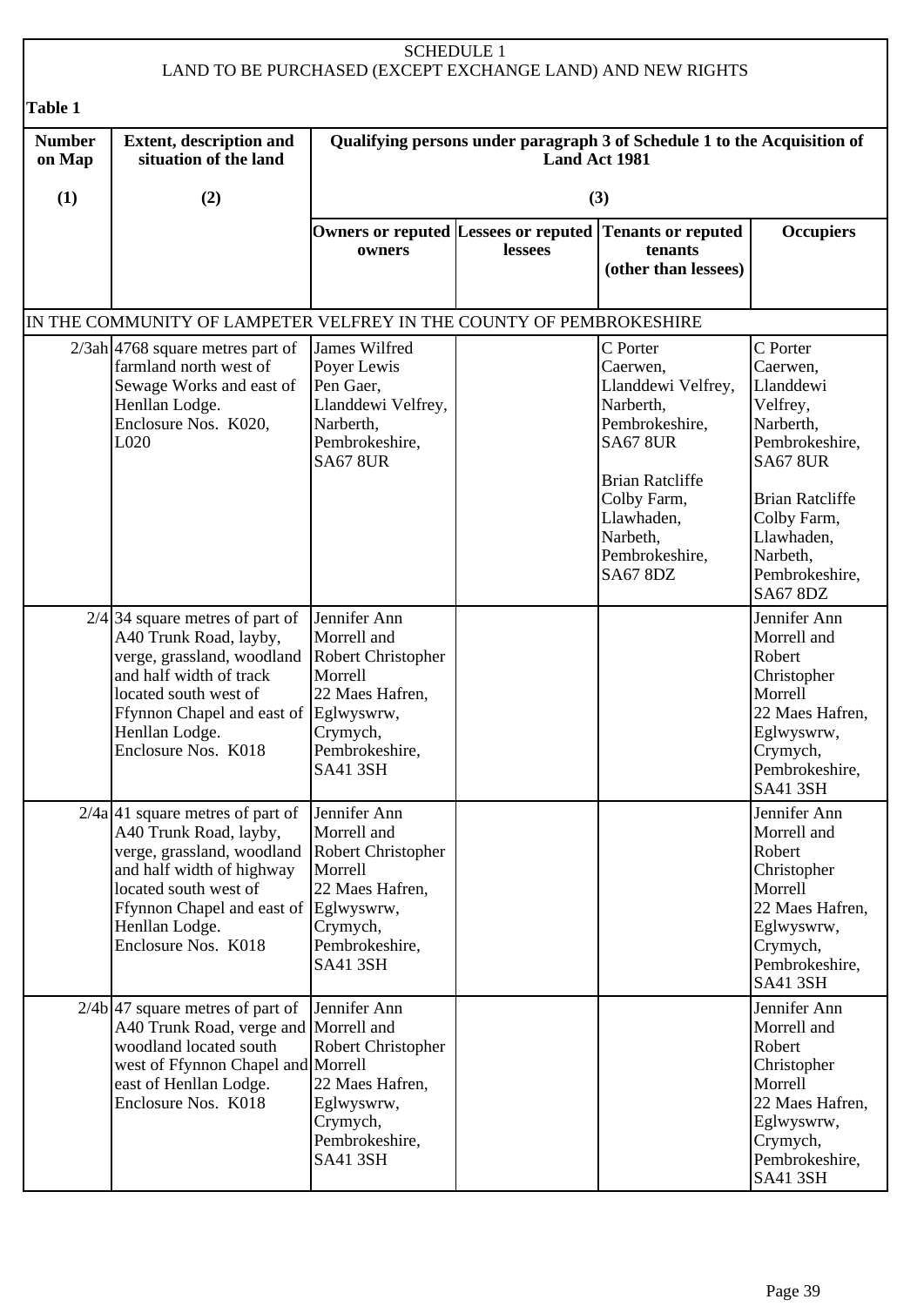SCHEDULE 1
LAND TO BE PURCHASED (EXCEPT EXCHANGE LAND) AND NEW RIGHTS

**Table 1**

| Number on Map | Extent, description and situation of the land | Qualifying persons under paragraph 3 of Schedule 1 to the Acquisition of Land Act 1981 | | | |
|---|---|---|---|---|---|
| (1) | (2) | (3) | | | |
| | | Owners or reputed owners | Lessees or reputed lessees | Tenants or reputed tenants (other than lessees) | Occupiers |
| IN THE COMMUNITY OF LAMPETER VELFREY IN THE COUNTY OF PEMBROKESHIRE | | | | | |
| 2/3ah | 4768 square metres part of farmland north west of Sewage Works and east of Henllan Lodge. Enclosure Nos. K020, L020 | James Wilfred Poyer Lewis Pen Gaer, Llanddewi Velfrey, Narberth, Pembrokeshire, SA67 8UR | | C Porter Caerwen, Llanddewi Velfrey, Narberth, Pembrokeshire, SA67 8UR<br><br>Brian Ratcliffe Colby Farm, Llawhaden, Narbeth, Pembrokeshire, SA67 8DZ | C Porter Caerwen, Llanddewi Velfrey, Narberth, Pembrokeshire, SA67 8UR<br><br>Brian Ratcliffe Colby Farm, Llawhaden, Narbeth, Pembrokeshire, SA67 8DZ |
| 2/4 | 34 square metres of part of A40 Trunk Road, layby, verge, grassland, woodland and half width of track located south west of Ffynnon Chapel and east of Henllan Lodge. Enclosure Nos. K018 | Jennifer Ann Morrell and Robert Christopher Morrell 22 Maes Hafren, Eglwyswrw, Crymych, Pembrokeshire, SA41 3SH | | | Jennifer Ann Morrell and Robert Christopher Morrell 22 Maes Hafren, Eglwyswrw, Crymych, Pembrokeshire, SA41 3SH |
| 2/4a | 41 square metres of part of A40 Trunk Road, layby, verge, grassland, woodland and half width of highway located south west of Ffynnon Chapel and east of Henllan Lodge. Enclosure Nos. K018 | Jennifer Ann Morrell and Robert Christopher Morrell 22 Maes Hafren, Eglwyswrw, Crymych, Pembrokeshire, SA41 3SH | | | Jennifer Ann Morrell and Robert Christopher Morrell 22 Maes Hafren, Eglwyswrw, Crymych, Pembrokeshire, SA41 3SH |
| 2/4b | 47 square metres of part of A40 Trunk Road, verge and woodland located south west of Ffynnon Chapel and east of Henllan Lodge. Enclosure Nos. K018 | Jennifer Ann Morrell and Robert Christopher Morrell 22 Maes Hafren, Eglwyswrw, Crymych, Pembrokeshire, SA41 3SH | | | Jennifer Ann Morrell and Robert Christopher Morrell 22 Maes Hafren, Eglwyswrw, Crymych, Pembrokeshire, SA41 3SH |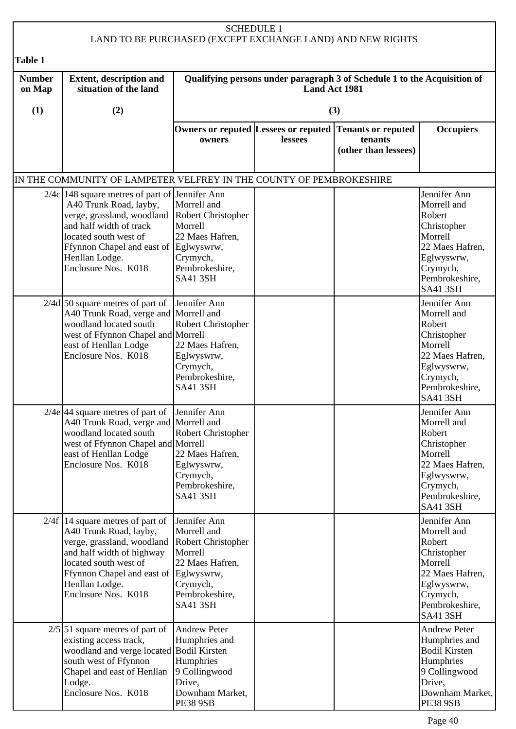SCHEDULE 1
LAND TO BE PURCHASED (EXCEPT EXCHANGE LAND) AND NEW RIGHTS

**Table 1**

| Number on Map | Extent, description and situation of the land | Qualifying persons under paragraph 3 of Schedule 1 to the Acquisition of Land Act 1981 | | | |
|---|---|---|---|---|---|
| (1) | (2) | (3) | | | |
| | | Owners or reputed owners | Lessees or reputed lessees | Tenants or reputed tenants (other than lessees) | Occupiers |
| IN THE COMMUNITY OF LAMPETER VELFREY IN THE COUNTY OF PEMBROKESHIRE | | | | | |
| 2/4c | 148 square metres of part of A40 Trunk Road, layby, verge, grassland, woodland and half width of track located south west of Ffynnon Chapel and east of Henllan Lodge. Enclosure Nos. K018 | Jennifer Ann Morrell and Robert Christopher Morrell 22 Maes Hafren, Eglwyswrw, Crymych, Pembrokeshire, SA41 3SH | | | Jennifer Ann Morrell and Robert Christopher Morrell 22 Maes Hafren, Eglwyswrw, Crymych, Pembrokeshire, SA41 3SH |
| 2/4d | 50 square metres of part of A40 Trunk Road, verge and woodland located south west of Ffynnon Chapel and east of Henllan Lodge Enclosure Nos. K018 | Jennifer Ann Morrell and Robert Christopher Morrell 22 Maes Hafren, Eglwyswrw, Crymych, Pembrokeshire, SA41 3SH | | | Jennifer Ann Morrell and Robert Christopher Morrell 22 Maes Hafren, Eglwyswrw, Crymych, Pembrokeshire, SA41 3SH |
| 2/4e | 44 square metres of part of A40 Trunk Road, verge and woodland located south west of Ffynnon Chapel and east of Henllan Lodge Enclosure Nos. K018 | Jennifer Ann Morrell and Robert Christopher Morrell 22 Maes Hafren, Eglwyswrw, Crymych, Pembrokeshire, SA41 3SH | | | Jennifer Ann Morrell and Robert Christopher Morrell 22 Maes Hafren, Eglwyswrw, Crymych, Pembrokeshire, SA41 3SH |
| 2/4f | 14 square metres of part of A40 Trunk Road, layby, verge, grassland, woodland and half width of highway located south west of Ffynnon Chapel and east of Henllan Lodge. Enclosure Nos. K018 | Jennifer Ann Morrell and Robert Christopher Morrell 22 Maes Hafren, Eglwyswrw, Crymych, Pembrokeshire, SA41 3SH | | | Jennifer Ann Morrell and Robert Christopher Morrell 22 Maes Hafren, Eglwyswrw, Crymych, Pembrokeshire, SA41 3SH |
| 2/5 | 51 square metres of part of existing access track, woodland and verge located south west of Ffynnon Chapel and east of Henllan Lodge. Enclosure Nos. K018 | Andrew Peter Humphries and Bodil Kirsten Humphries 9 Collingwood Drive, Downham Market, PE38 9SB | | | Andrew Peter Humphries and Bodil Kirsten Humphries 9 Collingwood Drive, Downham Market, PE38 9SB |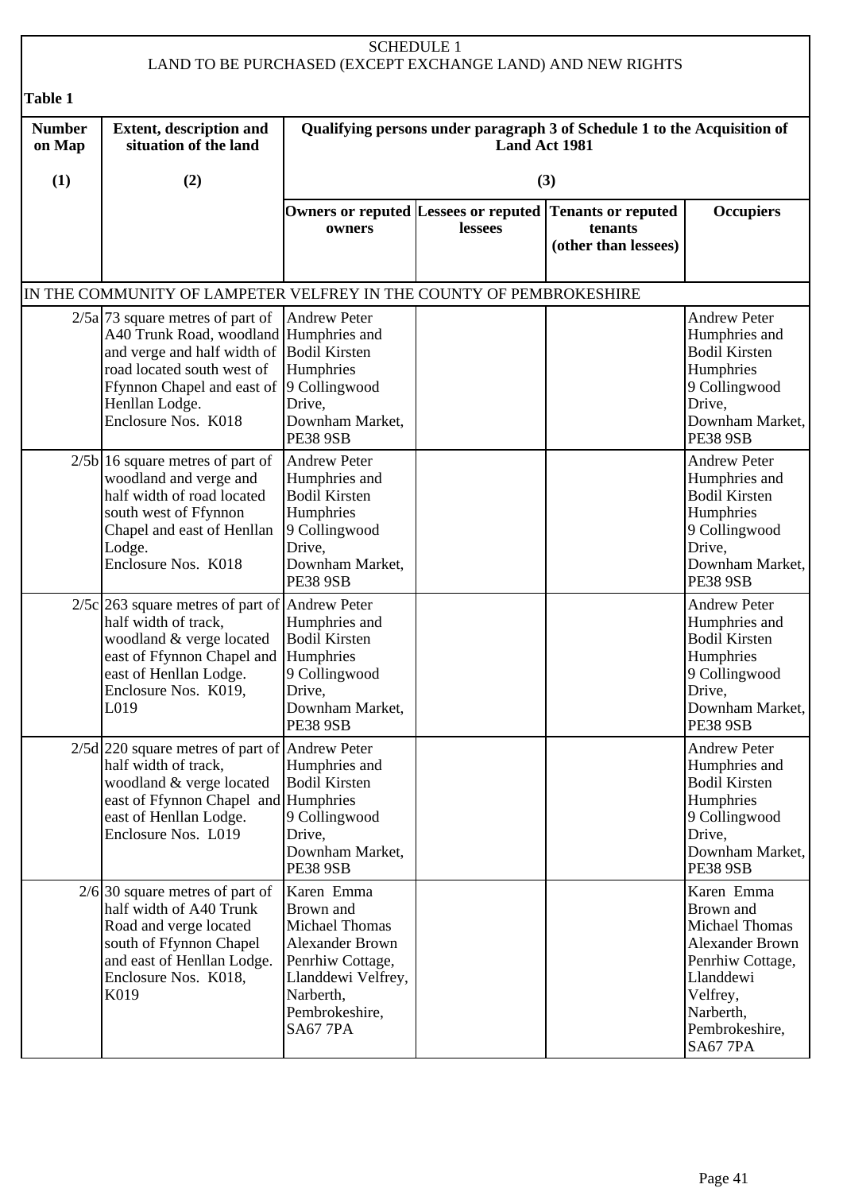SCHEDULE 1
LAND TO BE PURCHASED (EXCEPT EXCHANGE LAND) AND NEW RIGHTS

**Table 1**

| **Number on Map** | **Extent, description and situation of the land** | **Qualifying persons under paragraph 3 of Schedule 1 to the Acquisition of Land Act 1981** | | | |
|---|---|---|---|---|---|
| **(1)** | **(2)** | **(3)** | | | |
| | | **Owners or reputed owners** | **Lessees or reputed lessees** | **Tenants or reputed tenants (other than lessees)** | **Occupiers** |
| IN THE COMMUNITY OF LAMPETER VELFREY IN THE COUNTY OF PEMBROKESHIRE | | | | | |
| 2/5a | 73 square metres of part of A40 Trunk Road, woodland and verge and half width of road located south west of Ffynnon Chapel and east of Henllan Lodge. Enclosure Nos. K018 | Andrew Peter Humphries and Bodil Kirsten Humphries 9 Collingwood Drive, Downham Market, PE38 9SB | | | Andrew Peter Humphries and Bodil Kirsten Humphries 9 Collingwood Drive, Downham Market, PE38 9SB |
| 2/5b | 16 square metres of part of woodland and verge and half width of road located south west of Ffynnon Chapel and east of Henllan Lodge. Enclosure Nos. K018 | Andrew Peter Humphries and Bodil Kirsten Humphries 9 Collingwood Drive, Downham Market, PE38 9SB | | | Andrew Peter Humphries and Bodil Kirsten Humphries 9 Collingwood Drive, Downham Market, PE38 9SB |
| 2/5c | 263 square metres of part of half width of track, woodland & verge located east of Ffynnon Chapel and east of Henllan Lodge. Enclosure Nos. K019, L019 | Andrew Peter Humphries and Bodil Kirsten Humphries 9 Collingwood Drive, Downham Market, PE38 9SB | | | Andrew Peter Humphries and Bodil Kirsten Humphries 9 Collingwood Drive, Downham Market, PE38 9SB |
| 2/5d | 220 square metres of part of half width of track, woodland & verge located east of Ffynnon Chapel and east of Henllan Lodge. Enclosure Nos. L019 | Andrew Peter Humphries and Bodil Kirsten Humphries 9 Collingwood Drive, Downham Market, PE38 9SB | | | Andrew Peter Humphries and Bodil Kirsten Humphries 9 Collingwood Drive, Downham Market, PE38 9SB |
| 2/6 | 30 square metres of part of half width of A40 Trunk Road and verge located south of Ffynnon Chapel and east of Henllan Lodge. Enclosure Nos. K018, K019 | Karen Emma Brown and Michael Thomas Alexander Brown Penrhiw Cottage, Llanddewi Velfrey, Narberth, Pembrokeshire, SA67 7PA | | | Karen Emma Brown and Michael Thomas Alexander Brown Penrhiw Cottage, Llanddewi Velfrey, Narberth, Pembrokeshire, SA67 7PA |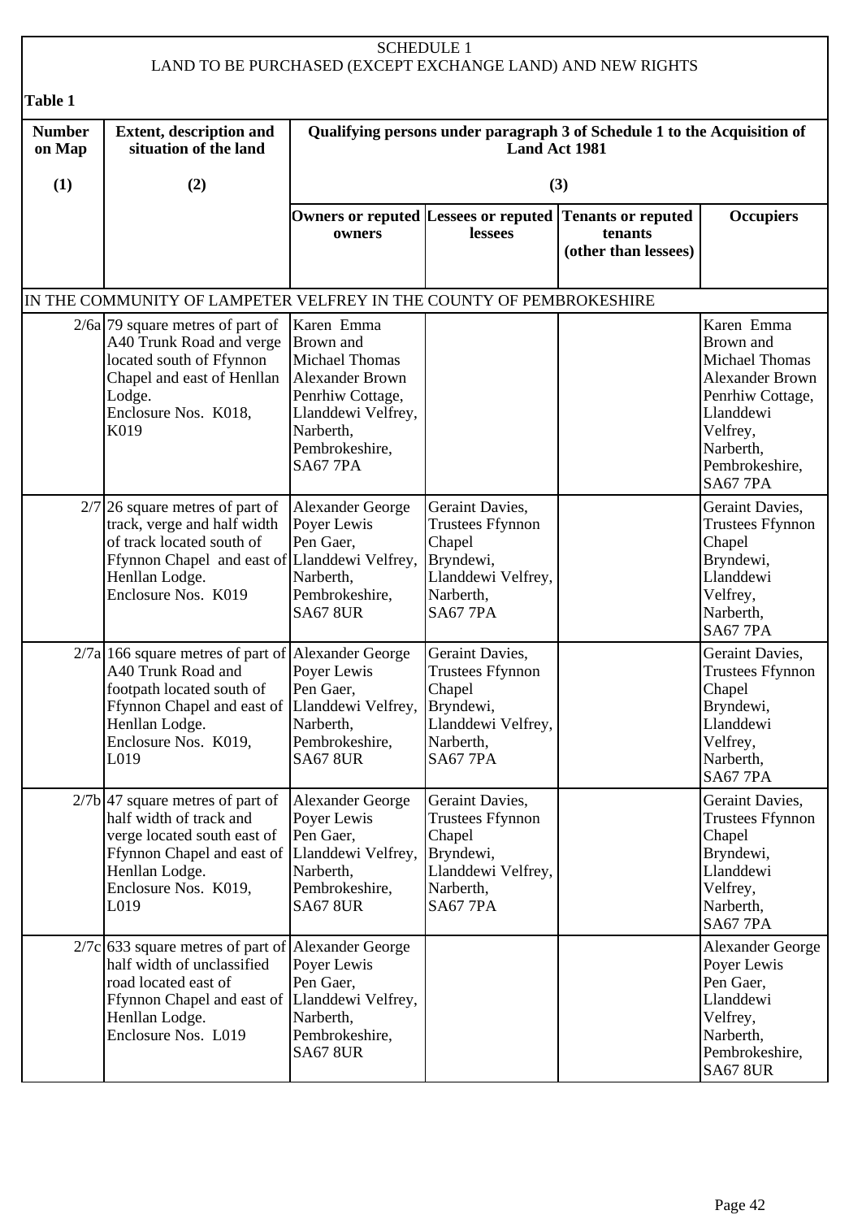SCHEDULE 1
LAND TO BE PURCHASED (EXCEPT EXCHANGE LAND) AND NEW RIGHTS

**Table 1**

| Number on Map | Extent, description and situation of the land | Qualifying persons under paragraph 3 of Schedule 1 to the Acquisition of Land Act 1981 | | | |
|---|---|---|---|---|---|
| (1) | (2) | (3) | | | |
| | | Owners or reputed owners | Lessees or reputed lessees | Tenants or reputed tenants (other than lessees) | Occupiers |
| IN THE COMMUNITY OF LAMPETER VELFREY IN THE COUNTY OF PEMBROKESHIRE | | | | | |
| 2/6a | 79 square metres of part of A40 Trunk Road and verge located south of Ffynnon Chapel and east of Henllan Lodge. Enclosure Nos. K018, K019 | Karen Emma Brown and Michael Thomas Alexander Brown Penrhiw Cottage, Llanddewi Velfrey, Narberth, Pembrokeshire, SA67 7PA | | | Karen Emma Brown and Michael Thomas Alexander Brown Penrhiw Cottage, Llanddewi Velfrey, Narberth, Pembrokeshire, SA67 7PA |
| 2/7 | 26 square metres of part of track, verge and half width of track located south of Ffynnon Chapel and east of Henllan Lodge. Enclosure Nos. K019 | Alexander George Poyer Lewis Pen Gaer, Llanddewi Velfrey, Narberth, Pembrokeshire, SA67 8UR | Geraint Davies, Trustees Ffynnon Chapel Bryndewi, Llanddewi Velfrey, Narberth, SA67 7PA | | Geraint Davies, Trustees Ffynnon Chapel Bryndewi, Llanddewi Velfrey, Narberth, SA67 7PA |
| 2/7a | 166 square metres of part of A40 Trunk Road and footpath located south of Ffynnon Chapel and east of Henllan Lodge. Enclosure Nos. K019, L019 | Alexander George Poyer Lewis Pen Gaer, Llanddewi Velfrey, Narberth, Pembrokeshire, SA67 8UR | Geraint Davies, Trustees Ffynnon Chapel Bryndewi, Llanddewi Velfrey, Narberth, SA67 7PA | | Geraint Davies, Trustees Ffynnon Chapel Bryndewi, Llanddewi Velfrey, Narberth, SA67 7PA |
| 2/7b | 47 square metres of part of half width of track and verge located south east of Ffynnon Chapel and east of Henllan Lodge. Enclosure Nos. K019, L019 | Alexander George Poyer Lewis Pen Gaer, Llanddewi Velfrey, Narberth, Pembrokeshire, SA67 8UR | Geraint Davies, Trustees Ffynnon Chapel Bryndewi, Llanddewi Velfrey, Narberth, SA67 7PA | | Geraint Davies, Trustees Ffynnon Chapel Bryndewi, Llanddewi Velfrey, Narberth, SA67 7PA |
| 2/7c | 633 square metres of part of half width of unclassified road located east of Ffynnon Chapel and east of Henllan Lodge. Enclosure Nos. L019 | Alexander George Poyer Lewis Pen Gaer, Llanddewi Velfrey, Narberth, Pembrokeshire, SA67 8UR | | | Alexander George Poyer Lewis Pen Gaer, Llanddewi Velfrey, Narberth, Pembrokeshire, SA67 8UR |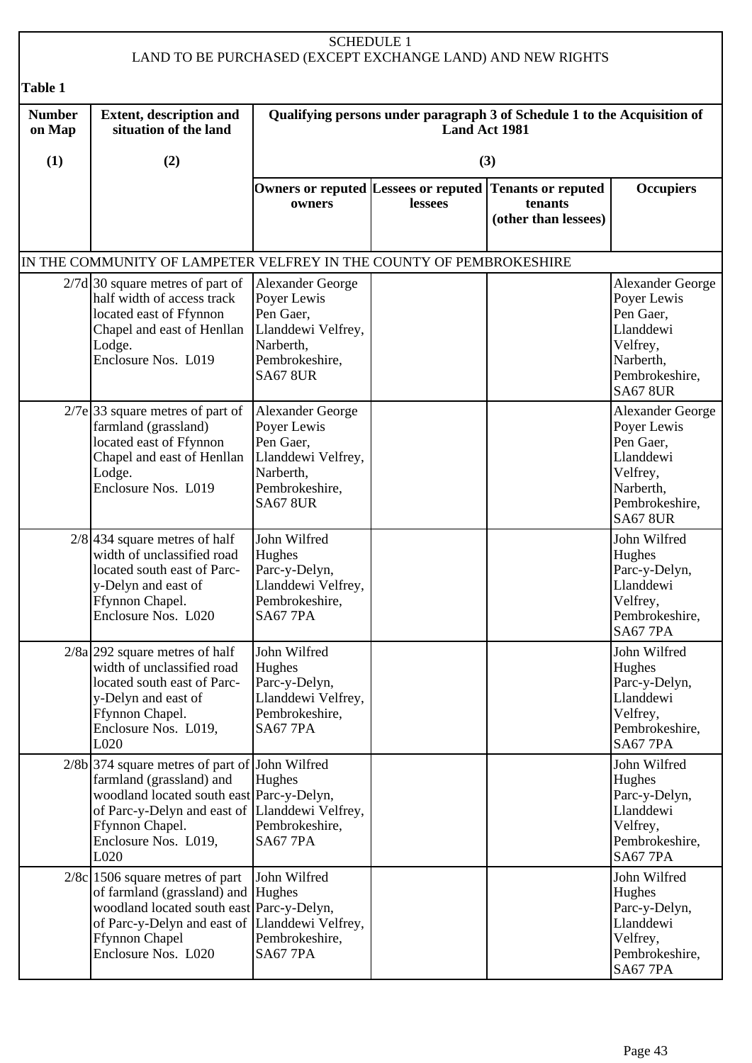SCHEDULE 1
LAND TO BE PURCHASED (EXCEPT EXCHANGE LAND) AND NEW RIGHTS

**Table 1**

| Number on Map | Extent, description and situation of the land | Qualifying persons under paragraph 3 of Schedule 1 to the Acquisition of Land Act 1981 | | | |
|---|---|---|---|---|---|
| (1) | (2) | (3) | | | |
| | | Owners or reputed owners | Lessees or reputed lessees | Tenants or reputed tenants (other than lessees) | Occupiers |
| IN THE COMMUNITY OF LAMPETER VELFREY IN THE COUNTY OF PEMBROKESHIRE | | | | | |
| 2/7d | 30 square metres of part of half width of access track located east of Ffynnon Chapel and east of Henllan Lodge. Enclosure Nos. L019 | Alexander George Poyer Lewis Pen Gaer, Llanddewi Velfrey, Narberth, Pembrokeshire, SA67 8UR | | | Alexander George Poyer Lewis Pen Gaer, Llanddewi Velfrey, Narberth, Pembrokeshire, SA67 8UR |
| 2/7e | 33 square metres of part of farmland (grassland) located east of Ffynnon Chapel and east of Henllan Lodge. Enclosure Nos. L019 | Alexander George Poyer Lewis Pen Gaer, Llanddewi Velfrey, Narberth, Pembrokeshire, SA67 8UR | | | Alexander George Poyer Lewis Pen Gaer, Llanddewi Velfrey, Narberth, Pembrokeshire, SA67 8UR |
| 2/8 | 434 square metres of half width of unclassified road located south east of Parc-y-Delyn and east of Ffynnon Chapel. Enclosure Nos. L020 | John Wilfred Hughes Parc-y-Delyn, Llanddewi Velfrey, Pembrokeshire, SA67 7PA | | | John Wilfred Hughes Parc-y-Delyn, Llanddewi Velfrey, Pembrokeshire, SA67 7PA |
| 2/8a | 292 square metres of half width of unclassified road located south east of Parc-y-Delyn and east of Ffynnon Chapel. Enclosure Nos. L019, L020 | John Wilfred Hughes Parc-y-Delyn, Llanddewi Velfrey, Pembrokeshire, SA67 7PA | | | John Wilfred Hughes Parc-y-Delyn, Llanddewi Velfrey, Pembrokeshire, SA67 7PA |
| 2/8b | 374 square metres of part of farmland (grassland) and woodland located south east of Parc-y-Delyn and east of Ffynnon Chapel. Enclosure Nos. L019, L020 | John Wilfred Hughes Parc-y-Delyn, Llanddewi Velfrey, Pembrokeshire, SA67 7PA | | | John Wilfred Hughes Parc-y-Delyn, Llanddewi Velfrey, Pembrokeshire, SA67 7PA |
| 2/8c | 1506 square metres of part of farmland (grassland) and woodland located south east of Parc-y-Delyn and east of Ffynnon Chapel Enclosure Nos. L020 | John Wilfred Hughes Parc-y-Delyn, Llanddewi Velfrey, Pembrokeshire, SA67 7PA | | | John Wilfred Hughes Parc-y-Delyn, Llanddewi Velfrey, Pembrokeshire, SA67 7PA |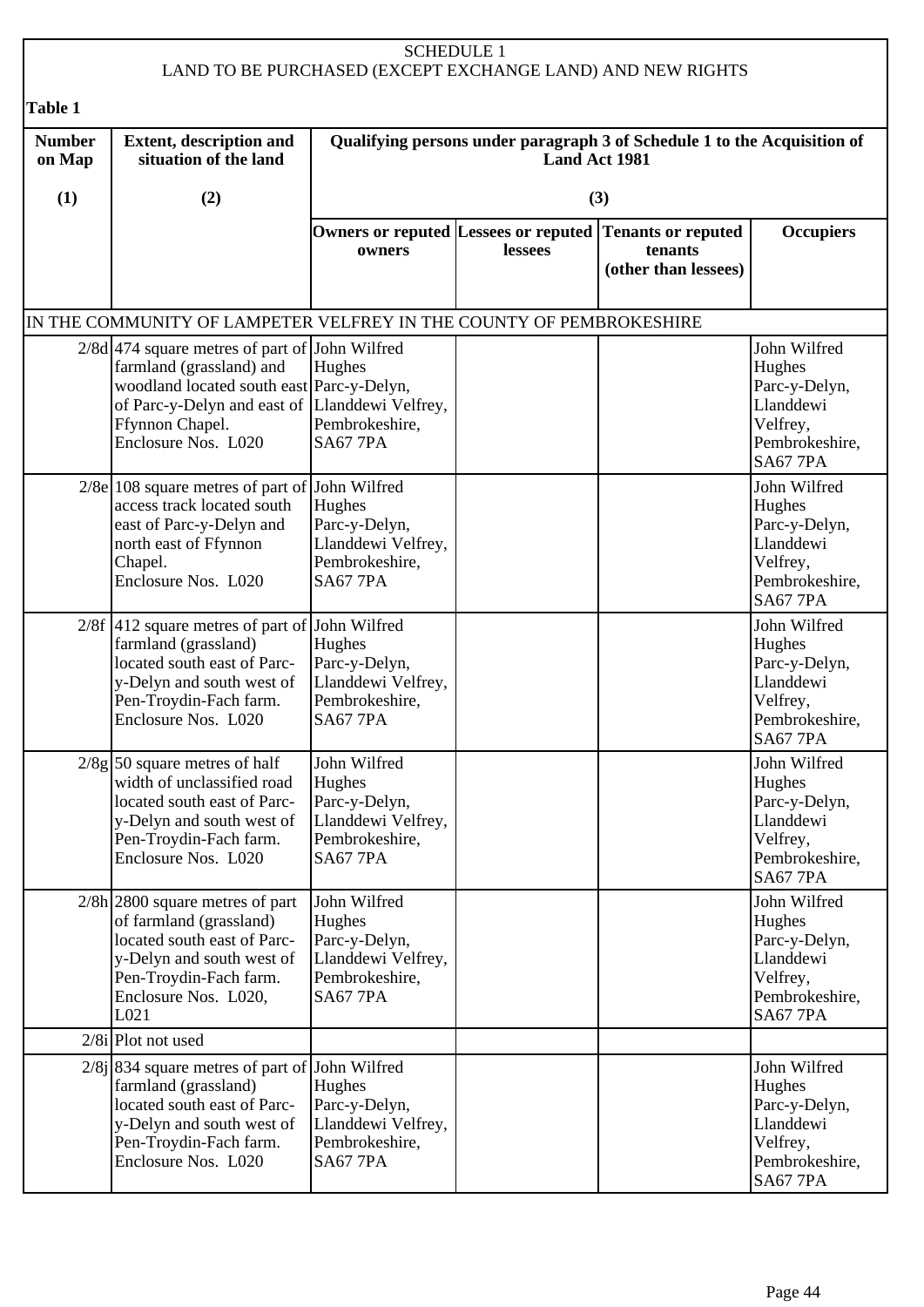SCHEDULE 1
LAND TO BE PURCHASED (EXCEPT EXCHANGE LAND) AND NEW RIGHTS

**Table 1**

| Number on Map | Extent, description and situation of the land | Qualifying persons under paragraph 3 of Schedule 1 to the Acquisition of Land Act 1981 | | | |
|---|---|---|---|---|---|
| (1) | (2) | (3) | | | |
| | | Owners or reputed owners | Lessees or reputed lessees | Tenants or reputed tenants (other than lessees) | Occupiers |
| IN THE COMMUNITY OF LAMPETER VELFREY IN THE COUNTY OF PEMBROKESHIRE | | | | | |
| 2/8d | 474 square metres of part of farmland (grassland) and woodland located south east of Parc-y-Delyn and east of Ffynnon Chapel. Enclosure Nos. L020 | John Wilfred Hughes Parc-y-Delyn, Llanddewi Velfrey, Pembrokeshire, SA67 7PA | | | John Wilfred Hughes Parc-y-Delyn, Llanddewi Velfrey, Pembrokeshire, SA67 7PA |
| 2/8e | 108 square metres of part of access track located south east of Parc-y-Delyn and north east of Ffynnon Chapel. Enclosure Nos. L020 | John Wilfred Hughes Parc-y-Delyn, Llanddewi Velfrey, Pembrokeshire, SA67 7PA | | | John Wilfred Hughes Parc-y-Delyn, Llanddewi Velfrey, Pembrokeshire, SA67 7PA |
| 2/8f | 412 square metres of part of farmland (grassland) located south east of Parc-y-Delyn and south west of Pen-Troydin-Fach farm. Enclosure Nos. L020 | John Wilfred Hughes Parc-y-Delyn, Llanddewi Velfrey, Pembrokeshire, SA67 7PA | | | John Wilfred Hughes Parc-y-Delyn, Llanddewi Velfrey, Pembrokeshire, SA67 7PA |
| 2/8g | 50 square metres of half width of unclassified road located south east of Parc-y-Delyn and south west of Pen-Troydin-Fach farm. Enclosure Nos. L020 | John Wilfred Hughes Parc-y-Delyn, Llanddewi Velfrey, Pembrokeshire, SA67 7PA | | | John Wilfred Hughes Parc-y-Delyn, Llanddewi Velfrey, Pembrokeshire, SA67 7PA |
| 2/8h | 2800 square metres of part of farmland (grassland) located south east of Parc-y-Delyn and south west of Pen-Troydin-Fach farm. Enclosure Nos. L020, L021 | John Wilfred Hughes Parc-y-Delyn, Llanddewi Velfrey, Pembrokeshire, SA67 7PA | | | John Wilfred Hughes Parc-y-Delyn, Llanddewi Velfrey, Pembrokeshire, SA67 7PA |
| 2/8i | Plot not used | | | | |
| 2/8j | 834 square metres of part of farmland (grassland) located south east of Parc-y-Delyn and south west of Pen-Troydin-Fach farm. Enclosure Nos. L020 | John Wilfred Hughes Parc-y-Delyn, Llanddewi Velfrey, Pembrokeshire, SA67 7PA | | | John Wilfred Hughes Parc-y-Delyn, Llanddewi Velfrey, Pembrokeshire, SA67 7PA |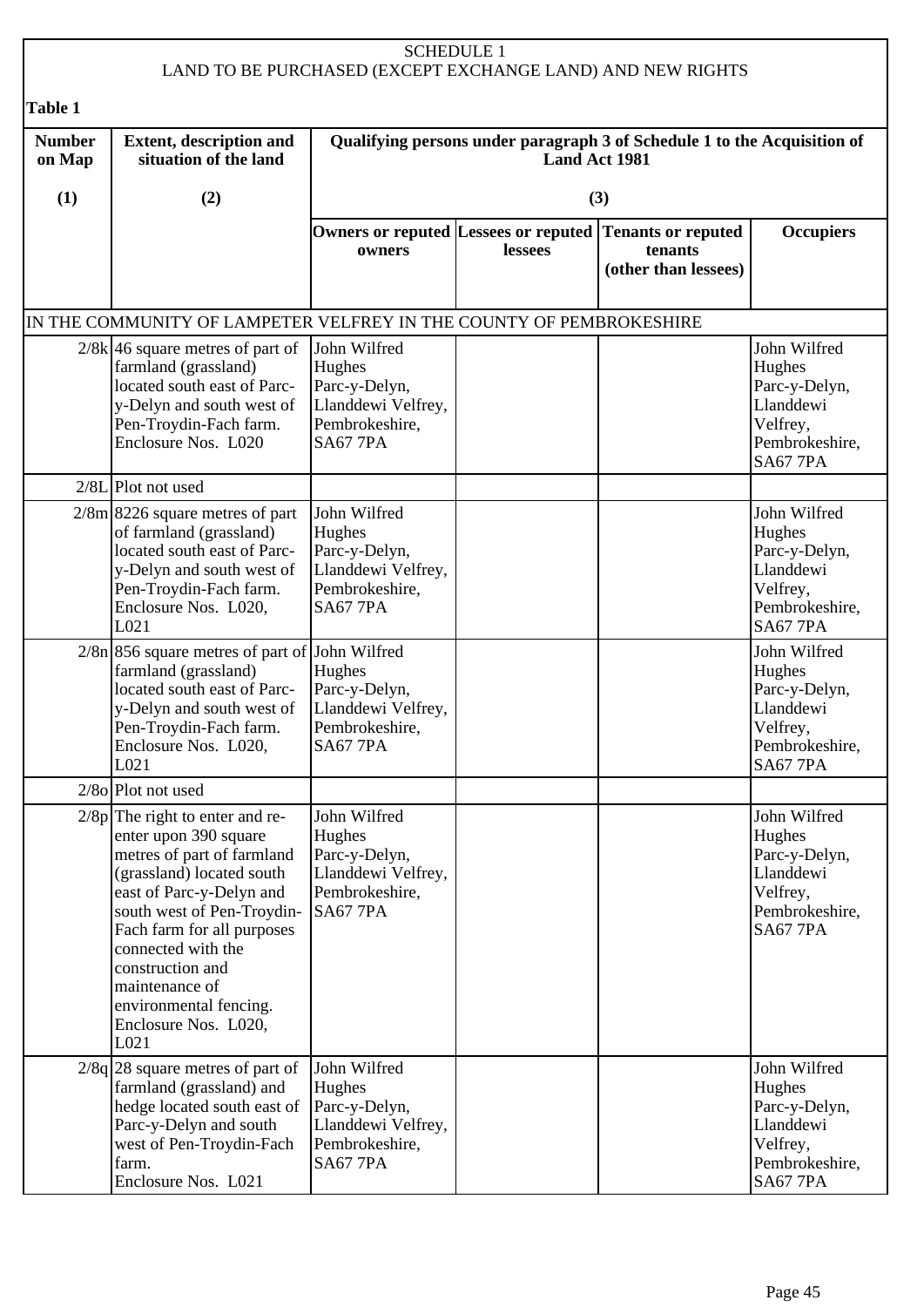SCHEDULE 1
LAND TO BE PURCHASED (EXCEPT EXCHANGE LAND) AND NEW RIGHTS

**Table 1**

| Number on Map | Extent, description and situation of the land | Qualifying persons under paragraph 3 of Schedule 1 to the Acquisition of Land Act 1981 | | | |
|---|---|---|---|---|---|
| (1) | (2) | (3) | | | |
| | | Owners or reputed owners | Lessees or reputed lessees | Tenants or reputed tenants (other than lessees) | Occupiers |
| IN THE COMMUNITY OF LAMPETER VELFREY IN THE COUNTY OF PEMBROKESHIRE | | | | | |
| 2/8k | 46 square metres of part of farmland (grassland) located south east of Parc-y-Delyn and south west of Pen-Troydin-Fach farm. Enclosure Nos. L020 | John Wilfred Hughes Parc-y-Delyn, Llanddewi Velfrey, Pembrokeshire, SA67 7PA | | | John Wilfred Hughes Parc-y-Delyn, Llanddewi Velfrey, Pembrokeshire, SA67 7PA |
| 2/8L | Plot not used | | | | |
| 2/8m | 8226 square metres of part of farmland (grassland) located south east of Parc-y-Delyn and south west of Pen-Troydin-Fach farm. Enclosure Nos. L020, L021 | John Wilfred Hughes Parc-y-Delyn, Llanddewi Velfrey, Pembrokeshire, SA67 7PA | | | John Wilfred Hughes Parc-y-Delyn, Llanddewi Velfrey, Pembrokeshire, SA67 7PA |
| 2/8n | 856 square metres of part of farmland (grassland) located south east of Parc-y-Delyn and south west of Pen-Troydin-Fach farm. Enclosure Nos. L020, L021 | John Wilfred Hughes Parc-y-Delyn, Llanddewi Velfrey, Pembrokeshire, SA67 7PA | | | John Wilfred Hughes Parc-y-Delyn, Llanddewi Velfrey, Pembrokeshire, SA67 7PA |
| 2/8o | Plot not used | | | | |
| 2/8p | The right to enter and re-enter upon 390 square metres of part of farmland (grassland) located south east of Parc-y-Delyn and south west of Pen-Troydin-Fach farm for all purposes connected with the construction and maintenance of environmental fencing. Enclosure Nos. L020, L021 | John Wilfred Hughes Parc-y-Delyn, Llanddewi Velfrey, Pembrokeshire, SA67 7PA | | | John Wilfred Hughes Parc-y-Delyn, Llanddewi Velfrey, Pembrokeshire, SA67 7PA |
| 2/8q | 28 square metres of part of farmland (grassland) and hedge located south east of Parc-y-Delyn and south west of Pen-Troydin-Fach farm. Enclosure Nos. L021 | John Wilfred Hughes Parc-y-Delyn, Llanddewi Velfrey, Pembrokeshire, SA67 7PA | | | John Wilfred Hughes Parc-y-Delyn, Llanddewi Velfrey, Pembrokeshire, SA67 7PA |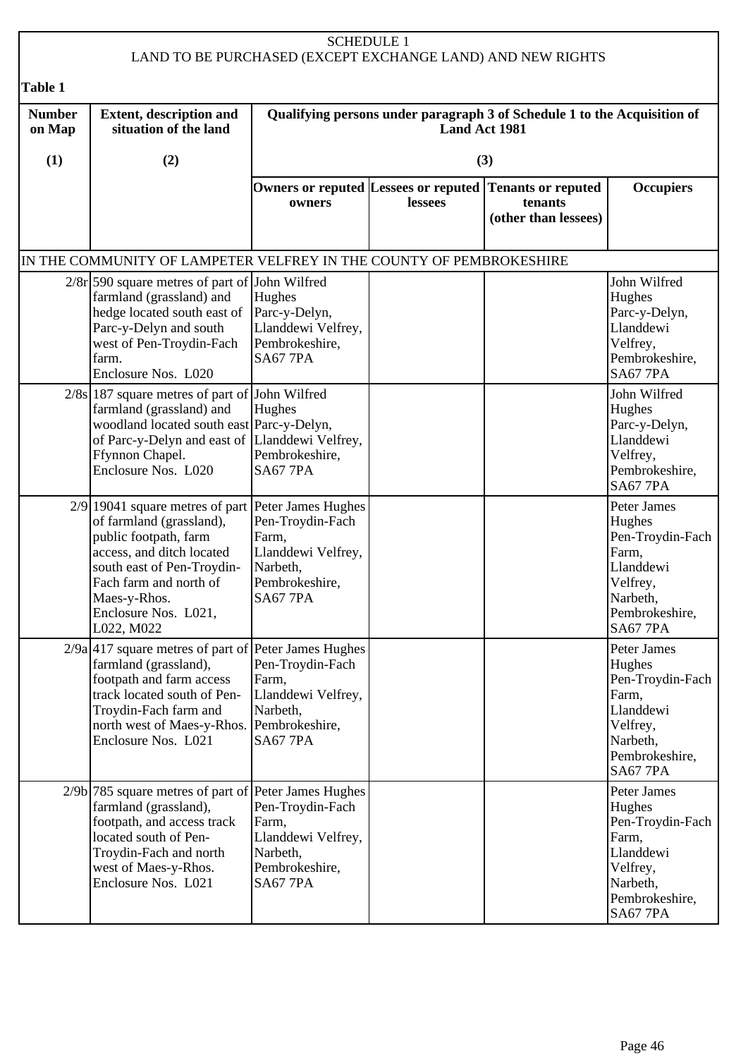SCHEDULE 1
LAND TO BE PURCHASED (EXCEPT EXCHANGE LAND) AND NEW RIGHTS

**Table 1**

| **Number on Map** | **Extent, description and situation of the land** | **Qualifying persons under paragraph 3 of Schedule 1 to the Acquisition of Land Act 1981** | | | |
|---|---|---|---|---|---|
| **(1)** | **(2)** | **(3)** | | | |
| | | **Owners or reputed owners** | **Lessees or reputed lessees** | **Tenants or reputed tenants (other than lessees)** | **Occupiers** |
| IN THE COMMUNITY OF LAMPETER VELFREY IN THE COUNTY OF PEMBROKESHIRE | | | | | |
| 2/8r | 590 square metres of part of farmland (grassland) and hedge located south east of Parc-y-Delyn and south west of Pen-Troydin-Fach farm. Enclosure Nos. L020 | John Wilfred Hughes Parc-y-Delyn, Llanddewi Velfrey, Pembrokeshire, SA67 7PA | | | John Wilfred Hughes Parc-y-Delyn, Llanddewi Velfrey, Pembrokeshire, SA67 7PA |
| 2/8s | 187 square metres of part of farmland (grassland) and woodland located south east of Parc-y-Delyn and east of Ffynnon Chapel. Enclosure Nos. L020 | John Wilfred Hughes Parc-y-Delyn, Llanddewi Velfrey, Pembrokeshire, SA67 7PA | | | John Wilfred Hughes Parc-y-Delyn, Llanddewi Velfrey, Pembrokeshire, SA67 7PA |
| 2/9 | 19041 square metres of part of farmland (grassland), public footpath, farm access, and ditch located south east of Pen-Troydin-Fach farm and north of Maes-y-Rhos. Enclosure Nos. L021, L022, M022 | Peter James Hughes Pen-Troydin-Fach Farm, Llanddewi Velfrey, Narbeth, Pembrokeshire, SA67 7PA | | | Peter James Hughes Pen-Troydin-Fach Farm, Llanddewi Velfrey, Narbeth, Pembrokeshire, SA67 7PA |
| 2/9a | 417 square metres of part of farmland (grassland), footpath and farm access track located south of Pen-Troydin-Fach farm and north west of Maes-y-Rhos. Enclosure Nos. L021 | Peter James Hughes Pen-Troydin-Fach Farm, Llanddewi Velfrey, Narbeth, Pembrokeshire, SA67 7PA | | | Peter James Hughes Pen-Troydin-Fach Farm, Llanddewi Velfrey, Narbeth, Pembrokeshire, SA67 7PA |
| 2/9b | 785 square metres of part of farmland (grassland), footpath, and access track located south of Pen-Troydin-Fach and north west of Maes-y-Rhos. Enclosure Nos. L021 | Peter James Hughes Pen-Troydin-Fach Farm, Llanddewi Velfrey, Narbeth, Pembrokeshire, SA67 7PA | | | Peter James Hughes Pen-Troydin-Fach Farm, Llanddewi Velfrey, Narbeth, Pembrokeshire, SA67 7PA |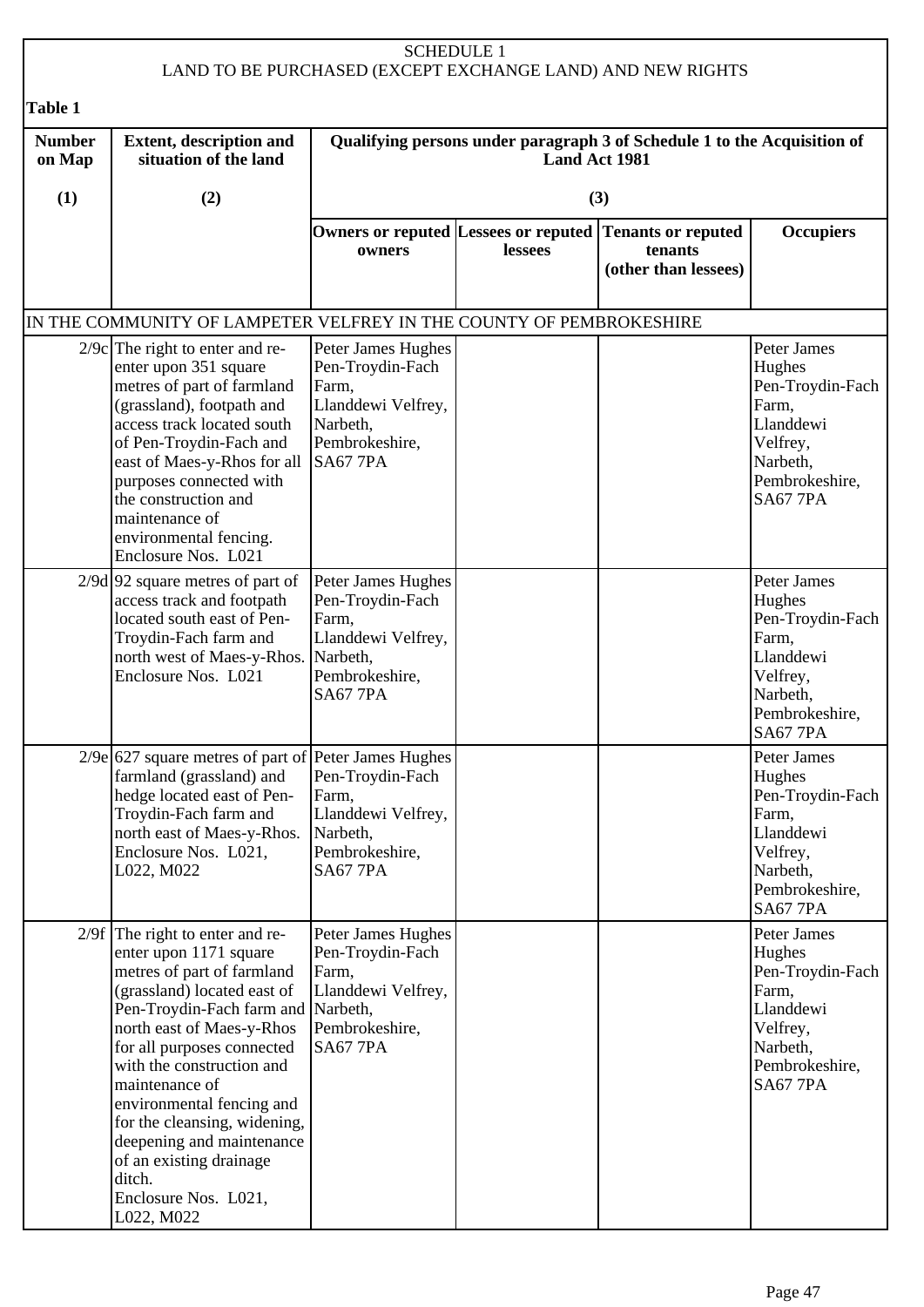SCHEDULE 1
LAND TO BE PURCHASED (EXCEPT EXCHANGE LAND) AND NEW RIGHTS

**Table 1**

| Number on Map | Extent, description and situation of the land | Qualifying persons under paragraph 3 of Schedule 1 to the Acquisition of Land Act 1981 | | | |
|---|---|---|---|---|---|
| (1) | (2) | (3) | | | |
| | | Owners or reputed owners | Lessees or reputed lessees | Tenants or reputed tenants (other than lessees) | Occupiers |
| IN THE COMMUNITY OF LAMPETER VELFREY IN THE COUNTY OF PEMBROKESHIRE | | | | | |
| 2/9c | The right to enter and re-enter upon 351 square metres of part of farmland (grassland), footpath and access track located south of Pen-Troydin-Fach and east of Maes-y-Rhos for all purposes connected with the construction and maintenance of environmental fencing. Enclosure Nos. L021 | Peter James Hughes Pen-Troydin-Fach Farm, Llanddewi Velfrey, Narbeth, Pembrokeshire, SA67 7PA | | | Peter James Hughes Pen-Troydin-Fach Farm, Llanddewi Velfrey, Narbeth, Pembrokeshire, SA67 7PA |
| 2/9d | 92 square metres of part of access track and footpath located south east of Pen-Troydin-Fach farm and north west of Maes-y-Rhos. Enclosure Nos. L021 | Peter James Hughes Pen-Troydin-Fach Farm, Llanddewi Velfrey, Narbeth, Pembrokeshire, SA67 7PA | | | Peter James Hughes Pen-Troydin-Fach Farm, Llanddewi Velfrey, Narbeth, Pembrokeshire, SA67 7PA |
| 2/9e | 627 square metres of part of farmland (grassland) and hedge located east of Pen-Troydin-Fach farm and north east of Maes-y-Rhos. Enclosure Nos. L021, L022, M022 | Peter James Hughes Pen-Troydin-Fach Farm, Llanddewi Velfrey, Narbeth, Pembrokeshire, SA67 7PA | | | Peter James Hughes Pen-Troydin-Fach Farm, Llanddewi Velfrey, Narbeth, Pembrokeshire, SA67 7PA |
| 2/9f | The right to enter and re-enter upon 1171 square metres of part of farmland (grassland) located east of Pen-Troydin-Fach farm and north east of Maes-y-Rhos for all purposes connected with the construction and maintenance of environmental fencing and for the cleansing, widening, deepening and maintenance of an existing drainage ditch. Enclosure Nos. L021, L022, M022 | Peter James Hughes Pen-Troydin-Fach Farm, Llanddewi Velfrey, Narbeth, Pembrokeshire, SA67 7PA | | | Peter James Hughes Pen-Troydin-Fach Farm, Llanddewi Velfrey, Narbeth, Pembrokeshire, SA67 7PA |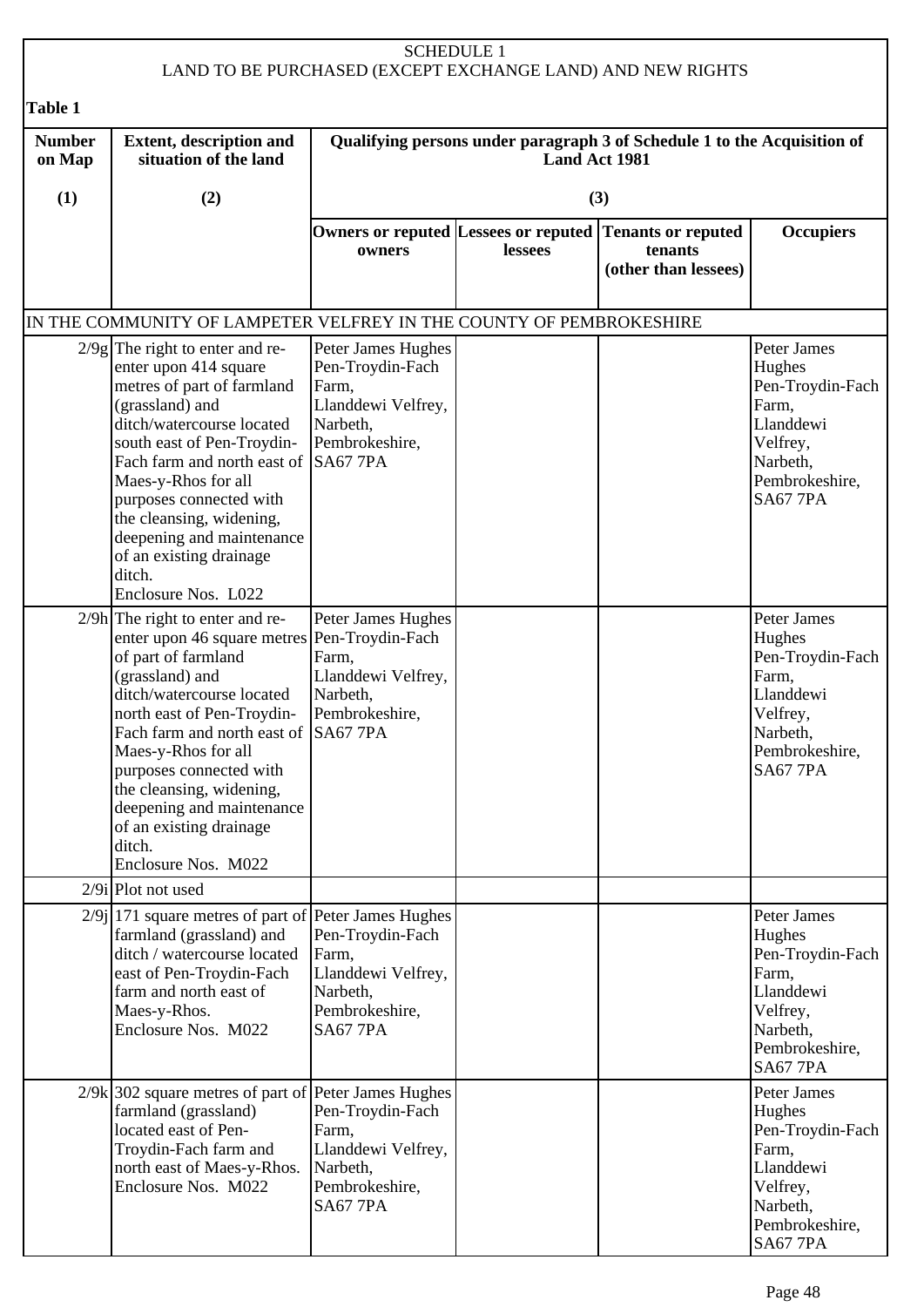SCHEDULE 1
LAND TO BE PURCHASED (EXCEPT EXCHANGE LAND) AND NEW RIGHTS

**Table 1**

| Number on Map | Extent, description and situation of the land | Qualifying persons under paragraph 3 of Schedule 1 to the Acquisition of Land Act 1981 | | | |
|---|---|---|---|---|---|
| (1) | (2) | (3) | | | |
| | | Owners or reputed owners | Lessees or reputed lessees | Tenants or reputed tenants (other than lessees) | Occupiers |
| IN THE COMMUNITY OF LAMPETER VELFREY IN THE COUNTY OF PEMBROKESHIRE | | | | | |
| 2/9g | The right to enter and re-enter upon 414 square metres of part of farmland (grassland) and ditch/watercourse located south east of Pen-Troydin-Fach farm and north east of Maes-y-Rhos for all purposes connected with the cleansing, widening, deepening and maintenance of an existing drainage ditch. Enclosure Nos. L022 | Peter James Hughes Pen-Troydin-Fach Farm, Llanddewi Velfrey, Narbeth, Pembrokeshire, SA67 7PA | | | Peter James Hughes Pen-Troydin-Fach Farm, Llanddewi Velfrey, Narbeth, Pembrokeshire, SA67 7PA |
| 2/9h | The right to enter and re-enter upon 46 square metres of part of farmland (grassland) and ditch/watercourse located north east of Pen-Troydin-Fach farm and north east of Maes-y-Rhos for all purposes connected with the cleansing, widening, deepening and maintenance of an existing drainage ditch. Enclosure Nos. M022 | Peter James Hughes Pen-Troydin-Fach Farm, Llanddewi Velfrey, Narbeth, Pembrokeshire, SA67 7PA | | | Peter James Hughes Pen-Troydin-Fach Farm, Llanddewi Velfrey, Narbeth, Pembrokeshire, SA67 7PA |
| 2/9i | Plot not used | | | | |
| 2/9j | 171 square metres of part of farmland (grassland) and ditch / watercourse located east of Pen-Troydin-Fach farm and north east of Maes-y-Rhos. Enclosure Nos. M022 | Peter James Hughes Pen-Troydin-Fach Farm, Llanddewi Velfrey, Narbeth, Pembrokeshire, SA67 7PA | | | Peter James Hughes Pen-Troydin-Fach Farm, Llanddewi Velfrey, Narbeth, Pembrokeshire, SA67 7PA |
| 2/9k | 302 square metres of part of farmland (grassland) located east of Pen-Troydin-Fach farm and north east of Maes-y-Rhos. Enclosure Nos. M022 | Peter James Hughes Pen-Troydin-Fach Farm, Llanddewi Velfrey, Narbeth, Pembrokeshire, SA67 7PA | | | Peter James Hughes Pen-Troydin-Fach Farm, Llanddewi Velfrey, Narbeth, Pembrokeshire, SA67 7PA |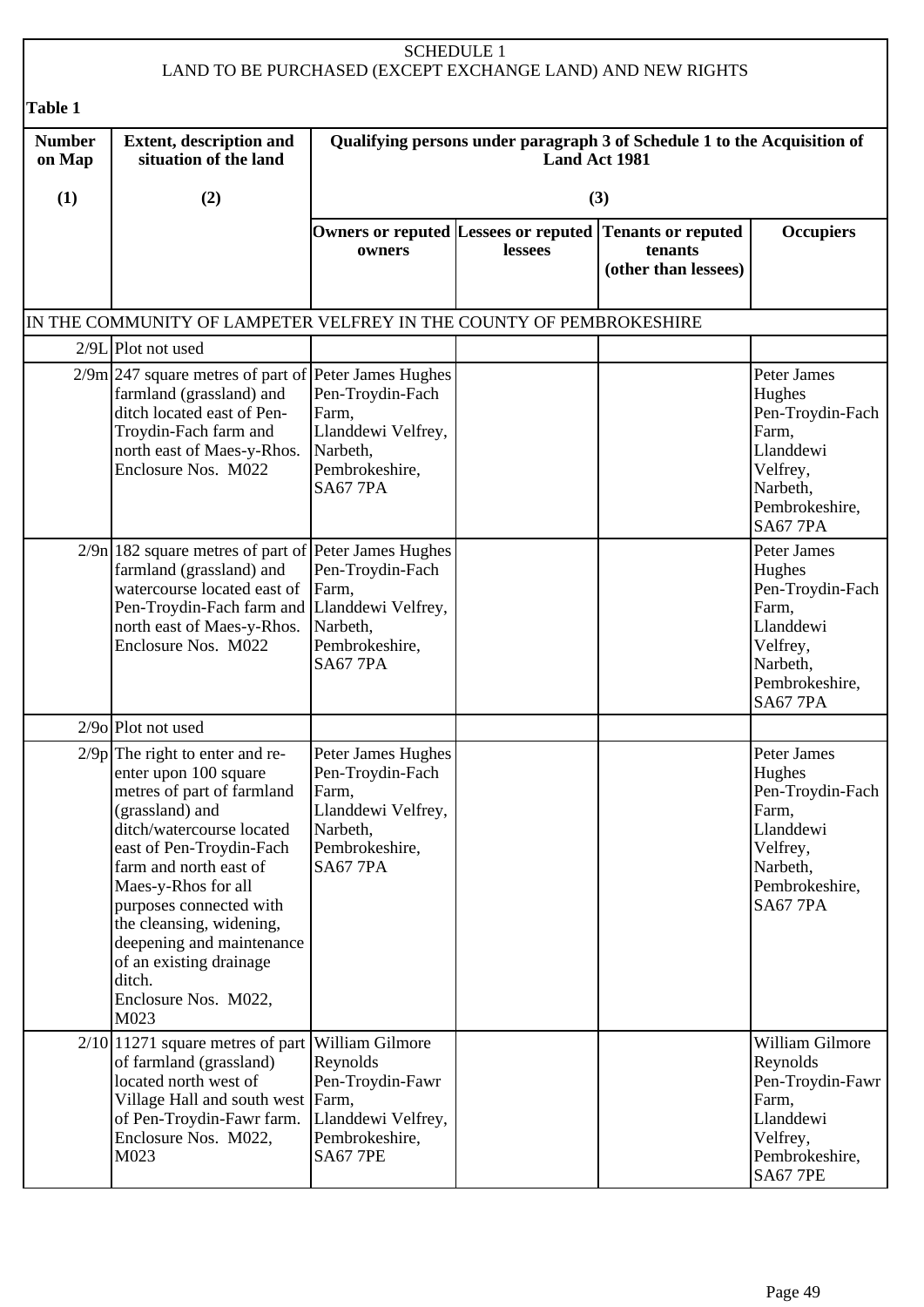SCHEDULE 1
LAND TO BE PURCHASED (EXCEPT EXCHANGE LAND) AND NEW RIGHTS

**Table 1**

| **Number on Map** | **Extent, description and situation of the land** | **Qualifying persons under paragraph 3 of Schedule 1 to the Acquisition of Land Act 1981** | | | |
|---|---|---|---|---|---|
| **(1)** | **(2)** | **(3)** | | | |
| | | **Owners or reputed owners** | **Lessees or reputed lessees** | **Tenants or reputed tenants (other than lessees)** | **Occupiers** |
| IN THE COMMUNITY OF LAMPETER VELFREY IN THE COUNTY OF PEMBROKESHIRE | | | | | |
| 2/9L | Plot not used | | | | |
| 2/9m | 247 square metres of part of farmland (grassland) and ditch located east of Pen-Troydin-Fach farm and north east of Maes-y-Rhos. Enclosure Nos. M022 | Peter James Hughes Pen-Troydin-Fach Farm, Llanddewi Velfrey, Narbeth, Pembrokeshire, SA67 7PA | | | Peter James Hughes Pen-Troydin-Fach Farm, Llanddewi Velfrey, Narbeth, Pembrokeshire, SA67 7PA |
| 2/9n | 182 square metres of part of farmland (grassland) and watercourse located east of Pen-Troydin-Fach farm and north east of Maes-y-Rhos. Enclosure Nos. M022 | Peter James Hughes Pen-Troydin-Fach Farm, Llanddewi Velfrey, Narbeth, Pembrokeshire, SA67 7PA | | | Peter James Hughes Pen-Troydin-Fach Farm, Llanddewi Velfrey, Narbeth, Pembrokeshire, SA67 7PA |
| 2/9o | Plot not used | | | | |
| 2/9p | The right to enter and re-enter upon 100 square metres of part of farmland (grassland) and ditch/watercourse located east of Pen-Troydin-Fach farm and north east of Maes-y-Rhos for all purposes connected with the cleansing, widening, deepening and maintenance of an existing drainage ditch. Enclosure Nos. M022, M023 | Peter James Hughes Pen-Troydin-Fach Farm, Llanddewi Velfrey, Narbeth, Pembrokeshire, SA67 7PA | | | Peter James Hughes Pen-Troydin-Fach Farm, Llanddewi Velfrey, Narbeth, Pembrokeshire, SA67 7PA |
| 2/10 | 11271 square metres of part of farmland (grassland) located north west of Village Hall and south west of Pen-Troydin-Fawr farm. Enclosure Nos. M022, M023 | William Gilmore Reynolds Pen-Troydin-Fawr Farm, Llanddewi Velfrey, Pembrokeshire, SA67 7PE | | | William Gilmore Reynolds Pen-Troydin-Fawr Farm, Llanddewi Velfrey, Pembrokeshire, SA67 7PE |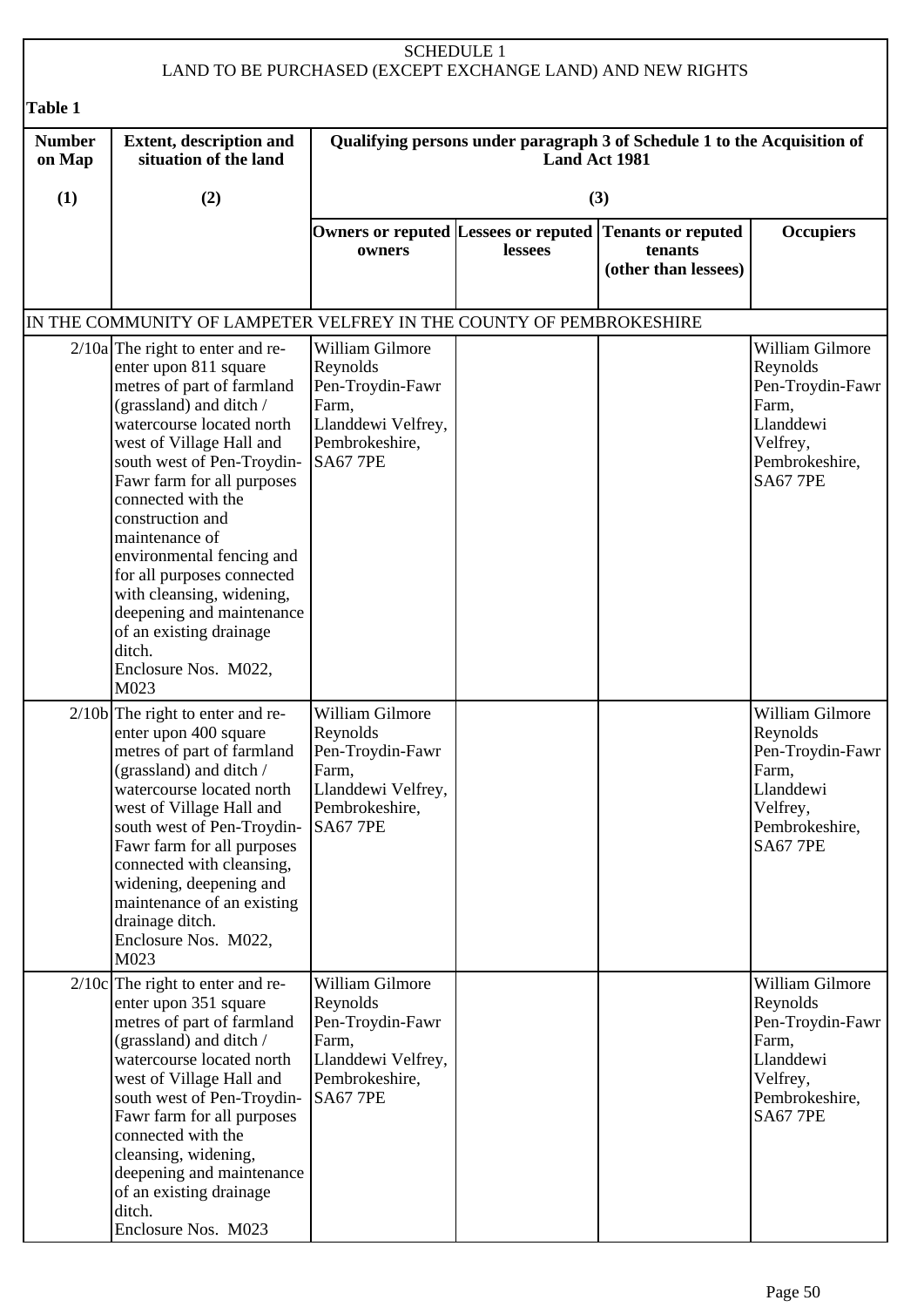SCHEDULE 1
LAND TO BE PURCHASED (EXCEPT EXCHANGE LAND) AND NEW RIGHTS

**Table 1**

| Number on Map | Extent, description and situation of the land | Qualifying persons under paragraph 3 of Schedule 1 to the Acquisition of Land Act 1981 | | | |
|---|---|---|---|---|---|
| (1) | (2) | (3) | | | |
| | | Owners or reputed owners | Lessees or reputed lessees | Tenants or reputed tenants (other than lessees) | Occupiers |
| IN THE COMMUNITY OF LAMPETER VELFREY IN THE COUNTY OF PEMBROKESHIRE | | | | | |
| 2/10a | The right to enter and re-enter upon 811 square metres of part of farmland (grassland) and ditch / watercourse located north west of Village Hall and south west of Pen-Troydin-Fawr farm for all purposes connected with the construction and maintenance of environmental fencing and for all purposes connected with cleansing, widening, deepening and maintenance of an existing drainage ditch. Enclosure Nos. M022, M023 | William Gilmore Reynolds Pen-Troydin-Fawr Farm, Llanddewi Velfrey, Pembrokeshire, SA67 7PE | | | William Gilmore Reynolds Pen-Troydin-Fawr Farm, Llanddewi Velfrey, Pembrokeshire, SA67 7PE |
| 2/10b | The right to enter and re-enter upon 400 square metres of part of farmland (grassland) and ditch / watercourse located north west of Village Hall and south west of Pen-Troydin-Fawr farm for all purposes connected with cleansing, widening, deepening and maintenance of an existing drainage ditch. Enclosure Nos. M022, M023 | William Gilmore Reynolds Pen-Troydin-Fawr Farm, Llanddewi Velfrey, Pembrokeshire, SA67 7PE | | | William Gilmore Reynolds Pen-Troydin-Fawr Farm, Llanddewi Velfrey, Pembrokeshire, SA67 7PE |
| 2/10c | The right to enter and re-enter upon 351 square metres of part of farmland (grassland) and ditch / watercourse located north west of Village Hall and south west of Pen-Troydin-Fawr farm for all purposes connected with the cleansing, widening, deepening and maintenance of an existing drainage ditch. Enclosure Nos. M023 | William Gilmore Reynolds Pen-Troydin-Fawr Farm, Llanddewi Velfrey, Pembrokeshire, SA67 7PE | | | William Gilmore Reynolds Pen-Troydin-Fawr Farm, Llanddewi Velfrey, Pembrokeshire, SA67 7PE |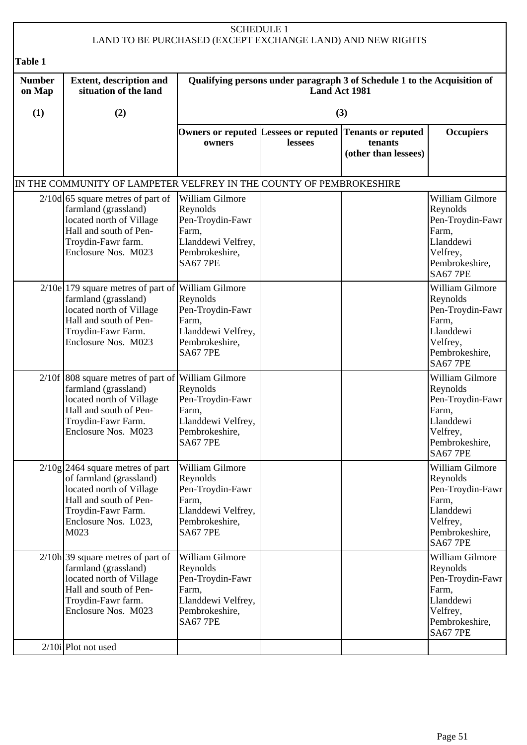SCHEDULE 1
LAND TO BE PURCHASED (EXCEPT EXCHANGE LAND) AND NEW RIGHTS

**Table 1**

| Number on Map | Extent, description and situation of the land | Qualifying persons under paragraph 3 of Schedule 1 to the Acquisition of Land Act 1981 | | | |
|---|---|---|---|---|---|
| (1) | (2) | (3) | | | |
| | | Owners or reputed owners | Lessees or reputed lessees | Tenants or reputed tenants (other than lessees) | Occupiers |
| IN THE COMMUNITY OF LAMPETER VELFREY IN THE COUNTY OF PEMBROKESHIRE | | | | | |
| 2/10d | 65 square metres of part of farmland (grassland) located north of Village Hall and south of Pen-Troydin-Fawr farm. Enclosure Nos. M023 | William Gilmore Reynolds Pen-Troydin-Fawr Farm, Llanddewi Velfrey, Pembrokeshire, SA67 7PE | | | William Gilmore Reynolds Pen-Troydin-Fawr Farm, Llanddewi Velfrey, Pembrokeshire, SA67 7PE |
| 2/10e | 179 square metres of part of farmland (grassland) located north of Village Hall and south of Pen-Troydin-Fawr Farm. Enclosure Nos. M023 | William Gilmore Reynolds Pen-Troydin-Fawr Farm, Llanddewi Velfrey, Pembrokeshire, SA67 7PE | | | William Gilmore Reynolds Pen-Troydin-Fawr Farm, Llanddewi Velfrey, Pembrokeshire, SA67 7PE |
| 2/10f | 808 square metres of part of farmland (grassland) located north of Village Hall and south of Pen-Troydin-Fawr Farm. Enclosure Nos. M023 | William Gilmore Reynolds Pen-Troydin-Fawr Farm, Llanddewi Velfrey, Pembrokeshire, SA67 7PE | | | William Gilmore Reynolds Pen-Troydin-Fawr Farm, Llanddewi Velfrey, Pembrokeshire, SA67 7PE |
| 2/10g | 2464 square metres of part of farmland (grassland) located north of Village Hall and south of Pen-Troydin-Fawr Farm. Enclosure Nos. L023, M023 | William Gilmore Reynolds Pen-Troydin-Fawr Farm, Llanddewi Velfrey, Pembrokeshire, SA67 7PE | | | William Gilmore Reynolds Pen-Troydin-Fawr Farm, Llanddewi Velfrey, Pembrokeshire, SA67 7PE |
| 2/10h | 39 square metres of part of farmland (grassland) located north of Village Hall and south of Pen-Troydin-Fawr farm. Enclosure Nos. M023 | William Gilmore Reynolds Pen-Troydin-Fawr Farm, Llanddewi Velfrey, Pembrokeshire, SA67 7PE | | | William Gilmore Reynolds Pen-Troydin-Fawr Farm, Llanddewi Velfrey, Pembrokeshire, SA67 7PE |
| 2/10i | Plot not used | | | | |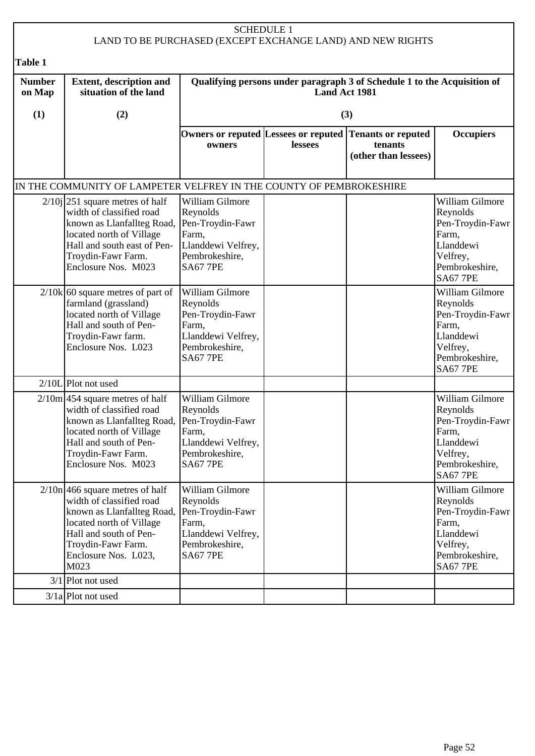SCHEDULE 1
LAND TO BE PURCHASED (EXCEPT EXCHANGE LAND) AND NEW RIGHTS

**Table 1**

| Number on Map | Extent, description and situation of the land | Qualifying persons under paragraph 3 of Schedule 1 to the Acquisition of Land Act 1981 | | | |
|---|---|---|---|---|---|
| (1) | (2) | (3) | | | |
| | | Owners or reputed owners | Lessees or reputed lessees | Tenants or reputed tenants (other than lessees) | Occupiers |
| IN THE COMMUNITY OF LAMPETER VELFREY IN THE COUNTY OF PEMBROKESHIRE | | | | | |
| 2/10j | 251 square metres of half width of classified road known as Llanfallteg Road, located north of Village Hall and south east of Pen-Troydin-Fawr Farm. Enclosure Nos. M023 | William Gilmore Reynolds Pen-Troydin-Fawr Farm, Llanddewi Velfrey, Pembrokeshire, SA67 7PE | | | William Gilmore Reynolds Pen-Troydin-Fawr Farm, Llanddewi Velfrey, Pembrokeshire, SA67 7PE |
| 2/10k | 60 square metres of part of farmland (grassland) located north of Village Hall and south of Pen-Troydin-Fawr farm. Enclosure Nos. L023 | William Gilmore Reynolds Pen-Troydin-Fawr Farm, Llanddewi Velfrey, Pembrokeshire, SA67 7PE | | | William Gilmore Reynolds Pen-Troydin-Fawr Farm, Llanddewi Velfrey, Pembrokeshire, SA67 7PE |
| 2/10L | Plot not used | | | | |
| 2/10m | 454 square metres of half width of classified road known as Llanfallteg Road, located north of Village Hall and south of Pen-Troydin-Fawr Farm. Enclosure Nos. M023 | William Gilmore Reynolds Pen-Troydin-Fawr Farm, Llanddewi Velfrey, Pembrokeshire, SA67 7PE | | | William Gilmore Reynolds Pen-Troydin-Fawr Farm, Llanddewi Velfrey, Pembrokeshire, SA67 7PE |
| 2/10n | 466 square metres of half width of classified road known as Llanfallteg Road, located north of Village Hall and south of Pen-Troydin-Fawr Farm. Enclosure Nos. L023, M023 | William Gilmore Reynolds Pen-Troydin-Fawr Farm, Llanddewi Velfrey, Pembrokeshire, SA67 7PE | | | William Gilmore Reynolds Pen-Troydin-Fawr Farm, Llanddewi Velfrey, Pembrokeshire, SA67 7PE |
| 3/1 | Plot not used | | | | |
| 3/1a | Plot not used | | | | |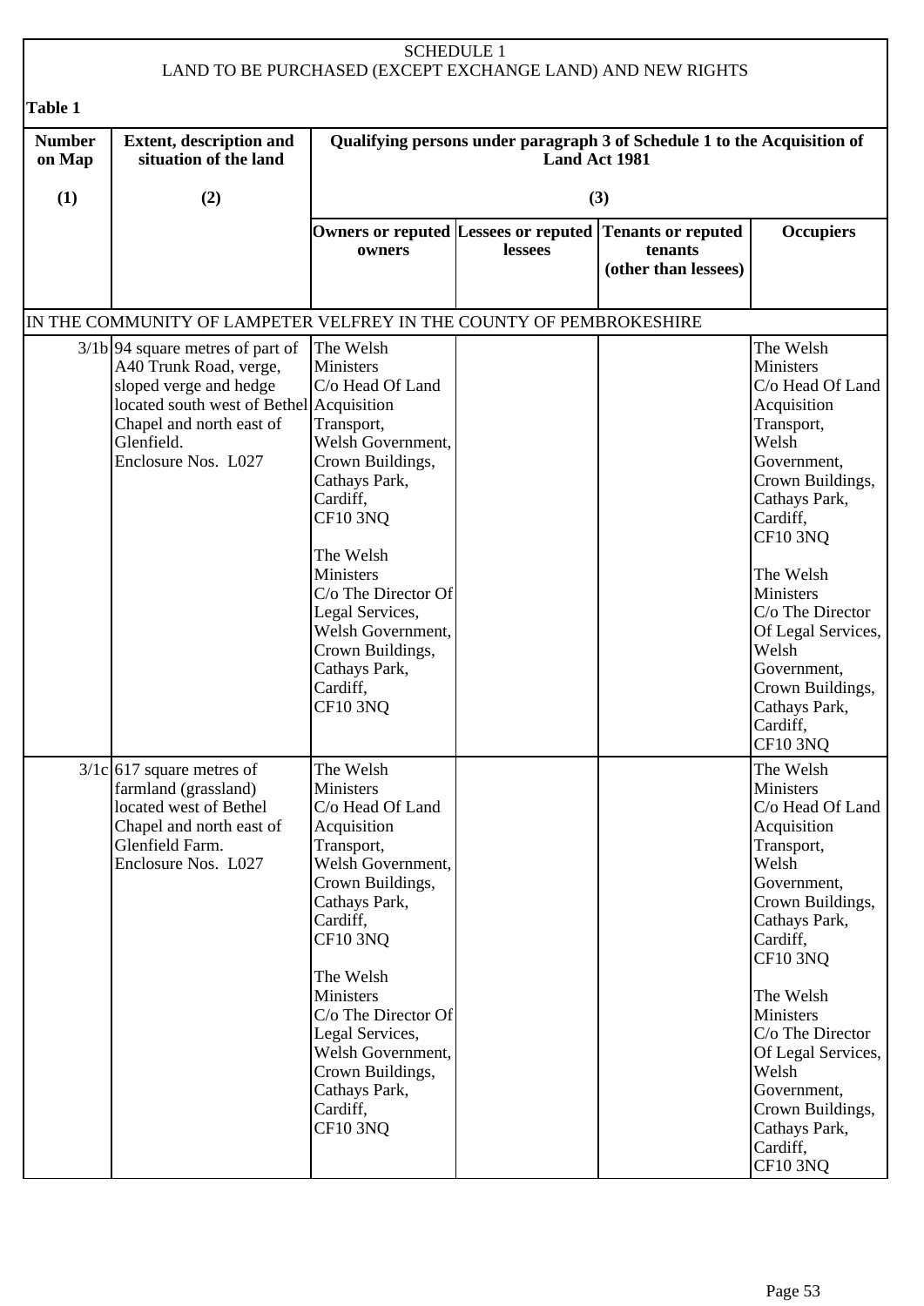SCHEDULE 1
LAND TO BE PURCHASED (EXCEPT EXCHANGE LAND) AND NEW RIGHTS

**Table 1**

| Number on Map | Extent, description and situation of the land | Qualifying persons under paragraph 3 of Schedule 1 to the Acquisition of Land Act 1981 | | | |
|---|---|---|---|---|---|
| (1) | (2) | (3) | | | |
| | | Owners or reputed owners | Lessees or reputed lessees | Tenants or reputed tenants (other than lessees) | Occupiers |
| IN THE COMMUNITY OF LAMPETER VELFREY IN THE COUNTY OF PEMBROKESHIRE | | | | | |
| 3/1b | 94 square metres of part of A40 Trunk Road, verge, sloped verge and hedge located south west of Bethel Chapel and north east of Glenfield. Enclosure Nos. L027 | The Welsh Ministers C/o Head Of Land Acquisition Transport, Welsh Government, Crown Buildings, Cathays Park, Cardiff, CF10 3NQ<br><br>The Welsh Ministers C/o The Director Of Legal Services, Welsh Government, Crown Buildings, Cathays Park, Cardiff, CF10 3NQ | | | The Welsh Ministers C/o Head Of Land Acquisition Transport, Welsh Government, Crown Buildings, Cathays Park, Cardiff, CF10 3NQ<br><br>The Welsh Ministers C/o The Director Of Legal Services, Welsh Government, Crown Buildings, Cathays Park, Cardiff, CF10 3NQ |
| 3/1c | 617 square metres of farmland (grassland) located west of Bethel Chapel and north east of Glenfield Farm. Enclosure Nos. L027 | The Welsh Ministers C/o Head Of Land Acquisition Transport, Welsh Government, Crown Buildings, Cathays Park, Cardiff, CF10 3NQ<br><br>The Welsh Ministers C/o The Director Of Legal Services, Welsh Government, Crown Buildings, Cathays Park, Cardiff, CF10 3NQ | | | The Welsh Ministers C/o Head Of Land Acquisition Transport, Welsh Government, Crown Buildings, Cathays Park, Cardiff, CF10 3NQ<br><br>The Welsh Ministers C/o The Director Of Legal Services, Welsh Government, Crown Buildings, Cathays Park, Cardiff, CF10 3NQ |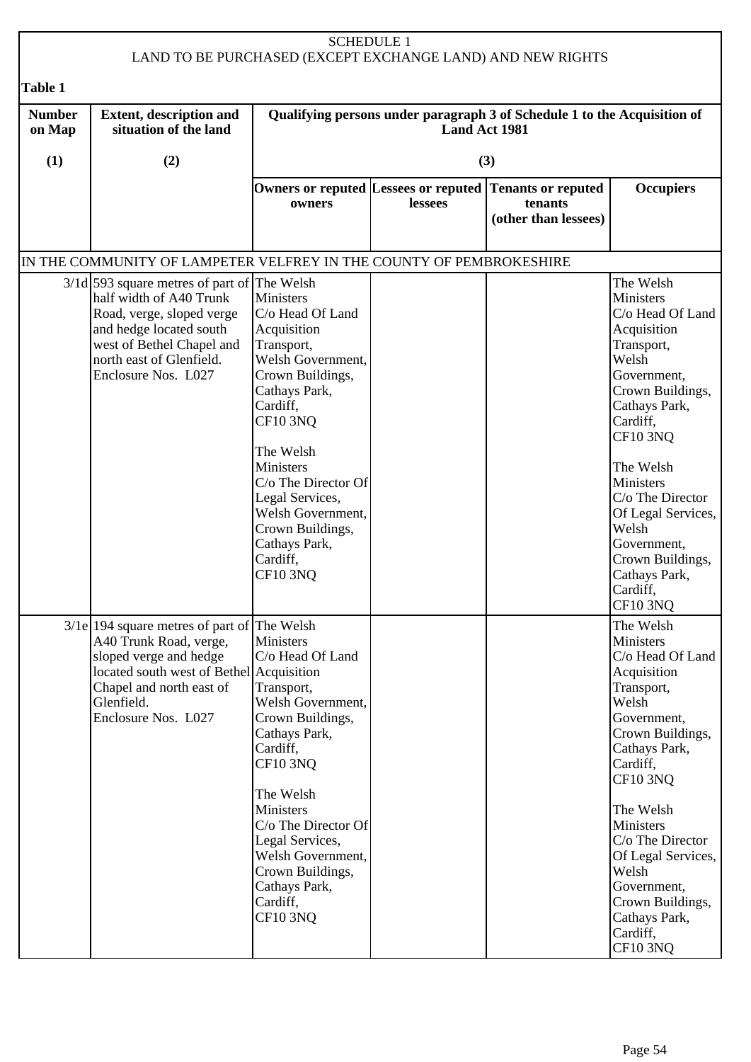SCHEDULE 1
LAND TO BE PURCHASED (EXCEPT EXCHANGE LAND) AND NEW RIGHTS

**Table 1**

| Number on Map | Extent, description and situation of the land | Qualifying persons under paragraph 3 of Schedule 1 to the Acquisition of Land Act 1981 | | | |
|---|---|---|---|---|---|
| (1) | (2) | (3) | | | |
| | | Owners or reputed owners | Lessees or reputed lessees | Tenants or reputed tenants (other than lessees) | Occupiers |
| IN THE COMMUNITY OF LAMPETER VELFREY IN THE COUNTY OF PEMBROKESHIRE | | | | | |
| 3/1d | 593 square metres of part of half width of A40 Trunk Road, verge, sloped verge and hedge located south west of Bethel Chapel and north east of Glenfield. Enclosure Nos. L027 | The Welsh Ministers C/o Head Of Land Acquisition Transport, Welsh Government, Crown Buildings, Cathays Park, Cardiff, CF10 3NQ<br><br>The Welsh Ministers C/o The Director Of Legal Services, Welsh Government, Crown Buildings, Cathays Park, Cardiff, CF10 3NQ | | | The Welsh Ministers C/o Head Of Land Acquisition Transport, Welsh Government, Crown Buildings, Cathays Park, Cardiff, CF10 3NQ<br><br>The Welsh Ministers C/o The Director Of Legal Services, Welsh Government, Crown Buildings, Cathays Park, Cardiff, CF10 3NQ |
| 3/1e | 194 square metres of part of A40 Trunk Road, verge, sloped verge and hedge located south west of Bethel Chapel and north east of Glenfield. Enclosure Nos. L027 | The Welsh Ministers C/o Head Of Land Acquisition Transport, Welsh Government, Crown Buildings, Cathays Park, Cardiff, CF10 3NQ<br><br>The Welsh Ministers C/o The Director Of Legal Services, Welsh Government, Crown Buildings, Cathays Park, Cardiff, CF10 3NQ | | | The Welsh Ministers C/o Head Of Land Acquisition Transport, Welsh Government, Crown Buildings, Cathays Park, Cardiff, CF10 3NQ<br><br>The Welsh Ministers C/o The Director Of Legal Services, Welsh Government, Crown Buildings, Cathays Park, Cardiff, CF10 3NQ |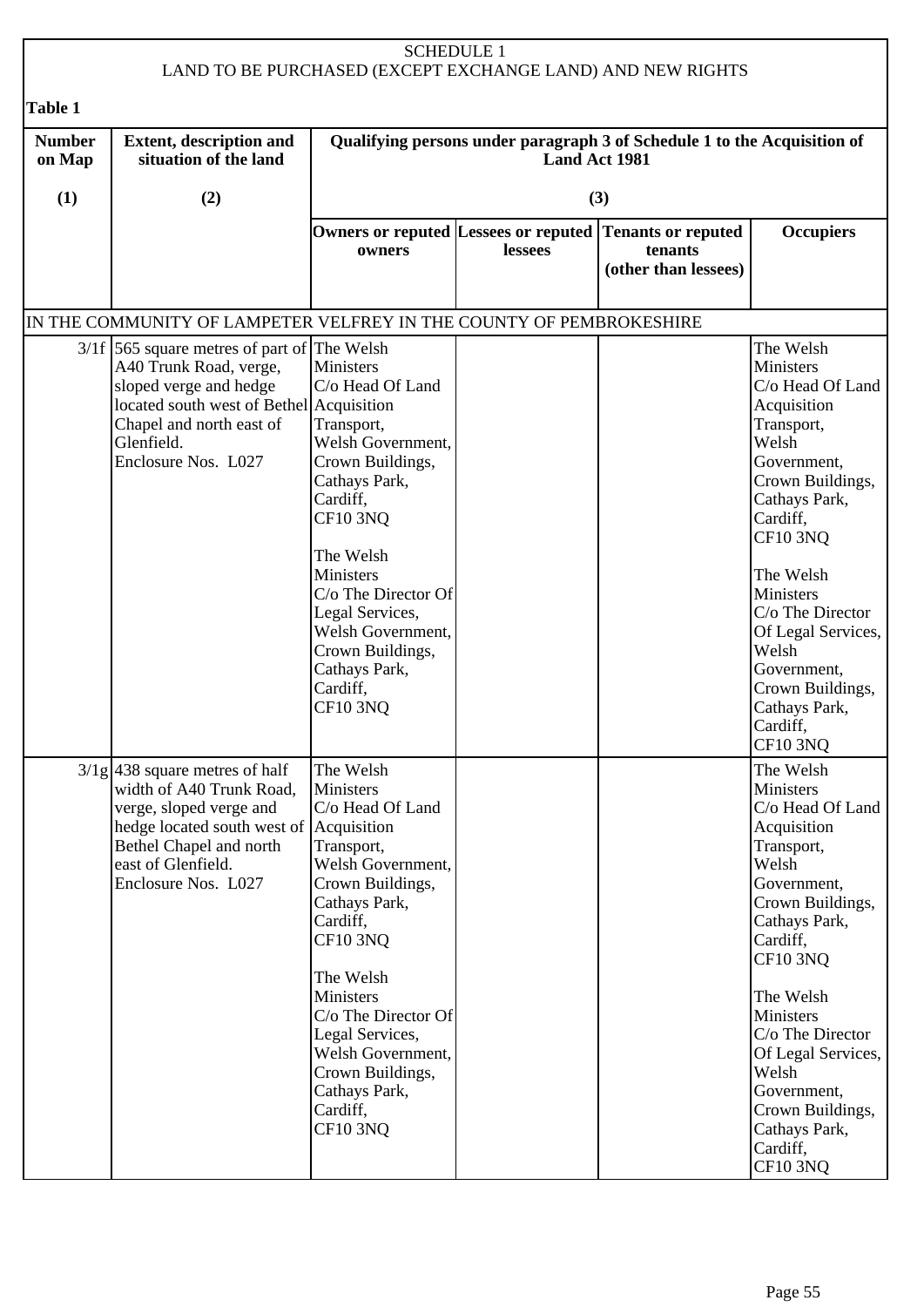SCHEDULE 1
LAND TO BE PURCHASED (EXCEPT EXCHANGE LAND) AND NEW RIGHTS

**Table 1**

| Number on Map | Extent, description and situation of the land | Qualifying persons under paragraph 3 of Schedule 1 to the Acquisition of Land Act 1981 | | | |
|---|---|---|---|---|---|
| (1) | (2) | (3) | | | |
| | | Owners or reputed owners | Lessees or reputed lessees | Tenants or reputed tenants (other than lessees) | Occupiers |
| IN THE COMMUNITY OF LAMPETER VELFREY IN THE COUNTY OF PEMBROKESHIRE | | | | | |
| 3/1f | 565 square metres of part of A40 Trunk Road, verge, sloped verge and hedge located south west of Bethel Chapel and north east of Glenfield. Enclosure Nos. L027 | The Welsh Ministers C/o Head Of Land Acquisition Transport, Welsh Government, Crown Buildings, Cathays Park, Cardiff, CF10 3NQ<br><br>The Welsh Ministers C/o The Director Of Legal Services, Welsh Government, Crown Buildings, Cathays Park, Cardiff, CF10 3NQ | | | The Welsh Ministers C/o Head Of Land Acquisition Transport, Welsh Government, Crown Buildings, Cathays Park, Cardiff, CF10 3NQ<br><br>The Welsh Ministers C/o The Director Of Legal Services, Welsh Government, Crown Buildings, Cathays Park, Cardiff, CF10 3NQ |
| 3/1g | 438 square metres of half width of A40 Trunk Road, verge, sloped verge and hedge located south west of Bethel Chapel and north east of Glenfield. Enclosure Nos. L027 | The Welsh Ministers C/o Head Of Land Acquisition Transport, Welsh Government, Crown Buildings, Cathays Park, Cardiff, CF10 3NQ<br><br>The Welsh Ministers C/o The Director Of Legal Services, Welsh Government, Crown Buildings, Cathays Park, Cardiff, CF10 3NQ | | | The Welsh Ministers C/o Head Of Land Acquisition Transport, Welsh Government, Crown Buildings, Cathays Park, Cardiff, CF10 3NQ<br><br>The Welsh Ministers C/o The Director Of Legal Services, Welsh Government, Crown Buildings, Cathays Park, Cardiff, CF10 3NQ |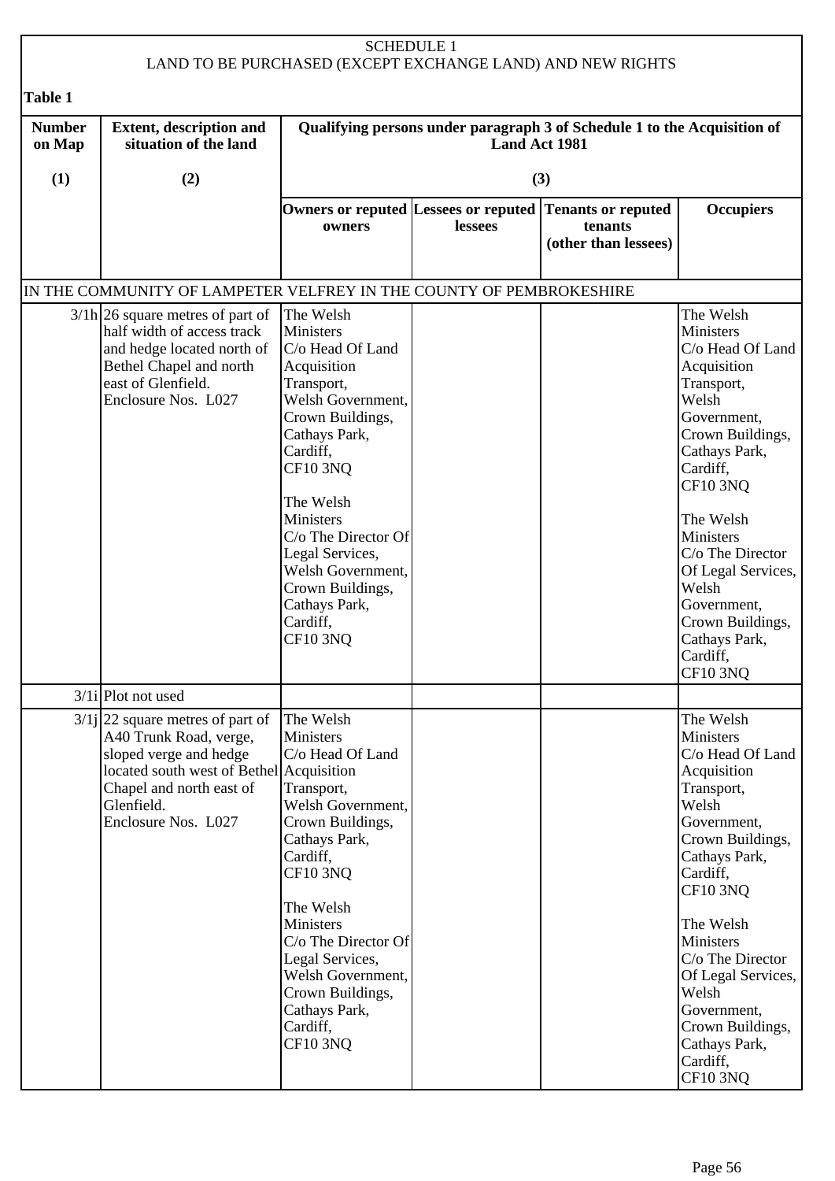SCHEDULE 1
LAND TO BE PURCHASED (EXCEPT EXCHANGE LAND) AND NEW RIGHTS

**Table 1**

| Number on Map | Extent, description and situation of the land | Qualifying persons under paragraph 3 of Schedule 1 to the Acquisition of Land Act 1981 | | | |
|---|---|---|---|---|---|
| (1) | (2) | (3) | | | |
| | | Owners or reputed owners | Lessees or reputed lessees | Tenants or reputed tenants (other than lessees) | Occupiers |
| IN THE COMMUNITY OF LAMPETER VELFREY IN THE COUNTY OF PEMBROKESHIRE | | | | | |
| 3/1h | 26 square metres of part of half width of access track and hedge located north of Bethel Chapel and north east of Glenfield. Enclosure Nos. L027 | The Welsh Ministers C/o Head Of Land Acquisition Transport, Welsh Government, Crown Buildings, Cathays Park, Cardiff, CF10 3NQ<br><br>The Welsh Ministers C/o The Director Of Legal Services, Welsh Government, Crown Buildings, Cathays Park, Cardiff, CF10 3NQ | | | The Welsh Ministers C/o Head Of Land Acquisition Transport, Welsh Government, Crown Buildings, Cathays Park, Cardiff, CF10 3NQ<br><br>The Welsh Ministers C/o The Director Of Legal Services, Welsh Government, Crown Buildings, Cathays Park, Cardiff, CF10 3NQ |
| 3/1i | Plot not used | | | | |
| 3/1j | 22 square metres of part of A40 Trunk Road, verge, sloped verge and hedge located south west of Bethel Chapel and north east of Glenfield. Enclosure Nos. L027 | The Welsh Ministers C/o Head Of Land Acquisition Transport, Welsh Government, Crown Buildings, Cathays Park, Cardiff, CF10 3NQ<br><br>The Welsh Ministers C/o The Director Of Legal Services, Welsh Government, Crown Buildings, Cathays Park, Cardiff, CF10 3NQ | | | The Welsh Ministers C/o Head Of Land Acquisition Transport, Welsh Government, Crown Buildings, Cathays Park, Cardiff, CF10 3NQ<br><br>The Welsh Ministers C/o The Director Of Legal Services, Welsh Government, Crown Buildings, Cathays Park, Cardiff, CF10 3NQ |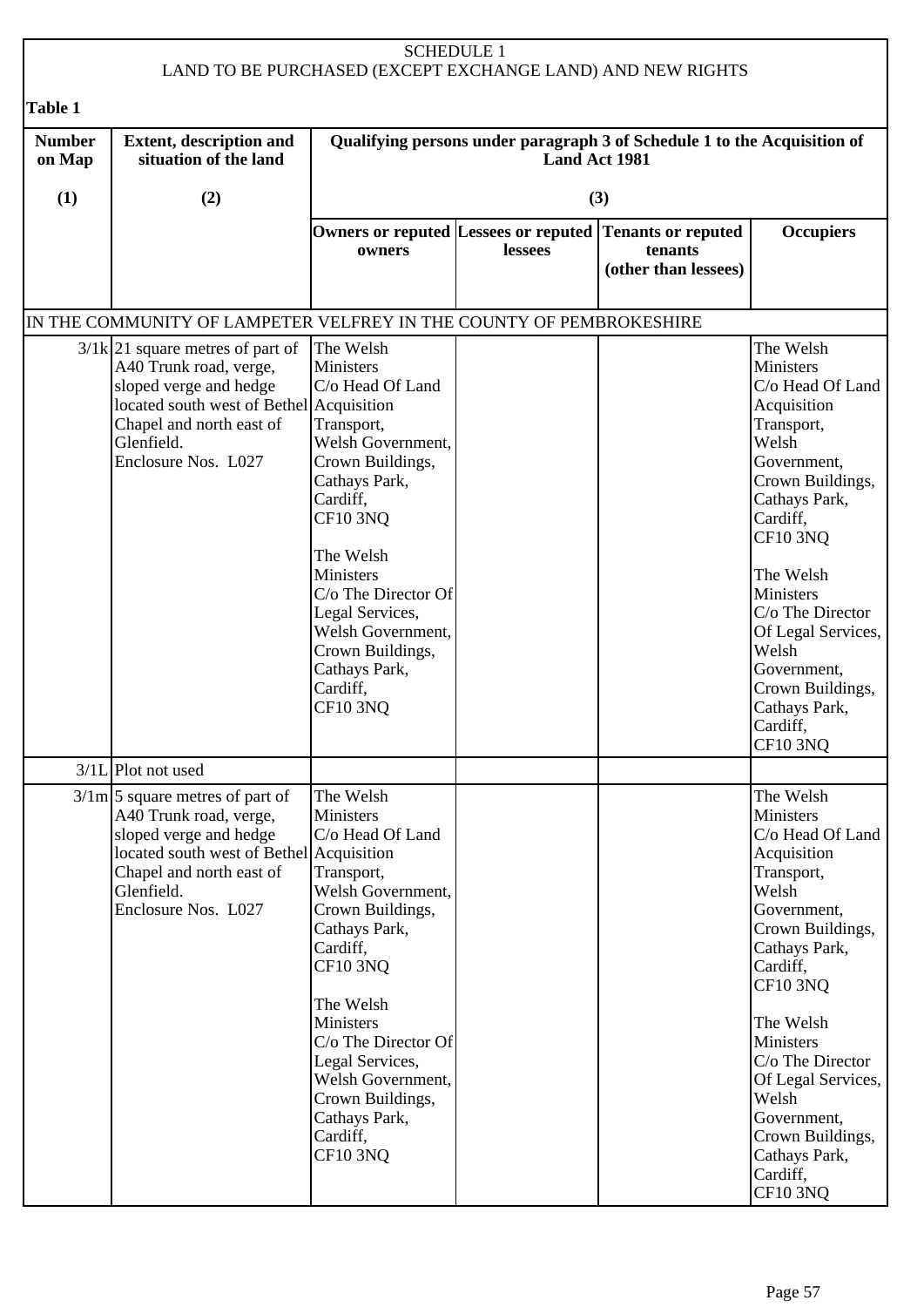SCHEDULE 1
LAND TO BE PURCHASED (EXCEPT EXCHANGE LAND) AND NEW RIGHTS

**Table 1**

| Number on Map | Extent, description and situation of the land | Qualifying persons under paragraph 3 of Schedule 1 to the Acquisition of Land Act 1981 | | | |
|---|---|---|---|---|---|
| (1) | (2) | (3) | | | |
| | | Owners or reputed owners | Lessees or reputed lessees | Tenants or reputed tenants (other than lessees) | Occupiers |
| IN THE COMMUNITY OF LAMPETER VELFREY IN THE COUNTY OF PEMBROKESHIRE | | | | | |
| 3/1k | 21 square metres of part of A40 Trunk road, verge, sloped verge and hedge located south west of Bethel Chapel and north east of Glenfield. Enclosure Nos. L027 | The Welsh Ministers C/o Head Of Land Acquisition Transport, Welsh Government, Crown Buildings, Cathays Park, Cardiff, CF10 3NQ<br><br>The Welsh Ministers C/o The Director Of Legal Services, Welsh Government, Crown Buildings, Cathays Park, Cardiff, CF10 3NQ | | | The Welsh Ministers C/o Head Of Land Acquisition Transport, Welsh Government, Crown Buildings, Cathays Park, Cardiff, CF10 3NQ<br><br>The Welsh Ministers C/o The Director Of Legal Services, Welsh Government, Crown Buildings, Cathays Park, Cardiff, CF10 3NQ |
| 3/1L | Plot not used | | | | |
| 3/1m | 5 square metres of part of A40 Trunk road, verge, sloped verge and hedge located south west of Bethel Chapel and north east of Glenfield. Enclosure Nos. L027 | The Welsh Ministers C/o Head Of Land Acquisition Transport, Welsh Government, Crown Buildings, Cathays Park, Cardiff, CF10 3NQ<br><br>The Welsh Ministers C/o The Director Of Legal Services, Welsh Government, Crown Buildings, Cathays Park, Cardiff, CF10 3NQ | | | The Welsh Ministers C/o Head Of Land Acquisition Transport, Welsh Government, Crown Buildings, Cathays Park, Cardiff, CF10 3NQ<br><br>The Welsh Ministers C/o The Director Of Legal Services, Welsh Government, Crown Buildings, Cathays Park, Cardiff, CF10 3NQ |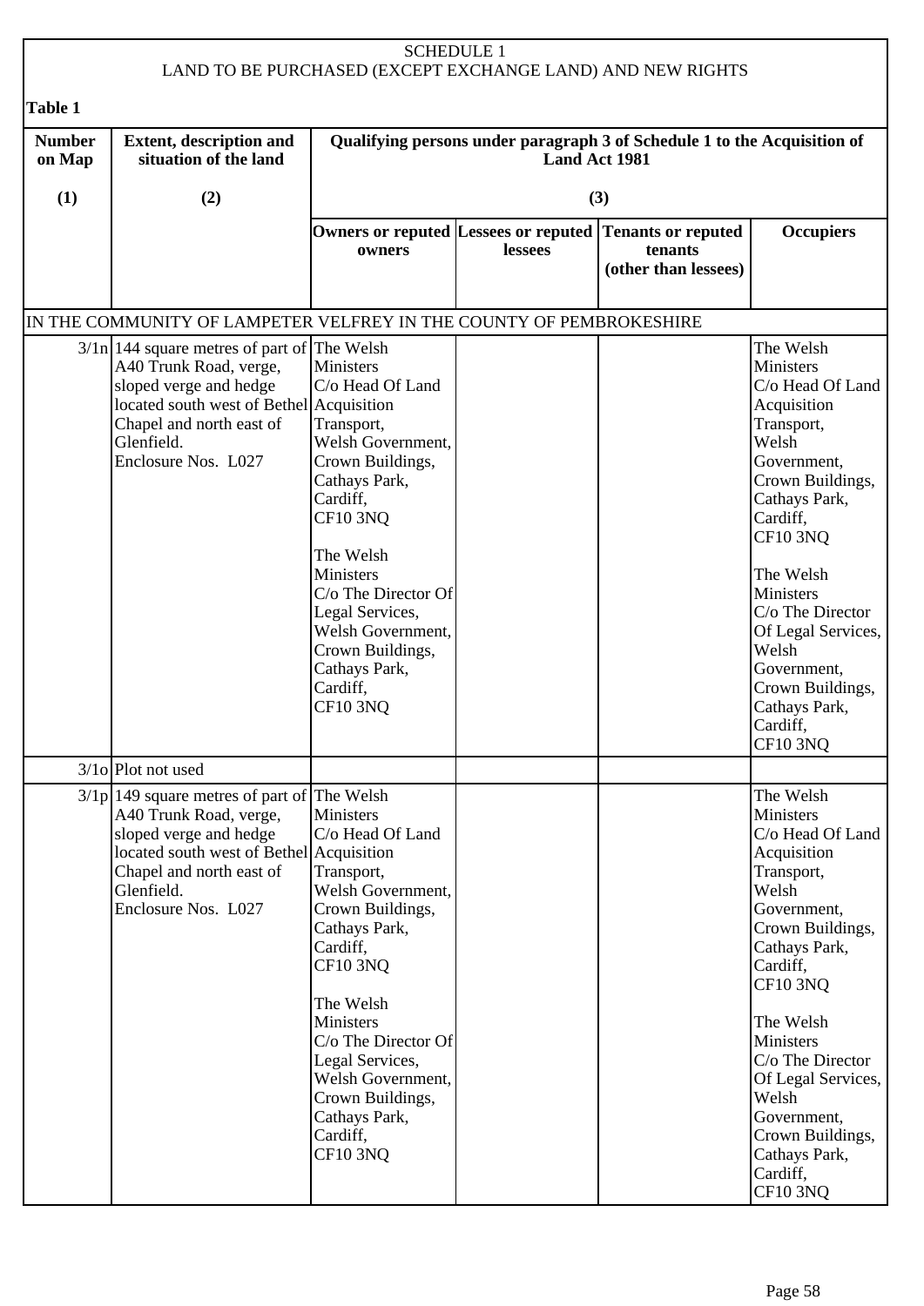SCHEDULE 1
LAND TO BE PURCHASED (EXCEPT EXCHANGE LAND) AND NEW RIGHTS

**Table 1**

| Number on Map | Extent, description and situation of the land | Qualifying persons under paragraph 3 of Schedule 1 to the Acquisition of Land Act 1981 | | | |
|---|---|---|---|---|---|
| (1) | (2) | (3) | | | |
| | | Owners or reputed owners | Lessees or reputed lessees | Tenants or reputed tenants (other than lessees) | Occupiers |
| IN THE COMMUNITY OF LAMPETER VELFREY IN THE COUNTY OF PEMBROKESHIRE | | | | | |
| 3/1n | 144 square metres of part of A40 Trunk Road, verge, sloped verge and hedge located south west of Bethel Chapel and north east of Glenfield. Enclosure Nos. L027 | The Welsh Ministers C/o Head Of Land Acquisition Transport, Welsh Government, Crown Buildings, Cathays Park, Cardiff, CF10 3NQ<br><br>The Welsh Ministers C/o The Director Of Legal Services, Welsh Government, Crown Buildings, Cathays Park, Cardiff, CF10 3NQ | | | The Welsh Ministers C/o Head Of Land Acquisition Transport, Welsh Government, Crown Buildings, Cathays Park, Cardiff, CF10 3NQ<br><br>The Welsh Ministers C/o The Director Of Legal Services, Welsh Government, Crown Buildings, Cathays Park, Cardiff, CF10 3NQ |
| 3/1o | Plot not used | | | | |
| 3/1p | 149 square metres of part of A40 Trunk Road, verge, sloped verge and hedge located south west of Bethel Chapel and north east of Glenfield. Enclosure Nos. L027 | The Welsh Ministers C/o Head Of Land Acquisition Transport, Welsh Government, Crown Buildings, Cathays Park, Cardiff, CF10 3NQ<br><br>The Welsh Ministers C/o The Director Of Legal Services, Welsh Government, Crown Buildings, Cathays Park, Cardiff, CF10 3NQ | | | The Welsh Ministers C/o Head Of Land Acquisition Transport, Welsh Government, Crown Buildings, Cathays Park, Cardiff, CF10 3NQ<br><br>The Welsh Ministers C/o The Director Of Legal Services, Welsh Government, Crown Buildings, Cathays Park, Cardiff, CF10 3NQ |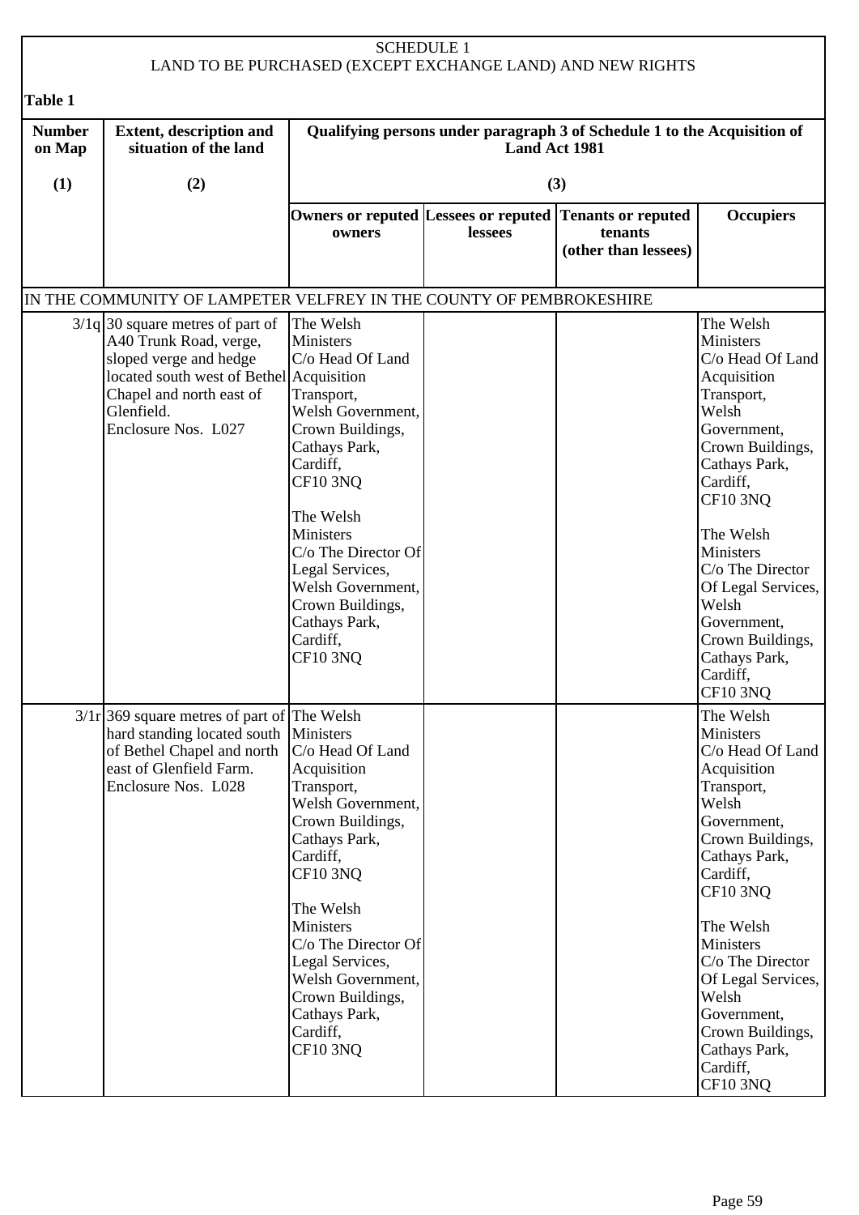SCHEDULE 1

LAND TO BE PURCHASED (EXCEPT EXCHANGE LAND) AND NEW RIGHTS

**Table 1**

| Number on Map | Extent, description and situation of the land | Qualifying persons under paragraph 3 of Schedule 1 to the Acquisition of Land Act 1981 | | | |
|---|---|---|---|---|---|
| (1) | (2) | (3) | | | |
| | | Owners or reputed owners | Lessees or reputed lessees | Tenants or reputed tenants (other than lessees) | Occupiers |
| IN THE COMMUNITY OF LAMPETER VELFREY IN THE COUNTY OF PEMBROKESHIRE | | | | | |
| 3/1q | 30 square metres of part of A40 Trunk Road, verge, sloped verge and hedge located south west of Bethel Chapel and north east of Glenfield. Enclosure Nos. L027 | The Welsh Ministers C/o Head Of Land Acquisition Transport, Welsh Government, Crown Buildings, Cathays Park, Cardiff, CF10 3NQ<br><br>The Welsh Ministers C/o The Director Of Legal Services, Welsh Government, Crown Buildings, Cathays Park, Cardiff, CF10 3NQ | | | The Welsh Ministers C/o Head Of Land Acquisition Transport, Welsh Government, Crown Buildings, Cathays Park, Cardiff, CF10 3NQ<br><br>The Welsh Ministers C/o The Director Of Legal Services, Welsh Government, Crown Buildings, Cathays Park, Cardiff, CF10 3NQ |
| 3/1r | 369 square metres of part of hard standing located south of Bethel Chapel and north east of Glenfield Farm. Enclosure Nos. L028 | The Welsh Ministers C/o Head Of Land Acquisition Transport, Welsh Government, Crown Buildings, Cathays Park, Cardiff, CF10 3NQ<br><br>The Welsh Ministers C/o The Director Of Legal Services, Welsh Government, Crown Buildings, Cathays Park, Cardiff, CF10 3NQ | | | The Welsh Ministers C/o Head Of Land Acquisition Transport, Welsh Government, Crown Buildings, Cathays Park, Cardiff, CF10 3NQ<br><br>The Welsh Ministers C/o The Director Of Legal Services, Welsh Government, Crown Buildings, Cathays Park, Cardiff, CF10 3NQ |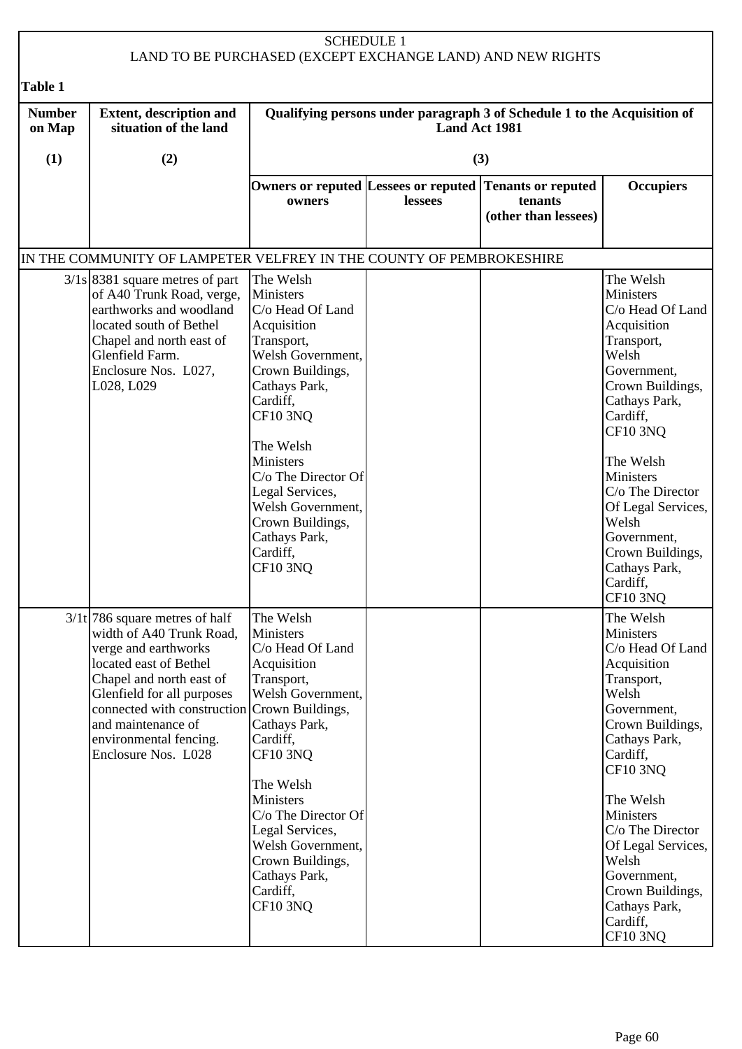SCHEDULE 1
LAND TO BE PURCHASED (EXCEPT EXCHANGE LAND) AND NEW RIGHTS

**Table 1**

| Number on Map | Extent, description and situation of the land | Qualifying persons under paragraph 3 of Schedule 1 to the Acquisition of Land Act 1981 | | | |
|---|---|---|---|---|---|
| (1) | (2) | (3) | | | |
| | | Owners or reputed owners | Lessees or reputed lessees | Tenants or reputed tenants (other than lessees) | Occupiers |
| IN THE COMMUNITY OF LAMPETER VELFREY IN THE COUNTY OF PEMBROKESHIRE | | | | | |
| 3/1s | 8381 square metres of part of A40 Trunk Road, verge, earthworks and woodland located south of Bethel Chapel and north east of Glenfield Farm. Enclosure Nos. L027, L028, L029 | The Welsh Ministers C/o Head Of Land Acquisition Transport, Welsh Government, Crown Buildings, Cathays Park, Cardiff, CF10 3NQ<br><br>The Welsh Ministers C/o The Director Of Legal Services, Welsh Government, Crown Buildings, Cathays Park, Cardiff, CF10 3NQ | | | The Welsh Ministers C/o Head Of Land Acquisition Transport, Welsh Government, Crown Buildings, Cathays Park, Cardiff, CF10 3NQ<br><br>The Welsh Ministers C/o The Director Of Legal Services, Welsh Government, Crown Buildings, Cathays Park, Cardiff, CF10 3NQ |
| 3/1t | 786 square metres of half width of A40 Trunk Road, verge and earthworks located east of Bethel Chapel and north east of Glenfield for all purposes connected with construction and maintenance of environmental fencing. Enclosure Nos. L028 | The Welsh Ministers C/o Head Of Land Acquisition Transport, Welsh Government, Crown Buildings, Cathays Park, Cardiff, CF10 3NQ<br><br>The Welsh Ministers C/o The Director Of Legal Services, Welsh Government, Crown Buildings, Cathays Park, Cardiff, CF10 3NQ | | | The Welsh Ministers C/o Head Of Land Acquisition Transport, Welsh Government, Crown Buildings, Cathays Park, Cardiff, CF10 3NQ<br><br>The Welsh Ministers C/o The Director Of Legal Services, Welsh Government, Crown Buildings, Cathays Park, Cardiff, CF10 3NQ |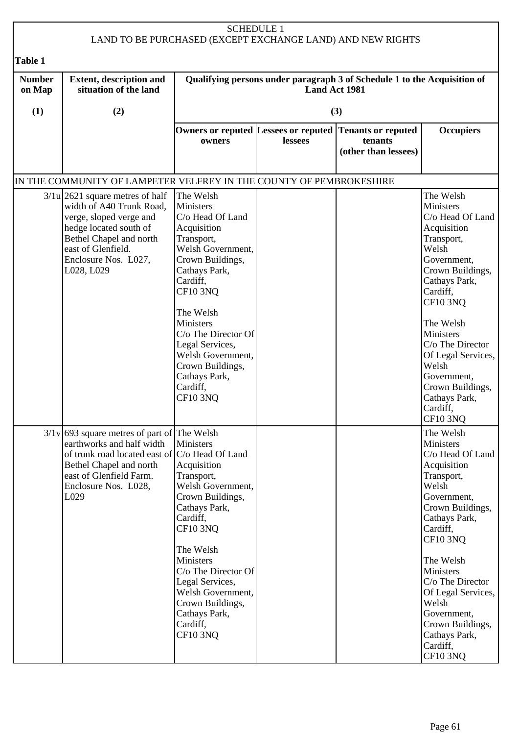SCHEDULE 1
LAND TO BE PURCHASED (EXCEPT EXCHANGE LAND) AND NEW RIGHTS

**Table 1**

| Number on Map | Extent, description and situation of the land | Qualifying persons under paragraph 3 of Schedule 1 to the Acquisition of Land Act 1981 | | | |
|---|---|---|---|---|---|
| (1) | (2) | (3) | | | |
| | | Owners or reputed owners | Lessees or reputed lessees | Tenants or reputed tenants (other than lessees) | Occupiers |
| IN THE COMMUNITY OF LAMPETER VELFREY IN THE COUNTY OF PEMBROKESHIRE | | | | | |
| 3/1u | 2621 square metres of half width of A40 Trunk Road, verge, sloped verge and hedge located south of Bethel Chapel and north east of Glenfield. Enclosure Nos. L027, L028, L029 | The Welsh Ministers C/o Head Of Land Acquisition Transport, Welsh Government, Crown Buildings, Cathays Park, Cardiff, CF10 3NQ<br><br>The Welsh Ministers C/o The Director Of Legal Services, Welsh Government, Crown Buildings, Cathays Park, Cardiff, CF10 3NQ | | | The Welsh Ministers C/o Head Of Land Acquisition Transport, Welsh Government, Crown Buildings, Cathays Park, Cardiff, CF10 3NQ<br><br>The Welsh Ministers C/o The Director Of Legal Services, Welsh Government, Crown Buildings, Cathays Park, Cardiff, CF10 3NQ |
| 3/1v | 693 square metres of part of earthworks and half width of trunk road located east of Bethel Chapel and north east of Glenfield Farm. Enclosure Nos. L028, L029 | The Welsh Ministers C/o Head Of Land Acquisition Transport, Welsh Government, Crown Buildings, Cathays Park, Cardiff, CF10 3NQ<br><br>The Welsh Ministers C/o The Director Of Legal Services, Welsh Government, Crown Buildings, Cathays Park, Cardiff, CF10 3NQ | | | The Welsh Ministers C/o Head Of Land Acquisition Transport, Welsh Government, Crown Buildings, Cathays Park, Cardiff, CF10 3NQ<br><br>The Welsh Ministers C/o The Director Of Legal Services, Welsh Government, Crown Buildings, Cathays Park, Cardiff, CF10 3NQ |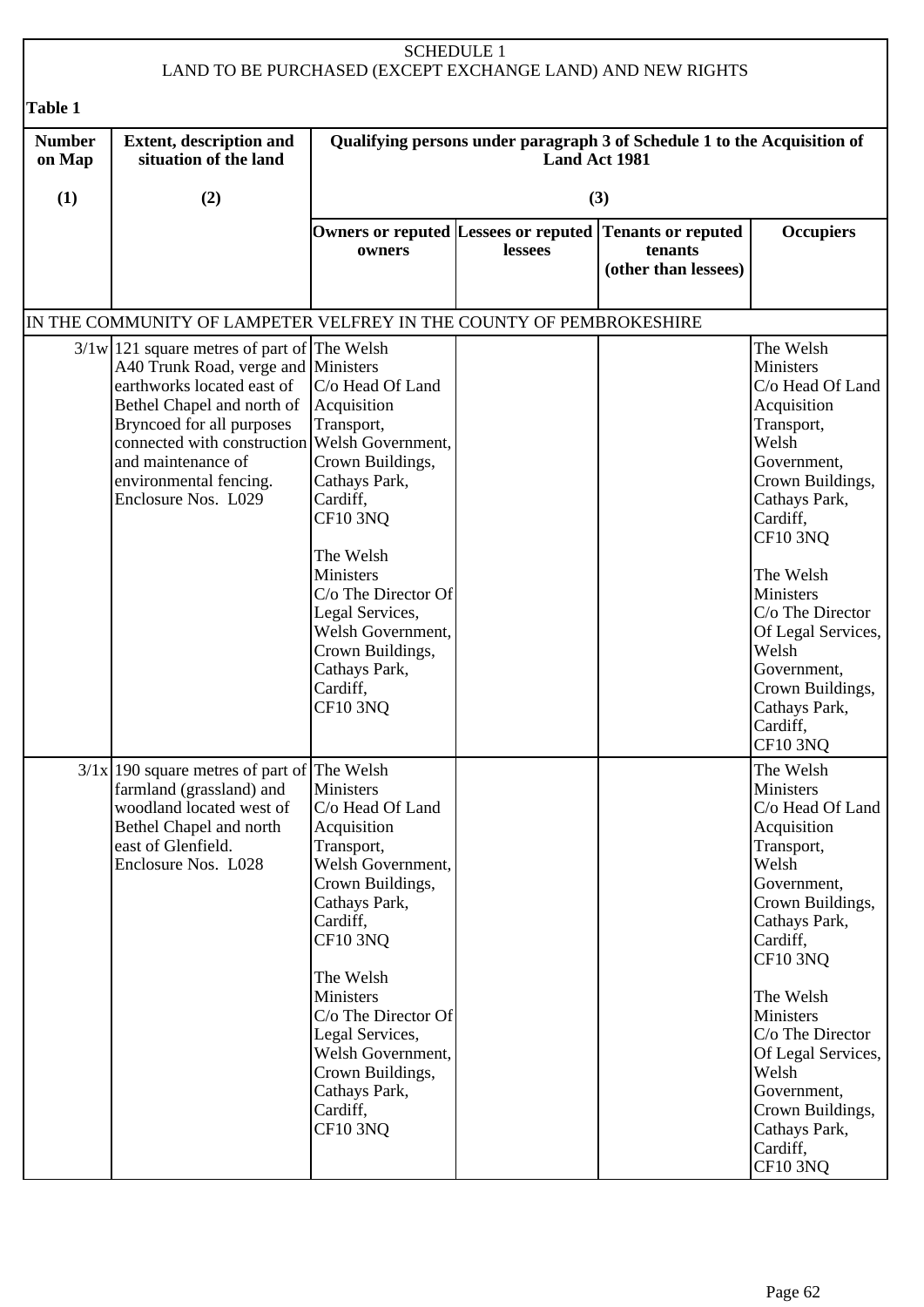## SCHEDULE 1

## LAND TO BE PURCHASED (EXCEPT EXCHANGE LAND) AND NEW RIGHTS

**Table 1**

| Number on Map | Extent, description and situation of the land | Qualifying persons under paragraph 3 of Schedule 1 to the Acquisition of Land Act 1981 | | | |
|---|---|---|---|---|---|
| (1) | (2) | (3) | | | |
| | | Owners or reputed owners | Lessees or reputed lessees | Tenants or reputed tenants (other than lessees) | Occupiers |
| IN THE COMMUNITY OF LAMPETER VELFREY IN THE COUNTY OF PEMBROKESHIRE | | | | | |
| 3/1w | 121 square metres of part of A40 Trunk Road, verge and earthworks located east of Bethel Chapel and north of Bryncoed for all purposes connected with construction and maintenance of environmental fencing. Enclosure Nos. L029 | The Welsh Ministers C/o Head Of Land Acquisition Transport, Welsh Government, Crown Buildings, Cathays Park, Cardiff, CF10 3NQ<br><br>The Welsh Ministers C/o The Director Of Legal Services, Welsh Government, Crown Buildings, Cathays Park, Cardiff, CF10 3NQ | | | The Welsh Ministers C/o Head Of Land Acquisition Transport, Welsh Government, Crown Buildings, Cathays Park, Cardiff, CF10 3NQ<br><br>The Welsh Ministers C/o The Director Of Legal Services, Welsh Government, Crown Buildings, Cathays Park, Cardiff, CF10 3NQ |
| 3/1x | 190 square metres of part of farmland (grassland) and woodland located west of Bethel Chapel and north east of Glenfield. Enclosure Nos. L028 | The Welsh Ministers C/o Head Of Land Acquisition Transport, Welsh Government, Crown Buildings, Cathays Park, Cardiff, CF10 3NQ<br><br>The Welsh Ministers C/o The Director Of Legal Services, Welsh Government, Crown Buildings, Cathays Park, Cardiff, CF10 3NQ | | | The Welsh Ministers C/o Head Of Land Acquisition Transport, Welsh Government, Crown Buildings, Cathays Park, Cardiff, CF10 3NQ<br><br>The Welsh Ministers C/o The Director Of Legal Services, Welsh Government, Crown Buildings, Cathays Park, Cardiff, CF10 3NQ |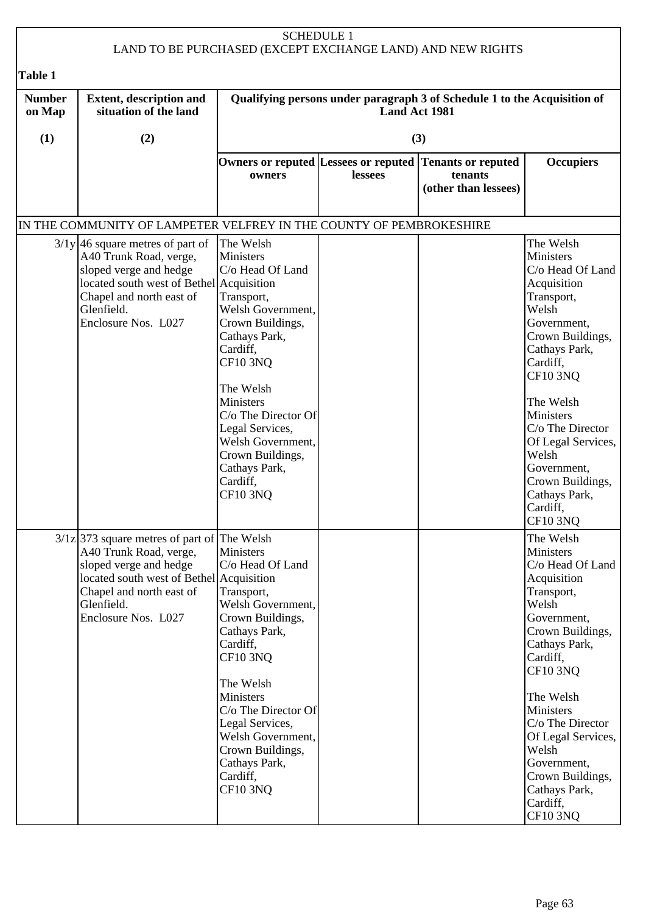SCHEDULE 1
LAND TO BE PURCHASED (EXCEPT EXCHANGE LAND) AND NEW RIGHTS

**Table 1**

| Number on Map | Extent, description and situation of the land | Qualifying persons under paragraph 3 of Schedule 1 to the Acquisition of Land Act 1981 | | | |
|---|---|---|---|---|---|
| (1) | (2) | (3) | | | |
| | | Owners or reputed owners | Lessees or reputed lessees | Tenants or reputed tenants (other than lessees) | Occupiers |
| IN THE COMMUNITY OF LAMPETER VELFREY IN THE COUNTY OF PEMBROKESHIRE | | | | | |
| 3/1y | 46 square metres of part of A40 Trunk Road, verge, sloped verge and hedge located south west of Bethel Chapel and north east of Glenfield. Enclosure Nos. L027 | The Welsh Ministers C/o Head Of Land Acquisition Transport, Welsh Government, Crown Buildings, Cathays Park, Cardiff, CF10 3NQ<br><br>The Welsh Ministers C/o The Director Of Legal Services, Welsh Government, Crown Buildings, Cathays Park, Cardiff, CF10 3NQ | | | The Welsh Ministers C/o Head Of Land Acquisition Transport, Welsh Government, Crown Buildings, Cathays Park, Cardiff, CF10 3NQ<br><br>The Welsh Ministers C/o The Director Of Legal Services, Welsh Government, Crown Buildings, Cathays Park, Cardiff, CF10 3NQ |
| 3/1z | 373 square metres of part of A40 Trunk Road, verge, sloped verge and hedge located south west of Bethel Chapel and north east of Glenfield. Enclosure Nos. L027 | The Welsh Ministers C/o Head Of Land Acquisition Transport, Welsh Government, Crown Buildings, Cathays Park, Cardiff, CF10 3NQ<br><br>The Welsh Ministers C/o The Director Of Legal Services, Welsh Government, Crown Buildings, Cathays Park, Cardiff, CF10 3NQ | | | The Welsh Ministers C/o Head Of Land Acquisition Transport, Welsh Government, Crown Buildings, Cathays Park, Cardiff, CF10 3NQ<br><br>The Welsh Ministers C/o The Director Of Legal Services, Welsh Government, Crown Buildings, Cathays Park, Cardiff, CF10 3NQ |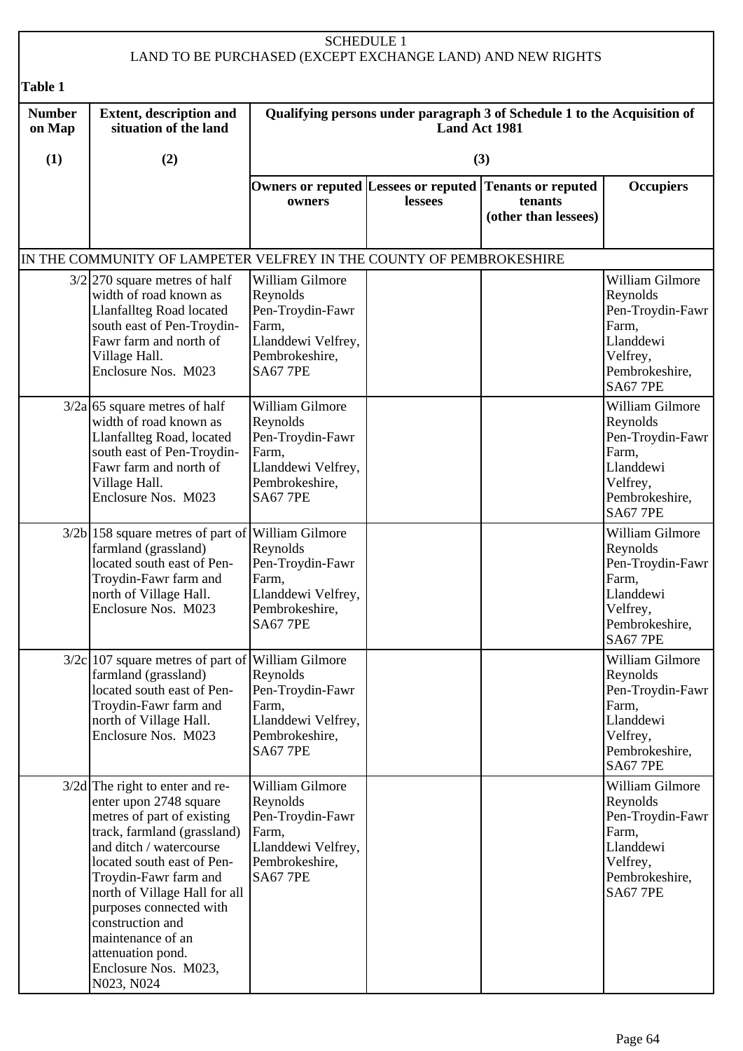SCHEDULE 1
LAND TO BE PURCHASED (EXCEPT EXCHANGE LAND) AND NEW RIGHTS

**Table 1**

| Number on Map | Extent, description and situation of the land | Qualifying persons under paragraph 3 of Schedule 1 to the Acquisition of Land Act 1981 | | | |
|---|---|---|---|---|---|
| (1) | (2) | (3) | | | |
| | | Owners or reputed owners | Lessees or reputed lessees | Tenants or reputed tenants (other than lessees) | Occupiers |
| IN THE COMMUNITY OF LAMPETER VELFREY IN THE COUNTY OF PEMBROKESHIRE | | | | | |
| 3/2 | 270 square metres of half width of road known as Llanfallteg Road located south east of Pen-Troydin-Fawr farm and north of Village Hall. Enclosure Nos. M023 | William Gilmore Reynolds Pen-Troydin-Fawr Farm, Llanddewi Velfrey, Pembrokeshire, SA67 7PE | | | William Gilmore Reynolds Pen-Troydin-Fawr Farm, Llanddewi Velfrey, Pembrokeshire, SA67 7PE |
| 3/2a | 65 square metres of half width of road known as Llanfallteg Road, located south east of Pen-Troydin-Fawr farm and north of Village Hall. Enclosure Nos. M023 | William Gilmore Reynolds Pen-Troydin-Fawr Farm, Llanddewi Velfrey, Pembrokeshire, SA67 7PE | | | William Gilmore Reynolds Pen-Troydin-Fawr Farm, Llanddewi Velfrey, Pembrokeshire, SA67 7PE |
| 3/2b | 158 square metres of part of farmland (grassland) located south east of Pen-Troydin-Fawr farm and north of Village Hall. Enclosure Nos. M023 | William Gilmore Reynolds Pen-Troydin-Fawr Farm, Llanddewi Velfrey, Pembrokeshire, SA67 7PE | | | William Gilmore Reynolds Pen-Troydin-Fawr Farm, Llanddewi Velfrey, Pembrokeshire, SA67 7PE |
| 3/2c | 107 square metres of part of farmland (grassland) located south east of Pen-Troydin-Fawr farm and north of Village Hall. Enclosure Nos. M023 | William Gilmore Reynolds Pen-Troydin-Fawr Farm, Llanddewi Velfrey, Pembrokeshire, SA67 7PE | | | William Gilmore Reynolds Pen-Troydin-Fawr Farm, Llanddewi Velfrey, Pembrokeshire, SA67 7PE |
| 3/2d | The right to enter and re-enter upon 2748 square metres of part of existing track, farmland (grassland) and ditch / watercourse located south east of Pen-Troydin-Fawr farm and north of Village Hall for all purposes connected with construction and maintenance of an attenuation pond. Enclosure Nos. M023, N023, N024 | William Gilmore Reynolds Pen-Troydin-Fawr Farm, Llanddewi Velfrey, Pembrokeshire, SA67 7PE | | | William Gilmore Reynolds Pen-Troydin-Fawr Farm, Llanddewi Velfrey, Pembrokeshire, SA67 7PE |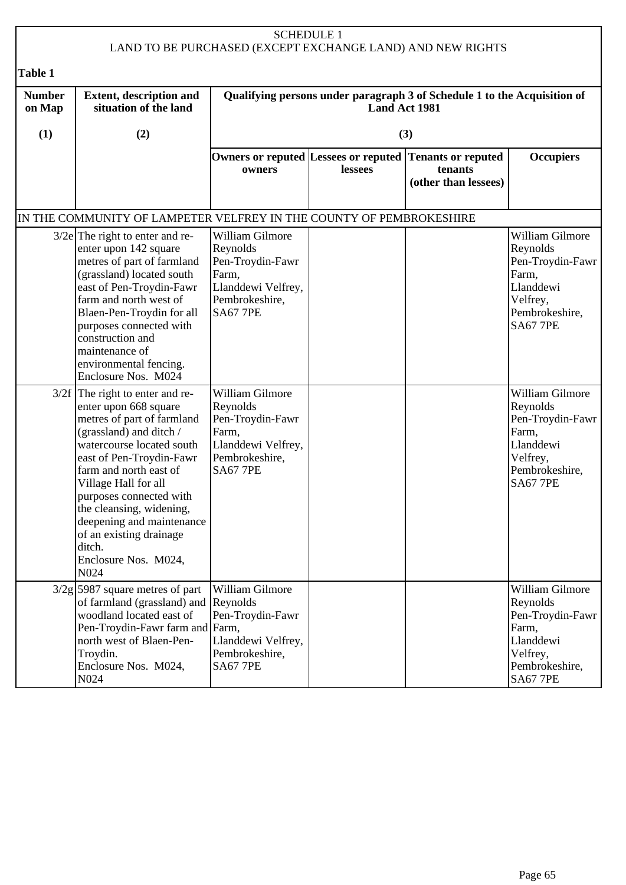SCHEDULE 1
LAND TO BE PURCHASED (EXCEPT EXCHANGE LAND) AND NEW RIGHTS

**Table 1**

| Number on Map | Extent, description and situation of the land | Qualifying persons under paragraph 3 of Schedule 1 to the Acquisition of Land Act 1981 | | | |
|---|---|---|---|---|---|
| (1) | (2) | (3) | | | |
| | | Owners or reputed owners | Lessees or reputed lessees | Tenants or reputed tenants (other than lessees) | Occupiers |
| IN THE COMMUNITY OF LAMPETER VELFREY IN THE COUNTY OF PEMBROKESHIRE | | | | | |
| 3/2e | The right to enter and re-enter upon 142 square metres of part of farmland (grassland) located south east of Pen-Troydin-Fawr farm and north west of Blaen-Pen-Troydin for all purposes connected with construction and maintenance of environmental fencing. Enclosure Nos. M024 | William Gilmore Reynolds Pen-Troydin-Fawr Farm, Llanddewi Velfrey, Pembrokeshire, SA67 7PE | | | William Gilmore Reynolds Pen-Troydin-Fawr Farm, Llanddewi Velfrey, Pembrokeshire, SA67 7PE |
| 3/2f | The right to enter and re-enter upon 668 square metres of part of farmland (grassland) and ditch / watercourse located south east of Pen-Troydin-Fawr farm and north east of Village Hall for all purposes connected with the cleansing, widening, deepening and maintenance of an existing drainage ditch. Enclosure Nos. M024, N024 | William Gilmore Reynolds Pen-Troydin-Fawr Farm, Llanddewi Velfrey, Pembrokeshire, SA67 7PE | | | William Gilmore Reynolds Pen-Troydin-Fawr Farm, Llanddewi Velfrey, Pembrokeshire, SA67 7PE |
| 3/2g | 5987 square metres of part of farmland (grassland) and woodland located east of Pen-Troydin-Fawr farm and north west of Blaen-Pen-Troydin. Enclosure Nos. M024, N024 | William Gilmore Reynolds Pen-Troydin-Fawr Farm, Llanddewi Velfrey, Pembrokeshire, SA67 7PE | | | William Gilmore Reynolds Pen-Troydin-Fawr Farm, Llanddewi Velfrey, Pembrokeshire, SA67 7PE |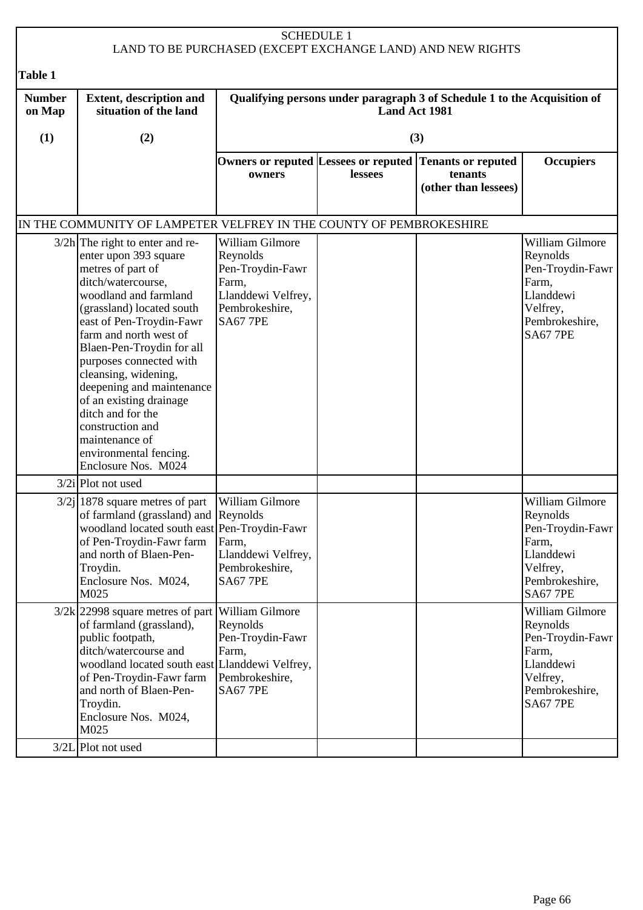SCHEDULE 1
LAND TO BE PURCHASED (EXCEPT EXCHANGE LAND) AND NEW RIGHTS

**Table 1**

| Number on Map | Extent, description and situation of the land | Qualifying persons under paragraph 3 of Schedule 1 to the Acquisition of Land Act 1981 | | | |
|---|---|---|---|---|---|
| (1) | (2) | (3) | | | |
| | | Owners or reputed owners | Lessees or reputed lessees | Tenants or reputed tenants (other than lessees) | Occupiers |
| IN THE COMMUNITY OF LAMPETER VELFREY IN THE COUNTY OF PEMBROKESHIRE | | | | | |
| 3/2h | The right to enter and re-enter upon 393 square metres of part of ditch/watercourse, woodland and farmland (grassland) located south east of Pen-Troydin-Fawr farm and north west of Blaen-Pen-Troydin for all purposes connected with cleansing, widening, deepening and maintenance of an existing drainage ditch and for the construction and maintenance of environmental fencing. Enclosure Nos. M024 | William Gilmore Reynolds Pen-Troydin-Fawr Farm, Llanddewi Velfrey, Pembrokeshire, SA67 7PE | | | William Gilmore Reynolds Pen-Troydin-Fawr Farm, Llanddewi Velfrey, Pembrokeshire, SA67 7PE |
| 3/2i | Plot not used | | | | |
| 3/2j | 1878 square metres of part of farmland (grassland) and woodland located south east of Pen-Troydin-Fawr farm and north of Blaen-Pen-Troydin. Enclosure Nos. M024, M025 | William Gilmore Reynolds Pen-Troydin-Fawr Farm, Llanddewi Velfrey, Pembrokeshire, SA67 7PE | | | William Gilmore Reynolds Pen-Troydin-Fawr Farm, Llanddewi Velfrey, Pembrokeshire, SA67 7PE |
| 3/2k | 22998 square metres of part of farmland (grassland), public footpath, ditch/watercourse and woodland located south east of Pen-Troydin-Fawr farm and north of Blaen-Pen-Troydin. Enclosure Nos. M024, M025 | William Gilmore Reynolds Pen-Troydin-Fawr Farm, Llanddewi Velfrey, Pembrokeshire, SA67 7PE | | | William Gilmore Reynolds Pen-Troydin-Fawr Farm, Llanddewi Velfrey, Pembrokeshire, SA67 7PE |
| 3/2L | Plot not used | | | | |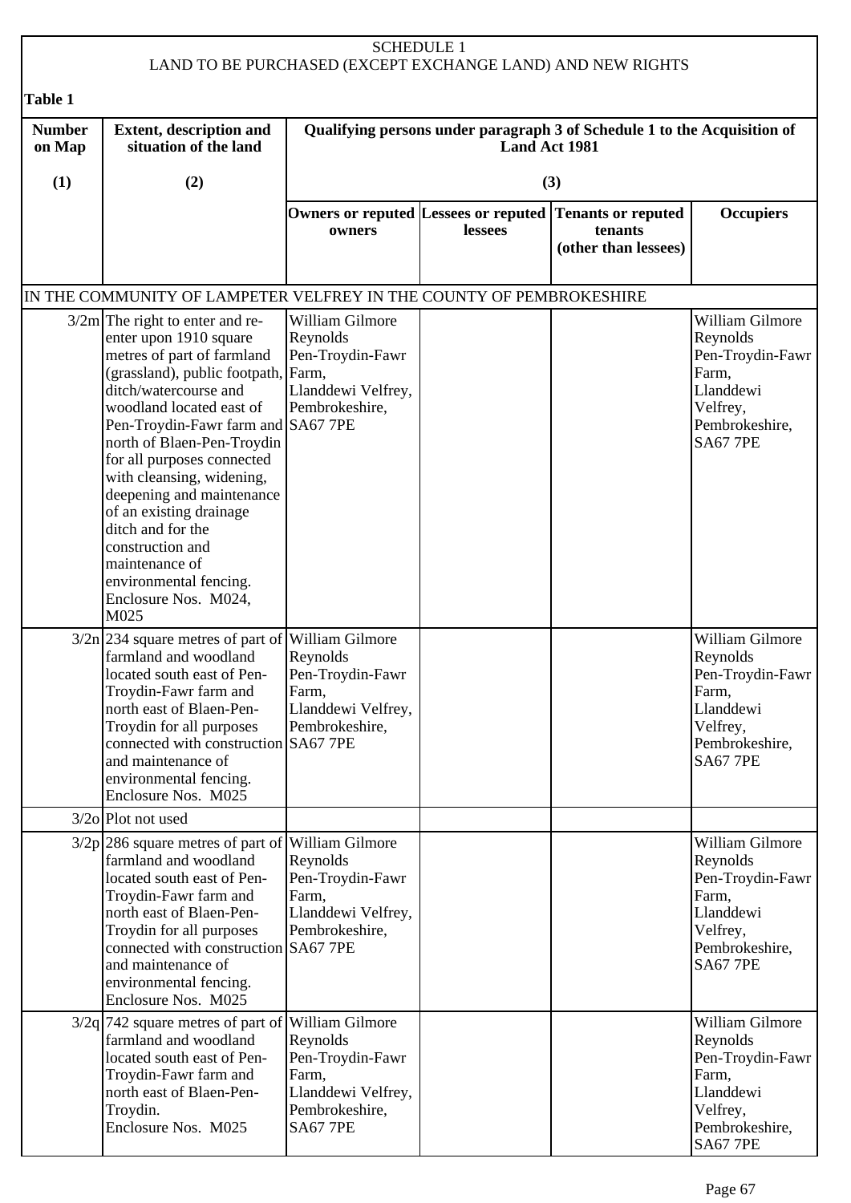# SCHEDULE 1

## LAND TO BE PURCHASED (EXCEPT EXCHANGE LAND) AND NEW RIGHTS

**Table 1**

| **Number on Map** | **Extent, description and situation of the land** | **Qualifying persons under paragraph 3 of Schedule 1 to the Acquisition of Land Act 1981** | | | |
|---|---|---|---|---|---|
| **(1)** | **(2)** | **(3)** | | | |
| | | **Owners or reputed owners** | **Lessees or reputed lessees** | **Tenants or reputed tenants (other than lessees)** | **Occupiers** |
| IN THE COMMUNITY OF LAMPETER VELFREY IN THE COUNTY OF PEMBROKESHIRE | | | | | |
| 3/2m | The right to enter and re-enter upon 1910 square metres of part of farmland (grassland), public footpath, ditch/watercourse and woodland located east of Pen-Troydin-Fawr farm and north of Blaen-Pen-Troydin for all purposes connected with cleansing, widening, deepening and maintenance of an existing drainage ditch and for the construction and maintenance of environmental fencing. Enclosure Nos. M024, M025 | William Gilmore Reynolds Pen-Troydin-Fawr Farm, Llanddewi Velfrey, Pembrokeshire, SA67 7PE | | | William Gilmore Reynolds Pen-Troydin-Fawr Farm, Llanddewi Velfrey, Pembrokeshire, SA67 7PE |
| 3/2n | 234 square metres of part of farmland and woodland located south east of Pen-Troydin-Fawr farm and north east of Blaen-Pen-Troydin for all purposes connected with construction and maintenance of environmental fencing. Enclosure Nos. M025 | William Gilmore Reynolds Pen-Troydin-Fawr Farm, Llanddewi Velfrey, Pembrokeshire, SA67 7PE | | | William Gilmore Reynolds Pen-Troydin-Fawr Farm, Llanddewi Velfrey, Pembrokeshire, SA67 7PE |
| 3/2o | Plot not used | | | | |
| 3/2p | 286 square metres of part of farmland and woodland located south east of Pen-Troydin-Fawr farm and north east of Blaen-Pen-Troydin for all purposes connected with construction and maintenance of environmental fencing. Enclosure Nos. M025 | William Gilmore Reynolds Pen-Troydin-Fawr Farm, Llanddewi Velfrey, Pembrokeshire, SA67 7PE | | | William Gilmore Reynolds Pen-Troydin-Fawr Farm, Llanddewi Velfrey, Pembrokeshire, SA67 7PE |
| 3/2q | 742 square metres of part of farmland and woodland located south east of Pen-Troydin-Fawr farm and north east of Blaen-Pen-Troydin. Enclosure Nos. M025 | William Gilmore Reynolds Pen-Troydin-Fawr Farm, Llanddewi Velfrey, Pembrokeshire, SA67 7PE | | | William Gilmore Reynolds Pen-Troydin-Fawr Farm, Llanddewi Velfrey, Pembrokeshire, SA67 7PE |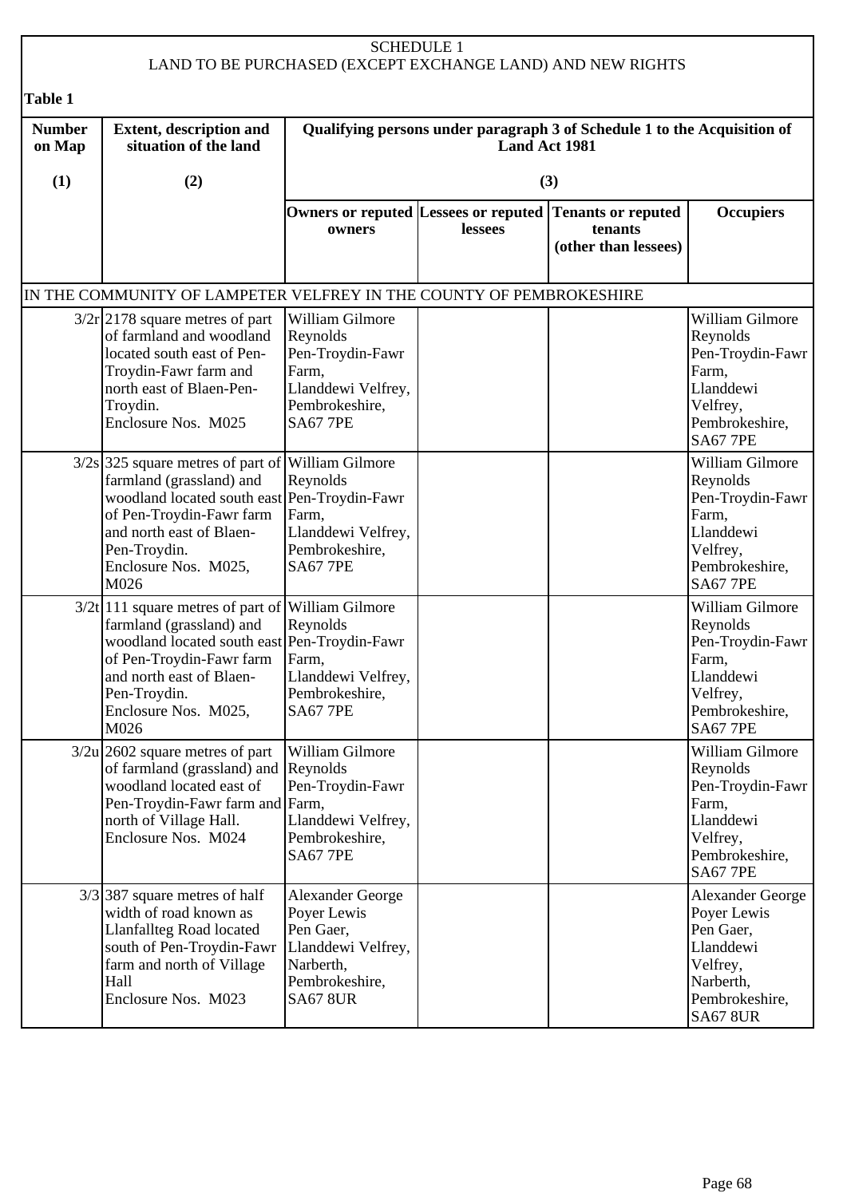SCHEDULE 1
LAND TO BE PURCHASED (EXCEPT EXCHANGE LAND) AND NEW RIGHTS

**Table 1**

| **Number on Map** | **Extent, description and situation of the land** | **Qualifying persons under paragraph 3 of Schedule 1 to the Acquisition of Land Act 1981** | | | |
|---|---|---|---|---|---|
| **(1)** | **(2)** | **(3)** | | | |
| | | **Owners or reputed owners** | **Lessees or reputed lessees** | **Tenants or reputed tenants (other than lessees)** | **Occupiers** |
| IN THE COMMUNITY OF LAMPETER VELFREY IN THE COUNTY OF PEMBROKESHIRE | | | | | |
| 3/2r | 2178 square metres of part of farmland and woodland located south east of Pen-Troydin-Fawr farm and north east of Blaen-Pen-Troydin. Enclosure Nos. M025 | William Gilmore Reynolds Pen-Troydin-Fawr Farm, Llanddewi Velfrey, Pembrokeshire, SA67 7PE | | | William Gilmore Reynolds Pen-Troydin-Fawr Farm, Llanddewi Velfrey, Pembrokeshire, SA67 7PE |
| 3/2s | 325 square metres of part of farmland (grassland) and woodland located south east of Pen-Troydin-Fawr farm and north east of Blaen-Pen-Troydin. Enclosure Nos. M025, M026 | William Gilmore Reynolds Pen-Troydin-Fawr Farm, Llanddewi Velfrey, Pembrokeshire, SA67 7PE | | | William Gilmore Reynolds Pen-Troydin-Fawr Farm, Llanddewi Velfrey, Pembrokeshire, SA67 7PE |
| 3/2t | 111 square metres of part of farmland (grassland) and woodland located south east of Pen-Troydin-Fawr farm and north east of Blaen-Pen-Troydin. Enclosure Nos. M025, M026 | William Gilmore Reynolds Pen-Troydin-Fawr Farm, Llanddewi Velfrey, Pembrokeshire, SA67 7PE | | | William Gilmore Reynolds Pen-Troydin-Fawr Farm, Llanddewi Velfrey, Pembrokeshire, SA67 7PE |
| 3/2u | 2602 square metres of part of farmland (grassland) and woodland located east of Pen-Troydin-Fawr farm and north of Village Hall. Enclosure Nos. M024 | William Gilmore Reynolds Pen-Troydin-Fawr Farm, Llanddewi Velfrey, Pembrokeshire, SA67 7PE | | | William Gilmore Reynolds Pen-Troydin-Fawr Farm, Llanddewi Velfrey, Pembrokeshire, SA67 7PE |
| 3/3 | 387 square metres of half width of road known as Llanfallteg Road located south of Pen-Troydin-Fawr farm and north of Village Hall Enclosure Nos. M023 | Alexander George Poyer Lewis Pen Gaer, Llanddewi Velfrey, Narberth, Pembrokeshire, SA67 8UR | | | Alexander George Poyer Lewis Pen Gaer, Llanddewi Velfrey, Narberth, Pembrokeshire, SA67 8UR |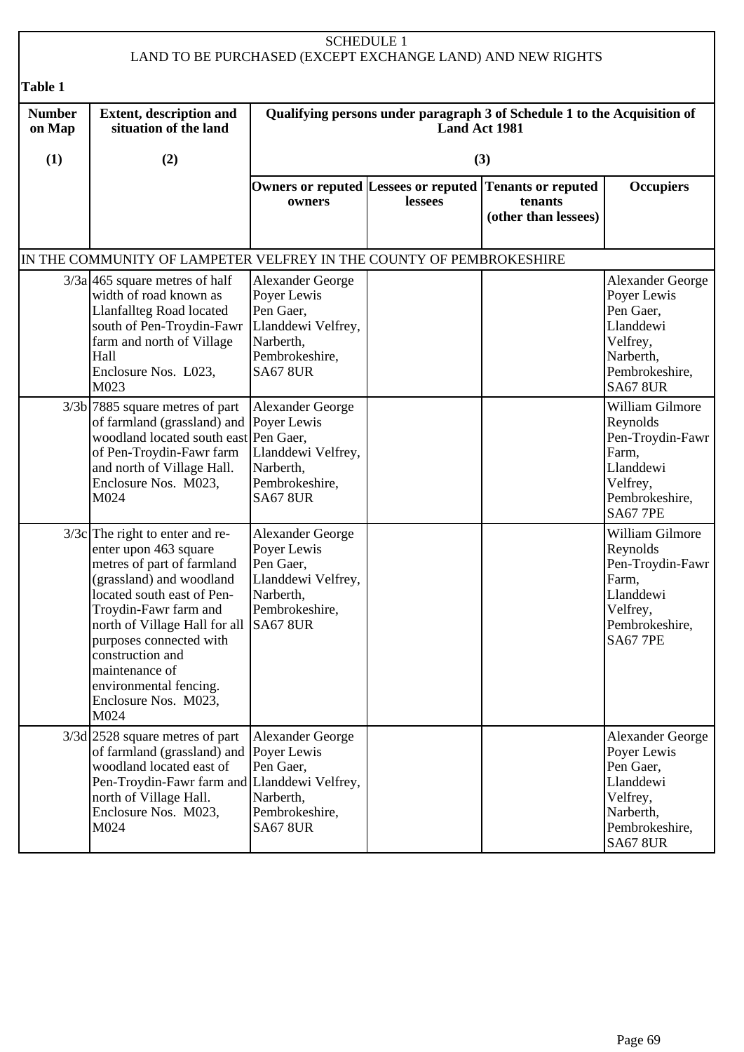SCHEDULE 1

LAND TO BE PURCHASED (EXCEPT EXCHANGE LAND) AND NEW RIGHTS

**Table 1**

| Number on Map | Extent, description and situation of the land | Qualifying persons under paragraph 3 of Schedule 1 to the Acquisition of Land Act 1981 | | | |
|---|---|---|---|---|---|
| (1) | (2) | (3) | | | |
| | | Owners or reputed owners | Lessees or reputed lessees | Tenants or reputed tenants (other than lessees) | Occupiers |
| IN THE COMMUNITY OF LAMPETER VELFREY IN THE COUNTY OF PEMBROKESHIRE | | | | | |
| 3/3a | 465 square metres of half width of road known as Llanfallteg Road located south of Pen-Troydin-Fawr farm and north of Village Hall Enclosure Nos. L023, M023 | Alexander George Poyer Lewis Pen Gaer, Llanddewi Velfrey, Narberth, Pembrokeshire, SA67 8UR | | | Alexander George Poyer Lewis Pen Gaer, Llanddewi Velfrey, Narberth, Pembrokeshire, SA67 8UR |
| 3/3b | 7885 square metres of part of farmland (grassland) and woodland located south east of Pen-Troydin-Fawr farm and north of Village Hall. Enclosure Nos. M023, M024 | Alexander George Poyer Lewis Pen Gaer, Llanddewi Velfrey, Narberth, Pembrokeshire, SA67 8UR | | | William Gilmore Reynolds Pen-Troydin-Fawr Farm, Llanddewi Velfrey, Pembrokeshire, SA67 7PE |
| 3/3c | The right to enter and re-enter upon 463 square metres of part of farmland (grassland) and woodland located south east of Pen-Troydin-Fawr farm and north of Village Hall for all purposes connected with construction and maintenance of environmental fencing. Enclosure Nos. M023, M024 | Alexander George Poyer Lewis Pen Gaer, Llanddewi Velfrey, Narberth, Pembrokeshire, SA67 8UR | | | William Gilmore Reynolds Pen-Troydin-Fawr Farm, Llanddewi Velfrey, Pembrokeshire, SA67 7PE |
| 3/3d | 2528 square metres of part of farmland (grassland) and woodland located east of Pen-Troydin-Fawr farm and north of Village Hall. Enclosure Nos. M023, M024 | Alexander George Poyer Lewis Pen Gaer, Llanddewi Velfrey, Narberth, Pembrokeshire, SA67 8UR | | | Alexander George Poyer Lewis Pen Gaer, Llanddewi Velfrey, Narberth, Pembrokeshire, SA67 8UR |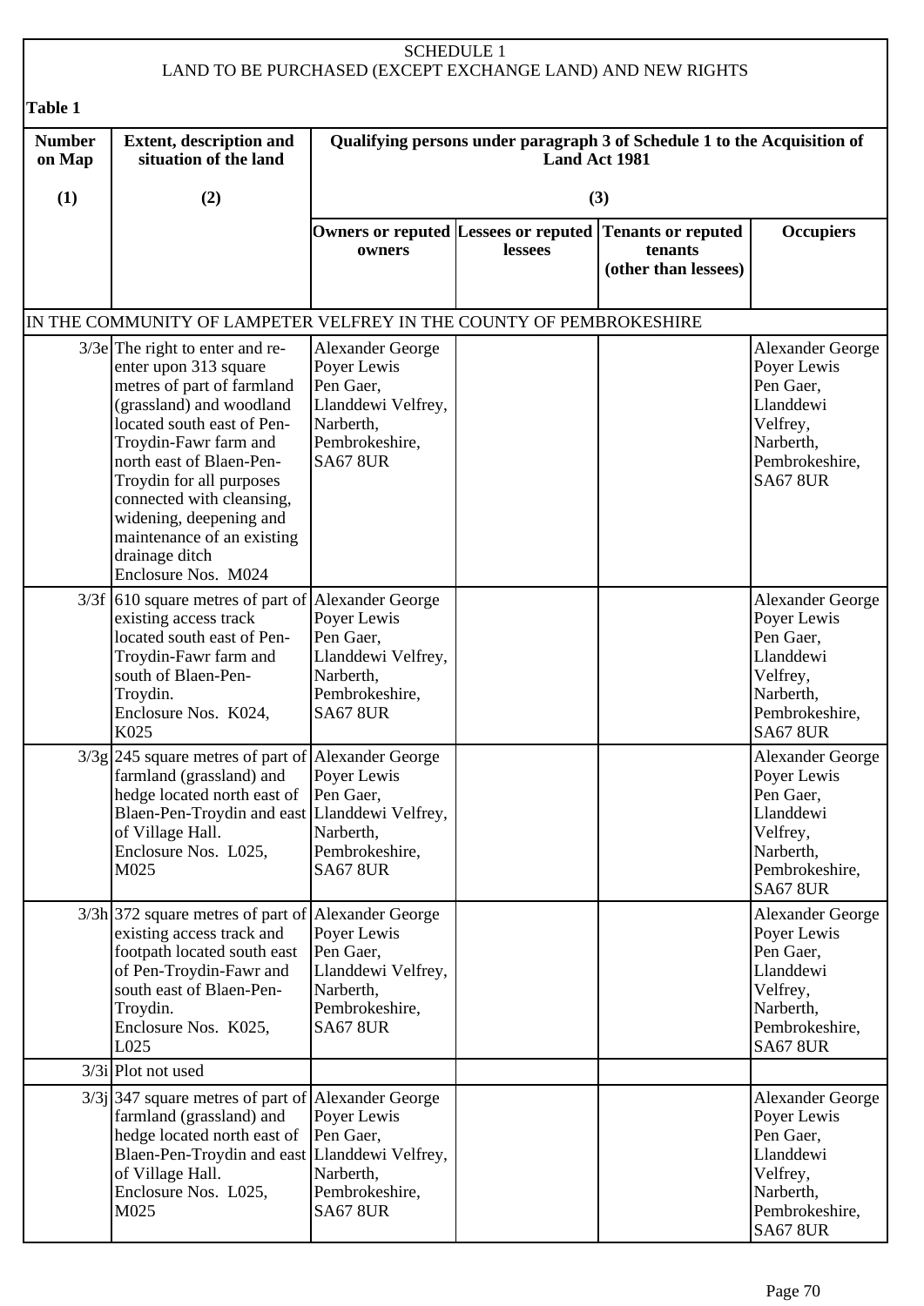SCHEDULE 1
LAND TO BE PURCHASED (EXCEPT EXCHANGE LAND) AND NEW RIGHTS

**Table 1**

| Number on Map | Extent, description and situation of the land | Qualifying persons under paragraph 3 of Schedule 1 to the Acquisition of Land Act 1981 | | | |
|---|---|---|---|---|---|
| (1) | (2) | (3) | | | |
| | | Owners or reputed owners | Lessees or reputed lessees | Tenants or reputed tenants (other than lessees) | Occupiers |
| IN THE COMMUNITY OF LAMPETER VELFREY IN THE COUNTY OF PEMBROKESHIRE | | | | | |
| 3/3e | The right to enter and re-enter upon 313 square metres of part of farmland (grassland) and woodland located south east of Pen-Troydin-Fawr farm and north east of Blaen-Pen-Troydin for all purposes connected with cleansing, widening, deepening and maintenance of an existing drainage ditch Enclosure Nos. M024 | Alexander George Poyer Lewis Pen Gaer, Llanddewi Velfrey, Narberth, Pembrokeshire, SA67 8UR | | | Alexander George Poyer Lewis Pen Gaer, Llanddewi Velfrey, Narberth, Pembrokeshire, SA67 8UR |
| 3/3f | 610 square metres of part of existing access track located south east of Pen-Troydin-Fawr farm and south of Blaen-Pen-Troydin. Enclosure Nos. K024, K025 | Alexander George Poyer Lewis Pen Gaer, Llanddewi Velfrey, Narberth, Pembrokeshire, SA67 8UR | | | Alexander George Poyer Lewis Pen Gaer, Llanddewi Velfrey, Narberth, Pembrokeshire, SA67 8UR |
| 3/3g | 245 square metres of part of farmland (grassland) and hedge located north east of Blaen-Pen-Troydin and east of Village Hall. Enclosure Nos. L025, M025 | Alexander George Poyer Lewis Pen Gaer, Llanddewi Velfrey, Narberth, Pembrokeshire, SA67 8UR | | | Alexander George Poyer Lewis Pen Gaer, Llanddewi Velfrey, Narberth, Pembrokeshire, SA67 8UR |
| 3/3h | 372 square metres of part of existing access track and footpath located south east of Pen-Troydin-Fawr and south east of Blaen-Pen-Troydin. Enclosure Nos. K025, L025 | Alexander George Poyer Lewis Pen Gaer, Llanddewi Velfrey, Narberth, Pembrokeshire, SA67 8UR | | | Alexander George Poyer Lewis Pen Gaer, Llanddewi Velfrey, Narberth, Pembrokeshire, SA67 8UR |
| 3/3i | Plot not used | | | | |
| 3/3j | 347 square metres of part of farmland (grassland) and hedge located north east of Blaen-Pen-Troydin and east of Village Hall. Enclosure Nos. L025, M025 | Alexander George Poyer Lewis Pen Gaer, Llanddewi Velfrey, Narberth, Pembrokeshire, SA67 8UR | | | Alexander George Poyer Lewis Pen Gaer, Llanddewi Velfrey, Narberth, Pembrokeshire, SA67 8UR |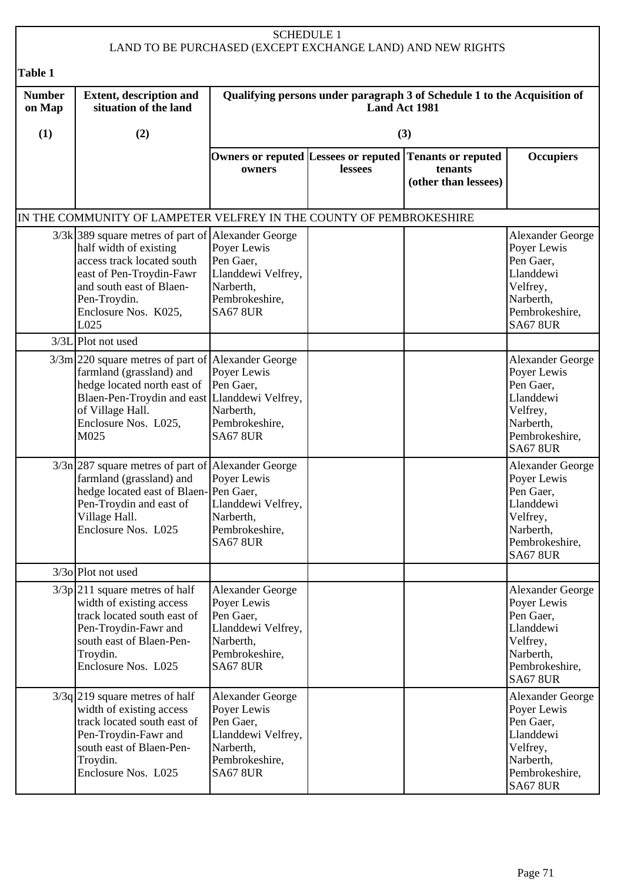SCHEDULE 1
LAND TO BE PURCHASED (EXCEPT EXCHANGE LAND) AND NEW RIGHTS

**Table 1**

| Number on Map | Extent, description and situation of the land | Qualifying persons under paragraph 3 of Schedule 1 to the Acquisition of Land Act 1981 | | | |
|---|---|---|---|---|---|
| (1) | (2) | (3) | | | |
| | | Owners or reputed owners | Lessees or reputed lessees | Tenants or reputed tenants (other than lessees) | Occupiers |
| IN THE COMMUNITY OF LAMPETER VELFREY IN THE COUNTY OF PEMBROKESHIRE | | | | | |
| 3/3k | 389 square metres of part of half width of existing access track located south east of Pen-Troydin-Fawr and south east of Blaen-Pen-Troydin. Enclosure Nos. K025, L025 | Alexander George Poyer Lewis Pen Gaer, Llanddewi Velfrey, Narberth, Pembrokeshire, SA67 8UR | | | Alexander George Poyer Lewis Pen Gaer, Llanddewi Velfrey, Narberth, Pembrokeshire, SA67 8UR |
| 3/3L | Plot not used | | | | |
| 3/3m | 220 square metres of part of farmland (grassland) and hedge located north east of Blaen-Pen-Troydin and east of Village Hall. Enclosure Nos. L025, M025 | Alexander George Poyer Lewis Pen Gaer, Llanddewi Velfrey, Narberth, Pembrokeshire, SA67 8UR | | | Alexander George Poyer Lewis Pen Gaer, Llanddewi Velfrey, Narberth, Pembrokeshire, SA67 8UR |
| 3/3n | 287 square metres of part of farmland (grassland) and hedge located east of Blaen-Pen-Troydin and east of Village Hall. Enclosure Nos. L025 | Alexander George Poyer Lewis Pen Gaer, Llanddewi Velfrey, Narberth, Pembrokeshire, SA67 8UR | | | Alexander George Poyer Lewis Pen Gaer, Llanddewi Velfrey, Narberth, Pembrokeshire, SA67 8UR |
| 3/3o | Plot not used | | | | |
| 3/3p | 211 square metres of half width of existing access track located south east of Pen-Troydin-Fawr and south east of Blaen-Pen-Troydin. Enclosure Nos. L025 | Alexander George Poyer Lewis Pen Gaer, Llanddewi Velfrey, Narberth, Pembrokeshire, SA67 8UR | | | Alexander George Poyer Lewis Pen Gaer, Llanddewi Velfrey, Narberth, Pembrokeshire, SA67 8UR |
| 3/3q | 219 square metres of half width of existing access track located south east of Pen-Troydin-Fawr and south east of Blaen-Pen-Troydin. Enclosure Nos. L025 | Alexander George Poyer Lewis Pen Gaer, Llanddewi Velfrey, Narberth, Pembrokeshire, SA67 8UR | | | Alexander George Poyer Lewis Pen Gaer, Llanddewi Velfrey, Narberth, Pembrokeshire, SA67 8UR |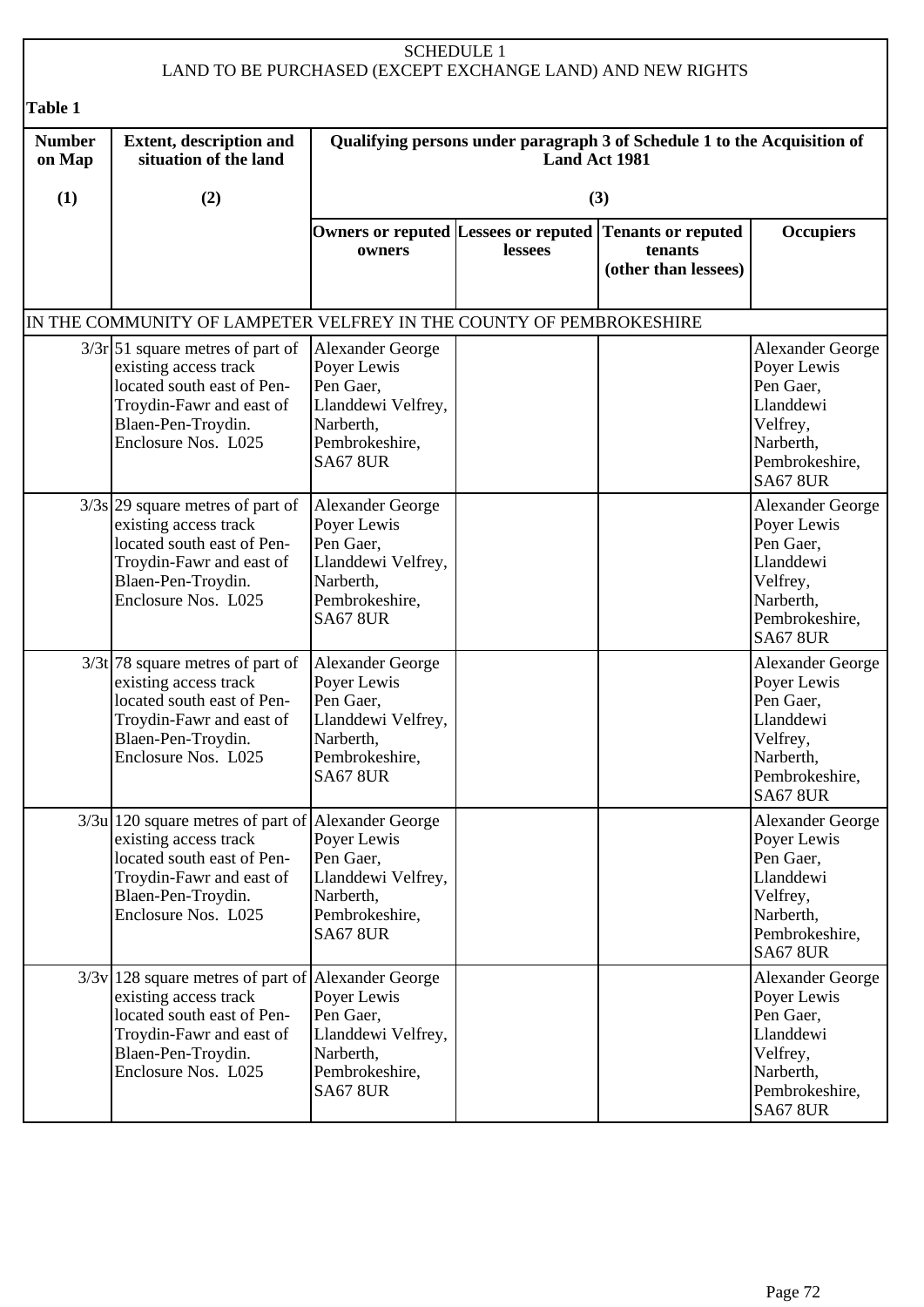SCHEDULE 1
LAND TO BE PURCHASED (EXCEPT EXCHANGE LAND) AND NEW RIGHTS

**Table 1**

| Number on Map | Extent, description and situation of the land | Qualifying persons under paragraph 3 of Schedule 1 to the Acquisition of Land Act 1981 | | | |
|---|---|---|---|---|---|
| (1) | (2) | (3) | | | |
| | | Owners or reputed owners | Lessees or reputed lessees | Tenants or reputed tenants (other than lessees) | Occupiers |
| IN THE COMMUNITY OF LAMPETER VELFREY IN THE COUNTY OF PEMBROKESHIRE | | | | | |
| 3/3r | 51 square metres of part of existing access track located south east of Pen-Troydin-Fawr and east of Blaen-Pen-Troydin. Enclosure Nos. L025 | Alexander George Poyer Lewis Pen Gaer, Llanddewi Velfrey, Narberth, Pembrokeshire, SA67 8UR | | | Alexander George Poyer Lewis Pen Gaer, Llanddewi Velfrey, Narberth, Pembrokeshire, SA67 8UR |
| 3/3s | 29 square metres of part of existing access track located south east of Pen-Troydin-Fawr and east of Blaen-Pen-Troydin. Enclosure Nos. L025 | Alexander George Poyer Lewis Pen Gaer, Llanddewi Velfrey, Narberth, Pembrokeshire, SA67 8UR | | | Alexander George Poyer Lewis Pen Gaer, Llanddewi Velfrey, Narberth, Pembrokeshire, SA67 8UR |
| 3/3t | 78 square metres of part of existing access track located south east of Pen-Troydin-Fawr and east of Blaen-Pen-Troydin. Enclosure Nos. L025 | Alexander George Poyer Lewis Pen Gaer, Llanddewi Velfrey, Narberth, Pembrokeshire, SA67 8UR | | | Alexander George Poyer Lewis Pen Gaer, Llanddewi Velfrey, Narberth, Pembrokeshire, SA67 8UR |
| 3/3u | 120 square metres of part of existing access track located south east of Pen-Troydin-Fawr and east of Blaen-Pen-Troydin. Enclosure Nos. L025 | Alexander George Poyer Lewis Pen Gaer, Llanddewi Velfrey, Narberth, Pembrokeshire, SA67 8UR | | | Alexander George Poyer Lewis Pen Gaer, Llanddewi Velfrey, Narberth, Pembrokeshire, SA67 8UR |
| 3/3v | 128 square metres of part of existing access track located south east of Pen-Troydin-Fawr and east of Blaen-Pen-Troydin. Enclosure Nos. L025 | Alexander George Poyer Lewis Pen Gaer, Llanddewi Velfrey, Narberth, Pembrokeshire, SA67 8UR | | | Alexander George Poyer Lewis Pen Gaer, Llanddewi Velfrey, Narberth, Pembrokeshire, SA67 8UR |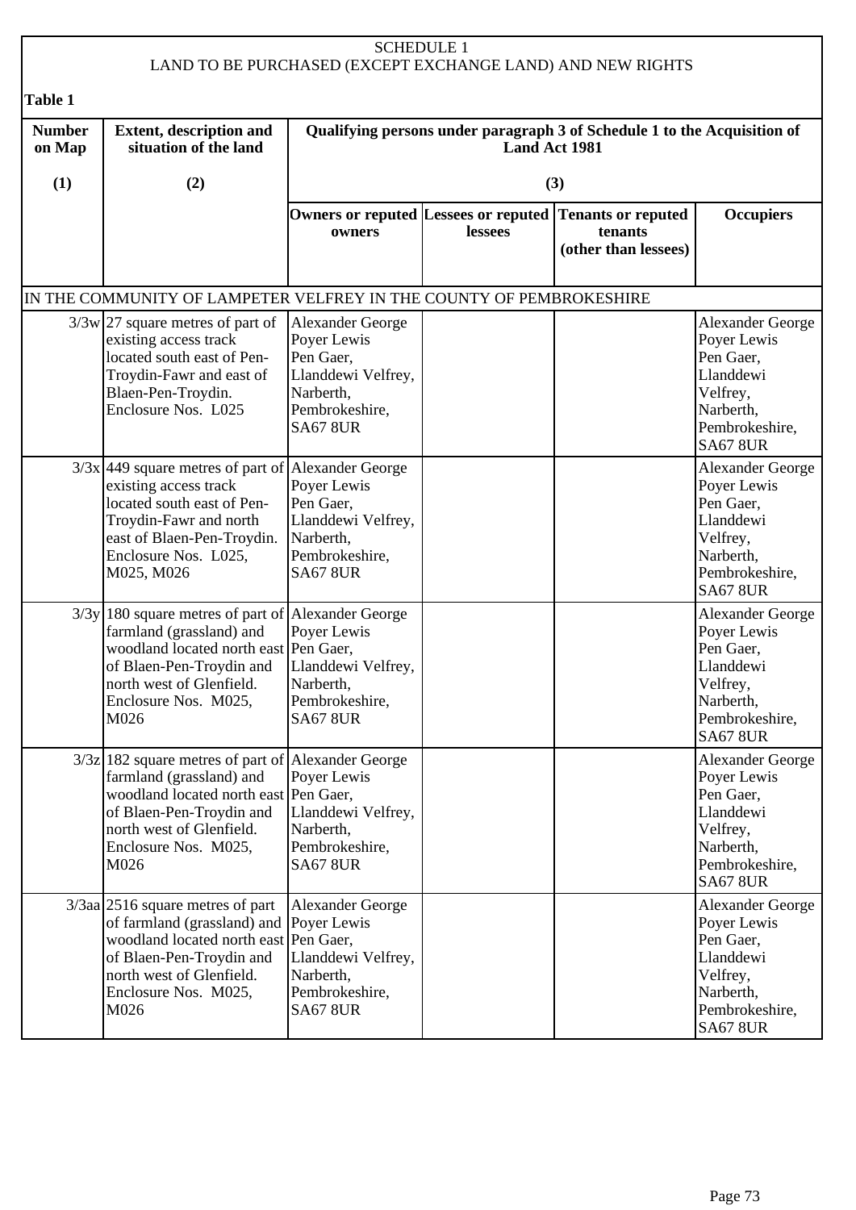SCHEDULE 1

LAND TO BE PURCHASED (EXCEPT EXCHANGE LAND) AND NEW RIGHTS

**Table 1**

| Number on Map | Extent, description and situation of the land | Qualifying persons under paragraph 3 of Schedule 1 to the Acquisition of Land Act 1981 | | | |
|---|---|---|---|---|---|
| (1) | (2) | (3) | | | |
| | | Owners or reputed owners | Lessees or reputed lessees | Tenants or reputed tenants (other than lessees) | Occupiers |
| IN THE COMMUNITY OF LAMPETER VELFREY IN THE COUNTY OF PEMBROKESHIRE | | | | | |
| 3/3w | 27 square metres of part of existing access track located south east of Pen-Troydin-Fawr and east of Blaen-Pen-Troydin. Enclosure Nos. L025 | Alexander George Poyer Lewis Pen Gaer, Llanddewi Velfrey, Narberth, Pembrokeshire, SA67 8UR | | | Alexander George Poyer Lewis Pen Gaer, Llanddewi Velfrey, Narberth, Pembrokeshire, SA67 8UR |
| 3/3x | 449 square metres of part of existing access track located south east of Pen-Troydin-Fawr and north east of Blaen-Pen-Troydin. Enclosure Nos. L025, M025, M026 | Alexander George Poyer Lewis Pen Gaer, Llanddewi Velfrey, Narberth, Pembrokeshire, SA67 8UR | | | Alexander George Poyer Lewis Pen Gaer, Llanddewi Velfrey, Narberth, Pembrokeshire, SA67 8UR |
| 3/3y | 180 square metres of part of farmland (grassland) and woodland located north east of Blaen-Pen-Troydin and north west of Glenfield. Enclosure Nos. M025, M026 | Alexander George Poyer Lewis Pen Gaer, Llanddewi Velfrey, Narberth, Pembrokeshire, SA67 8UR | | | Alexander George Poyer Lewis Pen Gaer, Llanddewi Velfrey, Narberth, Pembrokeshire, SA67 8UR |
| 3/3z | 182 square metres of part of farmland (grassland) and woodland located north east of Blaen-Pen-Troydin and north west of Glenfield. Enclosure Nos. M025, M026 | Alexander George Poyer Lewis Pen Gaer, Llanddewi Velfrey, Narberth, Pembrokeshire, SA67 8UR | | | Alexander George Poyer Lewis Pen Gaer, Llanddewi Velfrey, Narberth, Pembrokeshire, SA67 8UR |
| 3/3aa | 2516 square metres of part of farmland (grassland) and woodland located north east of Blaen-Pen-Troydin and north west of Glenfield. Enclosure Nos. M025, M026 | Alexander George Poyer Lewis Pen Gaer, Llanddewi Velfrey, Narberth, Pembrokeshire, SA67 8UR | | | Alexander George Poyer Lewis Pen Gaer, Llanddewi Velfrey, Narberth, Pembrokeshire, SA67 8UR |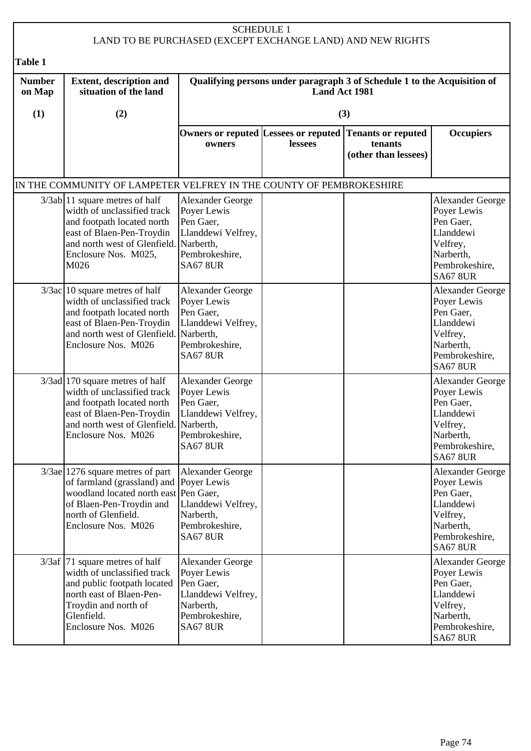SCHEDULE 1
LAND TO BE PURCHASED (EXCEPT EXCHANGE LAND) AND NEW RIGHTS

**Table 1**

| Number on Map | Extent, description and situation of the land | Qualifying persons under paragraph 3 of Schedule 1 to the Acquisition of Land Act 1981 | | | |
|---|---|---|---|---|---|
| (1) | (2) | (3) | | | |
| | | Owners or reputed owners | Lessees or reputed lessees | Tenants or reputed tenants (other than lessees) | Occupiers |
| IN THE COMMUNITY OF LAMPETER VELFREY IN THE COUNTY OF PEMBROKESHIRE | | | | | |
| 3/3ab | 11 square metres of half width of unclassified track and footpath located north east of Blaen-Pen-Troydin and north west of Glenfield. Enclosure Nos. M025, M026 | Alexander George Poyer Lewis Pen Gaer, Llanddewi Velfrey, Narberth, Pembrokeshire, SA67 8UR | | | Alexander George Poyer Lewis Pen Gaer, Llanddewi Velfrey, Narberth, Pembrokeshire, SA67 8UR |
| 3/3ac | 10 square metres of half width of unclassified track and footpath located north east of Blaen-Pen-Troydin and north west of Glenfield. Enclosure Nos. M026 | Alexander George Poyer Lewis Pen Gaer, Llanddewi Velfrey, Narberth, Pembrokeshire, SA67 8UR | | | Alexander George Poyer Lewis Pen Gaer, Llanddewi Velfrey, Narberth, Pembrokeshire, SA67 8UR |
| 3/3ad | 170 square metres of half width of unclassified track and footpath located north east of Blaen-Pen-Troydin and north west of Glenfield. Enclosure Nos. M026 | Alexander George Poyer Lewis Pen Gaer, Llanddewi Velfrey, Narberth, Pembrokeshire, SA67 8UR | | | Alexander George Poyer Lewis Pen Gaer, Llanddewi Velfrey, Narberth, Pembrokeshire, SA67 8UR |
| 3/3ae | 1276 square metres of part of farmland (grassland) and woodland located north east of Blaen-Pen-Troydin and north of Glenfield. Enclosure Nos. M026 | Alexander George Poyer Lewis Pen Gaer, Llanddewi Velfrey, Narberth, Pembrokeshire, SA67 8UR | | | Alexander George Poyer Lewis Pen Gaer, Llanddewi Velfrey, Narberth, Pembrokeshire, SA67 8UR |
| 3/3af | 71 square metres of half width of unclassified track and public footpath located north east of Blaen-Pen-Troydin and north of Glenfield. Enclosure Nos. M026 | Alexander George Poyer Lewis Pen Gaer, Llanddewi Velfrey, Narberth, Pembrokeshire, SA67 8UR | | | Alexander George Poyer Lewis Pen Gaer, Llanddewi Velfrey, Narberth, Pembrokeshire, SA67 8UR |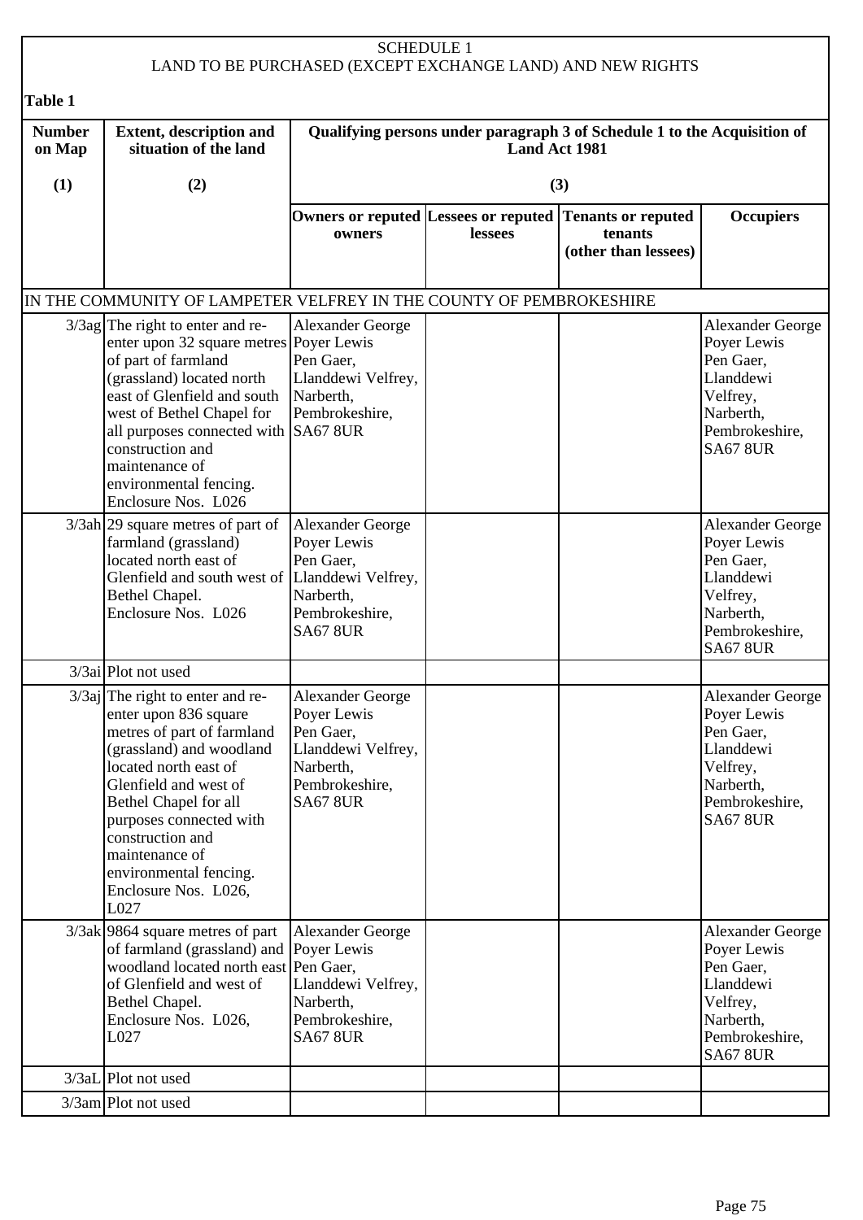SCHEDULE 1
LAND TO BE PURCHASED (EXCEPT EXCHANGE LAND) AND NEW RIGHTS

**Table 1**

| Number on Map | Extent, description and situation of the land | Qualifying persons under paragraph 3 of Schedule 1 to the Acquisition of Land Act 1981 | | | |
|---|---|---|---|---|---|
| (1) | (2) | (3) | | | |
| | | Owners or reputed owners | Lessees or reputed lessees | Tenants or reputed tenants (other than lessees) | Occupiers |
| IN THE COMMUNITY OF LAMPETER VELFREY IN THE COUNTY OF PEMBROKESHIRE | | | | | |
| 3/3ag | The right to enter and re-enter upon 32 square metres of part of farmland (grassland) located north east of Glenfield and south west of Bethel Chapel for all purposes connected with construction and maintenance of environmental fencing. Enclosure Nos. L026 | Alexander George Poyer Lewis Pen Gaer, Llanddewi Velfrey, Narberth, Pembrokeshire, SA67 8UR | | | Alexander George Poyer Lewis Pen Gaer, Llanddewi Velfrey, Narberth, Pembrokeshire, SA67 8UR |
| 3/3ah | 29 square metres of part of farmland (grassland) located north east of Glenfield and south west of Bethel Chapel. Enclosure Nos. L026 | Alexander George Poyer Lewis Pen Gaer, Llanddewi Velfrey, Narberth, Pembrokeshire, SA67 8UR | | | Alexander George Poyer Lewis Pen Gaer, Llanddewi Velfrey, Narberth, Pembrokeshire, SA67 8UR |
| 3/3ai | Plot not used | | | | |
| 3/3aj | The right to enter and re-enter upon 836 square metres of part of farmland (grassland) and woodland located north east of Glenfield and west of Bethel Chapel for all purposes connected with construction and maintenance of environmental fencing. Enclosure Nos. L026, L027 | Alexander George Poyer Lewis Pen Gaer, Llanddewi Velfrey, Narberth, Pembrokeshire, SA67 8UR | | | Alexander George Poyer Lewis Pen Gaer, Llanddewi Velfrey, Narberth, Pembrokeshire, SA67 8UR |
| 3/3ak | 9864 square metres of part of farmland (grassland) and woodland located north east of Glenfield and west of Bethel Chapel. Enclosure Nos. L026, L027 | Alexander George Poyer Lewis Pen Gaer, Llanddewi Velfrey, Narberth, Pembrokeshire, SA67 8UR | | | Alexander George Poyer Lewis Pen Gaer, Llanddewi Velfrey, Narberth, Pembrokeshire, SA67 8UR |
| 3/3aL | Plot not used | | | | |
| 3/3am | Plot not used | | | | |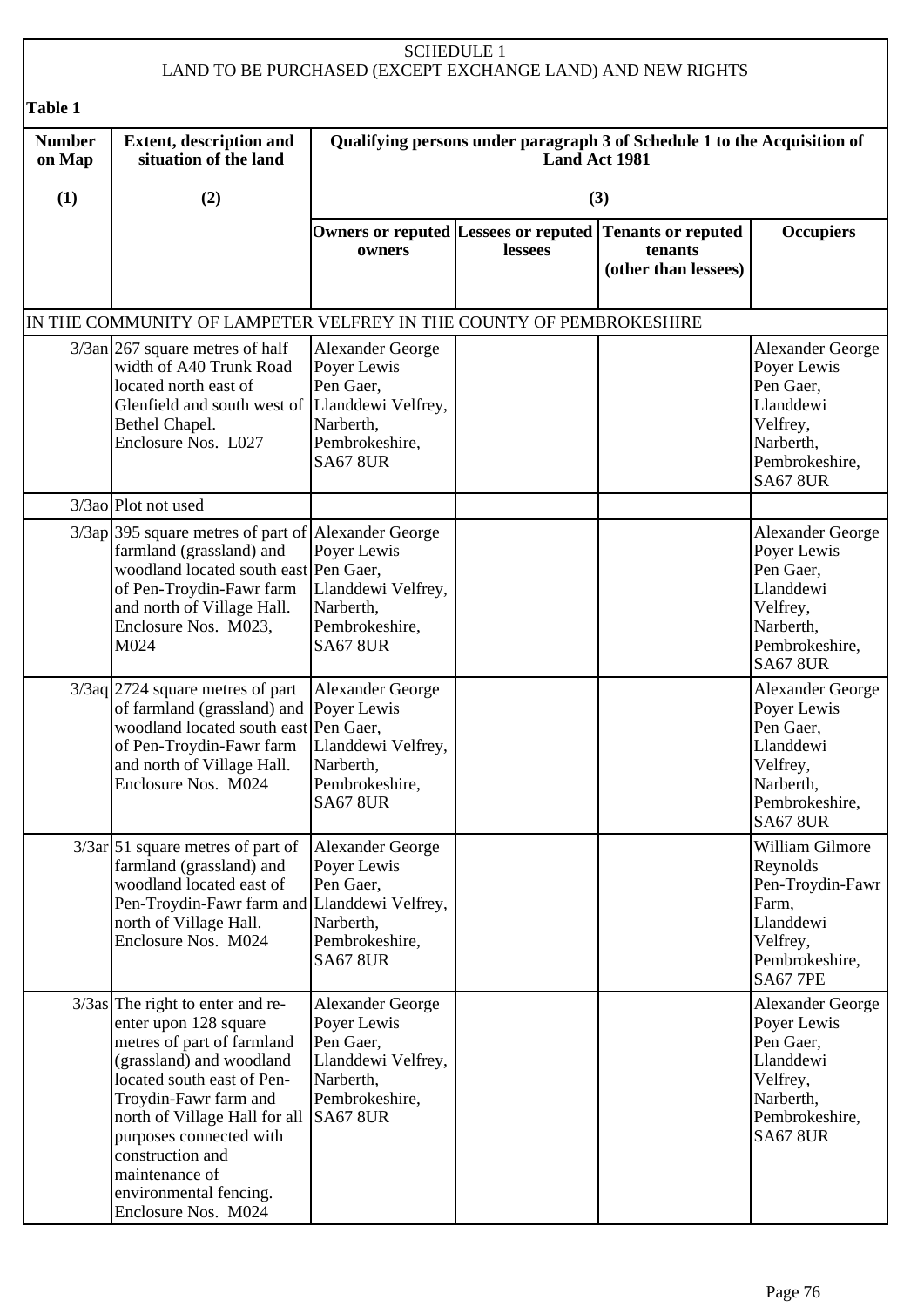# SCHEDULE 1
## LAND TO BE PURCHASED (EXCEPT EXCHANGE LAND) AND NEW RIGHTS

**Table 1**

| Number on Map | Extent, description and situation of the land | Qualifying persons under paragraph 3 of Schedule 1 to the Acquisition of Land Act 1981 | | | |
|---|---|---|---|---|---|
| (1) | (2) | (3) | | | |
| | | Owners or reputed owners | Lessees or reputed lessees | Tenants or reputed tenants (other than lessees) | Occupiers |
| IN THE COMMUNITY OF LAMPETER VELFREY IN THE COUNTY OF PEMBROKESHIRE | | | | | |
| 3/3an | 267 square metres of half width of A40 Trunk Road located north east of Glenfield and south west of Bethel Chapel. Enclosure Nos. L027 | Alexander George Poyer Lewis Pen Gaer, Llanddewi Velfrey, Narberth, Pembrokeshire, SA67 8UR | | | Alexander George Poyer Lewis Pen Gaer, Llanddewi Velfrey, Narberth, Pembrokeshire, SA67 8UR |
| 3/3ao | Plot not used | | | | |
| 3/3ap | 395 square metres of part of farmland (grassland) and woodland located south east of Pen-Troydin-Fawr farm and north of Village Hall. Enclosure Nos. M023, M024 | Alexander George Poyer Lewis Pen Gaer, Llanddewi Velfrey, Narberth, Pembrokeshire, SA67 8UR | | | Alexander George Poyer Lewis Pen Gaer, Llanddewi Velfrey, Narberth, Pembrokeshire, SA67 8UR |
| 3/3aq | 2724 square metres of part of farmland (grassland) and woodland located south east of Pen-Troydin-Fawr farm and north of Village Hall. Enclosure Nos. M024 | Alexander George Poyer Lewis Pen Gaer, Llanddewi Velfrey, Narberth, Pembrokeshire, SA67 8UR | | | Alexander George Poyer Lewis Pen Gaer, Llanddewi Velfrey, Narberth, Pembrokeshire, SA67 8UR |
| 3/3ar | 51 square metres of part of farmland (grassland) and woodland located east of Pen-Troydin-Fawr farm and north of Village Hall. Enclosure Nos. M024 | Alexander George Poyer Lewis Pen Gaer, Llanddewi Velfrey, Narberth, Pembrokeshire, SA67 8UR | | | William Gilmore Reynolds Pen-Troydin-Fawr Farm, Llanddewi Velfrey, Pembrokeshire, SA67 7PE |
| 3/3as | The right to enter and re-enter upon 128 square metres of part of farmland (grassland) and woodland located south east of Pen-Troydin-Fawr farm and north of Village Hall for all purposes connected with construction and maintenance of environmental fencing. Enclosure Nos. M024 | Alexander George Poyer Lewis Pen Gaer, Llanddewi Velfrey, Narberth, Pembrokeshire, SA67 8UR | | | Alexander George Poyer Lewis Pen Gaer, Llanddewi Velfrey, Narberth, Pembrokeshire, SA67 8UR |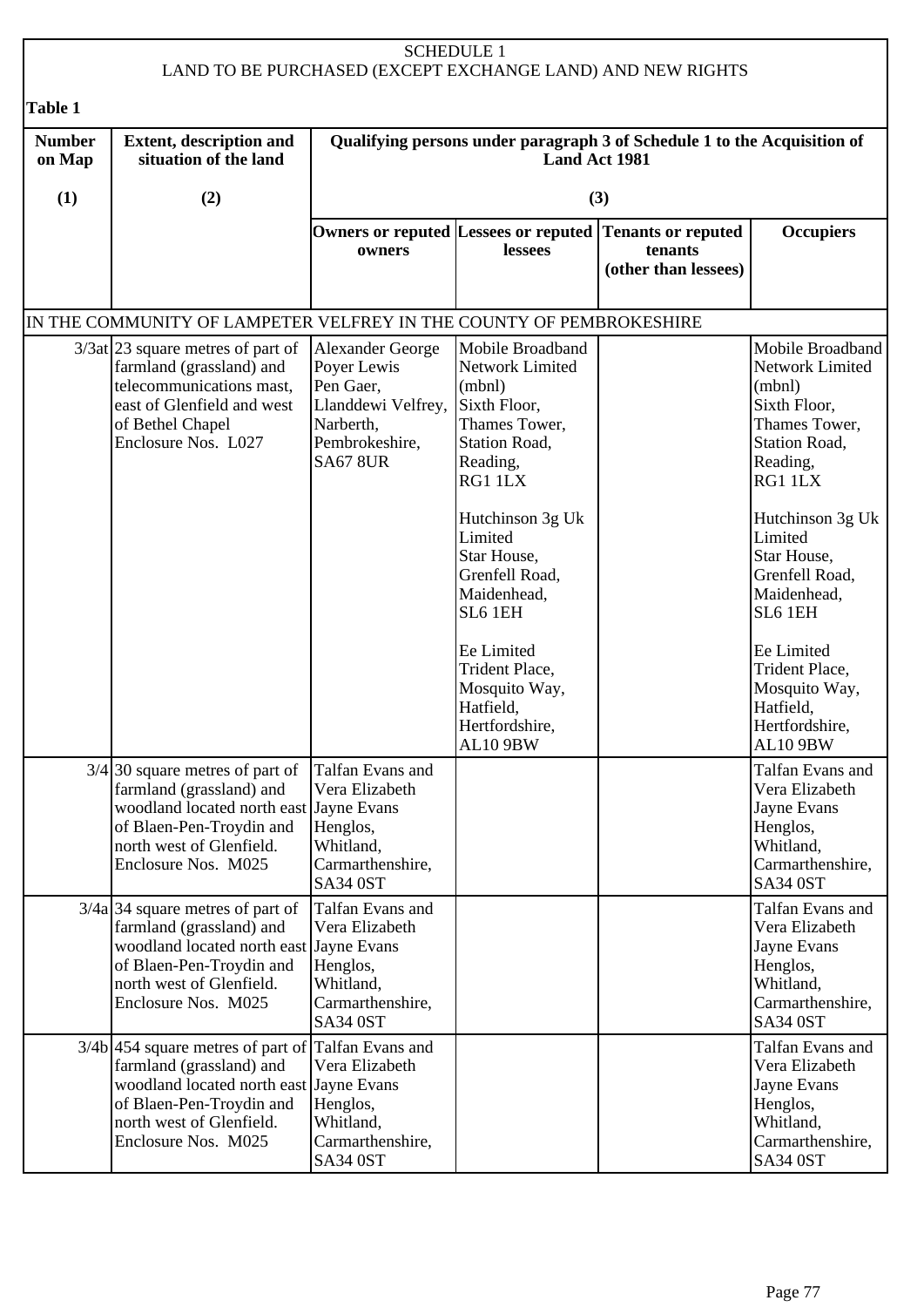SCHEDULE 1
LAND TO BE PURCHASED (EXCEPT EXCHANGE LAND) AND NEW RIGHTS

**Table 1**

| Number on Map | Extent, description and situation of the land | Qualifying persons under paragraph 3 of Schedule 1 to the Acquisition of Land Act 1981 | | | |
|---|---|---|---|---|---|
| (1) | (2) | (3) | | | |
| | | Owners or reputed owners | Lessees or reputed lessees | Tenants or reputed tenants (other than lessees) | Occupiers |
| IN THE COMMUNITY OF LAMPETER VELFREY IN THE COUNTY OF PEMBROKESHIRE | | | | | |
| 3/3at | 23 square metres of part of farmland (grassland) and telecommunications mast, east of Glenfield and west of Bethel Chapel Enclosure Nos. L027 | Alexander George Poyer Lewis Pen Gaer, Llanddewi Velfrey, Narberth, Pembrokeshire, SA67 8UR | Mobile Broadband Network Limited (mbnl) Sixth Floor, Thames Tower, Station Road, Reading, RG1 1LX<br><br>Hutchinson 3g Uk Limited Star House, Grenfell Road, Maidenhead, SL6 1EH<br><br>Ee Limited Trident Place, Mosquito Way, Hatfield, Hertfordshire, AL10 9BW | | Mobile Broadband Network Limited (mbnl) Sixth Floor, Thames Tower, Station Road, Reading, RG1 1LX<br><br>Hutchinson 3g Uk Limited Star House, Grenfell Road, Maidenhead, SL6 1EH<br><br>Ee Limited Trident Place, Mosquito Way, Hatfield, Hertfordshire, AL10 9BW |
| 3/4 | 30 square metres of part of farmland (grassland) and woodland located north east of Blaen-Pen-Troydin and north west of Glenfield. Enclosure Nos. M025 | Talfan Evans and Vera Elizabeth Jayne Evans Henglos, Whitland, Carmarthenshire, SA34 0ST | | | Talfan Evans and Vera Elizabeth Jayne Evans Henglos, Whitland, Carmarthenshire, SA34 0ST |
| 3/4a | 34 square metres of part of farmland (grassland) and woodland located north east of Blaen-Pen-Troydin and north west of Glenfield. Enclosure Nos. M025 | Talfan Evans and Vera Elizabeth Jayne Evans Henglos, Whitland, Carmarthenshire, SA34 0ST | | | Talfan Evans and Vera Elizabeth Jayne Evans Henglos, Whitland, Carmarthenshire, SA34 0ST |
| 3/4b | 454 square metres of part of farmland (grassland) and woodland located north east of Blaen-Pen-Troydin and north west of Glenfield. Enclosure Nos. M025 | Talfan Evans and Vera Elizabeth Jayne Evans Henglos, Whitland, Carmarthenshire, SA34 0ST | | | Talfan Evans and Vera Elizabeth Jayne Evans Henglos, Whitland, Carmarthenshire, SA34 0ST |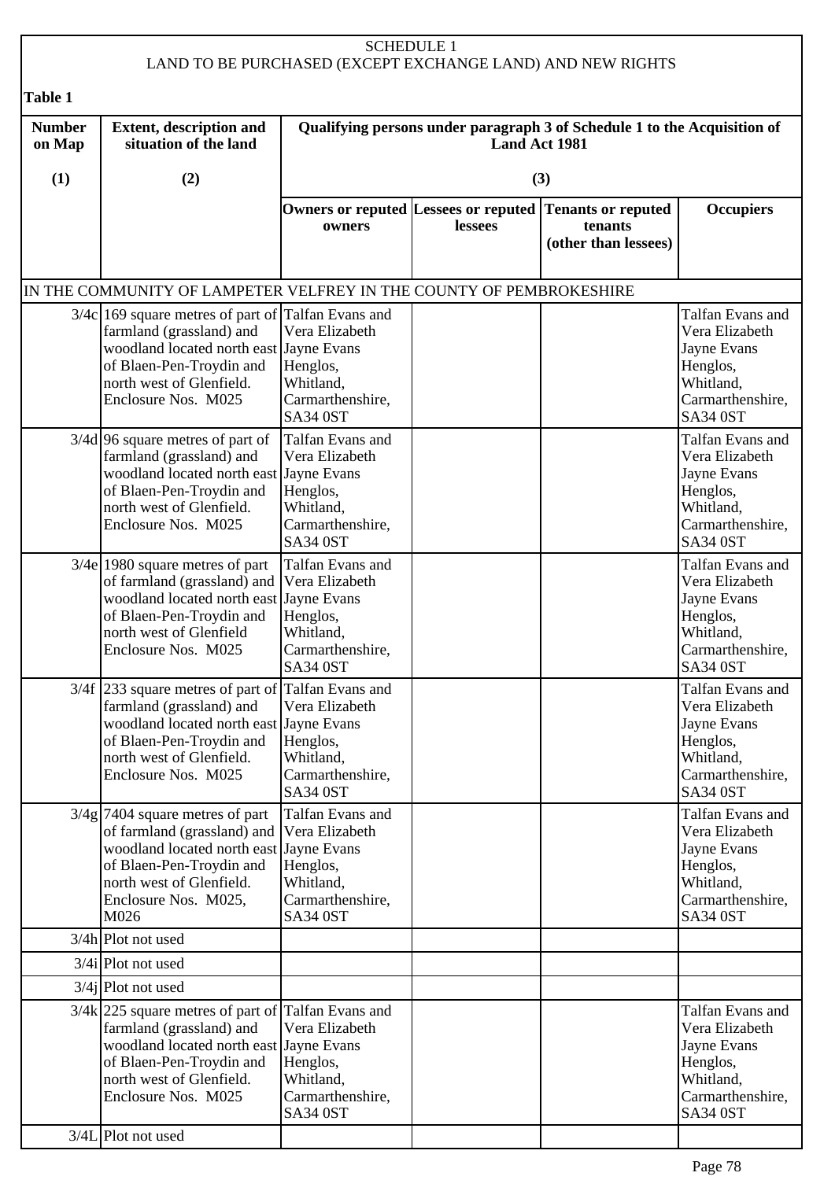SCHEDULE 1
LAND TO BE PURCHASED (EXCEPT EXCHANGE LAND) AND NEW RIGHTS

**Table 1**

| Number on Map | Extent, description and situation of the land | Qualifying persons under paragraph 3 of Schedule 1 to the Acquisition of Land Act 1981 | | | |
|---|---|---|---|---|---|
| (1) | (2) | (3) | | | |
| | | Owners or reputed owners | Lessees or reputed lessees | Tenants or reputed tenants (other than lessees) | Occupiers |
| IN THE COMMUNITY OF LAMPETER VELFREY IN THE COUNTY OF PEMBROKESHIRE | | | | | |
| 3/4c | 169 square metres of part of farmland (grassland) and woodland located north east of Blaen-Pen-Troydin and north west of Glenfield. Enclosure Nos. M025 | Talfan Evans and Vera Elizabeth Jayne Evans Henglos, Whitland, Carmarthenshire, SA34 0ST | | | Talfan Evans and Vera Elizabeth Jayne Evans Henglos, Whitland, Carmarthenshire, SA34 0ST |
| 3/4d | 96 square metres of part of farmland (grassland) and woodland located north east of Blaen-Pen-Troydin and north west of Glenfield. Enclosure Nos. M025 | Talfan Evans and Vera Elizabeth Jayne Evans Henglos, Whitland, Carmarthenshire, SA34 0ST | | | Talfan Evans and Vera Elizabeth Jayne Evans Henglos, Whitland, Carmarthenshire, SA34 0ST |
| 3/4e | 1980 square metres of part of farmland (grassland) and woodland located north east of Blaen-Pen-Troydin and north west of Glenfield Enclosure Nos. M025 | Talfan Evans and Vera Elizabeth Jayne Evans Henglos, Whitland, Carmarthenshire, SA34 0ST | | | Talfan Evans and Vera Elizabeth Jayne Evans Henglos, Whitland, Carmarthenshire, SA34 0ST |
| 3/4f | 233 square metres of part of farmland (grassland) and woodland located north east of Blaen-Pen-Troydin and north west of Glenfield. Enclosure Nos. M025 | Talfan Evans and Vera Elizabeth Jayne Evans Henglos, Whitland, Carmarthenshire, SA34 0ST | | | Talfan Evans and Vera Elizabeth Jayne Evans Henglos, Whitland, Carmarthenshire, SA34 0ST |
| 3/4g | 7404 square metres of part of farmland (grassland) and woodland located north east of Blaen-Pen-Troydin and north west of Glenfield. Enclosure Nos. M025, M026 | Talfan Evans and Vera Elizabeth Jayne Evans Henglos, Whitland, Carmarthenshire, SA34 0ST | | | Talfan Evans and Vera Elizabeth Jayne Evans Henglos, Whitland, Carmarthenshire, SA34 0ST |
| 3/4h | Plot not used | | | | |
| 3/4i | Plot not used | | | | |
| 3/4j | Plot not used | | | | |
| 3/4k | 225 square metres of part of farmland (grassland) and woodland located north east of Blaen-Pen-Troydin and north west of Glenfield. Enclosure Nos. M025 | Talfan Evans and Vera Elizabeth Jayne Evans Henglos, Whitland, Carmarthenshire, SA34 0ST | | | Talfan Evans and Vera Elizabeth Jayne Evans Henglos, Whitland, Carmarthenshire, SA34 0ST |
| 3/4L | Plot not used | | | | |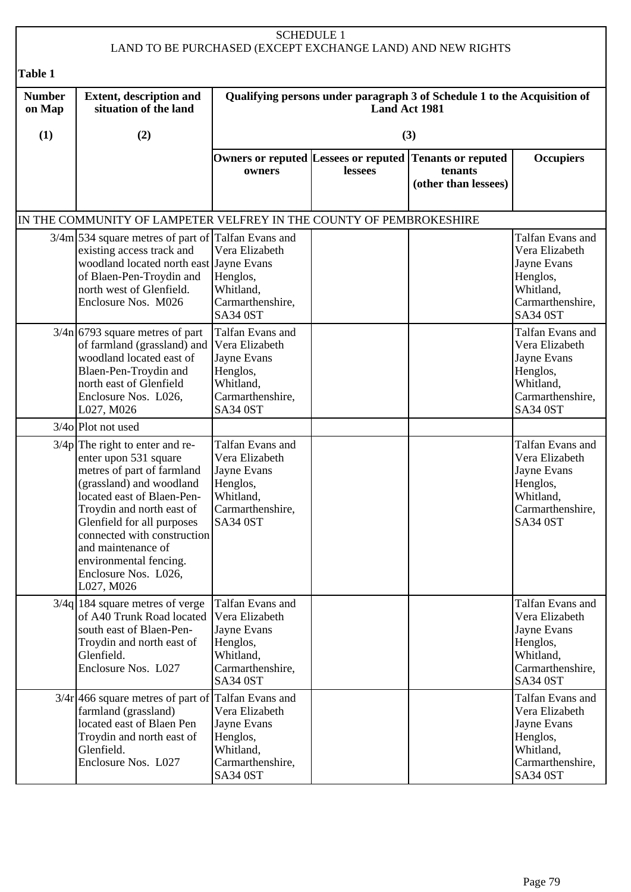# SCHEDULE 1

## LAND TO BE PURCHASED (EXCEPT EXCHANGE LAND) AND NEW RIGHTS

**Table 1**

| **Number on Map** | **Extent, description and situation of the land** | **Qualifying persons under paragraph 3 of Schedule 1 to the Acquisition of Land Act 1981** | | | |
|---|---|---|---|---|---|
| **(1)** | **(2)** | **(3)** | | | |
| | | **Owners or reputed owners** | **Lessees or reputed lessees** | **Tenants or reputed tenants (other than lessees)** | **Occupiers** |
| IN THE COMMUNITY OF LAMPETER VELFREY IN THE COUNTY OF PEMBROKESHIRE | | | | | |
| 3/4m | 534 square metres of part of existing access track and woodland located north east of Blaen-Pen-Troydin and north west of Glenfield. Enclosure Nos. M026 | Talfan Evans and Vera Elizabeth Jayne Evans Henglos, Whitland, Carmarthenshire, SA34 0ST | | | Talfan Evans and Vera Elizabeth Jayne Evans Henglos, Whitland, Carmarthenshire, SA34 0ST |
| 3/4n | 6793 square metres of part of farmland (grassland) and woodland located east of Blaen-Pen-Troydin and north east of Glenfield Enclosure Nos. L026, L027, M026 | Talfan Evans and Vera Elizabeth Jayne Evans Henglos, Whitland, Carmarthenshire, SA34 0ST | | | Talfan Evans and Vera Elizabeth Jayne Evans Henglos, Whitland, Carmarthenshire, SA34 0ST |
| 3/4o | Plot not used | | | | |
| 3/4p | The right to enter and re-enter upon 531 square metres of part of farmland (grassland) and woodland located east of Blaen-Pen-Troydin and north east of Glenfield for all purposes connected with construction and maintenance of environmental fencing. Enclosure Nos. L026, L027, M026 | Talfan Evans and Vera Elizabeth Jayne Evans Henglos, Whitland, Carmarthenshire, SA34 0ST | | | Talfan Evans and Vera Elizabeth Jayne Evans Henglos, Whitland, Carmarthenshire, SA34 0ST |
| 3/4q | 184 square metres of verge of A40 Trunk Road located south east of Blaen-Pen-Troydin and north east of Glenfield. Enclosure Nos. L027 | Talfan Evans and Vera Elizabeth Jayne Evans Henglos, Whitland, Carmarthenshire, SA34 0ST | | | Talfan Evans and Vera Elizabeth Jayne Evans Henglos, Whitland, Carmarthenshire, SA34 0ST |
| 3/4r | 466 square metres of part of farmland (grassland) located east of Blaen Pen Troydin and north east of Glenfield. Enclosure Nos. L027 | Talfan Evans and Vera Elizabeth Jayne Evans Henglos, Whitland, Carmarthenshire, SA34 0ST | | | Talfan Evans and Vera Elizabeth Jayne Evans Henglos, Whitland, Carmarthenshire, SA34 0ST |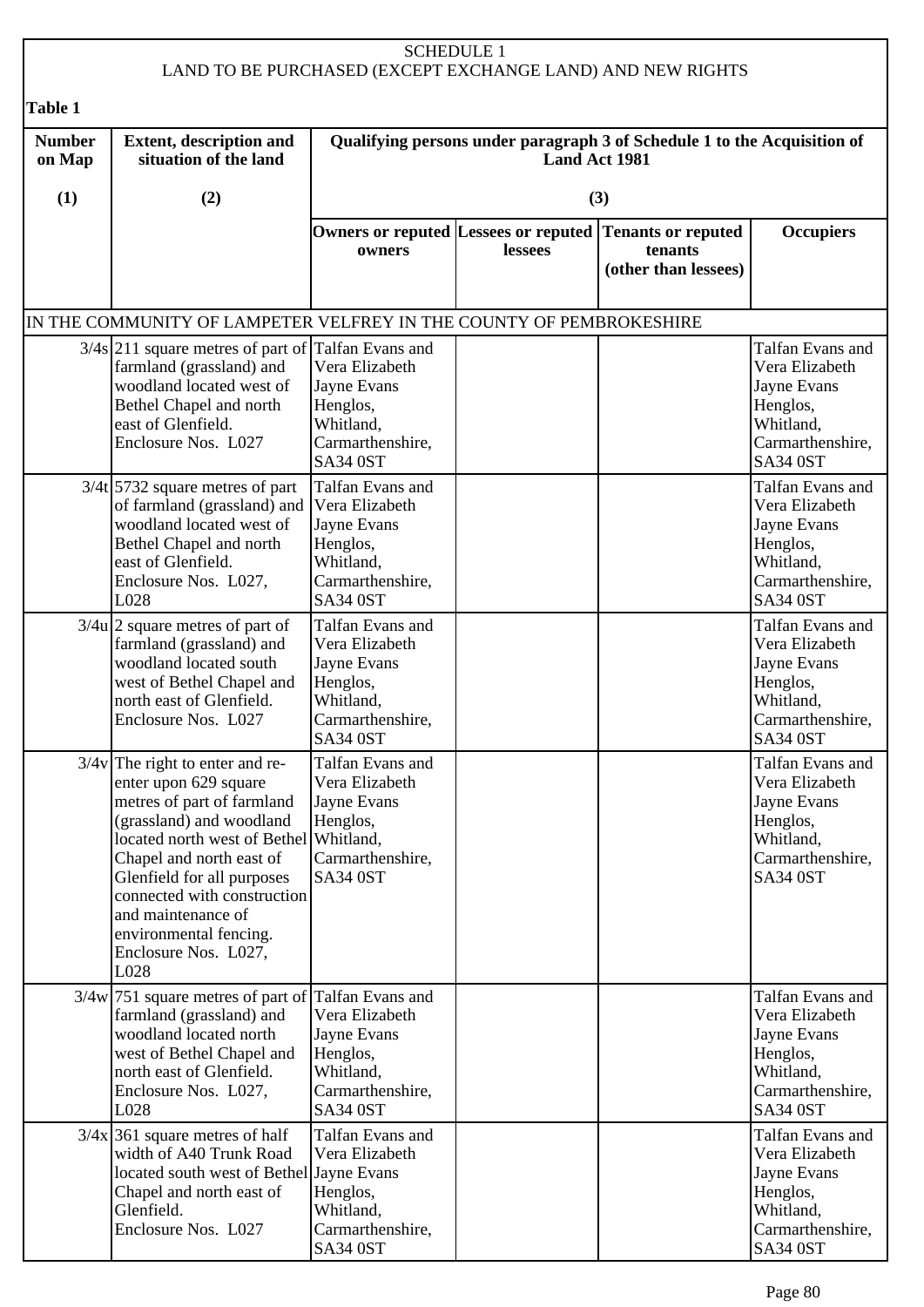SCHEDULE 1
LAND TO BE PURCHASED (EXCEPT EXCHANGE LAND) AND NEW RIGHTS

**Table 1**

| Number on Map | Extent, description and situation of the land | Qualifying persons under paragraph 3 of Schedule 1 to the Acquisition of Land Act 1981 | | | |
|---|---|---|---|---|---|
| (1) | (2) | (3) | | | |
| | | Owners or reputed owners | Lessees or reputed lessees | Tenants or reputed tenants (other than lessees) | Occupiers |
| IN THE COMMUNITY OF LAMPETER VELFREY IN THE COUNTY OF PEMBROKESHIRE | | | | | |
| 3/4s | 211 square metres of part of farmland (grassland) and woodland located west of Bethel Chapel and north east of Glenfield. Enclosure Nos. L027 | Talfan Evans and Vera Elizabeth Jayne Evans Henglos, Whitland, Carmarthenshire, SA34 0ST | | | Talfan Evans and Vera Elizabeth Jayne Evans Henglos, Whitland, Carmarthenshire, SA34 0ST |
| 3/4t | 5732 square metres of part of farmland (grassland) and woodland located west of Bethel Chapel and north east of Glenfield. Enclosure Nos. L027, L028 | Talfan Evans and Vera Elizabeth Jayne Evans Henglos, Whitland, Carmarthenshire, SA34 0ST | | | Talfan Evans and Vera Elizabeth Jayne Evans Henglos, Whitland, Carmarthenshire, SA34 0ST |
| 3/4u | 2 square metres of part of farmland (grassland) and woodland located south west of Bethel Chapel and north east of Glenfield. Enclosure Nos. L027 | Talfan Evans and Vera Elizabeth Jayne Evans Henglos, Whitland, Carmarthenshire, SA34 0ST | | | Talfan Evans and Vera Elizabeth Jayne Evans Henglos, Whitland, Carmarthenshire, SA34 0ST |
| 3/4v | The right to enter and re-enter upon 629 square metres of part of farmland (grassland) and woodland located north west of Bethel Chapel and north east of Glenfield for all purposes connected with construction and maintenance of environmental fencing. Enclosure Nos. L027, L028 | Talfan Evans and Vera Elizabeth Jayne Evans Henglos, Whitland, Carmarthenshire, SA34 0ST | | | Talfan Evans and Vera Elizabeth Jayne Evans Henglos, Whitland, Carmarthenshire, SA34 0ST |
| 3/4w | 751 square metres of part of farmland (grassland) and woodland located north west of Bethel Chapel and north east of Glenfield. Enclosure Nos. L027, L028 | Talfan Evans and Vera Elizabeth Jayne Evans Henglos, Whitland, Carmarthenshire, SA34 0ST | | | Talfan Evans and Vera Elizabeth Jayne Evans Henglos, Whitland, Carmarthenshire, SA34 0ST |
| 3/4x | 361 square metres of half width of A40 Trunk Road located south west of Bethel Chapel and north east of Glenfield. Enclosure Nos. L027 | Talfan Evans and Vera Elizabeth Jayne Evans Henglos, Whitland, Carmarthenshire, SA34 0ST | | | Talfan Evans and Vera Elizabeth Jayne Evans Henglos, Whitland, Carmarthenshire, SA34 0ST |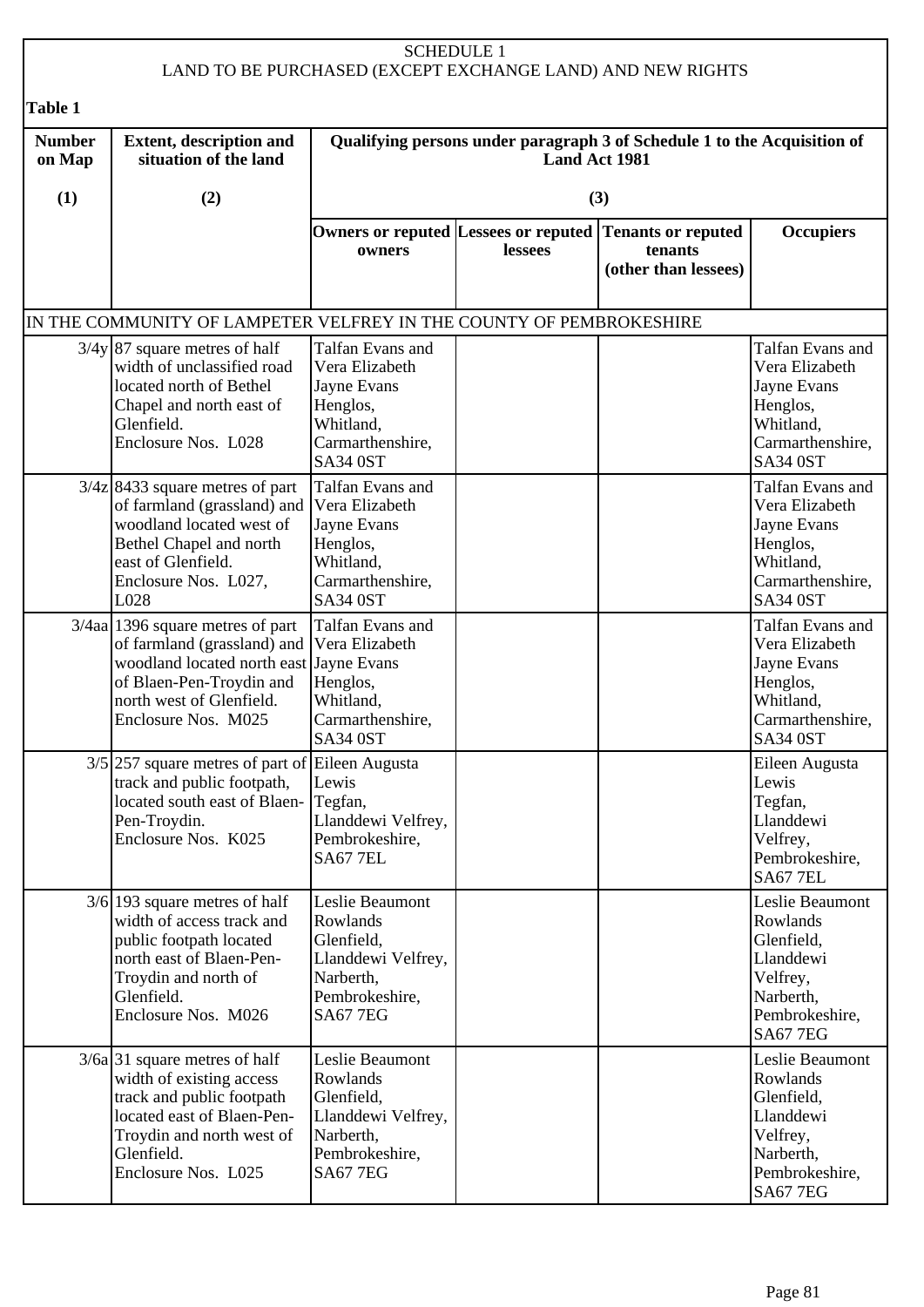SCHEDULE 1
LAND TO BE PURCHASED (EXCEPT EXCHANGE LAND) AND NEW RIGHTS

**Table 1**

| Number on Map | Extent, description and situation of the land | Qualifying persons under paragraph 3 of Schedule 1 to the Acquisition of Land Act 1981 | | | |
|---|---|---|---|---|---|
| (1) | (2) | (3) | | | |
| | | Owners or reputed owners | Lessees or reputed lessees | Tenants or reputed tenants (other than lessees) | Occupiers |
| IN THE COMMUNITY OF LAMPETER VELFREY IN THE COUNTY OF PEMBROKESHIRE | | | | | |
| 3/4y | 87 square metres of half width of unclassified road located north of Bethel Chapel and north east of Glenfield. Enclosure Nos. L028 | Talfan Evans and Vera Elizabeth Jayne Evans Henglos, Whitland, Carmarthenshire, SA34 0ST | | | Talfan Evans and Vera Elizabeth Jayne Evans Henglos, Whitland, Carmarthenshire, SA34 0ST |
| 3/4z | 8433 square metres of part of farmland (grassland) and woodland located west of Bethel Chapel and north east of Glenfield. Enclosure Nos. L027, L028 | Talfan Evans and Vera Elizabeth Jayne Evans Henglos, Whitland, Carmarthenshire, SA34 0ST | | | Talfan Evans and Vera Elizabeth Jayne Evans Henglos, Whitland, Carmarthenshire, SA34 0ST |
| 3/4aa | 1396 square metres of part of farmland (grassland) and woodland located north east of Blaen-Pen-Troydin and north west of Glenfield. Enclosure Nos. M025 | Talfan Evans and Vera Elizabeth Jayne Evans Henglos, Whitland, Carmarthenshire, SA34 0ST | | | Talfan Evans and Vera Elizabeth Jayne Evans Henglos, Whitland, Carmarthenshire, SA34 0ST |
| 3/5 | 257 square metres of part of track and public footpath, located south east of Blaen-Pen-Troydin. Enclosure Nos. K025 | Eileen Augusta Lewis Tegfan, Llanddewi Velfrey, Pembrokeshire, SA67 7EL | | | Eileen Augusta Lewis Tegfan, Llanddewi Velfrey, Pembrokeshire, SA67 7EL |
| 3/6 | 193 square metres of half width of access track and public footpath located north east of Blaen-Pen-Troydin and north of Glenfield. Enclosure Nos. M026 | Leslie Beaumont Rowlands Glenfield, Llanddewi Velfrey, Narberth, Pembrokeshire, SA67 7EG | | | Leslie Beaumont Rowlands Glenfield, Llanddewi Velfrey, Narberth, Pembrokeshire, SA67 7EG |
| 3/6a | 31 square metres of half width of existing access track and public footpath located east of Blaen-Pen-Troydin and north west of Glenfield. Enclosure Nos. L025 | Leslie Beaumont Rowlands Glenfield, Llanddewi Velfrey, Narberth, Pembrokeshire, SA67 7EG | | | Leslie Beaumont Rowlands Glenfield, Llanddewi Velfrey, Narberth, Pembrokeshire, SA67 7EG |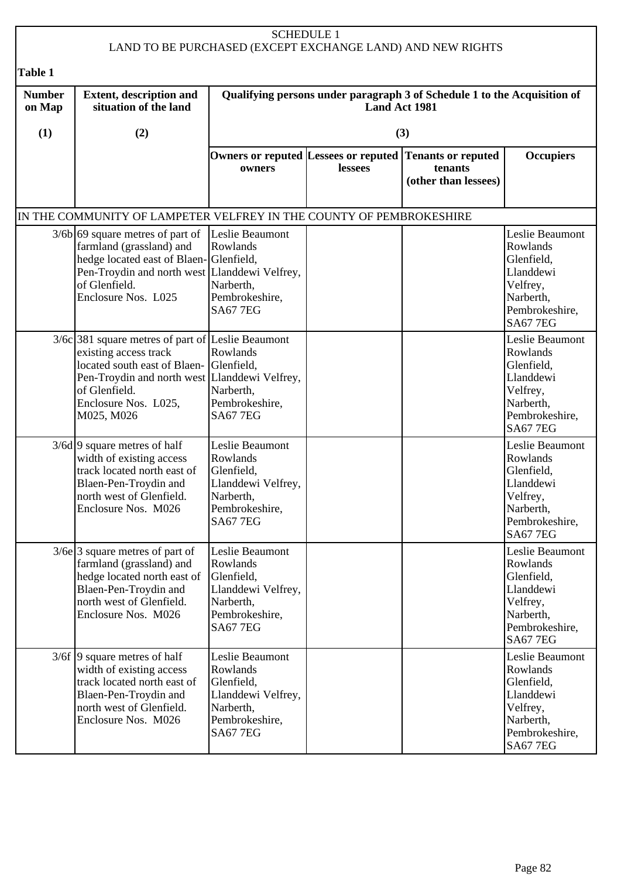SCHEDULE 1
LAND TO BE PURCHASED (EXCEPT EXCHANGE LAND) AND NEW RIGHTS

**Table 1**

| Number on Map | Extent, description and situation of the land | Qualifying persons under paragraph 3 of Schedule 1 to the Acquisition of Land Act 1981 | | | |
|---|---|---|---|---|---|
| (1) | (2) | (3) | | | |
| | | Owners or reputed owners | Lessees or reputed lessees | Tenants or reputed tenants (other than lessees) | Occupiers |
| IN THE COMMUNITY OF LAMPETER VELFREY IN THE COUNTY OF PEMBROKESHIRE | | | | | |
| 3/6b | 69 square metres of part of farmland (grassland) and hedge located east of Blaen-Pen-Troydin and north west of Glenfield. Enclosure Nos. L025 | Leslie Beaumont Rowlands Glenfield, Llanddewi Velfrey, Narberth, Pembrokeshire, SA67 7EG | | | Leslie Beaumont Rowlands Glenfield, Llanddewi Velfrey, Narberth, Pembrokeshire, SA67 7EG |
| 3/6c | 381 square metres of part of existing access track located south east of Blaen-Pen-Troydin and north west of Glenfield. Enclosure Nos. L025, M025, M026 | Leslie Beaumont Rowlands Glenfield, Llanddewi Velfrey, Narberth, Pembrokeshire, SA67 7EG | | | Leslie Beaumont Rowlands Glenfield, Llanddewi Velfrey, Narberth, Pembrokeshire, SA67 7EG |
| 3/6d | 9 square metres of half width of existing access track located north east of Blaen-Pen-Troydin and north west of Glenfield. Enclosure Nos. M026 | Leslie Beaumont Rowlands Glenfield, Llanddewi Velfrey, Narberth, Pembrokeshire, SA67 7EG | | | Leslie Beaumont Rowlands Glenfield, Llanddewi Velfrey, Narberth, Pembrokeshire, SA67 7EG |
| 3/6e | 3 square metres of part of farmland (grassland) and hedge located north east of Blaen-Pen-Troydin and north west of Glenfield. Enclosure Nos. M026 | Leslie Beaumont Rowlands Glenfield, Llanddewi Velfrey, Narberth, Pembrokeshire, SA67 7EG | | | Leslie Beaumont Rowlands Glenfield, Llanddewi Velfrey, Narberth, Pembrokeshire, SA67 7EG |
| 3/6f | 9 square metres of half width of existing access track located north east of Blaen-Pen-Troydin and north west of Glenfield. Enclosure Nos. M026 | Leslie Beaumont Rowlands Glenfield, Llanddewi Velfrey, Narberth, Pembrokeshire, SA67 7EG | | | Leslie Beaumont Rowlands Glenfield, Llanddewi Velfrey, Narberth, Pembrokeshire, SA67 7EG |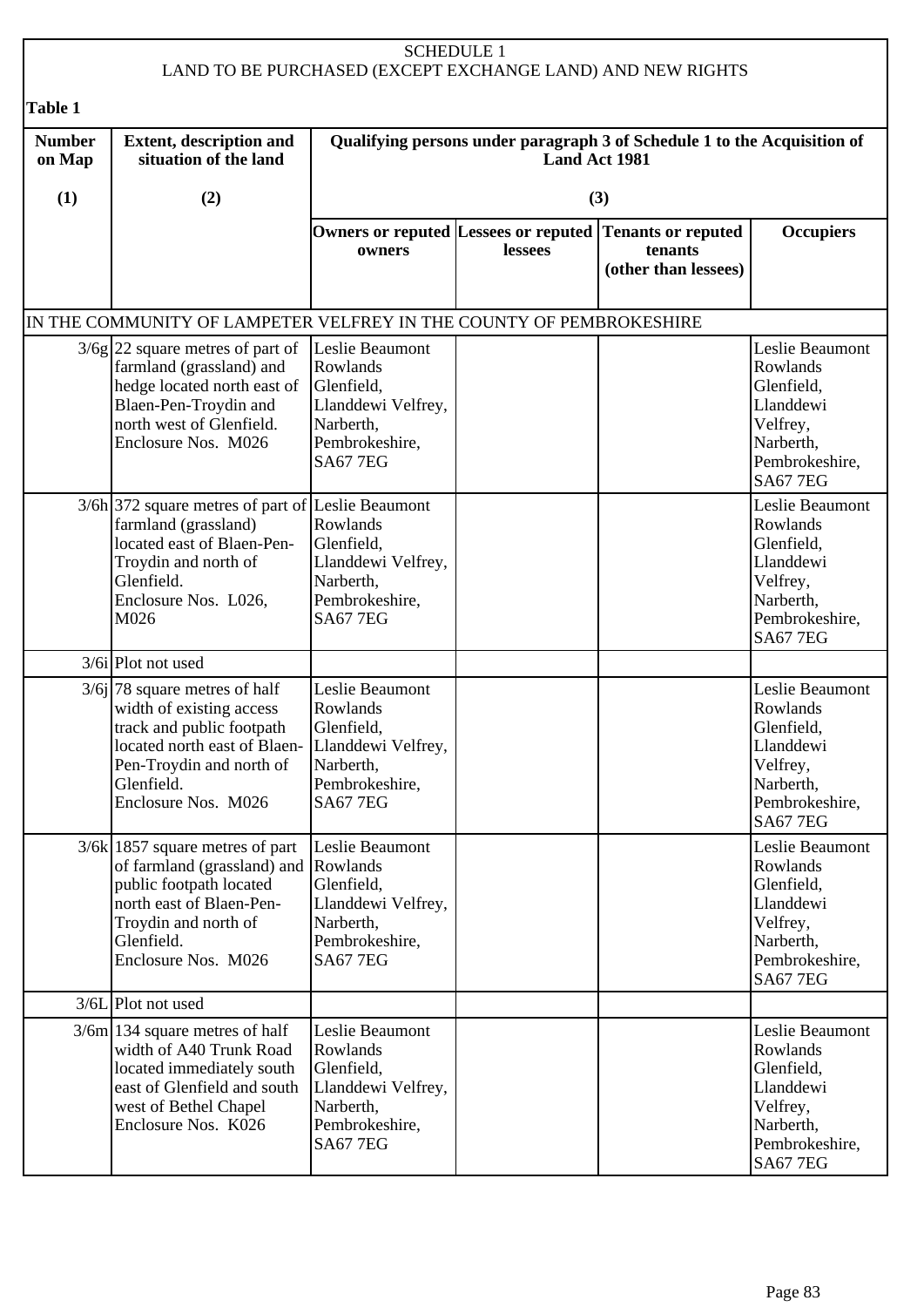SCHEDULE 1
LAND TO BE PURCHASED (EXCEPT EXCHANGE LAND) AND NEW RIGHTS

**Table 1**

| Number on Map | Extent, description and situation of the land | Qualifying persons under paragraph 3 of Schedule 1 to the Acquisition of Land Act 1981 | | | |
|---|---|---|---|---|---|
| (1) | (2) | (3) | | | |
| | | Owners or reputed owners | Lessees or reputed lessees | Tenants or reputed tenants (other than lessees) | Occupiers |
| IN THE COMMUNITY OF LAMPETER VELFREY IN THE COUNTY OF PEMBROKESHIRE | | | | | |
| 3/6g | 22 square metres of part of farmland (grassland) and hedge located north east of Blaen-Pen-Troydin and north west of Glenfield. Enclosure Nos. M026 | Leslie Beaumont Rowlands Glenfield, Llanddewi Velfrey, Narberth, Pembrokeshire, SA67 7EG | | | Leslie Beaumont Rowlands Glenfield, Llanddewi Velfrey, Narberth, Pembrokeshire, SA67 7EG |
| 3/6h | 372 square metres of part of farmland (grassland) located east of Blaen-Pen-Troydin and north of Glenfield. Enclosure Nos. L026, M026 | Leslie Beaumont Rowlands Glenfield, Llanddewi Velfrey, Narberth, Pembrokeshire, SA67 7EG | | | Leslie Beaumont Rowlands Glenfield, Llanddewi Velfrey, Narberth, Pembrokeshire, SA67 7EG |
| 3/6i | Plot not used | | | | |
| 3/6j | 78 square metres of half width of existing access track and public footpath located north east of Blaen-Pen-Troydin and north of Glenfield. Enclosure Nos. M026 | Leslie Beaumont Rowlands Glenfield, Llanddewi Velfrey, Narberth, Pembrokeshire, SA67 7EG | | | Leslie Beaumont Rowlands Glenfield, Llanddewi Velfrey, Narberth, Pembrokeshire, SA67 7EG |
| 3/6k | 1857 square metres of part of farmland (grassland) and public footpath located north east of Blaen-Pen-Troydin and north of Glenfield. Enclosure Nos. M026 | Leslie Beaumont Rowlands Glenfield, Llanddewi Velfrey, Narberth, Pembrokeshire, SA67 7EG | | | Leslie Beaumont Rowlands Glenfield, Llanddewi Velfrey, Narberth, Pembrokeshire, SA67 7EG |
| 3/6L | Plot not used | | | | |
| 3/6m | 134 square metres of half width of A40 Trunk Road located immediately south east of Glenfield and south west of Bethel Chapel Enclosure Nos. K026 | Leslie Beaumont Rowlands Glenfield, Llanddewi Velfrey, Narberth, Pembrokeshire, SA67 7EG | | | Leslie Beaumont Rowlands Glenfield, Llanddewi Velfrey, Narberth, Pembrokeshire, SA67 7EG |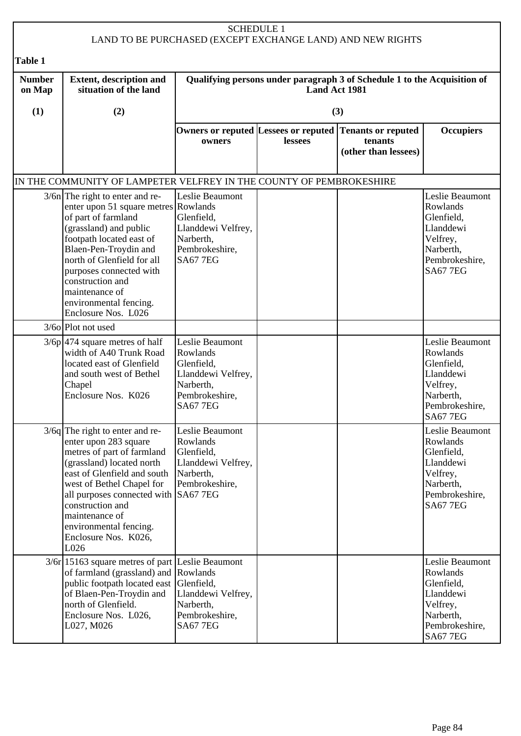SCHEDULE 1
LAND TO BE PURCHASED (EXCEPT EXCHANGE LAND) AND NEW RIGHTS

**Table 1**

| Number on Map | Extent, description and situation of the land | Qualifying persons under paragraph 3 of Schedule 1 to the Acquisition of Land Act 1981 | | | |
|---|---|---|---|---|---|
| (1) | (2) | (3) | | | |
| | | Owners or reputed owners | Lessees or reputed lessees | Tenants or reputed tenants (other than lessees) | Occupiers |
| IN THE COMMUNITY OF LAMPETER VELFREY IN THE COUNTY OF PEMBROKESHIRE | | | | | |
| 3/6n | The right to enter and re-enter upon 51 square metres of part of farmland (grassland) and public footpath located east of Blaen-Pen-Troydin and north of Glenfield for all purposes connected with construction and maintenance of environmental fencing. Enclosure Nos. L026 | Leslie Beaumont Rowlands Glenfield, Llanddewi Velfrey, Narberth, Pembrokeshire, SA67 7EG | | | Leslie Beaumont Rowlands Glenfield, Llanddewi Velfrey, Narberth, Pembrokeshire, SA67 7EG |
| 3/6o | Plot not used | | | | |
| 3/6p | 474 square metres of half width of A40 Trunk Road located east of Glenfield and south west of Bethel Chapel Enclosure Nos. K026 | Leslie Beaumont Rowlands Glenfield, Llanddewi Velfrey, Narberth, Pembrokeshire, SA67 7EG | | | Leslie Beaumont Rowlands Glenfield, Llanddewi Velfrey, Narberth, Pembrokeshire, SA67 7EG |
| 3/6q | The right to enter and re-enter upon 283 square metres of part of farmland (grassland) located north east of Glenfield and south west of Bethel Chapel for all purposes connected with construction and maintenance of environmental fencing. Enclosure Nos. K026, L026 | Leslie Beaumont Rowlands Glenfield, Llanddewi Velfrey, Narberth, Pembrokeshire, SA67 7EG | | | Leslie Beaumont Rowlands Glenfield, Llanddewi Velfrey, Narberth, Pembrokeshire, SA67 7EG |
| 3/6r | 15163 square metres of part of farmland (grassland) and public footpath located east of Blaen-Pen-Troydin and north of Glenfield. Enclosure Nos. L026, L027, M026 | Leslie Beaumont Rowlands Glenfield, Llanddewi Velfrey, Narberth, Pembrokeshire, SA67 7EG | | | Leslie Beaumont Rowlands Glenfield, Llanddewi Velfrey, Narberth, Pembrokeshire, SA67 7EG |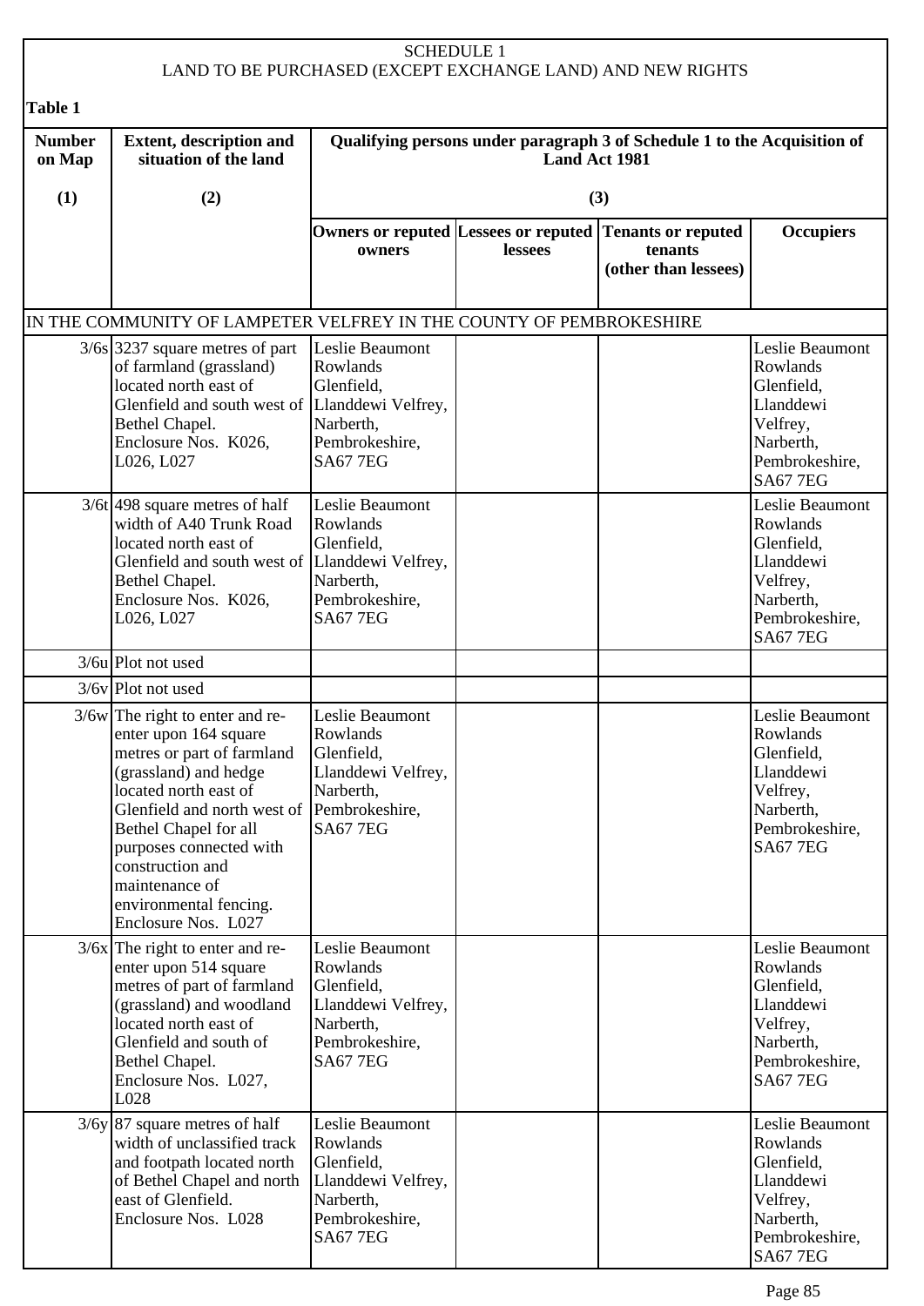SCHEDULE 1
LAND TO BE PURCHASED (EXCEPT EXCHANGE LAND) AND NEW RIGHTS

**Table 1**

| Number on Map | Extent, description and situation of the land | Qualifying persons under paragraph 3 of Schedule 1 to the Acquisition of Land Act 1981 | | | |
|---|---|---|---|---|---|
| (1) | (2) | (3) | | | |
| | | Owners or reputed owners | Lessees or reputed lessees | Tenants or reputed tenants (other than lessees) | Occupiers |
| IN THE COMMUNITY OF LAMPETER VELFREY IN THE COUNTY OF PEMBROKESHIRE | | | | | |
| 3/6s | 3237 square metres of part of farmland (grassland) located north east of Glenfield and south west of Bethel Chapel. Enclosure Nos. K026, L026, L027 | Leslie Beaumont Rowlands Glenfield, Llanddewi Velfrey, Narberth, Pembrokeshire, SA67 7EG | | | Leslie Beaumont Rowlands Glenfield, Llanddewi Velfrey, Narberth, Pembrokeshire, SA67 7EG |
| 3/6t | 498 square metres of half width of A40 Trunk Road located north east of Glenfield and south west of Bethel Chapel. Enclosure Nos. K026, L026, L027 | Leslie Beaumont Rowlands Glenfield, Llanddewi Velfrey, Narberth, Pembrokeshire, SA67 7EG | | | Leslie Beaumont Rowlands Glenfield, Llanddewi Velfrey, Narberth, Pembrokeshire, SA67 7EG |
| 3/6u | Plot not used | | | | |
| 3/6v | Plot not used | | | | |
| 3/6w | The right to enter and re-enter upon 164 square metres or part of farmland (grassland) and hedge located north east of Glenfield and north west of Bethel Chapel for all purposes connected with construction and maintenance of environmental fencing. Enclosure Nos. L027 | Leslie Beaumont Rowlands Glenfield, Llanddewi Velfrey, Narberth, Pembrokeshire, SA67 7EG | | | Leslie Beaumont Rowlands Glenfield, Llanddewi Velfrey, Narberth, Pembrokeshire, SA67 7EG |
| 3/6x | The right to enter and re-enter upon 514 square metres of part of farmland (grassland) and woodland located north east of Glenfield and south of Bethel Chapel. Enclosure Nos. L027, L028 | Leslie Beaumont Rowlands Glenfield, Llanddewi Velfrey, Narberth, Pembrokeshire, SA67 7EG | | | Leslie Beaumont Rowlands Glenfield, Llanddewi Velfrey, Narberth, Pembrokeshire, SA67 7EG |
| 3/6y | 87 square metres of half width of unclassified track and footpath located north of Bethel Chapel and north east of Glenfield. Enclosure Nos. L028 | Leslie Beaumont Rowlands Glenfield, Llanddewi Velfrey, Narberth, Pembrokeshire, SA67 7EG | | | Leslie Beaumont Rowlands Glenfield, Llanddewi Velfrey, Narberth, Pembrokeshire, SA67 7EG |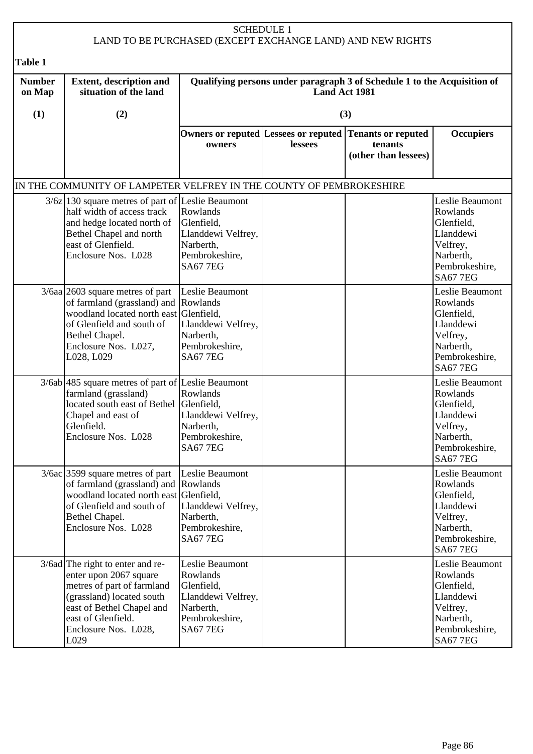SCHEDULE 1
LAND TO BE PURCHASED (EXCEPT EXCHANGE LAND) AND NEW RIGHTS

**Table 1**

| Number on Map | Extent, description and situation of the land | Qualifying persons under paragraph 3 of Schedule 1 to the Acquisition of Land Act 1981 | | | |
|---|---|---|---|---|---|
| (1) | (2) | (3) | | | |
| | | Owners or reputed owners | Lessees or reputed lessees | Tenants or reputed tenants (other than lessees) | Occupiers |
| IN THE COMMUNITY OF LAMPETER VELFREY IN THE COUNTY OF PEMBROKESHIRE | | | | | |
| 3/6z | 130 square metres of part of half width of access track and hedge located north of Bethel Chapel and north east of Glenfield. Enclosure Nos. L028 | Leslie Beaumont Rowlands Glenfield, Llanddewi Velfrey, Narberth, Pembrokeshire, SA67 7EG | | | Leslie Beaumont Rowlands Glenfield, Llanddewi Velfrey, Narberth, Pembrokeshire, SA67 7EG |
| 3/6aa | 2603 square metres of part of farmland (grassland) and woodland located north east of Glenfield and south of Bethel Chapel. Enclosure Nos. L027, L028, L029 | Leslie Beaumont Rowlands Glenfield, Llanddewi Velfrey, Narberth, Pembrokeshire, SA67 7EG | | | Leslie Beaumont Rowlands Glenfield, Llanddewi Velfrey, Narberth, Pembrokeshire, SA67 7EG |
| 3/6ab | 485 square metres of part of farmland (grassland) located south east of Bethel Chapel and east of Glenfield. Enclosure Nos. L028 | Leslie Beaumont Rowlands Glenfield, Llanddewi Velfrey, Narberth, Pembrokeshire, SA67 7EG | | | Leslie Beaumont Rowlands Glenfield, Llanddewi Velfrey, Narberth, Pembrokeshire, SA67 7EG |
| 3/6ac | 3599 square metres of part of farmland (grassland) and woodland located north east of Glenfield and south of Bethel Chapel. Enclosure Nos. L028 | Leslie Beaumont Rowlands Glenfield, Llanddewi Velfrey, Narberth, Pembrokeshire, SA67 7EG | | | Leslie Beaumont Rowlands Glenfield, Llanddewi Velfrey, Narberth, Pembrokeshire, SA67 7EG |
| 3/6ad | The right to enter and re-enter upon 2067 square metres of part of farmland (grassland) located south east of Bethel Chapel and east of Glenfield. Enclosure Nos. L028, L029 | Leslie Beaumont Rowlands Glenfield, Llanddewi Velfrey, Narberth, Pembrokeshire, SA67 7EG | | | Leslie Beaumont Rowlands Glenfield, Llanddewi Velfrey, Narberth, Pembrokeshire, SA67 7EG |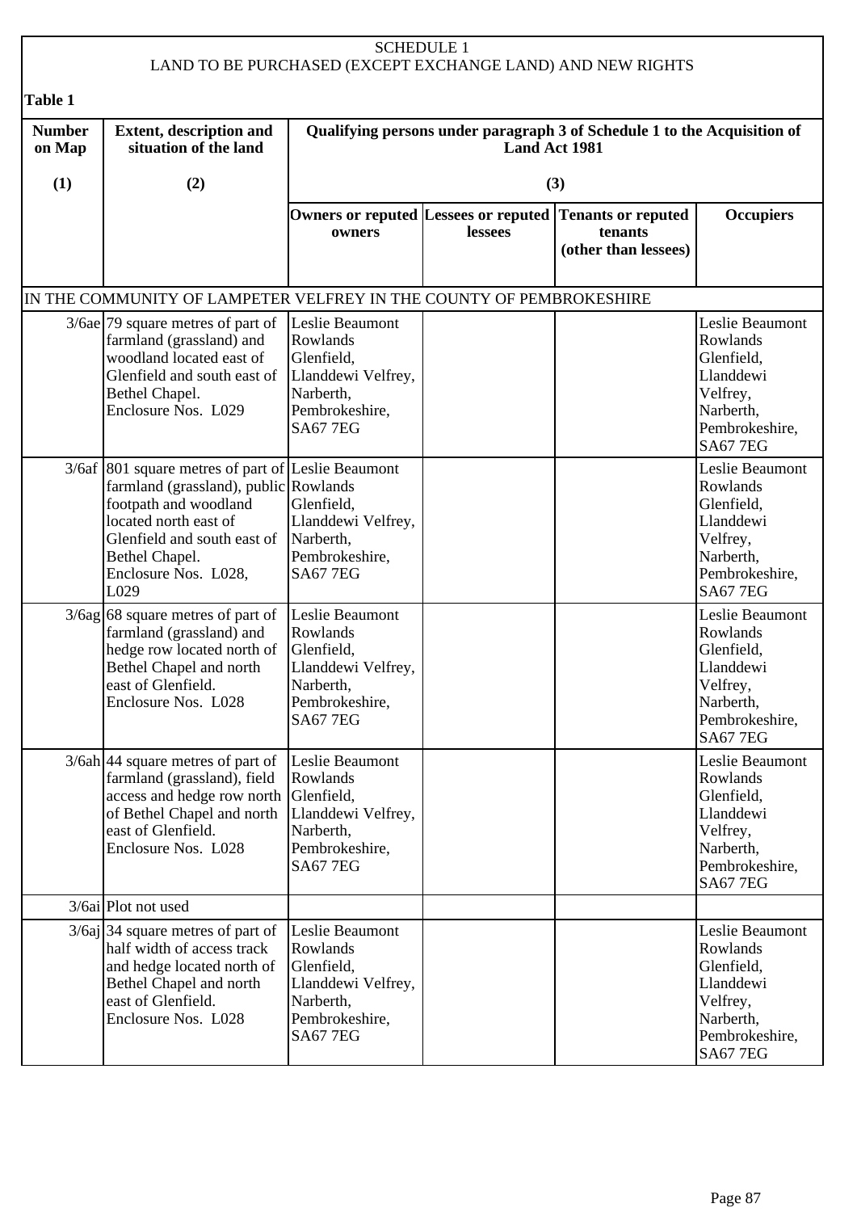SCHEDULE 1
LAND TO BE PURCHASED (EXCEPT EXCHANGE LAND) AND NEW RIGHTS

**Table 1**

| Number on Map | Extent, description and situation of the land | Qualifying persons under paragraph 3 of Schedule 1 to the Acquisition of Land Act 1981 | | | |
|---|---|---|---|---|---|
| (1) | (2) | (3) | | | |
| | | Owners or reputed owners | Lessees or reputed lessees | Tenants or reputed tenants (other than lessees) | Occupiers |
| IN THE COMMUNITY OF LAMPETER VELFREY IN THE COUNTY OF PEMBROKESHIRE | | | | | |
| 3/6ae | 79 square metres of part of farmland (grassland) and woodland located east of Glenfield and south east of Bethel Chapel. Enclosure Nos. L029 | Leslie Beaumont Rowlands Glenfield, Llanddewi Velfrey, Narberth, Pembrokeshire, SA67 7EG | | | Leslie Beaumont Rowlands Glenfield, Llanddewi Velfrey, Narberth, Pembrokeshire, SA67 7EG |
| 3/6af | 801 square metres of part of farmland (grassland), public footpath and woodland located north east of Glenfield and south east of Bethel Chapel. Enclosure Nos. L028, L029 | Leslie Beaumont Rowlands Glenfield, Llanddewi Velfrey, Narberth, Pembrokeshire, SA67 7EG | | | Leslie Beaumont Rowlands Glenfield, Llanddewi Velfrey, Narberth, Pembrokeshire, SA67 7EG |
| 3/6ag | 68 square metres of part of farmland (grassland) and hedge row located north of Bethel Chapel and north east of Glenfield. Enclosure Nos. L028 | Leslie Beaumont Rowlands Glenfield, Llanddewi Velfrey, Narberth, Pembrokeshire, SA67 7EG | | | Leslie Beaumont Rowlands Glenfield, Llanddewi Velfrey, Narberth, Pembrokeshire, SA67 7EG |
| 3/6ah | 44 square metres of part of farmland (grassland), field access and hedge row north of Bethel Chapel and north east of Glenfield. Enclosure Nos. L028 | Leslie Beaumont Rowlands Glenfield, Llanddewi Velfrey, Narberth, Pembrokeshire, SA67 7EG | | | Leslie Beaumont Rowlands Glenfield, Llanddewi Velfrey, Narberth, Pembrokeshire, SA67 7EG |
| 3/6ai | Plot not used | | | | |
| 3/6aj | 34 square metres of part of half width of access track and hedge located north of Bethel Chapel and north east of Glenfield. Enclosure Nos. L028 | Leslie Beaumont Rowlands Glenfield, Llanddewi Velfrey, Narberth, Pembrokeshire, SA67 7EG | | | Leslie Beaumont Rowlands Glenfield, Llanddewi Velfrey, Narberth, Pembrokeshire, SA67 7EG |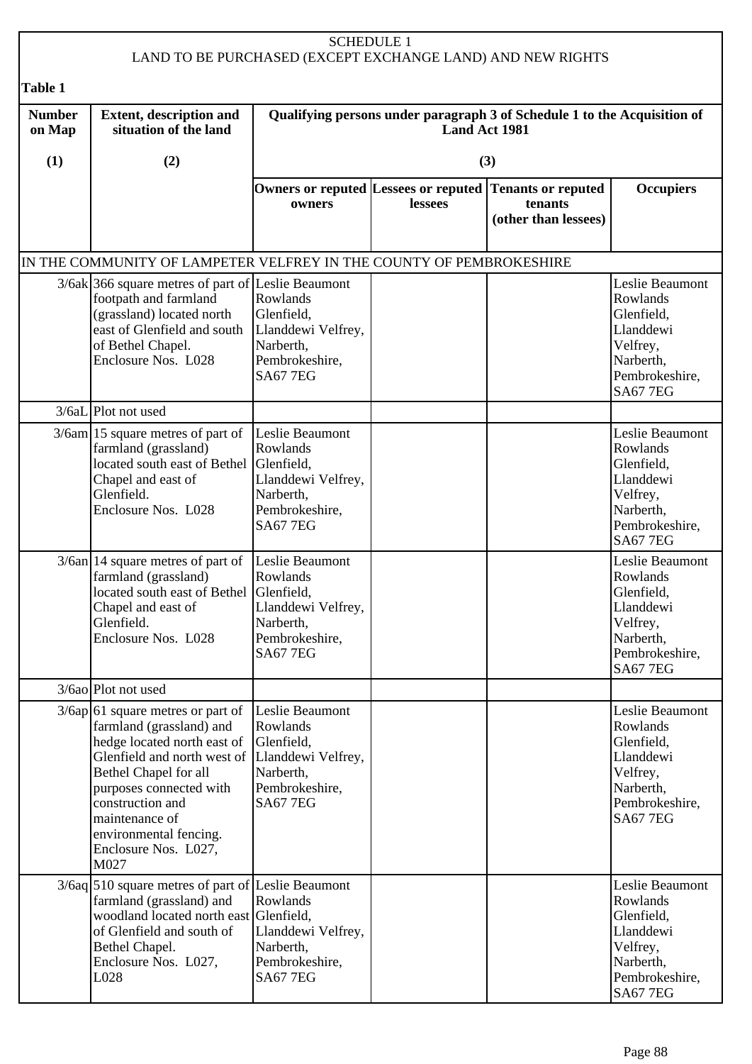SCHEDULE 1
LAND TO BE PURCHASED (EXCEPT EXCHANGE LAND) AND NEW RIGHTS

**Table 1**

| Number on Map | Extent, description and situation of the land | Qualifying persons under paragraph 3 of Schedule 1 to the Acquisition of Land Act 1981 | | | |
|---|---|---|---|---|---|
| (1) | (2) | (3) | | | |
| | | Owners or reputed owners | Lessees or reputed lessees | Tenants or reputed tenants (other than lessees) | Occupiers |
| IN THE COMMUNITY OF LAMPETER VELFREY IN THE COUNTY OF PEMBROKESHIRE | | | | | |
| 3/6ak | 366 square metres of part of footpath and farmland (grassland) located north east of Glenfield and south of Bethel Chapel. Enclosure Nos. L028 | Leslie Beaumont Rowlands Glenfield, Llanddewi Velfrey, Narberth, Pembrokeshire, SA67 7EG | | | Leslie Beaumont Rowlands Glenfield, Llanddewi Velfrey, Narberth, Pembrokeshire, SA67 7EG |
| 3/6aL | Plot not used | | | | |
| 3/6am | 15 square metres of part of farmland (grassland) located south east of Bethel Chapel and east of Glenfield. Enclosure Nos. L028 | Leslie Beaumont Rowlands Glenfield, Llanddewi Velfrey, Narberth, Pembrokeshire, SA67 7EG | | | Leslie Beaumont Rowlands Glenfield, Llanddewi Velfrey, Narberth, Pembrokeshire, SA67 7EG |
| 3/6an | 14 square metres of part of farmland (grassland) located south east of Bethel Chapel and east of Glenfield. Enclosure Nos. L028 | Leslie Beaumont Rowlands Glenfield, Llanddewi Velfrey, Narberth, Pembrokeshire, SA67 7EG | | | Leslie Beaumont Rowlands Glenfield, Llanddewi Velfrey, Narberth, Pembrokeshire, SA67 7EG |
| 3/6ao | Plot not used | | | | |
| 3/6ap | 61 square metres or part of farmland (grassland) and hedge located north east of Glenfield and north west of Bethel Chapel for all purposes connected with construction and maintenance of environmental fencing. Enclosure Nos. L027, M027 | Leslie Beaumont Rowlands Glenfield, Llanddewi Velfrey, Narberth, Pembrokeshire, SA67 7EG | | | Leslie Beaumont Rowlands Glenfield, Llanddewi Velfrey, Narberth, Pembrokeshire, SA67 7EG |
| 3/6aq | 510 square metres of part of farmland (grassland) and woodland located north east of Glenfield and south of Bethel Chapel. Enclosure Nos. L027, L028 | Leslie Beaumont Rowlands Glenfield, Llanddewi Velfrey, Narberth, Pembrokeshire, SA67 7EG | | | Leslie Beaumont Rowlands Glenfield, Llanddewi Velfrey, Narberth, Pembrokeshire, SA67 7EG |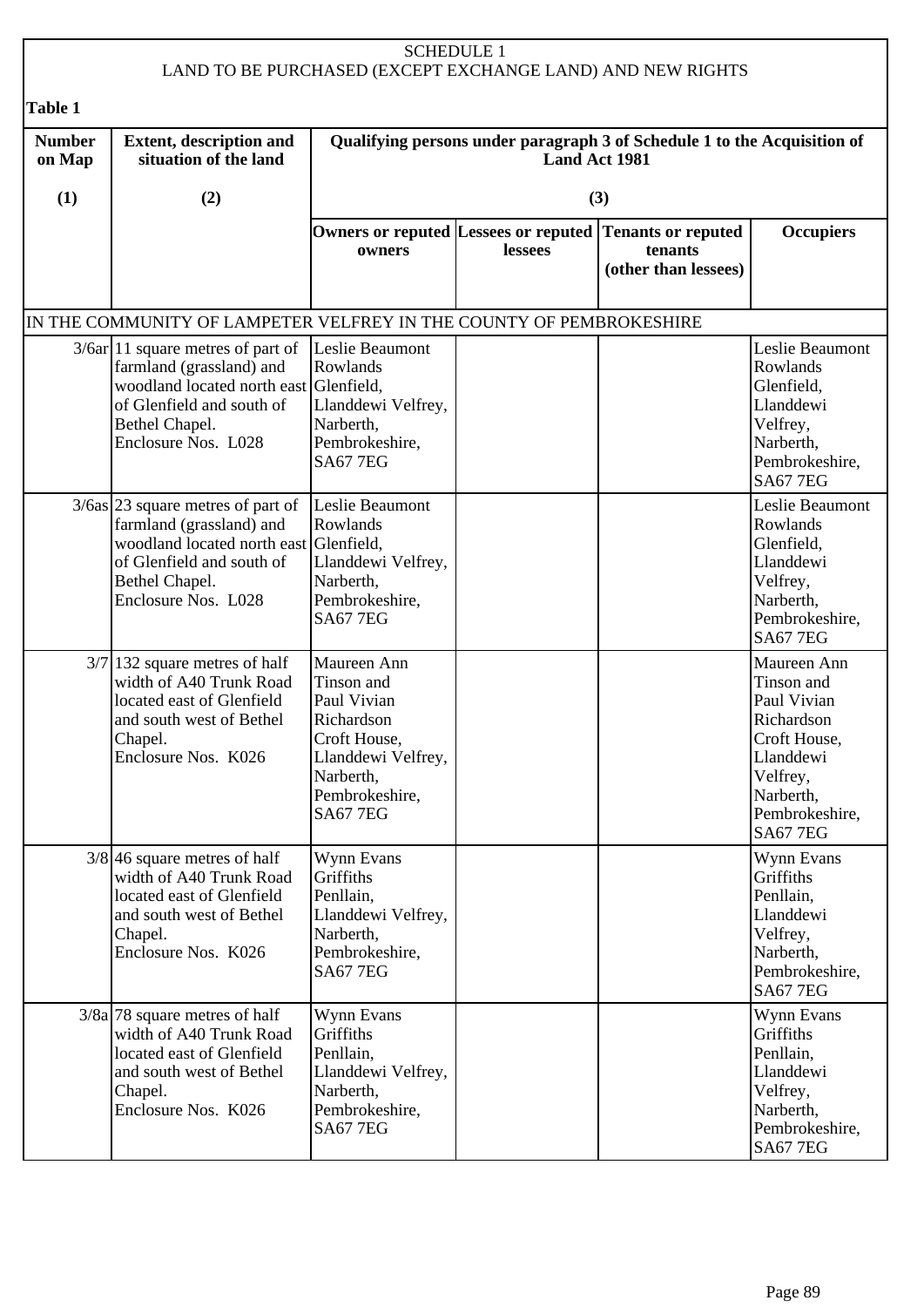SCHEDULE 1
LAND TO BE PURCHASED (EXCEPT EXCHANGE LAND) AND NEW RIGHTS

**Table 1**

| Number on Map | Extent, description and situation of the land | Qualifying persons under paragraph 3 of Schedule 1 to the Acquisition of Land Act 1981 | | | |
|---|---|---|---|---|---|
| (1) | (2) | (3) | | | |
| | | Owners or reputed owners | Lessees or reputed lessees | Tenants or reputed tenants (other than lessees) | Occupiers |
| IN THE COMMUNITY OF LAMPETER VELFREY IN THE COUNTY OF PEMBROKESHIRE | | | | | |
| 3/6ar | 11 square metres of part of farmland (grassland) and woodland located north east of Glenfield and south of Bethel Chapel. Enclosure Nos. L028 | Leslie Beaumont Rowlands Glenfield, Llanddewi Velfrey, Narberth, Pembrokeshire, SA67 7EG | | | Leslie Beaumont Rowlands Glenfield, Llanddewi Velfrey, Narberth, Pembrokeshire, SA67 7EG |
| 3/6as | 23 square metres of part of farmland (grassland) and woodland located north east of Glenfield and south of Bethel Chapel. Enclosure Nos. L028 | Leslie Beaumont Rowlands Glenfield, Llanddewi Velfrey, Narberth, Pembrokeshire, SA67 7EG | | | Leslie Beaumont Rowlands Glenfield, Llanddewi Velfrey, Narberth, Pembrokeshire, SA67 7EG |
| 3/7 | 132 square metres of half width of A40 Trunk Road located east of Glenfield and south west of Bethel Chapel. Enclosure Nos. K026 | Maureen Ann Tinson and Paul Vivian Richardson Croft House, Llanddewi Velfrey, Narberth, Pembrokeshire, SA67 7EG | | | Maureen Ann Tinson and Paul Vivian Richardson Croft House, Llanddewi Velfrey, Narberth, Pembrokeshire, SA67 7EG |
| 3/8 | 46 square metres of half width of A40 Trunk Road located east of Glenfield and south west of Bethel Chapel. Enclosure Nos. K026 | Wynn Evans Griffiths Penllain, Llanddewi Velfrey, Narberth, Pembrokeshire, SA67 7EG | | | Wynn Evans Griffiths Penllain, Llanddewi Velfrey, Narberth, Pembrokeshire, SA67 7EG |
| 3/8a | 78 square metres of half width of A40 Trunk Road located east of Glenfield and south west of Bethel Chapel. Enclosure Nos. K026 | Wynn Evans Griffiths Penllain, Llanddewi Velfrey, Narberth, Pembrokeshire, SA67 7EG | | | Wynn Evans Griffiths Penllain, Llanddewi Velfrey, Narberth, Pembrokeshire, SA67 7EG |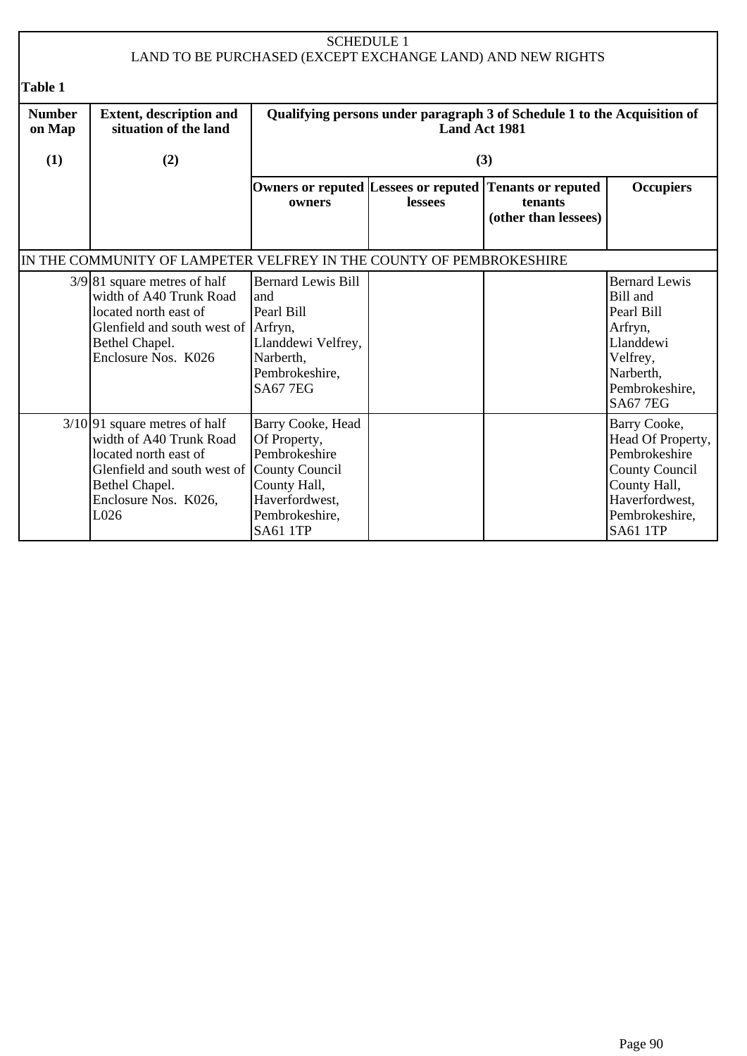SCHEDULE 1
LAND TO BE PURCHASED (EXCEPT EXCHANGE LAND) AND NEW RIGHTS

**Table 1**

| Number on Map | Extent, description and situation of the land | Qualifying persons under paragraph 3 of Schedule 1 to the Acquisition of Land Act 1981 | | | |
|---|---|---|---|---|---|
| (1) | (2) | (3) | | | |
| | | Owners or reputed owners | Lessees or reputed lessees | Tenants or reputed tenants (other than lessees) | Occupiers |
| IN THE COMMUNITY OF LAMPETER VELFREY IN THE COUNTY OF PEMBROKESHIRE | | | | | |
| 3/9 | 81 square metres of half width of A40 Trunk Road located north east of Glenfield and south west of Bethel Chapel. Enclosure Nos. K026 | Bernard Lewis Bill and Pearl Bill Arfryn, Llanddewi Velfrey, Narberth, Pembrokeshire, SA67 7EG | | | Bernard Lewis Bill and Pearl Bill Arfryn, Llanddewi Velfrey, Narberth, Pembrokeshire, SA67 7EG |
| 3/10 | 91 square metres of half width of A40 Trunk Road located north east of Glenfield and south west of Bethel Chapel. Enclosure Nos. K026, L026 | Barry Cooke, Head Of Property, Pembrokeshire County Council County Hall, Haverfordwest, Pembrokeshire, SA61 1TP | | | Barry Cooke, Head Of Property, Pembrokeshire County Council County Hall, Haverfordwest, Pembrokeshire, SA61 1TP |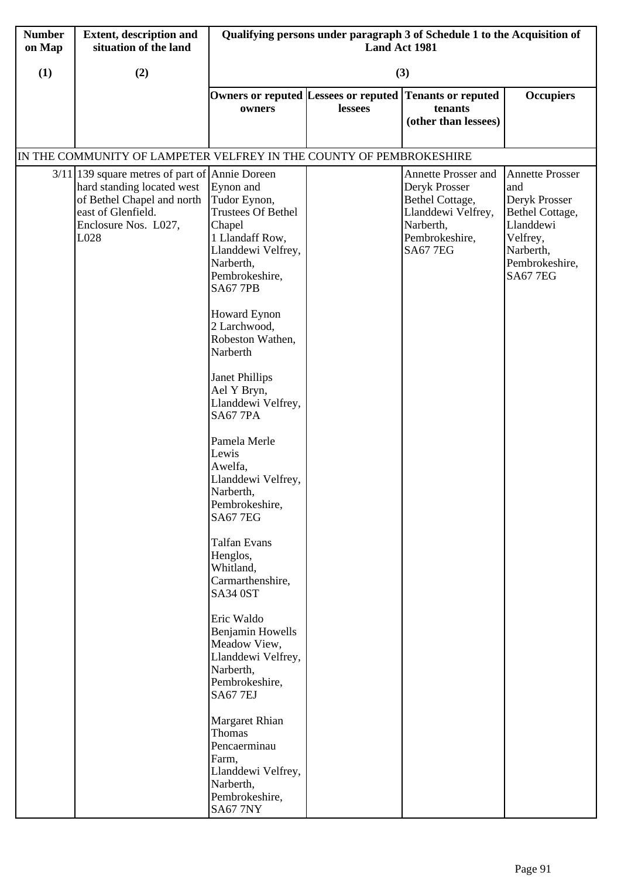| Number on Map | Extent, description and situation of the land | Qualifying persons under paragraph 3 of Schedule 1 to the Acquisition of Land Act 1981 | | | |
|---|---|---|---|---|---|
| (1) | (2) | (3) | | | |
| | | Owners or reputed owners | Lessees or reputed lessees | Tenants or reputed tenants (other than lessees) | Occupiers |
| IN THE COMMUNITY OF LAMPETER VELFREY IN THE COUNTY OF PEMBROKESHIRE | | | | | |
| 3/11 | 139 square metres of part of hard standing located west of Bethel Chapel and north east of Glenfield. Enclosure Nos. L027, L028 | Annie Doreen Eynon and Tudor Eynon, Trustees Of Bethel Chapel 1 Llandaff Row, Llanddewi Velfrey, Narberth, Pembrokeshire, SA67 7PB<br><br>Howard Eynon 2 Larchwood, Robeston Wathen, Narberth<br><br>Janet Phillips Ael Y Bryn, Llanddewi Velfrey, SA67 7PA<br><br>Pamela Merle Lewis Awelfa, Llanddewi Velfrey, Narberth, Pembrokeshire, SA67 7EG<br><br>Talfan Evans Henglos, Whitland, Carmarthenshire, SA34 0ST<br><br>Eric Waldo Benjamin Howells Meadow View, Llanddewi Velfrey, Narberth, Pembrokeshire, SA67 7EJ<br><br>Margaret Rhian Thomas Pencaerminau Farm, Llanddewi Velfrey, Narberth, Pembrokeshire, SA67 7NY | | Annette Prosser and Deryk Prosser Bethel Cottage, Llanddewi Velfrey, Narberth, Pembrokeshire, SA67 7EG | Annette Prosser and Deryk Prosser Bethel Cottage, Llanddewi Velfrey, Narberth, Pembrokeshire, SA67 7EG |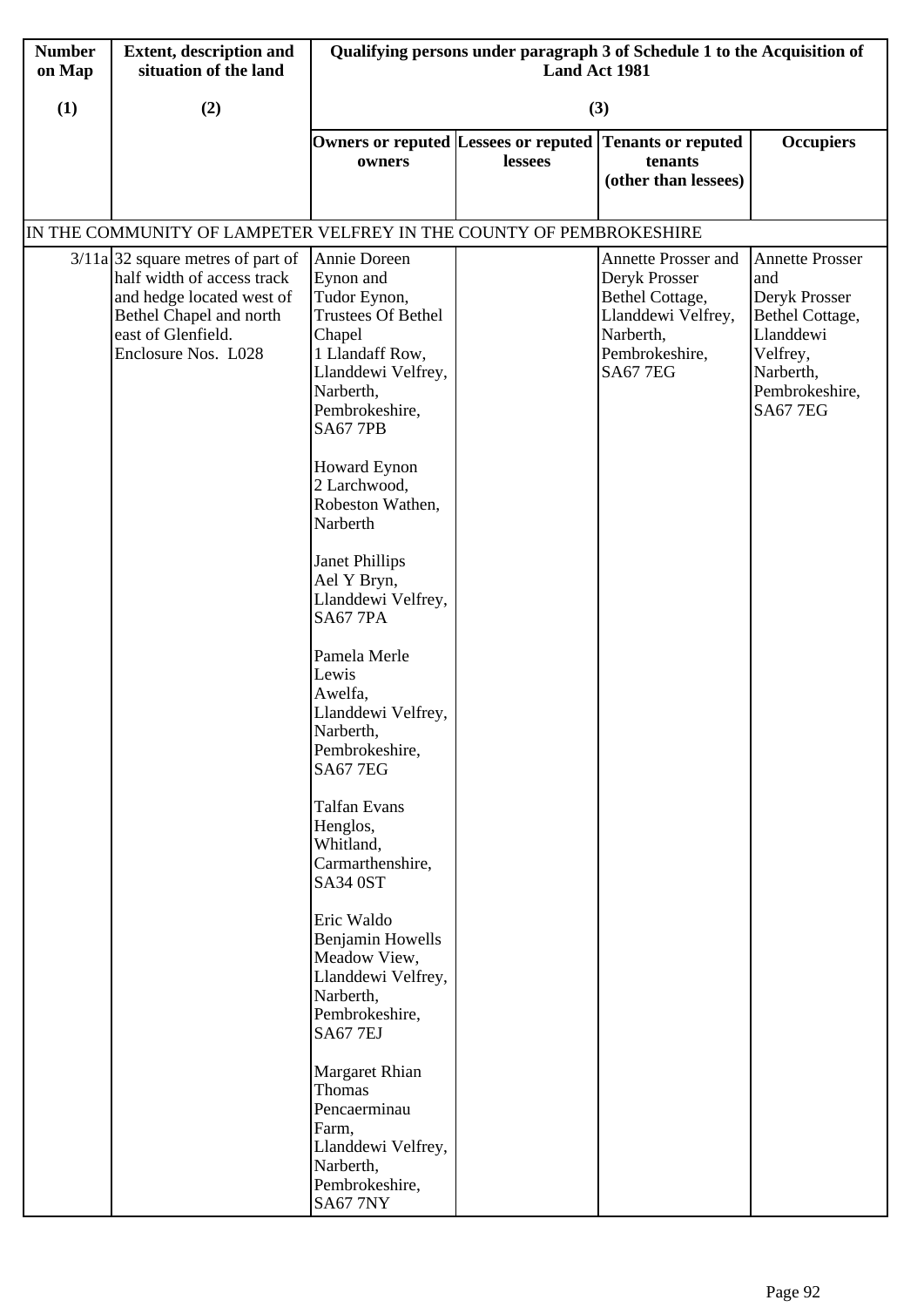| Number on Map | Extent, description and situation of the land | Qualifying persons under paragraph 3 of Schedule 1 to the Acquisition of Land Act 1981 | | | |
|---|---|---|---|---|---|
| (1) | (2) | (3) | | | |
| | | Owners or reputed owners | Lessees or reputed lessees | Tenants or reputed tenants (other than lessees) | Occupiers |
| IN THE COMMUNITY OF LAMPETER VELFREY IN THE COUNTY OF PEMBROKESHIRE | | | | | |
| 3/11a | 32 square metres of part of half width of access track and hedge located west of Bethel Chapel and north east of Glenfield. Enclosure Nos. L028 | Annie Doreen Eynon and Tudor Eynon, Trustees Of Bethel Chapel 1 Llandaff Row, Llanddewi Velfrey, Narberth, Pembrokeshire, SA67 7PB<br><br>Howard Eynon 2 Larchwood, Robeston Wathen, Narberth<br><br>Janet Phillips Ael Y Bryn, Llanddewi Velfrey, SA67 7PA<br><br>Pamela Merle Lewis Awelfa, Llanddewi Velfrey, Narberth, Pembrokeshire, SA67 7EG<br><br>Talfan Evans Henglos, Whitland, Carmarthenshire, SA34 0ST<br><br>Eric Waldo Benjamin Howells Meadow View, Llanddewi Velfrey, Narberth, Pembrokeshire, SA67 7EJ<br><br>Margaret Rhian Thomas Pencaerminau Farm, Llanddewi Velfrey, Narberth, Pembrokeshire, SA67 7NY | | Annette Prosser and Deryk Prosser Bethel Cottage, Llanddewi Velfrey, Narberth, Pembrokeshire, SA67 7EG | Annette Prosser and Deryk Prosser Bethel Cottage, Llanddewi Velfrey, Narberth, Pembrokeshire, SA67 7EG |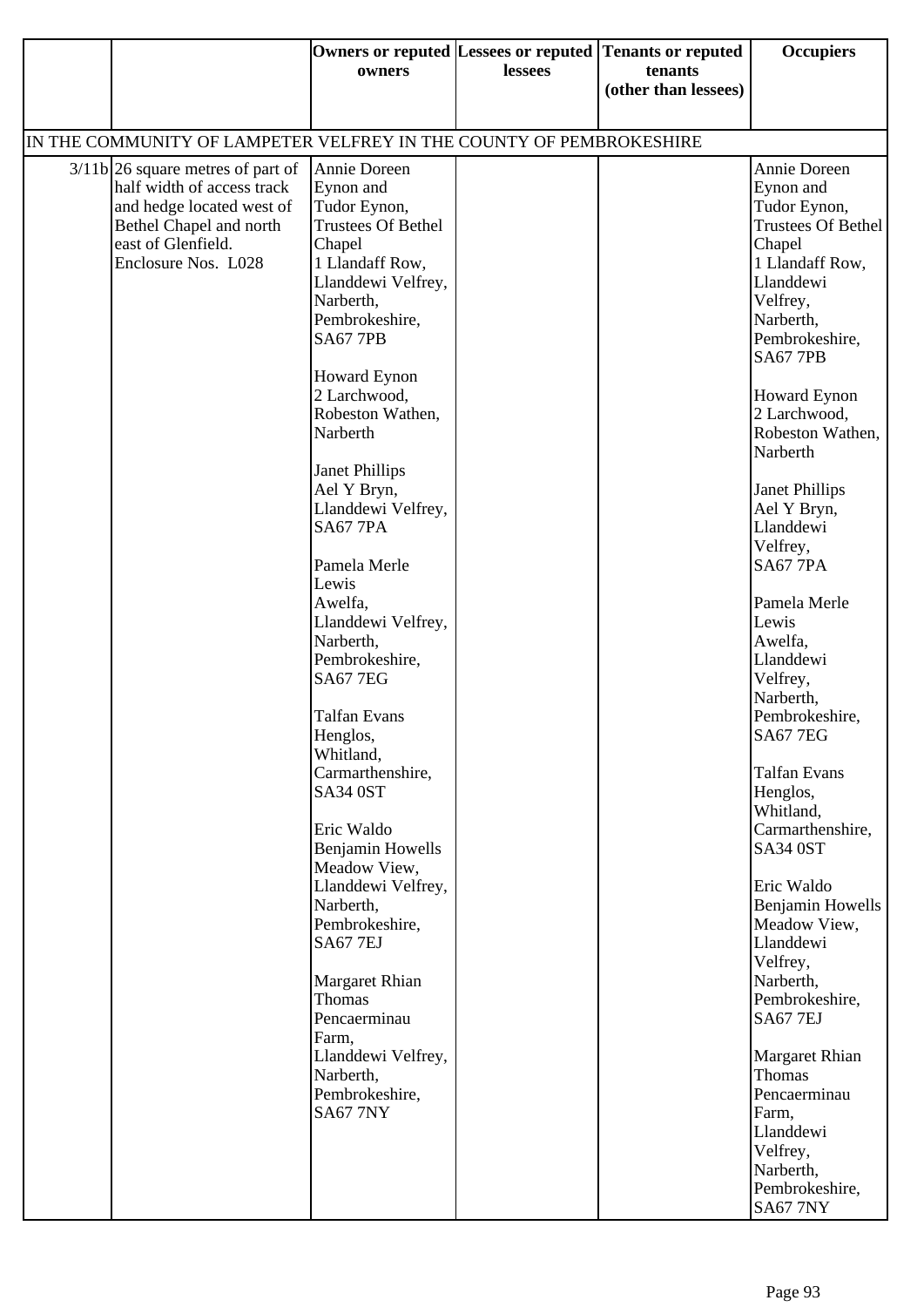| | | Owners or reputed owners | Lessees or reputed lessees | Tenants or reputed tenants (other than lessees) | Occupiers |
|---|---|---|---|---|---|
| IN THE COMMUNITY OF LAMPETER VELFREY IN THE COUNTY OF PEMBROKESHIRE | | | | | |
| 3/11b | 26 square metres of part of half width of access track and hedge located west of Bethel Chapel and north east of Glenfield. Enclosure Nos. L028 | Annie Doreen Eynon and Tudor Eynon, Trustees Of Bethel Chapel 1 Llandaff Row, Llanddewi Velfrey, Narberth, Pembrokeshire, SA67 7PB<br><br>Howard Eynon 2 Larchwood, Robeston Wathen, Narberth<br><br>Janet Phillips Ael Y Bryn, Llanddewi Velfrey, SA67 7PA<br><br>Pamela Merle Lewis Awelfa, Llanddewi Velfrey, Narberth, Pembrokeshire, SA67 7EG<br><br>Talfan Evans Henglos, Whitland, Carmarthenshire, SA34 0ST<br><br>Eric Waldo Benjamin Howells Meadow View, Llanddewi Velfrey, Narberth, Pembrokeshire, SA67 7EJ<br><br>Margaret Rhian Thomas Pencaerminau Farm, Llanddewi Velfrey, Narberth, Pembrokeshire, SA67 7NY | | | Annie Doreen Eynon and Tudor Eynon, Trustees Of Bethel Chapel 1 Llandaff Row, Llanddewi Velfrey, Narberth, Pembrokeshire, SA67 7PB<br><br>Howard Eynon 2 Larchwood, Robeston Wathen, Narberth<br><br>Janet Phillips Ael Y Bryn, Llanddewi Velfrey, SA67 7PA<br><br>Pamela Merle Lewis Awelfa, Llanddewi Velfrey, Narberth, Pembrokeshire, SA67 7EG<br><br>Talfan Evans Henglos, Whitland, Carmarthenshire, SA34 0ST<br><br>Eric Waldo Benjamin Howells Meadow View, Llanddewi Velfrey, Narberth, Pembrokeshire, SA67 7EJ<br><br>Margaret Rhian Thomas Pencaerminau Farm, Llanddewi Velfrey, Narberth, Pembrokeshire, SA67 7NY |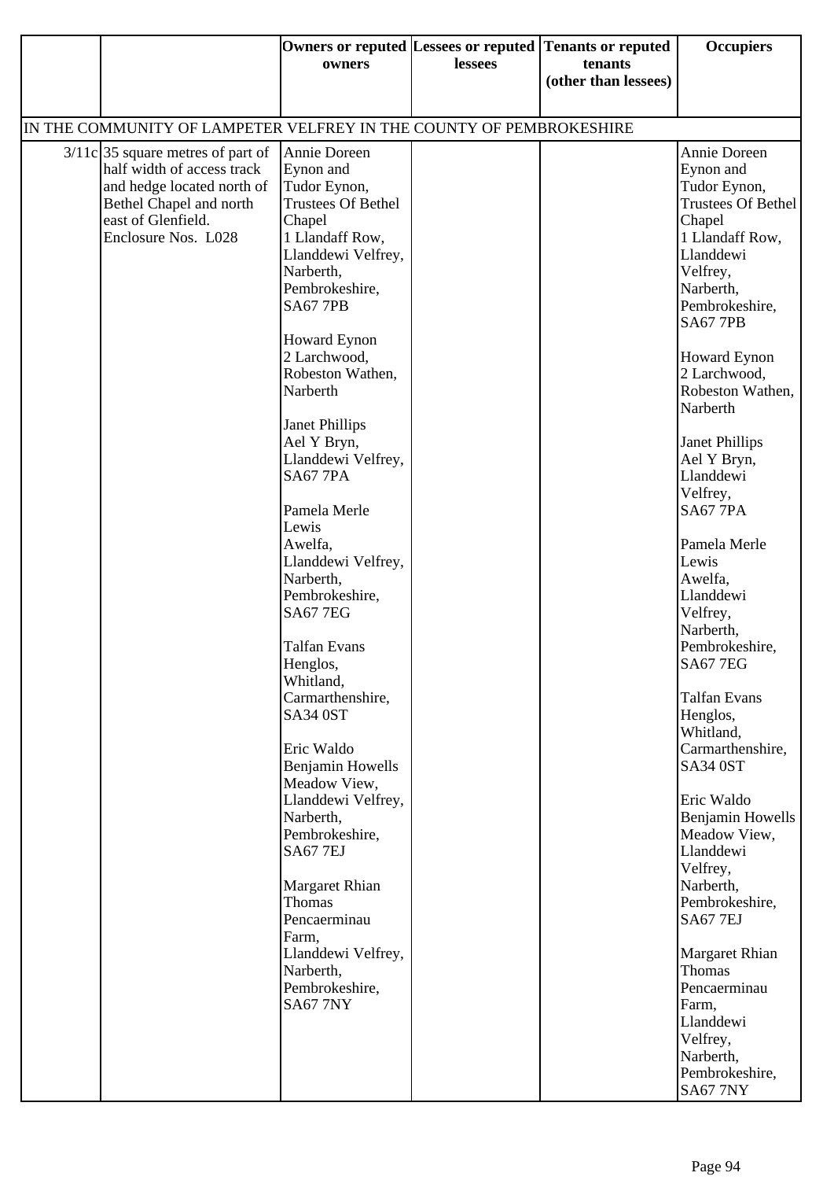| | | Owners or reputed owners | Lessees or reputed lessees | Tenants or reputed tenants (other than lessees) | Occupiers |
|---|---|---|---|---|---|
| IN THE COMMUNITY OF LAMPETER VELFREY IN THE COUNTY OF PEMBROKESHIRE | | | | | |
| | 3/11c | 35 square metres of part of half width of access track and hedge located north of Bethel Chapel and north east of Glenfield. Enclosure Nos. L028 | Annie Doreen Eynon and Tudor Eynon, Trustees Of Bethel Chapel 1 Llandaff Row, Llanddewi Velfrey, Narberth, Pembrokeshire, SA67 7PB<br><br>Howard Eynon 2 Larchwood, Robeston Wathen, Narberth<br><br>Janet Phillips Ael Y Bryn, Llanddewi Velfrey, SA67 7PA<br><br>Pamela Merle Lewis Awelfa, Llanddewi Velfrey, Narberth, Pembrokeshire, SA67 7EG<br><br>Talfan Evans Henglos, Whitland, Carmarthenshire, SA34 0ST<br><br>Eric Waldo Benjamin Howells Meadow View, Llanddewi Velfrey, Narberth, Pembrokeshire, SA67 7EJ<br><br>Margaret Rhian Thomas Pencaerminau Farm, Llanddewi Velfrey, Narberth, Pembrokeshire, SA67 7NY | | | Annie Doreen Eynon and Tudor Eynon, Trustees Of Bethel Chapel 1 Llandaff Row, Llanddewi Velfrey, Narberth, Pembrokeshire, SA67 7PB<br><br>Howard Eynon 2 Larchwood, Robeston Wathen, Narberth<br><br>Janet Phillips Ael Y Bryn, Llanddewi Velfrey, SA67 7PA<br><br>Pamela Merle Lewis Awelfa, Llanddewi Velfrey, Narberth, Pembrokeshire, SA67 7EG<br><br>Talfan Evans Henglos, Whitland, Carmarthenshire, SA34 0ST<br><br>Eric Waldo Benjamin Howells Meadow View, Llanddewi Velfrey, Narberth, Pembrokeshire, SA67 7EJ<br><br>Margaret Rhian Thomas Pencaerminau Farm, Llanddewi Velfrey, Narberth, Pembrokeshire, SA67 7NY |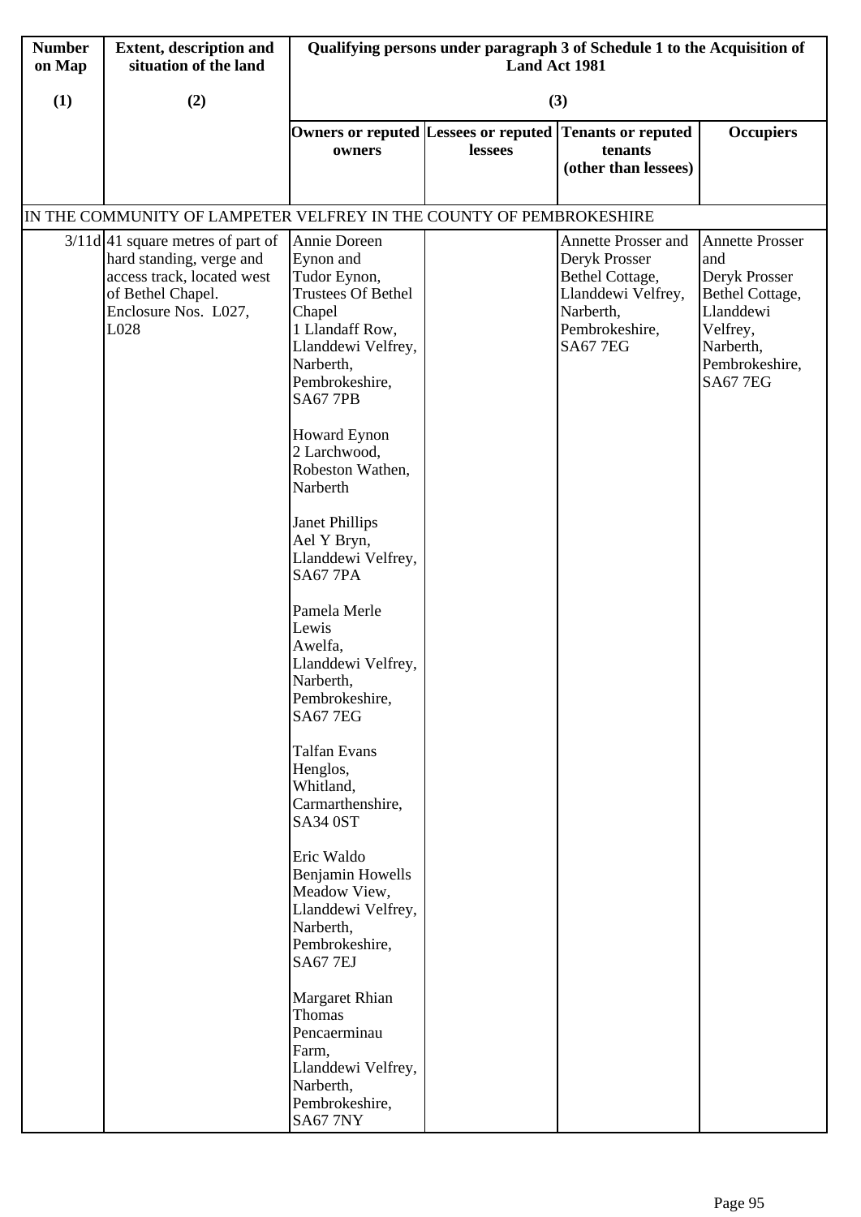| Number on Map | Extent, description and situation of the land | Qualifying persons under paragraph 3 of Schedule 1 to the Acquisition of Land Act 1981 | | | |
|---|---|---|---|---|---|
| (1) | (2) | (3) | | | |
| | | Owners or reputed owners | Lessees or reputed lessees | Tenants or reputed tenants (other than lessees) | Occupiers |
| IN THE COMMUNITY OF LAMPETER VELFREY IN THE COUNTY OF PEMBROKESHIRE | | | | | |
| 3/11d | 41 square metres of part of hard standing, verge and access track, located west of Bethel Chapel. Enclosure Nos. L027, L028 | Annie Doreen Eynon and Tudor Eynon, Trustees Of Bethel Chapel 1 Llandaff Row, Llanddewi Velfrey, Narberth, Pembrokeshire, SA67 7PB<br><br>Howard Eynon 2 Larchwood, Robeston Wathen, Narberth<br><br>Janet Phillips Ael Y Bryn, Llanddewi Velfrey, SA67 7PA<br><br>Pamela Merle Lewis Awelfa, Llanddewi Velfrey, Narberth, Pembrokeshire, SA67 7EG<br><br>Talfan Evans Henglos, Whitland, Carmarthenshire, SA34 0ST<br><br>Eric Waldo Benjamin Howells Meadow View, Llanddewi Velfrey, Narberth, Pembrokeshire, SA67 7EJ<br><br>Margaret Rhian Thomas Pencaerminau Farm, Llanddewi Velfrey, Narberth, Pembrokeshire, SA67 7NY | | Annette Prosser and Deryk Prosser Bethel Cottage, Llanddewi Velfrey, Narberth, Pembrokeshire, SA67 7EG | Annette Prosser and Deryk Prosser Bethel Cottage, Llanddewi Velfrey, Narberth, Pembrokeshire, SA67 7EG |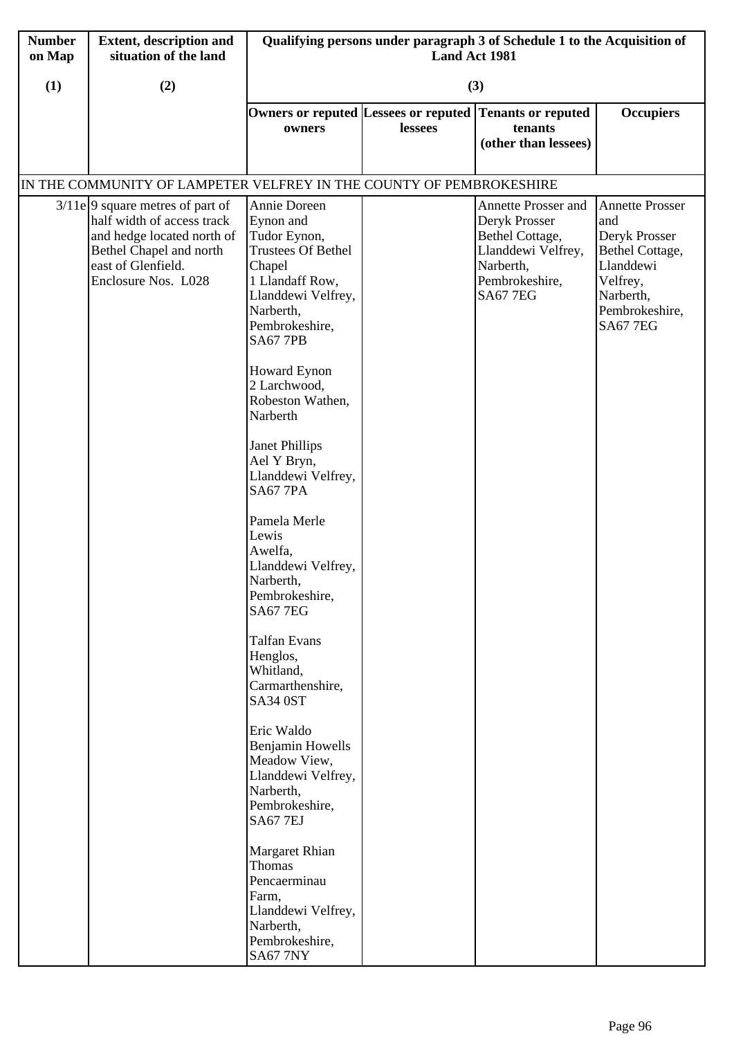| Number on Map | Extent, description and situation of the land | Qualifying persons under paragraph 3 of Schedule 1 to the Acquisition of Land Act 1981 | | | |
|---|---|---|---|---|---|
| (1) | (2) | (3) | | | |
| | | Owners or reputed owners | Lessees or reputed lessees | Tenants or reputed tenants (other than lessees) | Occupiers |
| IN THE COMMUNITY OF LAMPETER VELFREY IN THE COUNTY OF PEMBROKESHIRE | | | | | |
| 3/11e | 9 square metres of part of half width of access track and hedge located north of Bethel Chapel and north east of Glenfield. Enclosure Nos. L028 | Annie Doreen Eynon and Tudor Eynon, Trustees Of Bethel Chapel 1 Llandaff Row, Llanddewi Velfrey, Narberth, Pembrokeshire, SA67 7PB<br><br>Howard Eynon 2 Larchwood, Robeston Wathen, Narberth<br><br>Janet Phillips Ael Y Bryn, Llanddewi Velfrey, SA67 7PA<br><br>Pamela Merle Lewis Awelfa, Llanddewi Velfrey, Narberth, Pembrokeshire, SA67 7EG<br><br>Talfan Evans Henglos, Whitland, Carmarthenshire, SA34 0ST<br><br>Eric Waldo Benjamin Howells Meadow View, Llanddewi Velfrey, Narberth, Pembrokeshire, SA67 7EJ<br><br>Margaret Rhian Thomas Pencaerminau Farm, Llanddewi Velfrey, Narberth, Pembrokeshire, SA67 7NY | | Annette Prosser and Deryk Prosser Bethel Cottage, Llanddewi Velfrey, Narberth, Pembrokeshire, SA67 7EG | Annette Prosser and Deryk Prosser Bethel Cottage, Llanddewi Velfrey, Narberth, Pembrokeshire, SA67 7EG |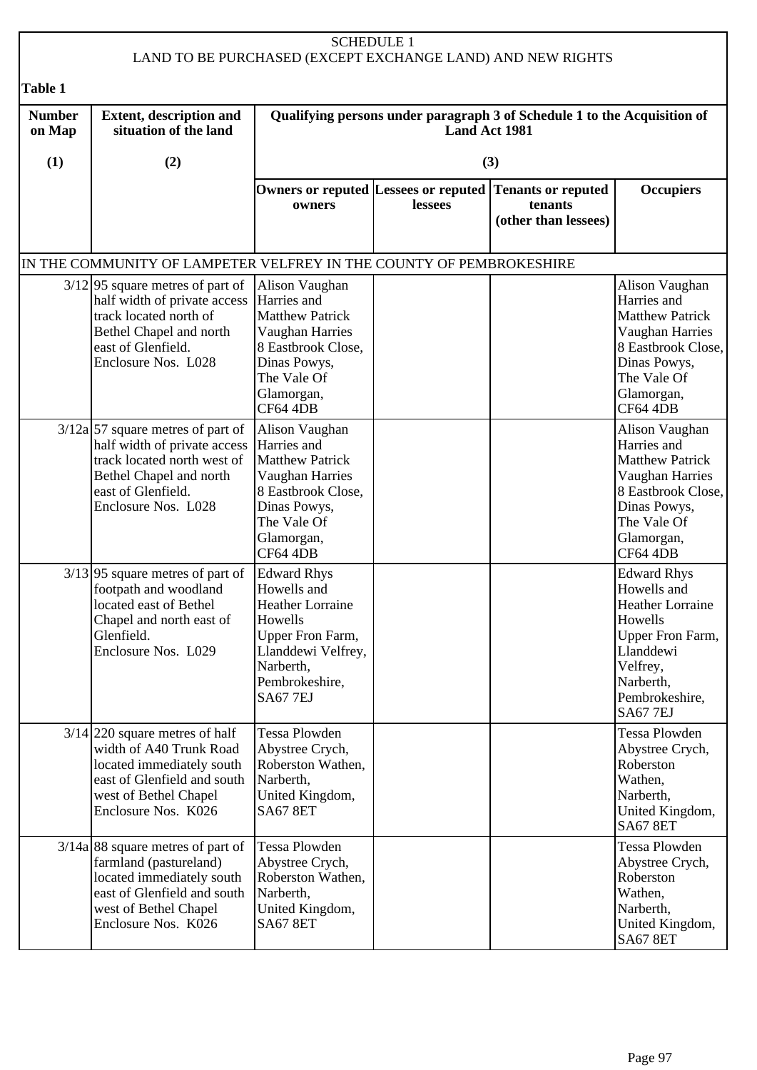SCHEDULE 1
LAND TO BE PURCHASED (EXCEPT EXCHANGE LAND) AND NEW RIGHTS

**Table 1**

| **Number on Map** | **Extent, description and situation of the land** | **Qualifying persons under paragraph 3 of Schedule 1 to the Acquisition of Land Act 1981** | | | |
|---|---|---|---|---|---|
| **(1)** | **(2)** | **(3)** | | | |
| | | **Owners or reputed owners** | **Lessees or reputed lessees** | **Tenants or reputed tenants (other than lessees)** | **Occupiers** |
| IN THE COMMUNITY OF LAMPETER VELFREY IN THE COUNTY OF PEMBROKESHIRE | | | | | |
| 3/12 | 95 square metres of part of half width of private access track located north of Bethel Chapel and north east of Glenfield. Enclosure Nos. L028 | Alison Vaughan Harries and Matthew Patrick Vaughan Harries 8 Eastbrook Close, Dinas Powys, The Vale Of Glamorgan, CF64 4DB | | | Alison Vaughan Harries and Matthew Patrick Vaughan Harries 8 Eastbrook Close, Dinas Powys, The Vale Of Glamorgan, CF64 4DB |
| 3/12a | 57 square metres of part of half width of private access track located north west of Bethel Chapel and north east of Glenfield. Enclosure Nos. L028 | Alison Vaughan Harries and Matthew Patrick Vaughan Harries 8 Eastbrook Close, Dinas Powys, The Vale Of Glamorgan, CF64 4DB | | | Alison Vaughan Harries and Matthew Patrick Vaughan Harries 8 Eastbrook Close, Dinas Powys, The Vale Of Glamorgan, CF64 4DB |
| 3/13 | 95 square metres of part of footpath and woodland located east of Bethel Chapel and north east of Glenfield. Enclosure Nos. L029 | Edward Rhys Howells and Heather Lorraine Howells Upper Fron Farm, Llanddewi Velfrey, Narberth, Pembrokeshire, SA67 7EJ | | | Edward Rhys Howells and Heather Lorraine Howells Upper Fron Farm, Llanddewi Velfrey, Narberth, Pembrokeshire, SA67 7EJ |
| 3/14 | 220 square metres of half width of A40 Trunk Road located immediately south east of Glenfield and south west of Bethel Chapel Enclosure Nos. K026 | Tessa Plowden Abystree Crych, Roberston Wathen, Narberth, United Kingdom, SA67 8ET | | | Tessa Plowden Abystree Crych, Roberston Wathen, Narberth, United Kingdom, SA67 8ET |
| 3/14a | 88 square metres of part of farmland (pastureland) located immediately south east of Glenfield and south west of Bethel Chapel Enclosure Nos. K026 | Tessa Plowden Abystree Crych, Roberston Wathen, Narberth, United Kingdom, SA67 8ET | | | Tessa Plowden Abystree Crych, Roberston Wathen, Narberth, United Kingdom, SA67 8ET |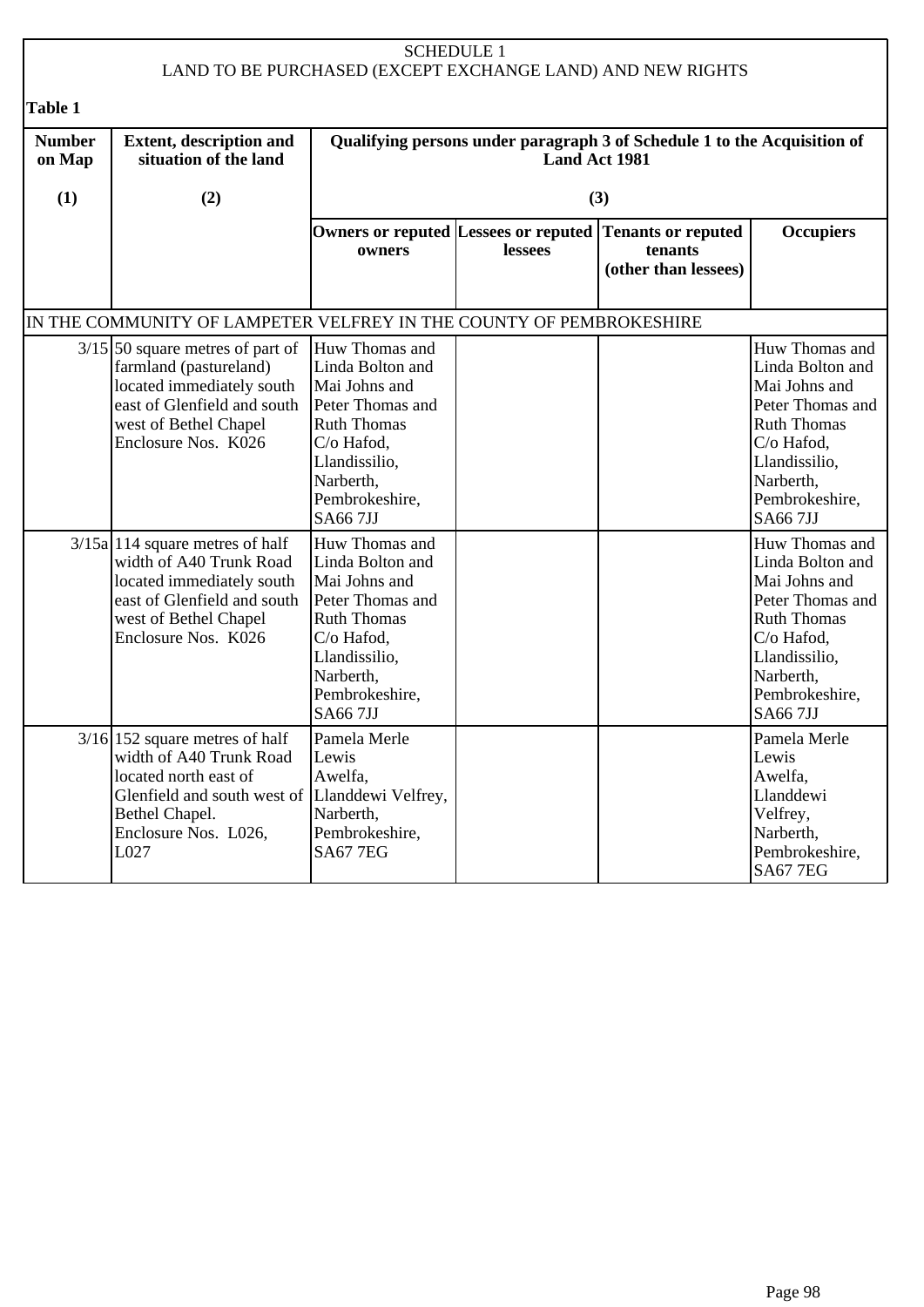SCHEDULE 1
LAND TO BE PURCHASED (EXCEPT EXCHANGE LAND) AND NEW RIGHTS

**Table 1**

| Number on Map | Extent, description and situation of the land | Qualifying persons under paragraph 3 of Schedule 1 to the Acquisition of Land Act 1981 | | | |
|---|---|---|---|---|---|
| (1) | (2) | (3) | | | |
| | | Owners or reputed owners | Lessees or reputed lessees | Tenants or reputed tenants (other than lessees) | Occupiers |
| IN THE COMMUNITY OF LAMPETER VELFREY IN THE COUNTY OF PEMBROKESHIRE | | | | | |
| 3/15 | 50 square metres of part of farmland (pastureland) located immediately south east of Glenfield and south west of Bethel Chapel Enclosure Nos. K026 | Huw Thomas and Linda Bolton and Mai Johns and Peter Thomas and Ruth Thomas C/o Hafod, Llandissilio, Narberth, Pembrokeshire, SA66 7JJ | | | Huw Thomas and Linda Bolton and Mai Johns and Peter Thomas and Ruth Thomas C/o Hafod, Llandissilio, Narberth, Pembrokeshire, SA66 7JJ |
| 3/15a | 114 square metres of half width of A40 Trunk Road located immediately south east of Glenfield and south west of Bethel Chapel Enclosure Nos. K026 | Huw Thomas and Linda Bolton and Mai Johns and Peter Thomas and Ruth Thomas C/o Hafod, Llandissilio, Narberth, Pembrokeshire, SA66 7JJ | | | Huw Thomas and Linda Bolton and Mai Johns and Peter Thomas and Ruth Thomas C/o Hafod, Llandissilio, Narberth, Pembrokeshire, SA66 7JJ |
| 3/16 | 152 square metres of half width of A40 Trunk Road located north east of Glenfield and south west of Bethel Chapel. Enclosure Nos. L026, L027 | Pamela Merle Lewis Awelfa, Llanddewi Velfrey, Narberth, Pembrokeshire, SA67 7EG | | | Pamela Merle Lewis Awelfa, Llanddewi Velfrey, Narberth, Pembrokeshire, SA67 7EG |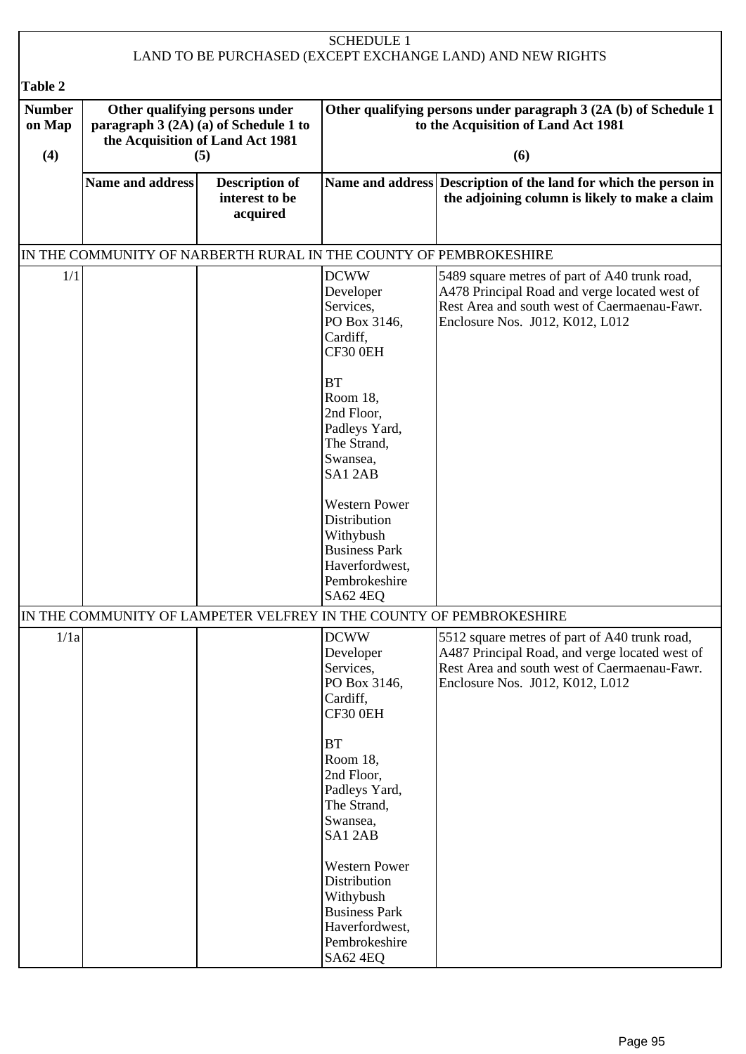SCHEDULE 1
LAND TO BE PURCHASED (EXCEPT EXCHANGE LAND) AND NEW RIGHTS

**Table 2**

| **Number on Map (4)** | **Other qualifying persons under paragraph 3 (2A) (a) of Schedule 1 to the Acquisition of Land Act 1981 (5)** | | **Other qualifying persons under paragraph 3 (2A (b) of Schedule 1 to the Acquisition of Land Act 1981 (6)** | |
|---|---|---|---|---|
| | **Name and address** | **Description of interest to be acquired** | **Name and address** | **Description of the land for which the person in the adjoining column is likely to make a claim** |
| IN THE COMMUNITY OF NARBERTH RURAL IN THE COUNTY OF PEMBROKESHIRE | | | | |
| 1/1 | | | DCWW Developer Services, PO Box 3146, Cardiff, CF30 0EH<br><br>BT Room 18, 2nd Floor, Padleys Yard, The Strand, Swansea, SA1 2AB<br><br>Western Power Distribution Withybush Business Park Haverfordwest, Pembrokeshire SA62 4EQ | 5489 square metres of part of A40 trunk road, A478 Principal Road and verge located west of Rest Area and south west of Caermaenau-Fawr. Enclosure Nos. J012, K012, L012 |
| IN THE COMMUNITY OF LAMPETER VELFREY IN THE COUNTY OF PEMBROKESHIRE | | | | |
| 1/1a | | | DCWW Developer Services, PO Box 3146, Cardiff, CF30 0EH<br><br>BT Room 18, 2nd Floor, Padleys Yard, The Strand, Swansea, SA1 2AB<br><br>Western Power Distribution Withybush Business Park Haverfordwest, Pembrokeshire SA62 4EQ | 5512 square metres of part of A40 trunk road, A487 Principal Road, and verge located west of Rest Area and south west of Caermaenau-Fawr. Enclosure Nos. J012, K012, L012 |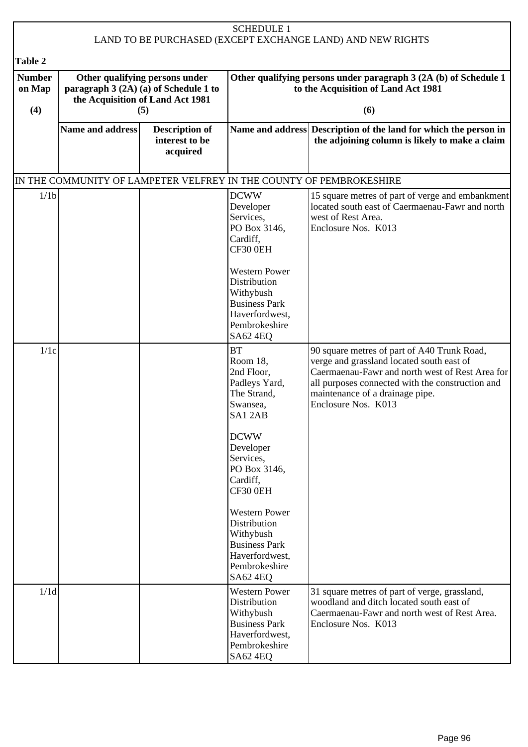SCHEDULE 1
LAND TO BE PURCHASED (EXCEPT EXCHANGE LAND) AND NEW RIGHTS

**Table 2**

| Number on Map (4) | Other qualifying persons under paragraph 3 (2A) (a) of Schedule 1 to the Acquisition of Land Act 1981 (5) | | Other qualifying persons under paragraph 3 (2A (b) of Schedule 1 to the Acquisition of Land Act 1981 (6) | |
|---|---|---|---|---|
| | **Name and address** | **Description of interest to be acquired** | **Name and address** | **Description of the land for which the person in the adjoining column is likely to make a claim** |
| IN THE COMMUNITY OF LAMPETER VELFREY IN THE COUNTY OF PEMBROKESHIRE | | | | |
| 1/1b | | | DCWW Developer Services, PO Box 3146, Cardiff, CF30 0EH<br><br>Western Power Distribution Withybush Business Park Haverfordwest, Pembrokeshire SA62 4EQ | 15 square metres of part of verge and embankment located south east of Caermaenau-Fawr and north west of Rest Area.<br>Enclosure Nos. K013 |
| 1/1c | | | BT Room 18, 2nd Floor, Padleys Yard, The Strand, Swansea, SA1 2AB<br><br>DCWW Developer Services, PO Box 3146, Cardiff, CF30 0EH<br><br>Western Power Distribution Withybush Business Park Haverfordwest, Pembrokeshire SA62 4EQ | 90 square metres of part of A40 Trunk Road, verge and grassland located south east of Caermaenau-Fawr and north west of Rest Area for all purposes connected with the construction and maintenance of a drainage pipe.<br>Enclosure Nos. K013 |
| 1/1d | | | Western Power Distribution Withybush Business Park Haverfordwest, Pembrokeshire SA62 4EQ | 31 square metres of part of verge, grassland, woodland and ditch located south east of Caermaenau-Fawr and north west of Rest Area.<br>Enclosure Nos. K013 |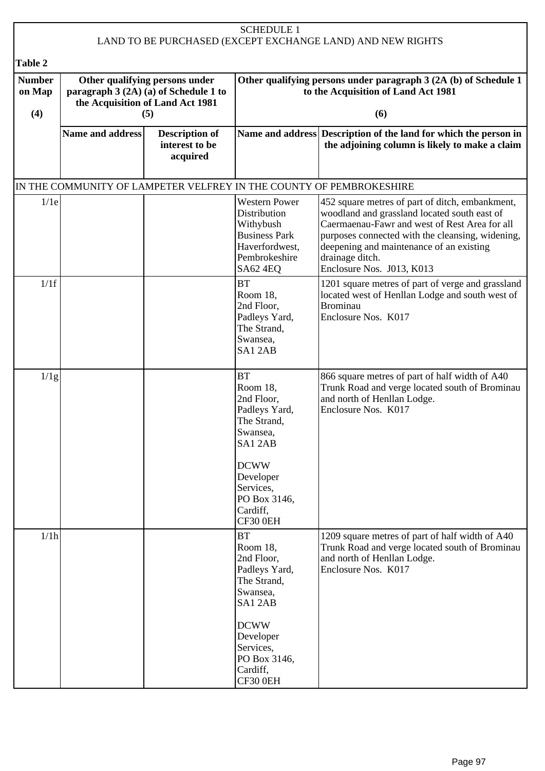SCHEDULE 1
LAND TO BE PURCHASED (EXCEPT EXCHANGE LAND) AND NEW RIGHTS

**Table 2**

| Number on Map (4) | Other qualifying persons under paragraph 3 (2A) (a) of Schedule 1 to the Acquisition of Land Act 1981 (5) | | Other qualifying persons under paragraph 3 (2A (b) of Schedule 1 to the Acquisition of Land Act 1981 (6) | |
|---|---|---|---|---|
| | **Name and address** | **Description of interest to be acquired** | **Name and address** | **Description of the land for which the person in the adjoining column is likely to make a claim** |
| IN THE COMMUNITY OF LAMPETER VELFREY IN THE COUNTY OF PEMBROKESHIRE | | | | |
| 1/1e | | | Western Power Distribution Withybush Business Park Haverfordwest, Pembrokeshire SA62 4EQ | 452 square metres of part of ditch, embankment, woodland and grassland located south east of Caermaenau-Fawr and west of Rest Area for all purposes connected with the cleansing, widening, deepening and maintenance of an existing drainage ditch. Enclosure Nos. J013, K013 |
| 1/1f | | | BT Room 18, 2nd Floor, Padleys Yard, The Strand, Swansea, SA1 2AB | 1201 square metres of part of verge and grassland located west of Henllan Lodge and south west of Brominau Enclosure Nos. K017 |
| 1/1g | | | BT Room 18, 2nd Floor, Padleys Yard, The Strand, Swansea, SA1 2AB<br><br>DCWW Developer Services, PO Box 3146, Cardiff, CF30 0EH | 866 square metres of part of half width of A40 Trunk Road and verge located south of Brominau and north of Henllan Lodge. Enclosure Nos. K017 |
| 1/1h | | | BT Room 18, 2nd Floor, Padleys Yard, The Strand, Swansea, SA1 2AB<br><br>DCWW Developer Services, PO Box 3146, Cardiff, CF30 0EH | 1209 square metres of part of half width of A40 Trunk Road and verge located south of Brominau and north of Henllan Lodge. Enclosure Nos. K017 |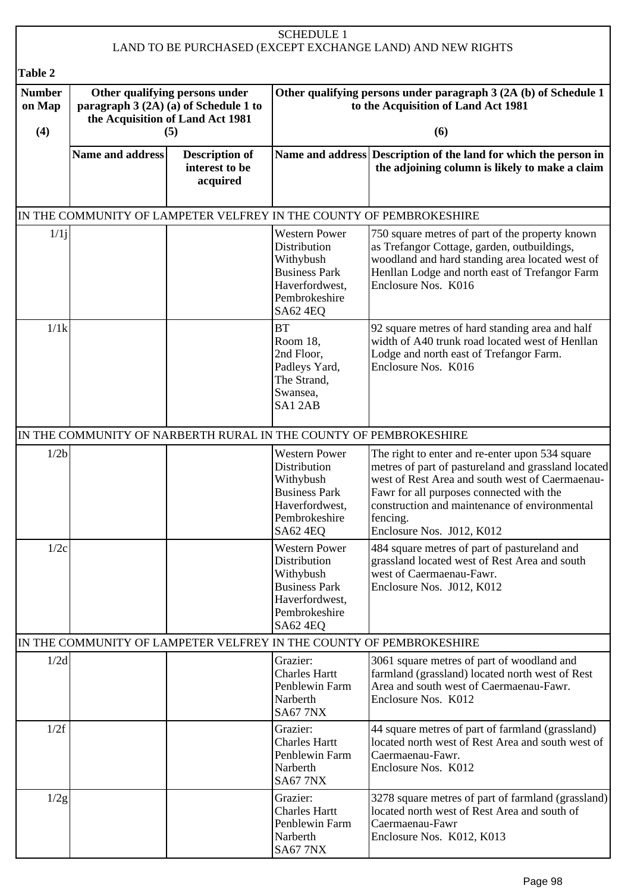SCHEDULE 1
LAND TO BE PURCHASED (EXCEPT EXCHANGE LAND) AND NEW RIGHTS

**Table 2**

| Number on Map (4) | Other qualifying persons under paragraph 3 (2A) (a) of Schedule 1 to the Acquisition of Land Act 1981 (5) | | Other qualifying persons under paragraph 3 (2A (b) of Schedule 1 to the Acquisition of Land Act 1981 (6) | |
|---|---|---|---|---|
| | **Name and address** | **Description of interest to be acquired** | **Name and address** | **Description of the land for which the person in the adjoining column is likely to make a claim** |
| IN THE COMMUNITY OF LAMPETER VELFREY IN THE COUNTY OF PEMBROKESHIRE | | | | |
| 1/1j | | | Western Power Distribution Withybush Business Park Haverfordwest, Pembrokeshire SA62 4EQ | 750 square metres of part of the property known as Trefangor Cottage, garden, outbuildings, woodland and hard standing area located west of Henllan Lodge and north east of Trefangor Farm Enclosure Nos. K016 |
| 1/1k | | | BT Room 18, 2nd Floor, Padleys Yard, The Strand, Swansea, SA1 2AB | 92 square metres of hard standing area and half width of A40 trunk road located west of Henllan Lodge and north east of Trefangor Farm. Enclosure Nos. K016 |
| IN THE COMMUNITY OF NARBERTH RURAL IN THE COUNTY OF PEMBROKESHIRE | | | | |
| 1/2b | | | Western Power Distribution Withybush Business Park Haverfordwest, Pembrokeshire SA62 4EQ | The right to enter and re-enter upon 534 square metres of part of pastureland and grassland located west of Rest Area and south west of Caermaenau-Fawr for all purposes connected with the construction and maintenance of environmental fencing. Enclosure Nos. J012, K012 |
| 1/2c | | | Western Power Distribution Withybush Business Park Haverfordwest, Pembrokeshire SA62 4EQ | 484 square metres of part of pastureland and grassland located west of Rest Area and south west of Caermaenau-Fawr. Enclosure Nos. J012, K012 |
| IN THE COMMUNITY OF LAMPETER VELFREY IN THE COUNTY OF PEMBROKESHIRE | | | | |
| 1/2d | | | Grazier: Charles Hartt Penblewin Farm Narberth SA67 7NX | 3061 square metres of part of woodland and farmland (grassland) located north west of Rest Area and south west of Caermaenau-Fawr. Enclosure Nos. K012 |
| 1/2f | | | Grazier: Charles Hartt Penblewin Farm Narberth SA67 7NX | 44 square metres of part of farmland (grassland) located north west of Rest Area and south west of Caermaenau-Fawr. Enclosure Nos. K012 |
| 1/2g | | | Grazier: Charles Hartt Penblewin Farm Narberth SA67 7NX | 3278 square metres of part of farmland (grassland) located north west of Rest Area and south of Caermaenau-Fawr Enclosure Nos. K012, K013 |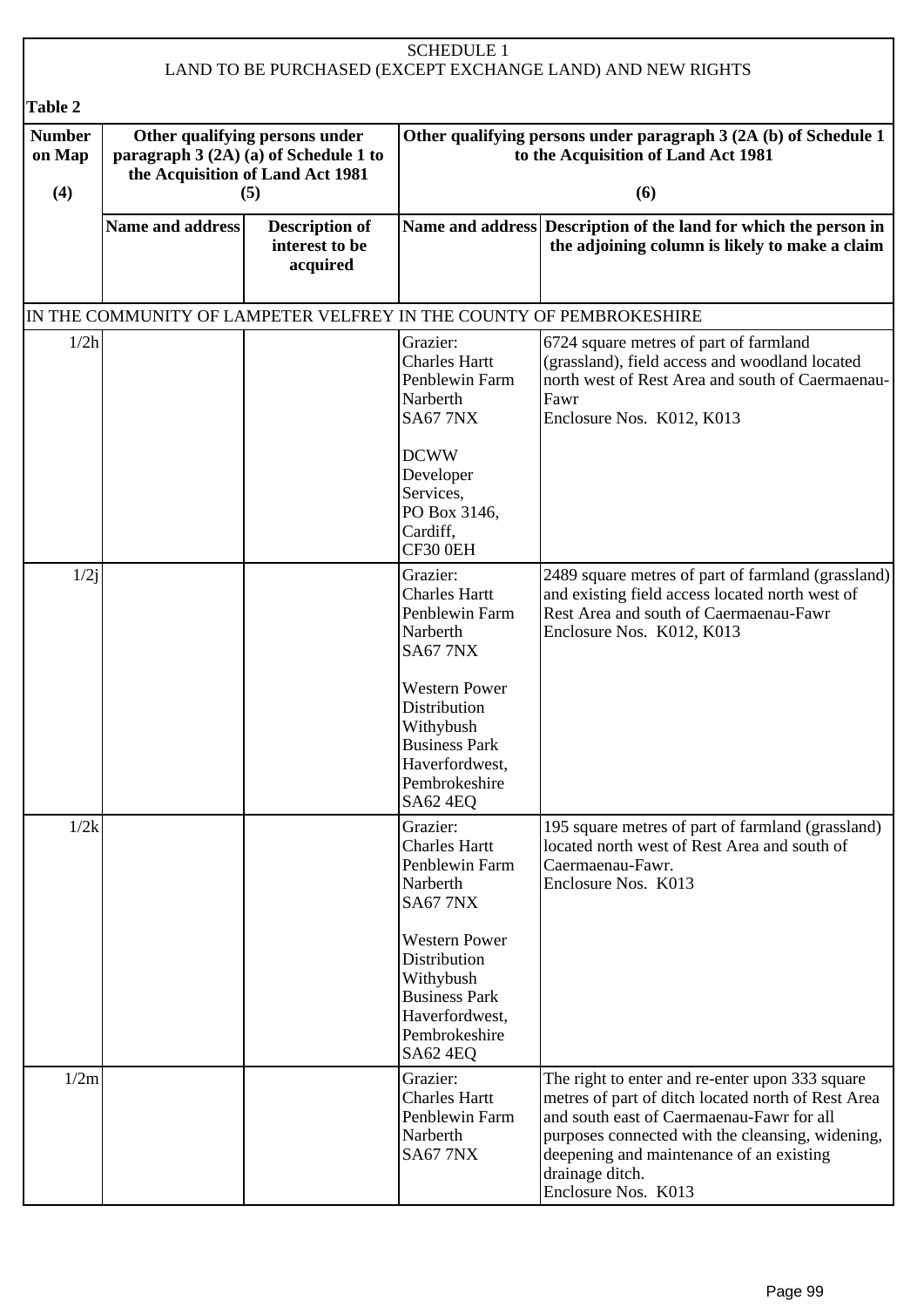SCHEDULE 1
LAND TO BE PURCHASED (EXCEPT EXCHANGE LAND) AND NEW RIGHTS

**Table 2**

| **Number on Map (4)** | **Other qualifying persons under paragraph 3 (2A) (a) of Schedule 1 to the Acquisition of Land Act 1981 (5)** | | **Other qualifying persons under paragraph 3 (2A (b) of Schedule 1 to the Acquisition of Land Act 1981 (6)** | |
|---|---|---|---|---|
| | **Name and address** | **Description of interest to be acquired** | **Name and address** | **Description of the land for which the person in the adjoining column is likely to make a claim** |
| IN THE COMMUNITY OF LAMPETER VELFREY IN THE COUNTY OF PEMBROKESHIRE | | | | |
| 1/2h | | | Grazier: Charles Hartt Penblewin Farm Narberth SA67 7NX<br><br>DCWW Developer Services, PO Box 3146, Cardiff, CF30 0EH | 6724 square metres of part of farmland (grassland), field access and woodland located north west of Rest Area and south of Caermaenau-Fawr<br>Enclosure Nos. K012, K013 |
| 1/2j | | | Grazier: Charles Hartt Penblewin Farm Narberth SA67 7NX<br><br>Western Power Distribution Withybush Business Park Haverfordwest, Pembrokeshire SA62 4EQ | 2489 square metres of part of farmland (grassland) and existing field access located north west of Rest Area and south of Caermaenau-Fawr<br>Enclosure Nos. K012, K013 |
| 1/2k | | | Grazier: Charles Hartt Penblewin Farm Narberth SA67 7NX<br><br>Western Power Distribution Withybush Business Park Haverfordwest, Pembrokeshire SA62 4EQ | 195 square metres of part of farmland (grassland) located north west of Rest Area and south of Caermaenau-Fawr.<br>Enclosure Nos. K013 |
| 1/2m | | | Grazier: Charles Hartt Penblewin Farm Narberth SA67 7NX | The right to enter and re-enter upon 333 square metres of part of ditch located north of Rest Area and south east of Caermaenau-Fawr for all purposes connected with the cleansing, widening, deepening and maintenance of an existing drainage ditch.<br>Enclosure Nos. K013 |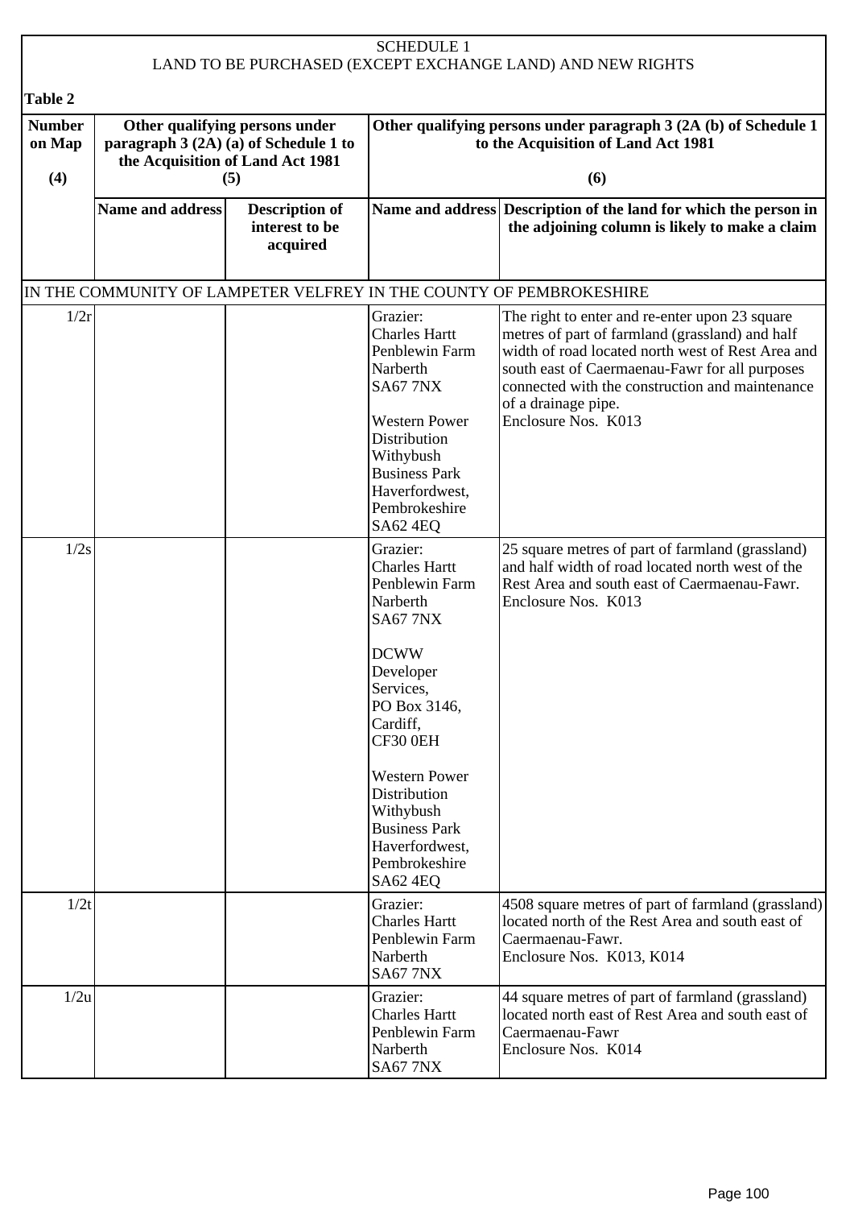SCHEDULE 1
LAND TO BE PURCHASED (EXCEPT EXCHANGE LAND) AND NEW RIGHTS

**Table 2**

| Number on Map (4) | Other qualifying persons under paragraph 3 (2A) (a) of Schedule 1 to the Acquisition of Land Act 1981 (5) | | Other qualifying persons under paragraph 3 (2A (b) of Schedule 1 to the Acquisition of Land Act 1981 (6) | |
|---|---|---|---|---|
| | **Name and address** | **Description of interest to be acquired** | **Name and address** | **Description of the land for which the person in the adjoining column is likely to make a claim** |
| IN THE COMMUNITY OF LAMPETER VELFREY IN THE COUNTY OF PEMBROKESHIRE | | | | |
| 1/2r | | | Grazier: Charles Hartt Penblewin Farm Narberth SA67 7NX<br><br>Western Power Distribution Withybush Business Park Haverfordwest, Pembrokeshire SA62 4EQ | The right to enter and re-enter upon 23 square metres of part of farmland (grassland) and half width of road located north west of Rest Area and south east of Caermaenau-Fawr for all purposes connected with the construction and maintenance of a drainage pipe.<br>Enclosure Nos. K013 |
| 1/2s | | | Grazier: Charles Hartt Penblewin Farm Narberth SA67 7NX<br><br>DCWW Developer Services, PO Box 3146, Cardiff, CF30 0EH<br><br>Western Power Distribution Withybush Business Park Haverfordwest, Pembrokeshire SA62 4EQ | 25 square metres of part of farmland (grassland) and half width of road located north west of the Rest Area and south east of Caermaenau-Fawr.<br>Enclosure Nos. K013 |
| 1/2t | | | Grazier: Charles Hartt Penblewin Farm Narberth SA67 7NX | 4508 square metres of part of farmland (grassland) located north of the Rest Area and south east of Caermaenau-Fawr.<br>Enclosure Nos. K013, K014 |
| 1/2u | | | Grazier: Charles Hartt Penblewin Farm Narberth SA67 7NX | 44 square metres of part of farmland (grassland) located north east of Rest Area and south east of Caermaenau-Fawr<br>Enclosure Nos. K014 |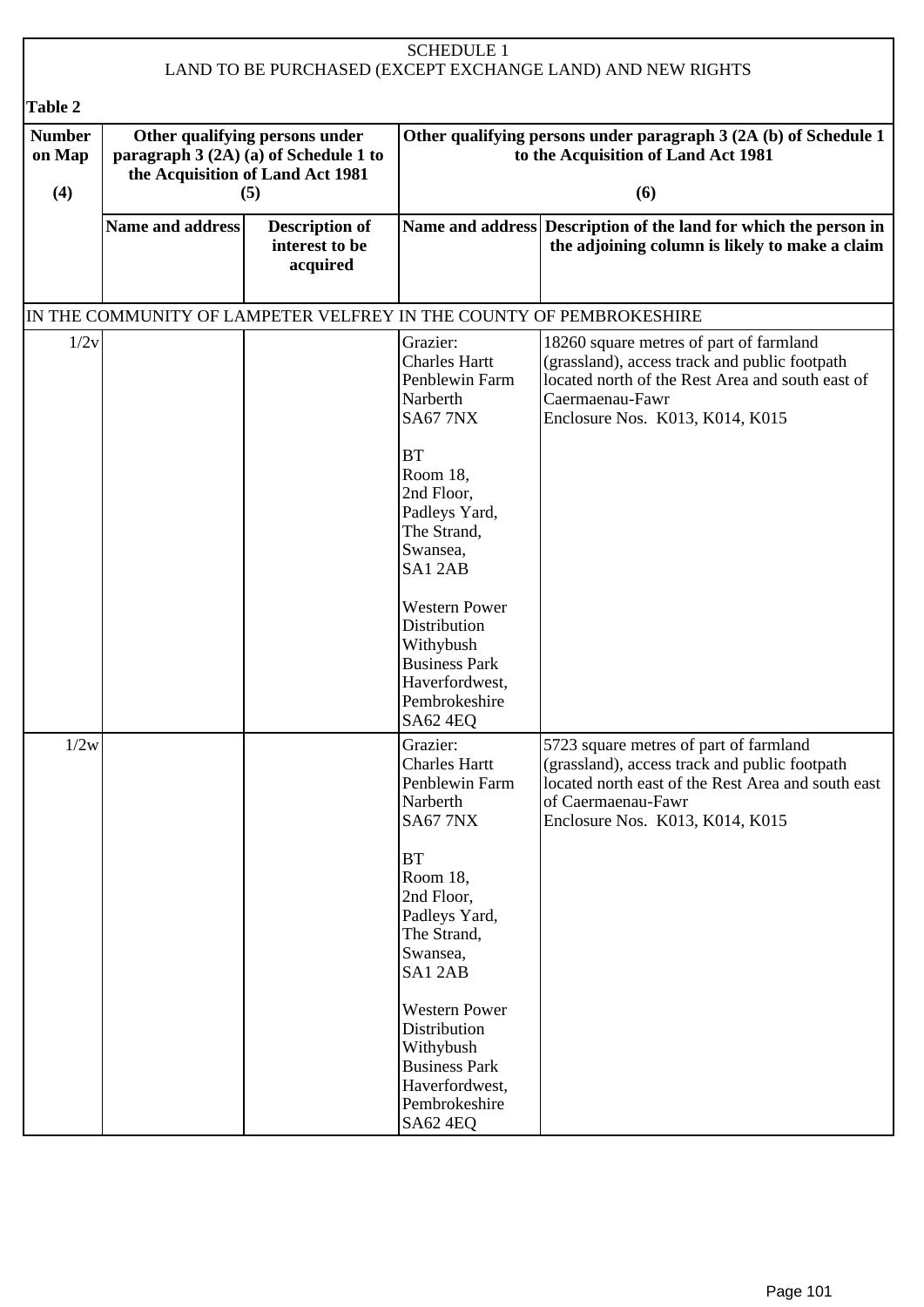SCHEDULE 1

LAND TO BE PURCHASED (EXCEPT EXCHANGE LAND) AND NEW RIGHTS

**Table 2**

| Number on Map (4) | Other qualifying persons under paragraph 3 (2A) (a) of Schedule 1 to the Acquisition of Land Act 1981 (5) | | Other qualifying persons under paragraph 3 (2A (b) of Schedule 1 to the Acquisition of Land Act 1981 (6) | |
|---|---|---|---|---|
| | **Name and address** | **Description of interest to be acquired** | **Name and address** | **Description of the land for which the person in the adjoining column is likely to make a claim** |
| IN THE COMMUNITY OF LAMPETER VELFREY IN THE COUNTY OF PEMBROKESHIRE | | | | |
| 1/2v | | | Grazier: Charles Hartt Penblewin Farm Narberth SA67 7NX<br><br>BT Room 18, 2nd Floor, Padleys Yard, The Strand, Swansea, SA1 2AB<br><br>Western Power Distribution Withybush Business Park Haverfordwest, Pembrokeshire SA62 4EQ | 18260 square metres of part of farmland (grassland), access track and public footpath located north of the Rest Area and south east of Caermaenau-Fawr<br>Enclosure Nos. K013, K014, K015 |
| 1/2w | | | Grazier: Charles Hartt Penblewin Farm Narberth SA67 7NX<br><br>BT Room 18, 2nd Floor, Padleys Yard, The Strand, Swansea, SA1 2AB<br><br>Western Power Distribution Withybush Business Park Haverfordwest, Pembrokeshire SA62 4EQ | 5723 square metres of part of farmland (grassland), access track and public footpath located north east of the Rest Area and south east of Caermaenau-Fawr<br>Enclosure Nos. K013, K014, K015 |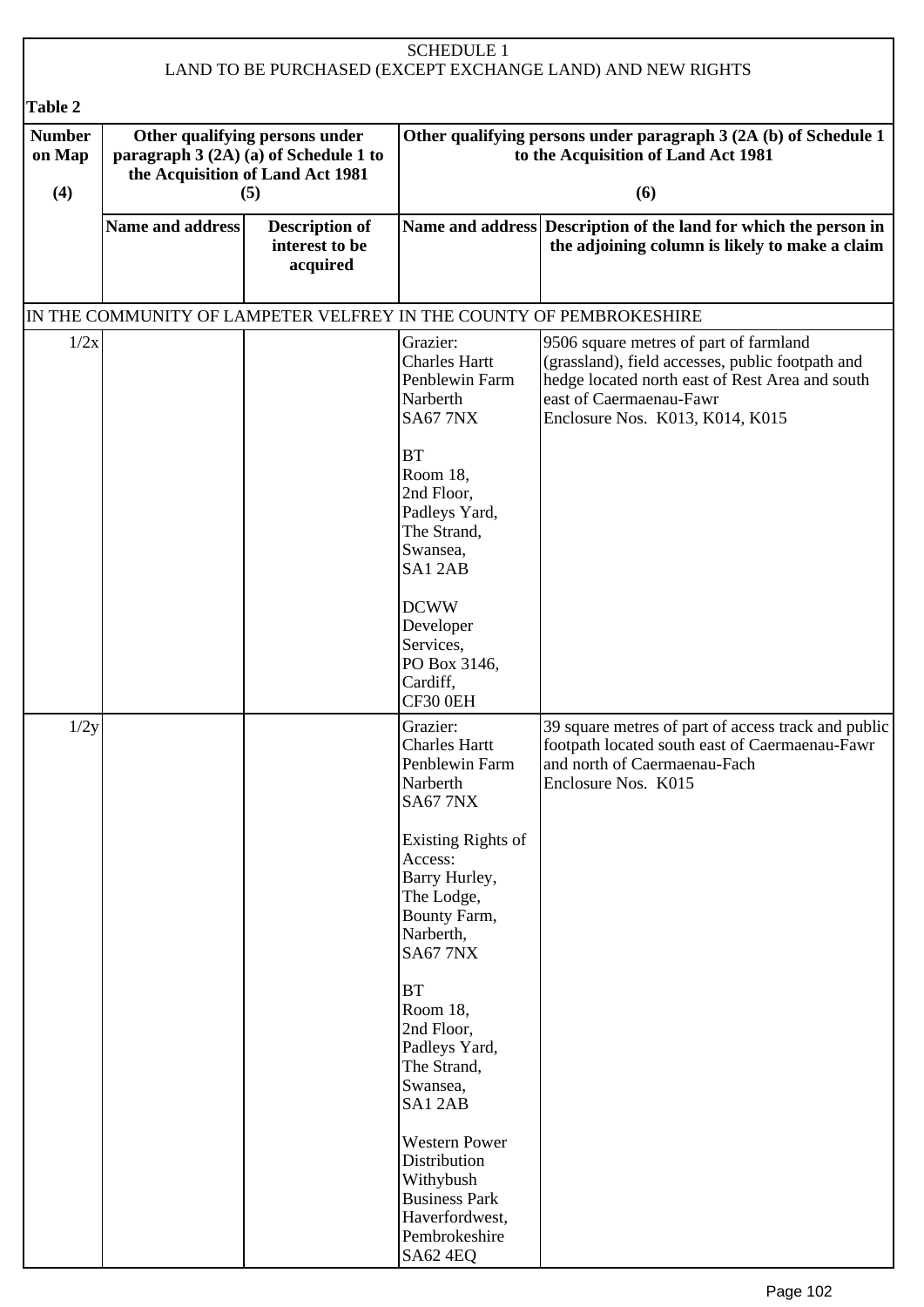SCHEDULE 1
LAND TO BE PURCHASED (EXCEPT EXCHANGE LAND) AND NEW RIGHTS

**Table 2**

| Number on Map (4) | Other qualifying persons under paragraph 3 (2A) (a) of Schedule 1 to the Acquisition of Land Act 1981 (5) | | Other qualifying persons under paragraph 3 (2A (b) of Schedule 1 to the Acquisition of Land Act 1981 (6) | |
|---|---|---|---|---|
| | **Name and address** | **Description of interest to be acquired** | **Name and address** | **Description of the land for which the person in the adjoining column is likely to make a claim** |
| IN THE COMMUNITY OF LAMPETER VELFREY IN THE COUNTY OF PEMBROKESHIRE | | | | |
| 1/2x | | | Grazier:<br>Charles Hartt<br>Penblewin Farm<br>Narberth<br>SA67 7NX<br><br>BT<br>Room 18,<br>2nd Floor,<br>Padleys Yard,<br>The Strand,<br>Swansea,<br>SA1 2AB<br><br>DCWW<br>Developer<br>Services,<br>PO Box 3146,<br>Cardiff,<br>CF30 0EH | 9506 square metres of part of farmland (grassland), field accesses, public footpath and hedge located north east of Rest Area and south east of Caermaenau-Fawr<br>Enclosure Nos. K013, K014, K015 |
| 1/2y | | | Grazier:<br>Charles Hartt<br>Penblewin Farm<br>Narberth<br>SA67 7NX<br><br>Existing Rights of Access:<br>Barry Hurley,<br>The Lodge,<br>Bounty Farm,<br>Narberth,<br>SA67 7NX<br><br>BT<br>Room 18,<br>2nd Floor,<br>Padleys Yard,<br>The Strand,<br>Swansea,<br>SA1 2AB<br><br>Western Power Distribution<br>Withybush Business Park<br>Haverfordwest,<br>Pembrokeshire<br>SA62 4EQ | 39 square metres of part of access track and public footpath located south east of Caermaenau-Fawr and north of Caermaenau-Fach<br>Enclosure Nos. K015 |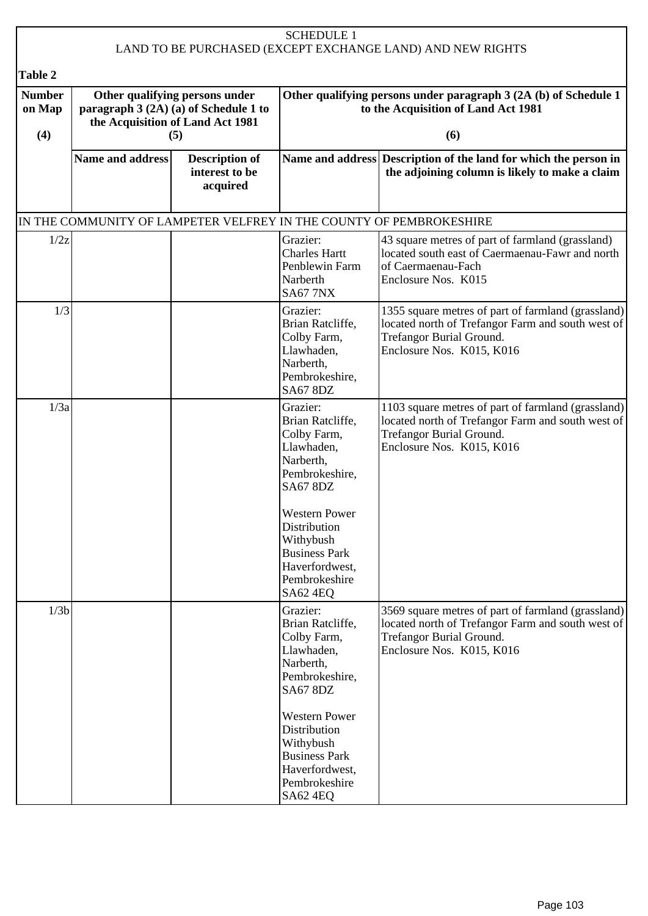SCHEDULE 1
LAND TO BE PURCHASED (EXCEPT EXCHANGE LAND) AND NEW RIGHTS

**Table 2**

| Number on Map (4) | Other qualifying persons under paragraph 3 (2A) (a) of Schedule 1 to the Acquisition of Land Act 1981 (5) | | Other qualifying persons under paragraph 3 (2A (b) of Schedule 1 to the Acquisition of Land Act 1981 (6) | |
|---|---|---|---|---|
| | **Name and address** | **Description of interest to be acquired** | **Name and address** | **Description of the land for which the person in the adjoining column is likely to make a claim** |
| IN THE COMMUNITY OF LAMPETER VELFREY IN THE COUNTY OF PEMBROKESHIRE | | | | |
| 1/2z | | | Grazier: Charles Hartt Penblewin Farm Narberth SA67 7NX | 43 square metres of part of farmland (grassland) located south east of Caermaenau-Fawr and north of Caermaenau-Fach Enclosure Nos. K015 |
| 1/3 | | | Grazier: Brian Ratcliffe, Colby Farm, Llawhaden, Narberth, Pembrokeshire, SA67 8DZ | 1355 square metres of part of farmland (grassland) located north of Trefangor Farm and south west of Trefangor Burial Ground. Enclosure Nos. K015, K016 |
| 1/3a | | | Grazier: Brian Ratcliffe, Colby Farm, Llawhaden, Narberth, Pembrokeshire, SA67 8DZ<br><br>Western Power Distribution Withybush Business Park Haverfordwest, Pembrokeshire SA62 4EQ | 1103 square metres of part of farmland (grassland) located north of Trefangor Farm and south west of Trefangor Burial Ground. Enclosure Nos. K015, K016 |
| 1/3b | | | Grazier: Brian Ratcliffe, Colby Farm, Llawhaden, Narberth, Pembrokeshire, SA67 8DZ<br><br>Western Power Distribution Withybush Business Park Haverfordwest, Pembrokeshire SA62 4EQ | 3569 square metres of part of farmland (grassland) located north of Trefangor Farm and south west of Trefangor Burial Ground. Enclosure Nos. K015, K016 |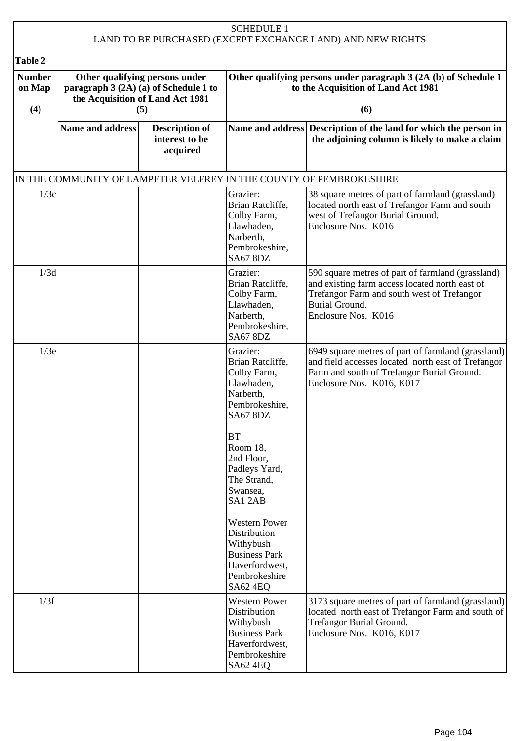SCHEDULE 1
LAND TO BE PURCHASED (EXCEPT EXCHANGE LAND) AND NEW RIGHTS

**Table 2**

| Number on Map (4) | Other qualifying persons under paragraph 3 (2A) (a) of Schedule 1 to the Acquisition of Land Act 1981 (5) | | Other qualifying persons under paragraph 3 (2A (b) of Schedule 1 to the Acquisition of Land Act 1981 (6) | |
|---|---|---|---|---|
| | **Name and address** | **Description of interest to be acquired** | **Name and address** | **Description of the land for which the person in the adjoining column is likely to make a claim** |
| IN THE COMMUNITY OF LAMPETER VELFREY IN THE COUNTY OF PEMBROKESHIRE | | | | |
| 1/3c | | | Grazier: Brian Ratcliffe, Colby Farm, Llawhaden, Narberth, Pembrokeshire, SA67 8DZ | 38 square metres of part of farmland (grassland) located north east of Trefangor Farm and south west of Trefangor Burial Ground. Enclosure Nos. K016 |
| 1/3d | | | Grazier: Brian Ratcliffe, Colby Farm, Llawhaden, Narberth, Pembrokeshire, SA67 8DZ | 590 square metres of part of farmland (grassland) and existing farm access located north east of Trefangor Farm and south west of Trefangor Burial Ground. Enclosure Nos. K016 |
| 1/3e | | | Grazier: Brian Ratcliffe, Colby Farm, Llawhaden, Narberth, Pembrokeshire, SA67 8DZ<br><br>BT Room 18, 2nd Floor, Padleys Yard, The Strand, Swansea, SA1 2AB<br><br>Western Power Distribution Withybush Business Park Haverfordwest, Pembrokeshire SA62 4EQ | 6949 square metres of part of farmland (grassland) and field accesses located north east of Trefangor Farm and south of Trefangor Burial Ground. Enclosure Nos. K016, K017 |
| 1/3f | | | Western Power Distribution Withybush Business Park Haverfordwest, Pembrokeshire SA62 4EQ | 3173 square metres of part of farmland (grassland) located north east of Trefangor Farm and south of Trefangor Burial Ground. Enclosure Nos. K016, K017 |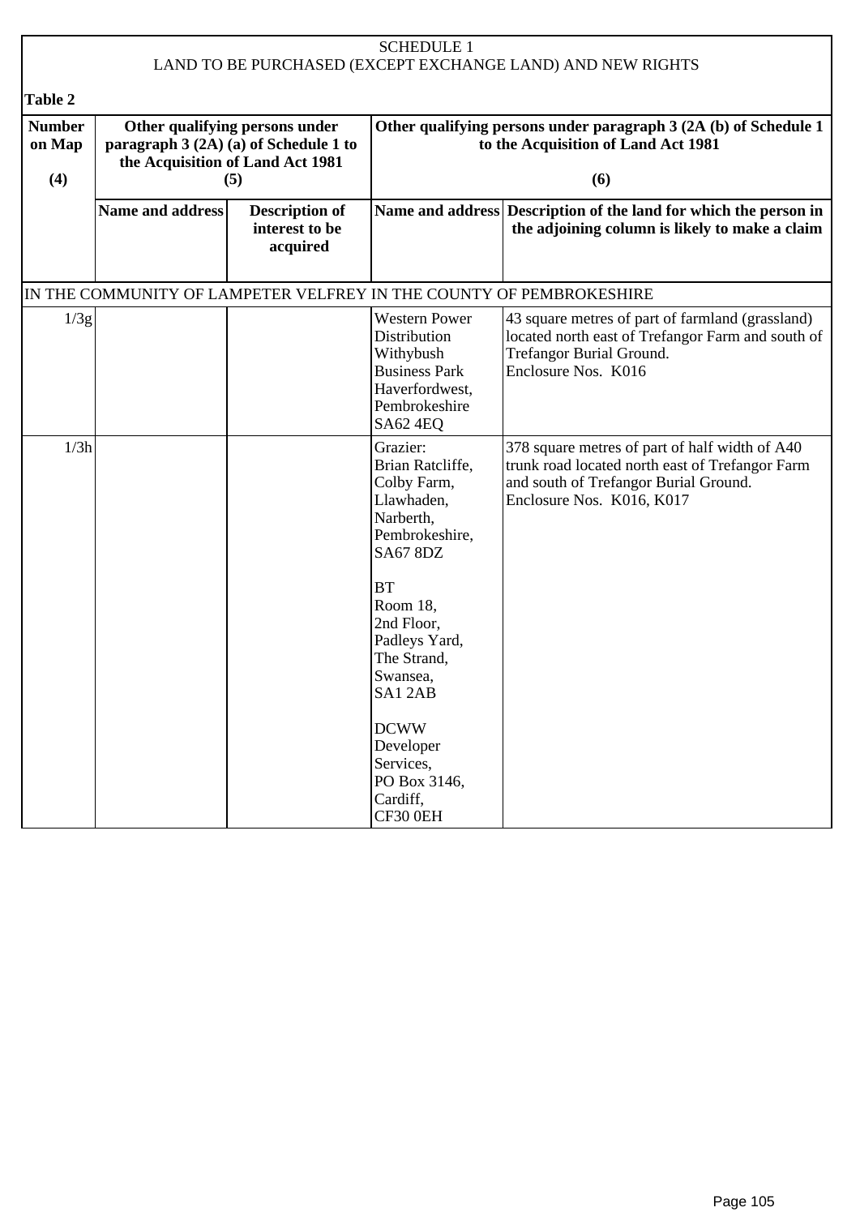SCHEDULE 1
LAND TO BE PURCHASED (EXCEPT EXCHANGE LAND) AND NEW RIGHTS

**Table 2**

| Number on Map (4) | Other qualifying persons under paragraph 3 (2A) (a) of Schedule 1 to the Acquisition of Land Act 1981 (5) | | Other qualifying persons under paragraph 3 (2A (b) of Schedule 1 to the Acquisition of Land Act 1981 (6) | |
|---|---|---|---|---|
| | **Name and address** | **Description of interest to be acquired** | **Name and address** | **Description of the land for which the person in the adjoining column is likely to make a claim** |
| IN THE COMMUNITY OF LAMPETER VELFREY IN THE COUNTY OF PEMBROKESHIRE | | | | |
| 1/3g | | | Western Power Distribution Withybush Business Park Haverfordwest, Pembrokeshire SA62 4EQ | 43 square metres of part of farmland (grassland) located north east of Trefangor Farm and south of Trefangor Burial Ground. Enclosure Nos. K016 |
| 1/3h | | | Grazier: Brian Ratcliffe, Colby Farm, Llawhaden, Narberth, Pembrokeshire, SA67 8DZ<br><br>BT Room 18, 2nd Floor, Padleys Yard, The Strand, Swansea, SA1 2AB<br><br>DCWW Developer Services, PO Box 3146, Cardiff, CF30 0EH | 378 square metres of part of half width of A40 trunk road located north east of Trefangor Farm and south of Trefangor Burial Ground. Enclosure Nos. K016, K017 |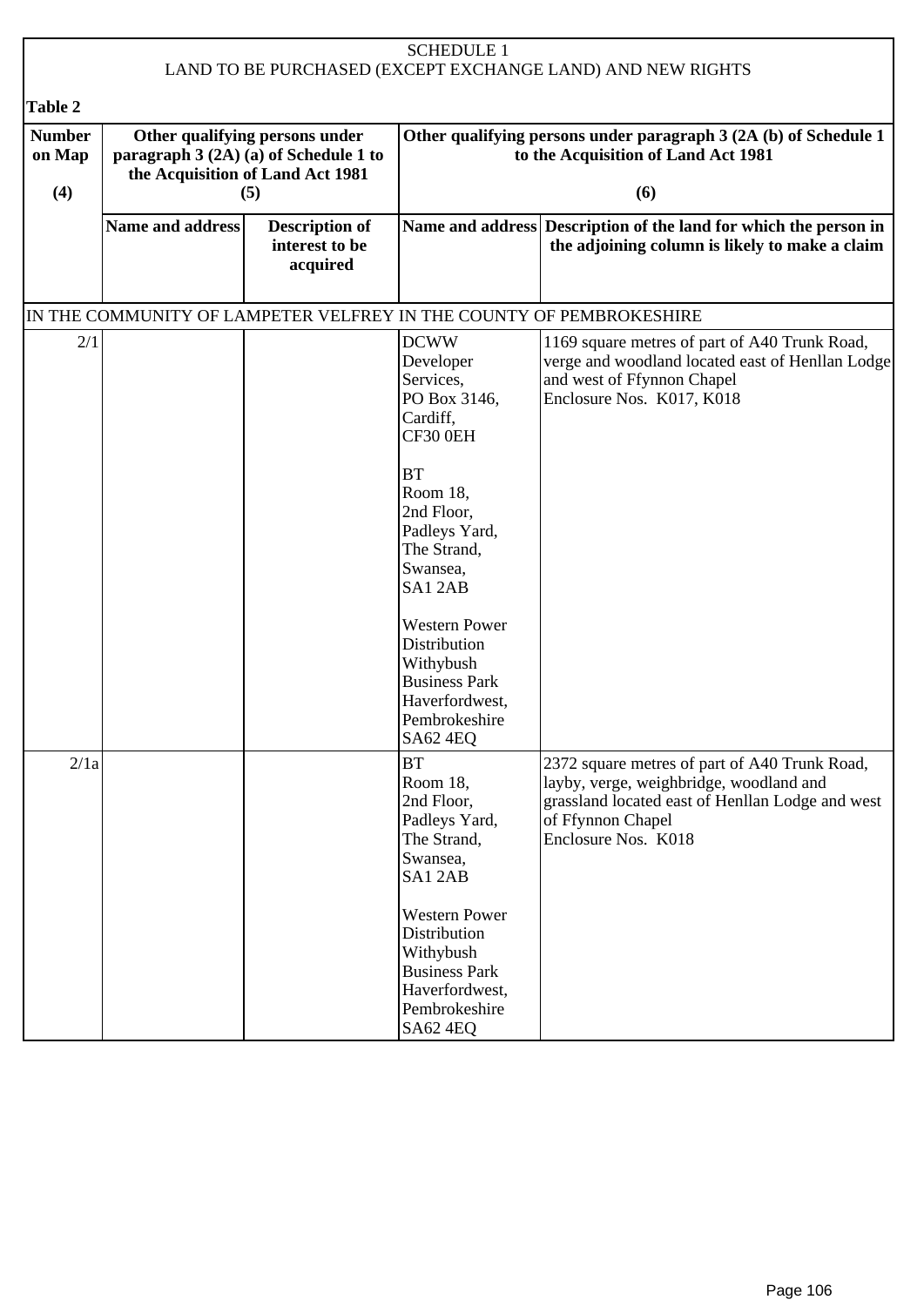SCHEDULE 1
LAND TO BE PURCHASED (EXCEPT EXCHANGE LAND) AND NEW RIGHTS

**Table 2**

| Number on Map (4) | Other qualifying persons under paragraph 3 (2A) (a) of Schedule 1 to the Acquisition of Land Act 1981 (5) | | Other qualifying persons under paragraph 3 (2A (b) of Schedule 1 to the Acquisition of Land Act 1981 (6) | |
|---|---|---|---|---|
| | **Name and address** | **Description of interest to be acquired** | **Name and address** | **Description of the land for which the person in the adjoining column is likely to make a claim** |
| IN THE COMMUNITY OF LAMPETER VELFREY IN THE COUNTY OF PEMBROKESHIRE | | | | |
| 2/1 | | | DCWW Developer Services, PO Box 3146, Cardiff, CF30 0EH<br><br>BT Room 18, 2nd Floor, Padleys Yard, The Strand, Swansea, SA1 2AB<br><br>Western Power Distribution Withybush Business Park Haverfordwest, Pembrokeshire SA62 4EQ | 1169 square metres of part of A40 Trunk Road, verge and woodland located east of Henllan Lodge and west of Ffynnon Chapel<br>Enclosure Nos. K017, K018 |
| 2/1a | | | BT Room 18, 2nd Floor, Padleys Yard, The Strand, Swansea, SA1 2AB<br><br>Western Power Distribution Withybush Business Park Haverfordwest, Pembrokeshire SA62 4EQ | 2372 square metres of part of A40 Trunk Road, layby, verge, weighbridge, woodland and grassland located east of Henllan Lodge and west of Ffynnon Chapel<br>Enclosure Nos. K018 |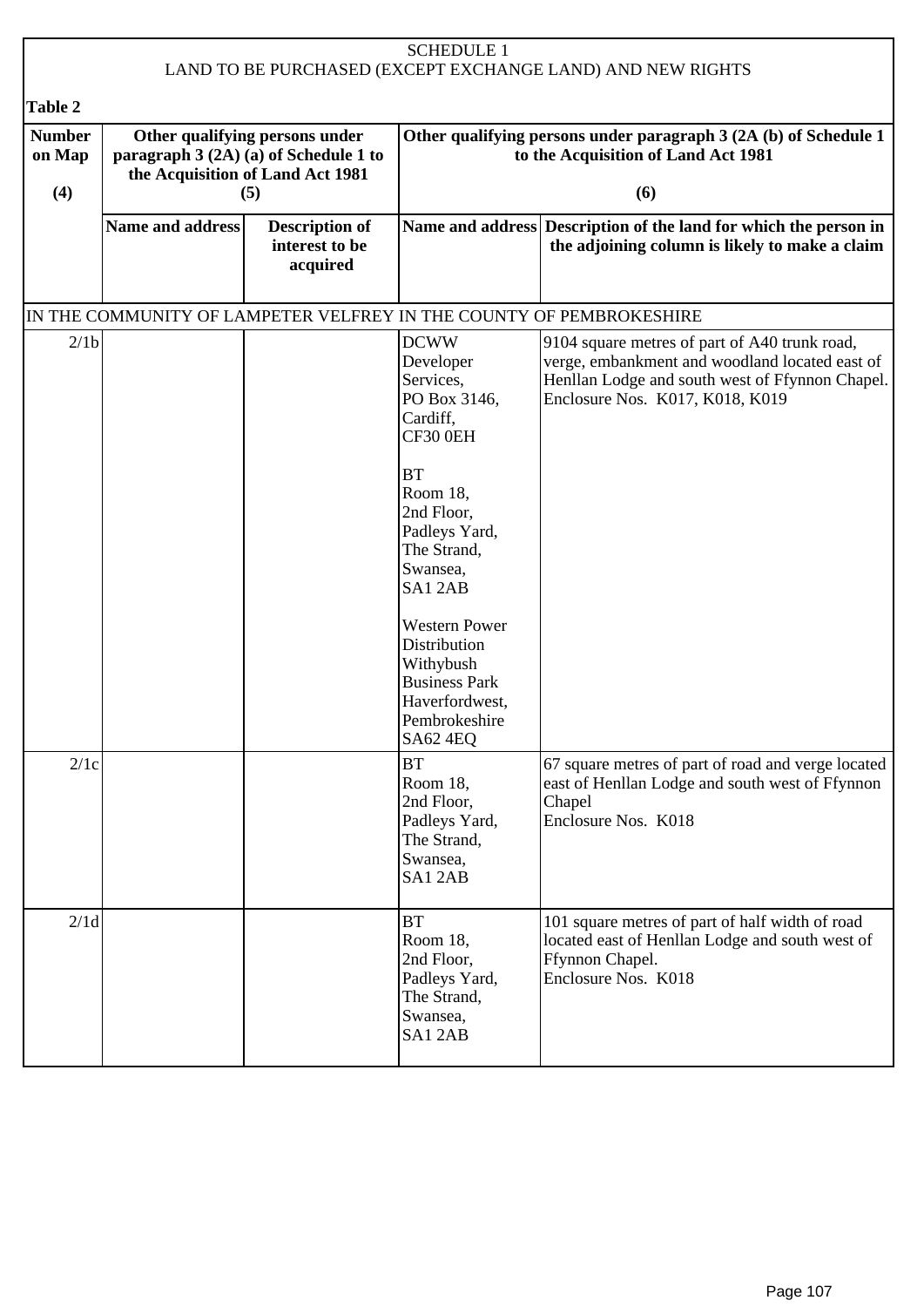SCHEDULE 1
LAND TO BE PURCHASED (EXCEPT EXCHANGE LAND) AND NEW RIGHTS

**Table 2**

| Number on Map (4) | Other qualifying persons under paragraph 3 (2A) (a) of Schedule 1 to the Acquisition of Land Act 1981 (5) | | Other qualifying persons under paragraph 3 (2A (b) of Schedule 1 to the Acquisition of Land Act 1981 (6) | |
|---|---|---|---|---|
| | **Name and address** | **Description of interest to be acquired** | **Name and address** | **Description of the land for which the person in the adjoining column is likely to make a claim** |
| IN THE COMMUNITY OF LAMPETER VELFREY IN THE COUNTY OF PEMBROKESHIRE | | | | |
| 2/1b | | | DCWW Developer Services, PO Box 3146, Cardiff, CF30 0EH<br><br>BT Room 18, 2nd Floor, Padleys Yard, The Strand, Swansea, SA1 2AB<br><br>Western Power Distribution Withybush Business Park Haverfordwest, Pembrokeshire SA62 4EQ | 9104 square metres of part of A40 trunk road, verge, embankment and woodland located east of Henllan Lodge and south west of Ffynnon Chapel. Enclosure Nos. K017, K018, K019 |
| 2/1c | | | BT Room 18, 2nd Floor, Padleys Yard, The Strand, Swansea, SA1 2AB | 67 square metres of part of road and verge located east of Henllan Lodge and south west of Ffynnon Chapel<br>Enclosure Nos. K018 |
| 2/1d | | | BT Room 18, 2nd Floor, Padleys Yard, The Strand, Swansea, SA1 2AB | 101 square metres of part of half width of road located east of Henllan Lodge and south west of Ffynnon Chapel.<br>Enclosure Nos. K018 |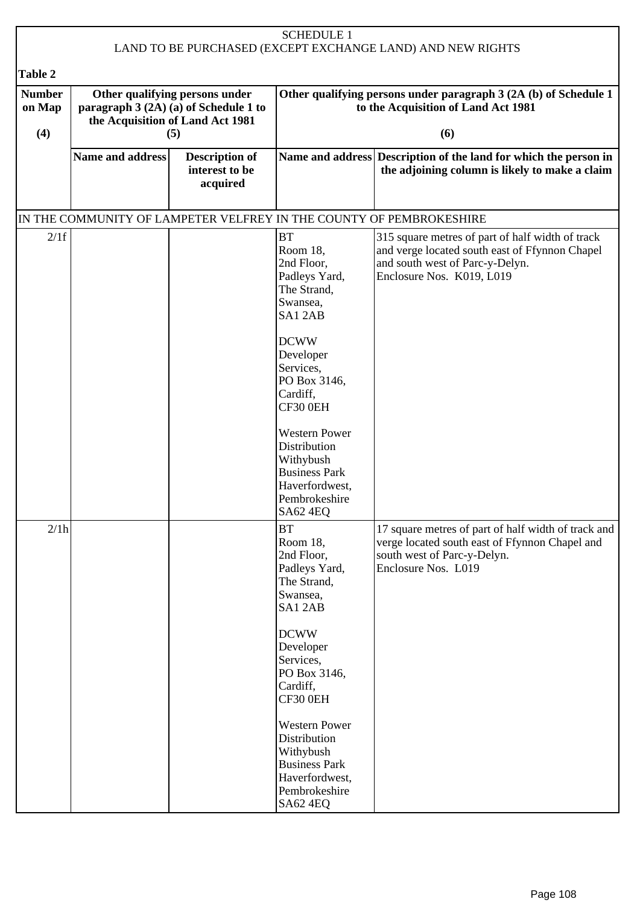SCHEDULE 1
LAND TO BE PURCHASED (EXCEPT EXCHANGE LAND) AND NEW RIGHTS

**Table 2**

| Number on Map (4) | Other qualifying persons under paragraph 3 (2A) (a) of Schedule 1 to the Acquisition of Land Act 1981 (5) | | Other qualifying persons under paragraph 3 (2A (b) of Schedule 1 to the Acquisition of Land Act 1981 (6) | |
|---|---|---|---|---|
| | **Name and address** | **Description of interest to be acquired** | **Name and address** | **Description of the land for which the person in the adjoining column is likely to make a claim** |
| IN THE COMMUNITY OF LAMPETER VELFREY IN THE COUNTY OF PEMBROKESHIRE | | | | |
| 2/1f | | | BT<br>Room 18,<br>2nd Floor,<br>Padleys Yard,<br>The Strand,<br>Swansea,<br>SA1 2AB<br><br>DCWW<br>Developer<br>Services,<br>PO Box 3146,<br>Cardiff,<br>CF30 0EH<br><br>Western Power<br>Distribution<br>Withybush<br>Business Park<br>Haverfordwest,<br>Pembrokeshire<br>SA62 4EQ | 315 square metres of part of half width of track and verge located south east of Ffynnon Chapel and south west of Parc-y-Delyn.<br>Enclosure Nos. K019, L019 |
| 2/1h | | | BT<br>Room 18,<br>2nd Floor,<br>Padleys Yard,<br>The Strand,<br>Swansea,<br>SA1 2AB<br><br>DCWW<br>Developer<br>Services,<br>PO Box 3146,<br>Cardiff,<br>CF30 0EH<br><br>Western Power<br>Distribution<br>Withybush<br>Business Park<br>Haverfordwest,<br>Pembrokeshire<br>SA62 4EQ | 17 square metres of part of half width of track and verge located south east of Ffynnon Chapel and south west of Parc-y-Delyn.<br>Enclosure Nos. L019 |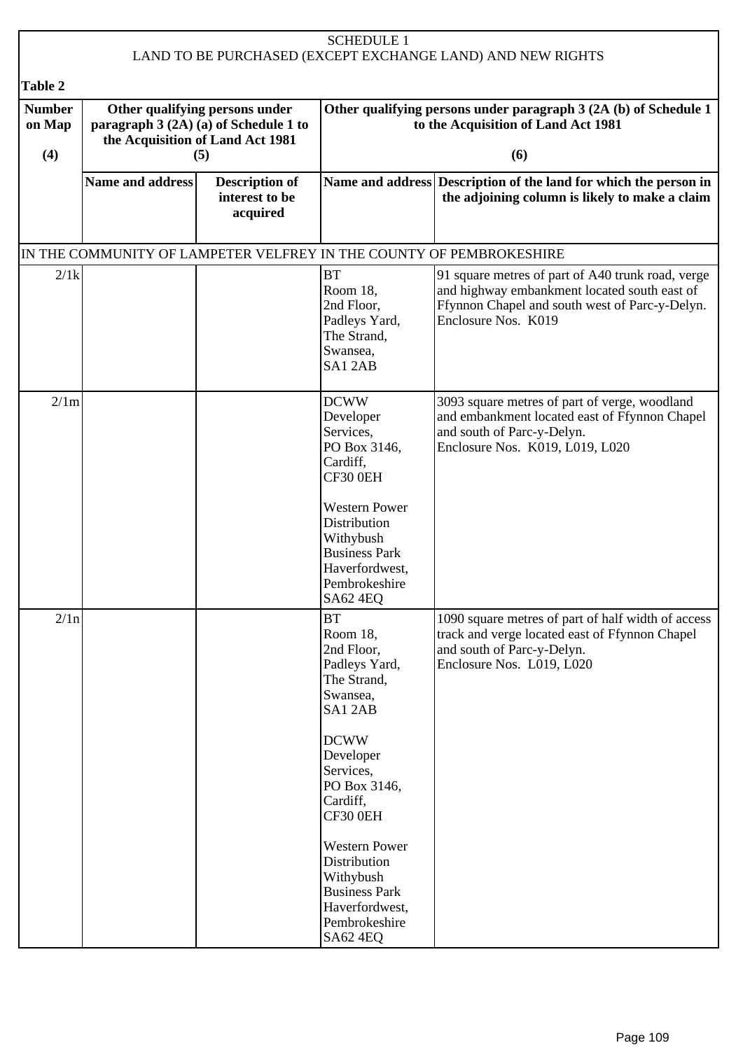SCHEDULE 1
LAND TO BE PURCHASED (EXCEPT EXCHANGE LAND) AND NEW RIGHTS

**Table 2**

| Number on Map (4) | Other qualifying persons under paragraph 3 (2A) (a) of Schedule 1 to the Acquisition of Land Act 1981 (5) | | Other qualifying persons under paragraph 3 (2A (b) of Schedule 1 to the Acquisition of Land Act 1981 (6) | |
|---|---|---|---|---|
| | **Name and address** | **Description of interest to be acquired** | **Name and address** | **Description of the land for which the person in the adjoining column is likely to make a claim** |
| IN THE COMMUNITY OF LAMPETER VELFREY IN THE COUNTY OF PEMBROKESHIRE | | | | |
| 2/1k | | | BT Room 18, 2nd Floor, Padleys Yard, The Strand, Swansea, SA1 2AB | 91 square metres of part of A40 trunk road, verge and highway embankment located south east of Ffynnon Chapel and south west of Parc-y-Delyn. Enclosure Nos. K019 |
| 2/1m | | | DCWW Developer Services, PO Box 3146, Cardiff, CF30 0EH<br><br>Western Power Distribution Withybush Business Park Haverfordwest, Pembrokeshire SA62 4EQ | 3093 square metres of part of verge, woodland and embankment located east of Ffynnon Chapel and south of Parc-y-Delyn. Enclosure Nos. K019, L019, L020 |
| 2/1n | | | BT Room 18, 2nd Floor, Padleys Yard, The Strand, Swansea, SA1 2AB<br><br>DCWW Developer Services, PO Box 3146, Cardiff, CF30 0EH<br><br>Western Power Distribution Withybush Business Park Haverfordwest, Pembrokeshire SA62 4EQ | 1090 square metres of part of half width of access track and verge located east of Ffynnon Chapel and south of Parc-y-Delyn. Enclosure Nos. L019, L020 |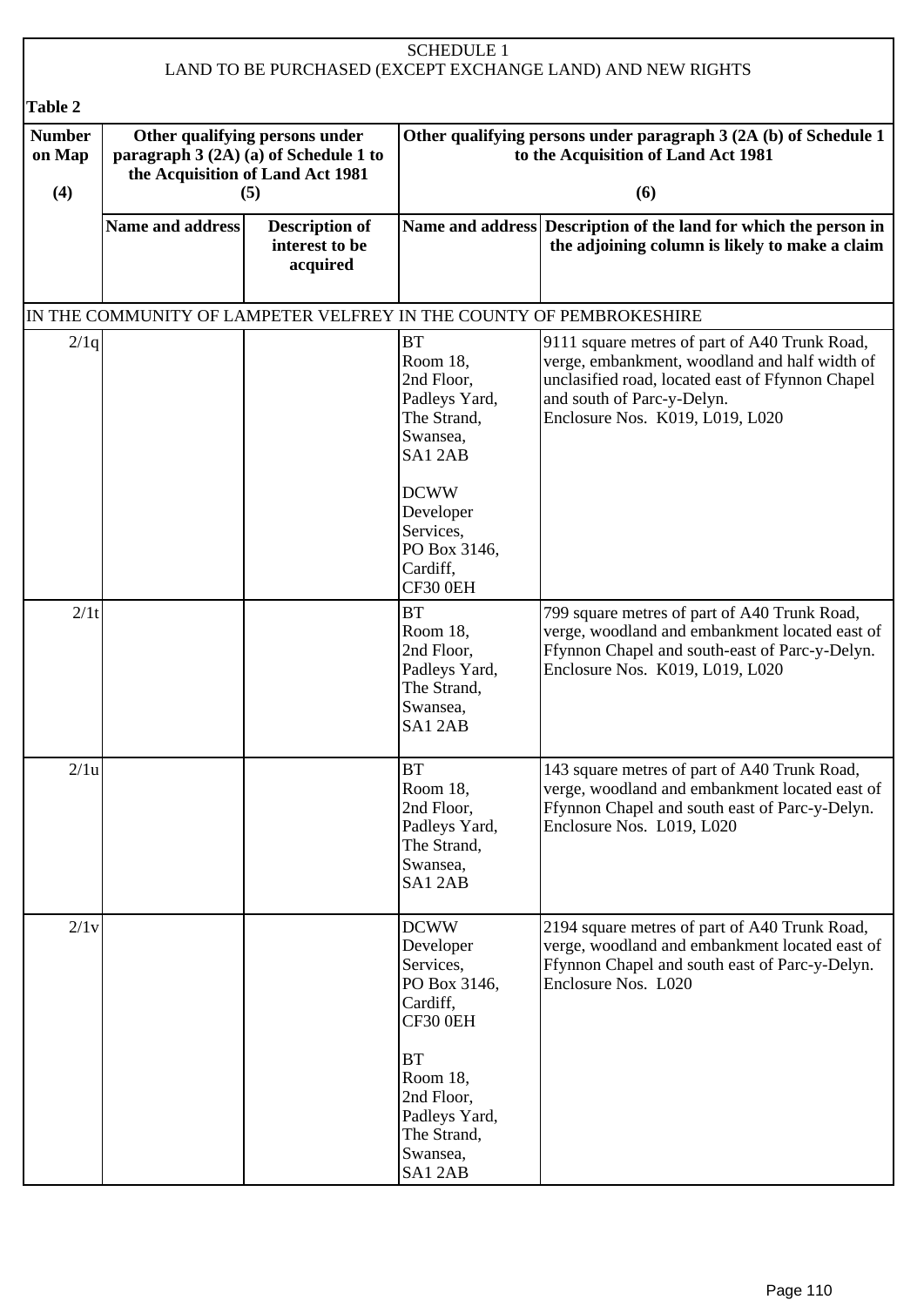SCHEDULE 1
LAND TO BE PURCHASED (EXCEPT EXCHANGE LAND) AND NEW RIGHTS

**Table 2**

| Number on Map (4) | Other qualifying persons under paragraph 3 (2A) (a) of Schedule 1 to the Acquisition of Land Act 1981 (5) | | Other qualifying persons under paragraph 3 (2A (b) of Schedule 1 to the Acquisition of Land Act 1981 (6) | |
|---|---|---|---|---|
| | **Name and address** | **Description of interest to be acquired** | **Name and address** | **Description of the land for which the person in the adjoining column is likely to make a claim** |
| IN THE COMMUNITY OF LAMPETER VELFREY IN THE COUNTY OF PEMBROKESHIRE | | | | |
| 2/1q | | | BT<br>Room 18,<br>2nd Floor,<br>Padleys Yard,<br>The Strand,<br>Swansea,<br>SA1 2AB<br><br>DCWW<br>Developer<br>Services,<br>PO Box 3146,<br>Cardiff,<br>CF30 0EH | 9111 square metres of part of A40 Trunk Road, verge, embankment, woodland and half width of unclasified road, located east of Ffynnon Chapel and south of Parc-y-Delyn.<br>Enclosure Nos. K019, L019, L020 |
| 2/1t | | | BT<br>Room 18,<br>2nd Floor,<br>Padleys Yard,<br>The Strand,<br>Swansea,<br>SA1 2AB | 799 square metres of part of A40 Trunk Road, verge, woodland and embankment located east of Ffynnon Chapel and south-east of Parc-y-Delyn.<br>Enclosure Nos. K019, L019, L020 |
| 2/1u | | | BT<br>Room 18,<br>2nd Floor,<br>Padleys Yard,<br>The Strand,<br>Swansea,<br>SA1 2AB | 143 square metres of part of A40 Trunk Road, verge, woodland and embankment located east of Ffynnon Chapel and south east of Parc-y-Delyn.<br>Enclosure Nos. L019, L020 |
| 2/1v | | | DCWW<br>Developer<br>Services,<br>PO Box 3146,<br>Cardiff,<br>CF30 0EH<br><br>BT<br>Room 18,<br>2nd Floor,<br>Padleys Yard,<br>The Strand,<br>Swansea,<br>SA1 2AB | 2194 square metres of part of A40 Trunk Road, verge, woodland and embankment located east of Ffynnon Chapel and south east of Parc-y-Delyn.<br>Enclosure Nos. L020 |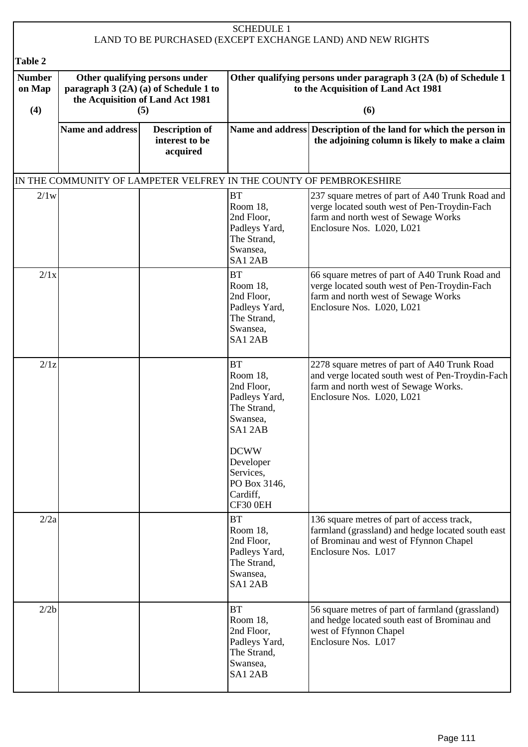SCHEDULE 1
LAND TO BE PURCHASED (EXCEPT EXCHANGE LAND) AND NEW RIGHTS

**Table 2**

| Number on Map (4) | Other qualifying persons under paragraph 3 (2A) (a) of Schedule 1 to the Acquisition of Land Act 1981 (5) | | Other qualifying persons under paragraph 3 (2A (b) of Schedule 1 to the Acquisition of Land Act 1981 (6) | |
|---|---|---|---|---|
| | Name and address | Description of interest to be acquired | Name and address | Description of the land for which the person in the adjoining column is likely to make a claim |
| IN THE COMMUNITY OF LAMPETER VELFREY IN THE COUNTY OF PEMBROKESHIRE | | | | |
| 2/1w | | | BT Room 18, 2nd Floor, Padleys Yard, The Strand, Swansea, SA1 2AB | 237 square metres of part of A40 Trunk Road and verge located south west of Pen-Troydin-Fach farm and north west of Sewage Works Enclosure Nos. L020, L021 |
| 2/1x | | | BT Room 18, 2nd Floor, Padleys Yard, The Strand, Swansea, SA1 2AB | 66 square metres of part of A40 Trunk Road and verge located south west of Pen-Troydin-Fach farm and north west of Sewage Works Enclosure Nos. L020, L021 |
| 2/1z | | | BT Room 18, 2nd Floor, Padleys Yard, The Strand, Swansea, SA1 2AB<br><br>DCWW Developer Services, PO Box 3146, Cardiff, CF30 0EH | 2278 square metres of part of A40 Trunk Road and verge located south west of Pen-Troydin-Fach farm and north west of Sewage Works. Enclosure Nos. L020, L021 |
| 2/2a | | | BT Room 18, 2nd Floor, Padleys Yard, The Strand, Swansea, SA1 2AB | 136 square metres of part of access track, farmland (grassland) and hedge located south east of Brominau and west of Ffynnon Chapel Enclosure Nos. L017 |
| 2/2b | | | BT Room 18, 2nd Floor, Padleys Yard, The Strand, Swansea, SA1 2AB | 56 square metres of part of farmland (grassland) and hedge located south east of Brominau and west of Ffynnon Chapel Enclosure Nos. L017 |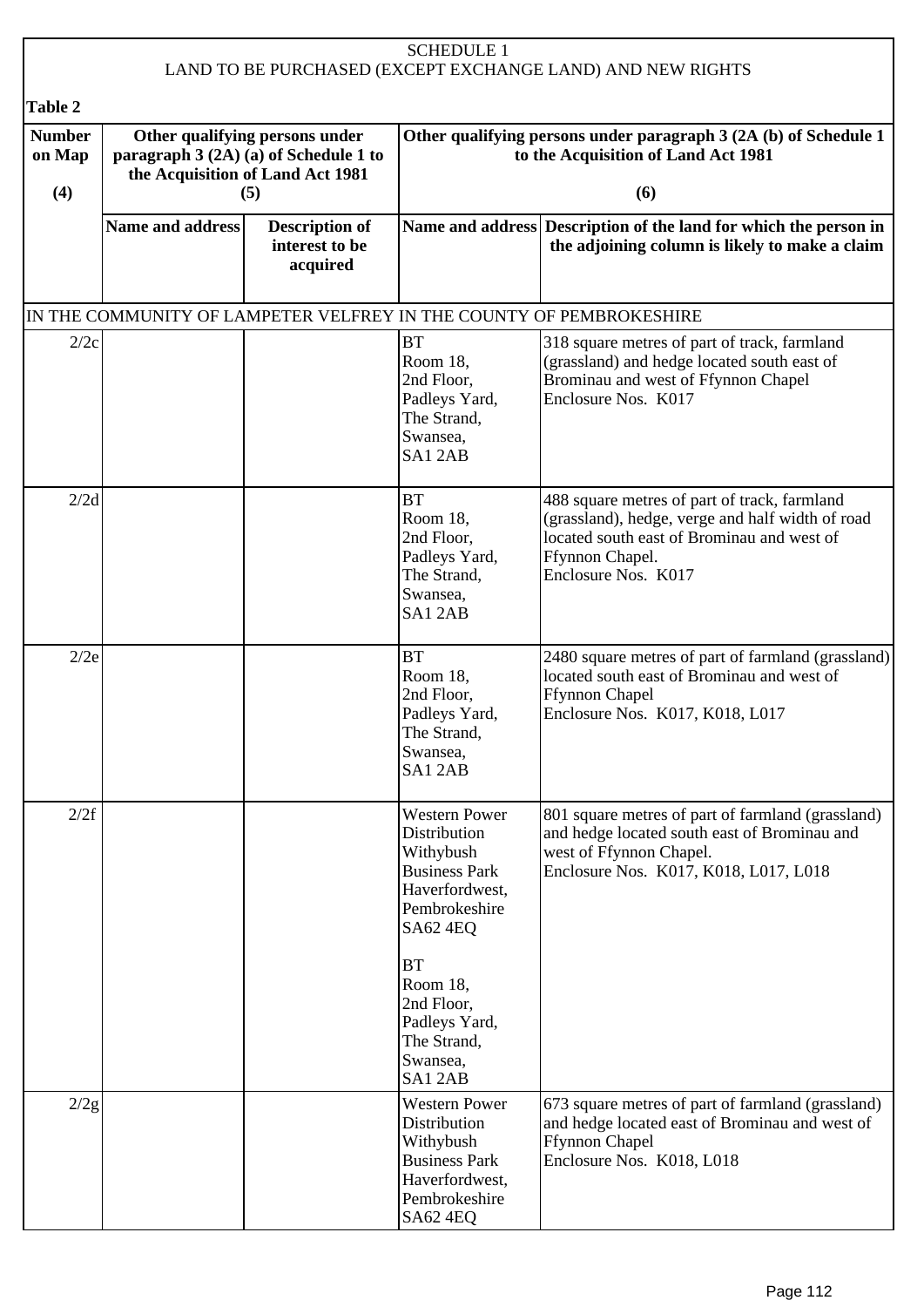SCHEDULE 1
LAND TO BE PURCHASED (EXCEPT EXCHANGE LAND) AND NEW RIGHTS

**Table 2**

| Number on Map (4) | Other qualifying persons under paragraph 3 (2A) (a) of Schedule 1 to the Acquisition of Land Act 1981 (5) | | Other qualifying persons under paragraph 3 (2A (b) of Schedule 1 to the Acquisition of Land Act 1981 (6) | |
|---|---|---|---|---|
| | Name and address | Description of interest to be acquired | Name and address | Description of the land for which the person in the adjoining column is likely to make a claim |
| IN THE COMMUNITY OF LAMPETER VELFREY IN THE COUNTY OF PEMBROKESHIRE | | | | |
| 2/2c | | | BT Room 18, 2nd Floor, Padleys Yard, The Strand, Swansea, SA1 2AB | 318 square metres of part of track, farmland (grassland) and hedge located south east of Brominau and west of Ffynnon Chapel Enclosure Nos. K017 |
| 2/2d | | | BT Room 18, 2nd Floor, Padleys Yard, The Strand, Swansea, SA1 2AB | 488 square metres of part of track, farmland (grassland), hedge, verge and half width of road located south east of Brominau and west of Ffynnon Chapel. Enclosure Nos. K017 |
| 2/2e | | | BT Room 18, 2nd Floor, Padleys Yard, The Strand, Swansea, SA1 2AB | 2480 square metres of part of farmland (grassland) located south east of Brominau and west of Ffynnon Chapel Enclosure Nos. K017, K018, L017 |
| 2/2f | | | Western Power Distribution Withybush Business Park Haverfordwest, Pembrokeshire SA62 4EQ<br><br>BT Room 18, 2nd Floor, Padleys Yard, The Strand, Swansea, SA1 2AB | 801 square metres of part of farmland (grassland) and hedge located south east of Brominau and west of Ffynnon Chapel. Enclosure Nos. K017, K018, L017, L018 |
| 2/2g | | | Western Power Distribution Withybush Business Park Haverfordwest, Pembrokeshire SA62 4EQ | 673 square metres of part of farmland (grassland) and hedge located east of Brominau and west of Ffynnon Chapel Enclosure Nos. K018, L018 |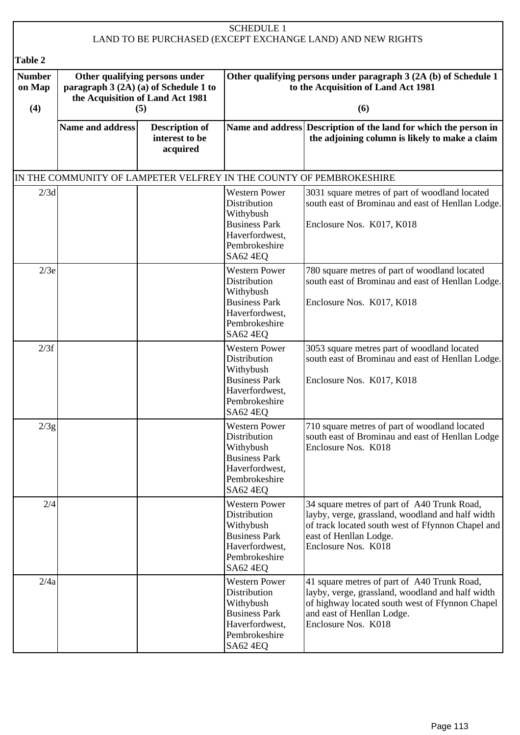SCHEDULE 1
LAND TO BE PURCHASED (EXCEPT EXCHANGE LAND) AND NEW RIGHTS

**Table 2**

| Number on Map (4) | Other qualifying persons under paragraph 3 (2A) (a) of Schedule 1 to the Acquisition of Land Act 1981 (5) | | Other qualifying persons under paragraph 3 (2A (b) of Schedule 1 to the Acquisition of Land Act 1981 (6) | |
|---|---|---|---|---|
| | **Name and address** | **Description of interest to be acquired** | **Name and address** | **Description of the land for which the person in the adjoining column is likely to make a claim** |
| IN THE COMMUNITY OF LAMPETER VELFREY IN THE COUNTY OF PEMBROKESHIRE | | | | |
| 2/3d | | | Western Power Distribution Withybush Business Park Haverfordwest, Pembrokeshire SA62 4EQ | 3031 square metres of part of woodland located south east of Brominau and east of Henllan Lodge. Enclosure Nos. K017, K018 |
| 2/3e | | | Western Power Distribution Withybush Business Park Haverfordwest, Pembrokeshire SA62 4EQ | 780 square metres of part of woodland located south east of Brominau and east of Henllan Lodge. Enclosure Nos. K017, K018 |
| 2/3f | | | Western Power Distribution Withybush Business Park Haverfordwest, Pembrokeshire SA62 4EQ | 3053 square metres part of woodland located south east of Brominau and east of Henllan Lodge. Enclosure Nos. K017, K018 |
| 2/3g | | | Western Power Distribution Withybush Business Park Haverfordwest, Pembrokeshire SA62 4EQ | 710 square metres of part of woodland located south east of Brominau and east of Henllan Lodge Enclosure Nos. K018 |
| 2/4 | | | Western Power Distribution Withybush Business Park Haverfordwest, Pembrokeshire SA62 4EQ | 34 square metres of part of A40 Trunk Road, layby, verge, grassland, woodland and half width of track located south west of Ffynnon Chapel and east of Henllan Lodge. Enclosure Nos. K018 |
| 2/4a | | | Western Power Distribution Withybush Business Park Haverfordwest, Pembrokeshire SA62 4EQ | 41 square metres of part of A40 Trunk Road, layby, verge, grassland, woodland and half width of highway located south west of Ffynnon Chapel and east of Henllan Lodge. Enclosure Nos. K018 |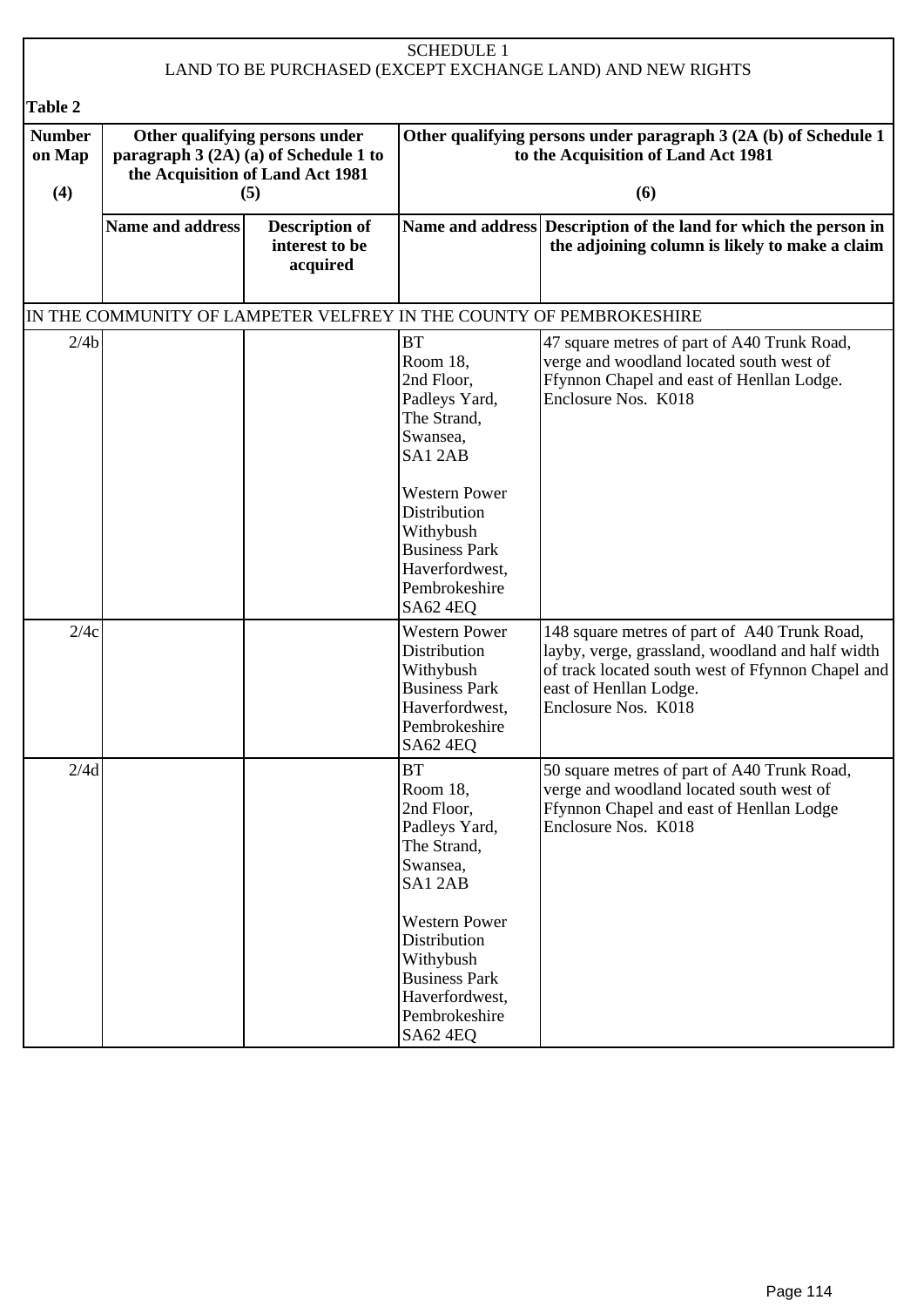SCHEDULE 1
LAND TO BE PURCHASED (EXCEPT EXCHANGE LAND) AND NEW RIGHTS

**Table 2**

| **Number on Map (4)** | **Other qualifying persons under paragraph 3 (2A) (a) of Schedule 1 to the Acquisition of Land Act 1981 (5)** | | **Other qualifying persons under paragraph 3 (2A (b) of Schedule 1 to the Acquisition of Land Act 1981 (6)** | |
|---|---|---|---|---|
| | **Name and address** | **Description of interest to be acquired** | **Name and address** | **Description of the land for which the person in the adjoining column is likely to make a claim** |
| IN THE COMMUNITY OF LAMPETER VELFREY IN THE COUNTY OF PEMBROKESHIRE | | | | |
| 2/4b | | | BT Room 18, 2nd Floor, Padleys Yard, The Strand, Swansea, SA1 2AB<br><br>Western Power Distribution Withybush Business Park Haverfordwest, Pembrokeshire SA62 4EQ | 47 square metres of part of A40 Trunk Road, verge and woodland located south west of Ffynnon Chapel and east of Henllan Lodge. Enclosure Nos. K018 |
| 2/4c | | | Western Power Distribution Withybush Business Park Haverfordwest, Pembrokeshire SA62 4EQ | 148 square metres of part of A40 Trunk Road, layby, verge, grassland, woodland and half width of track located south west of Ffynnon Chapel and east of Henllan Lodge. Enclosure Nos. K018 |
| 2/4d | | | BT Room 18, 2nd Floor, Padleys Yard, The Strand, Swansea, SA1 2AB<br><br>Western Power Distribution Withybush Business Park Haverfordwest, Pembrokeshire SA62 4EQ | 50 square metres of part of A40 Trunk Road, verge and woodland located south west of Ffynnon Chapel and east of Henllan Lodge Enclosure Nos. K018 |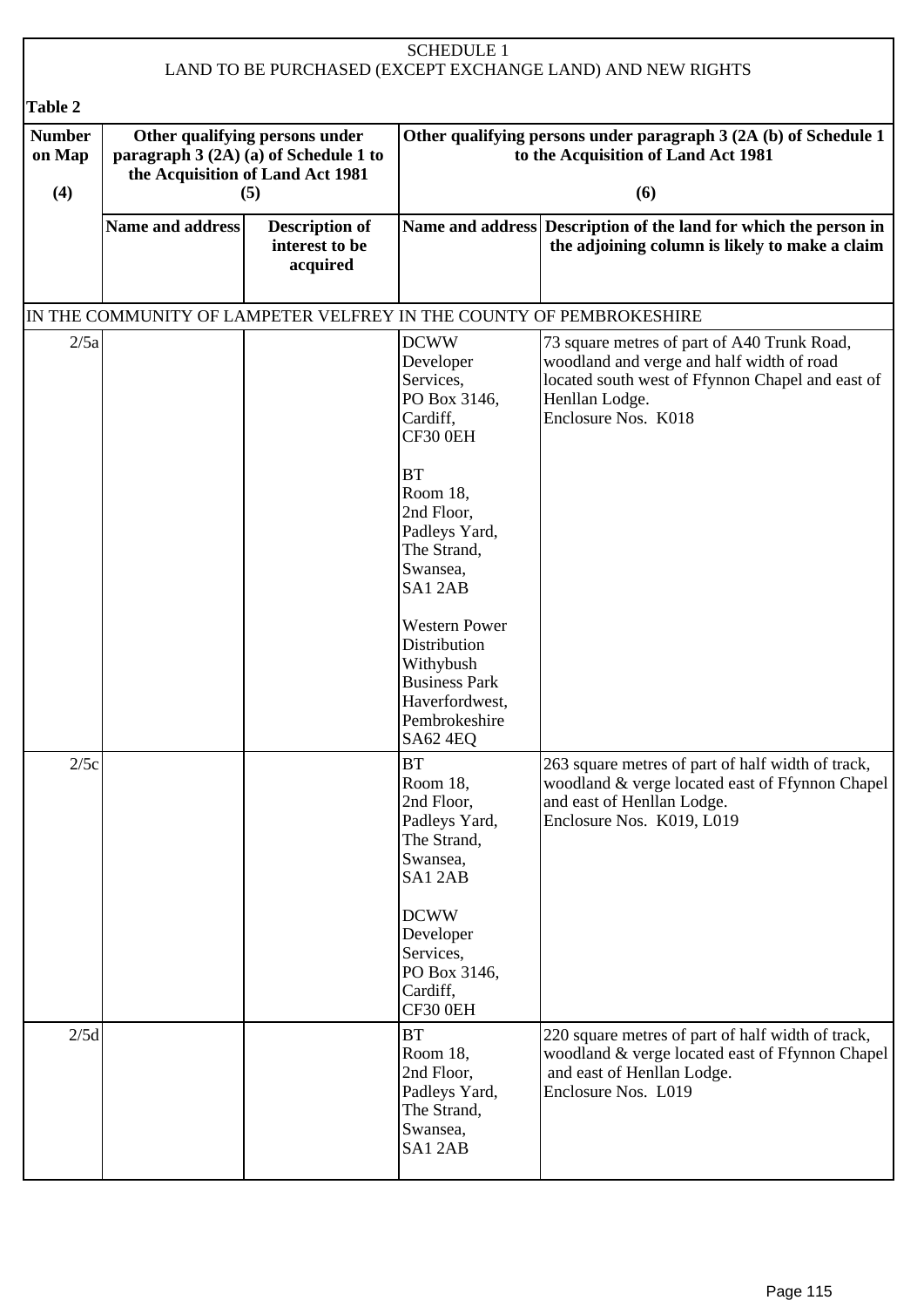SCHEDULE 1
LAND TO BE PURCHASED (EXCEPT EXCHANGE LAND) AND NEW RIGHTS

**Table 2**

| Number on Map (4) | Other qualifying persons under paragraph 3 (2A) (a) of Schedule 1 to the Acquisition of Land Act 1981 (5) | | Other qualifying persons under paragraph 3 (2A (b) of Schedule 1 to the Acquisition of Land Act 1981 (6) | |
|---|---|---|---|---|
| | **Name and address** | **Description of interest to be acquired** | **Name and address** | **Description of the land for which the person in the adjoining column is likely to make a claim** |
| IN THE COMMUNITY OF LAMPETER VELFREY IN THE COUNTY OF PEMBROKESHIRE | | | | |
| 2/5a | | | DCWW Developer Services, PO Box 3146, Cardiff, CF30 0EH<br><br>BT Room 18, 2nd Floor, Padleys Yard, The Strand, Swansea, SA1 2AB<br><br>Western Power Distribution Withybush Business Park Haverfordwest, Pembrokeshire SA62 4EQ | 73 square metres of part of A40 Trunk Road, woodland and verge and half width of road located south west of Ffynnon Chapel and east of Henllan Lodge.<br>Enclosure Nos. K018 |
| 2/5c | | | BT Room 18, 2nd Floor, Padleys Yard, The Strand, Swansea, SA1 2AB<br><br>DCWW Developer Services, PO Box 3146, Cardiff, CF30 0EH | 263 square metres of part of half width of track, woodland & verge located east of Ffynnon Chapel and east of Henllan Lodge.<br>Enclosure Nos. K019, L019 |
| 2/5d | | | BT Room 18, 2nd Floor, Padleys Yard, The Strand, Swansea, SA1 2AB | 220 square metres of part of half width of track, woodland & verge located east of Ffynnon Chapel and east of Henllan Lodge.<br>Enclosure Nos. L019 |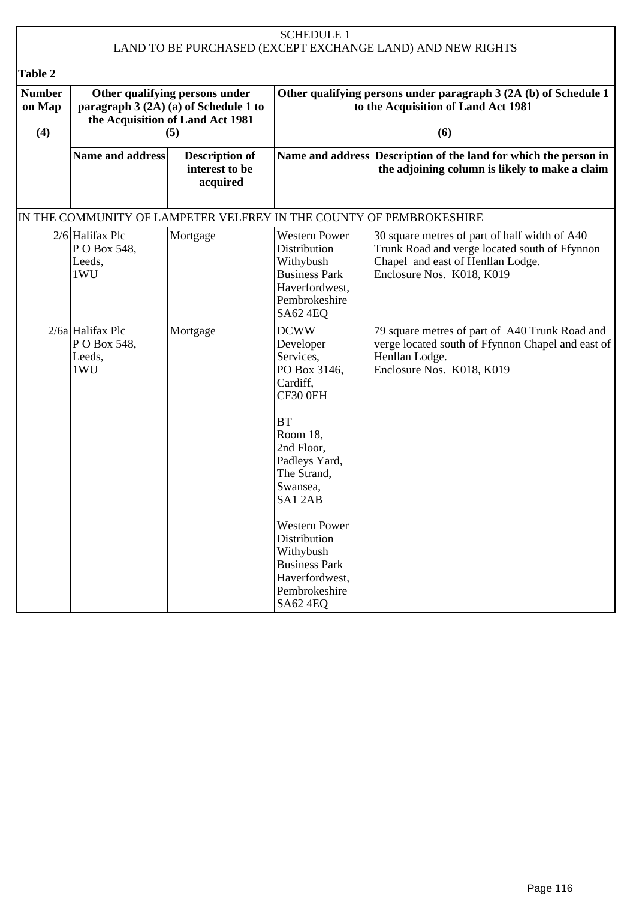SCHEDULE 1
LAND TO BE PURCHASED (EXCEPT EXCHANGE LAND) AND NEW RIGHTS

**Table 2**

| Number on Map (4) | Other qualifying persons under paragraph 3 (2A) (a) of Schedule 1 to the Acquisition of Land Act 1981 (5) | | Other qualifying persons under paragraph 3 (2A (b) of Schedule 1 to the Acquisition of Land Act 1981 (6) | |
|---|---|---|---|---|
| | **Name and address** | **Description of interest to be acquired** | **Name and address** | **Description of the land for which the person in the adjoining column is likely to make a claim** |
| IN THE COMMUNITY OF LAMPETER VELFREY IN THE COUNTY OF PEMBROKESHIRE | | | | |
| 2/6 | Halifax Plc P O Box 548, Leeds, 1WU | Mortgage | Western Power Distribution Withybush Business Park Haverfordwest, Pembrokeshire SA62 4EQ | 30 square metres of part of half width of A40 Trunk Road and verge located south of Ffynnon Chapel and east of Henllan Lodge. Enclosure Nos. K018, K019 |
| 2/6a | Halifax Plc P O Box 548, Leeds, 1WU | Mortgage | DCWW Developer Services, PO Box 3146, Cardiff, CF30 0EH<br><br>BT Room 18, 2nd Floor, Padleys Yard, The Strand, Swansea, SA1 2AB<br><br>Western Power Distribution Withybush Business Park Haverfordwest, Pembrokeshire SA62 4EQ | 79 square metres of part of A40 Trunk Road and verge located south of Ffynnon Chapel and east of Henllan Lodge. Enclosure Nos. K018, K019 |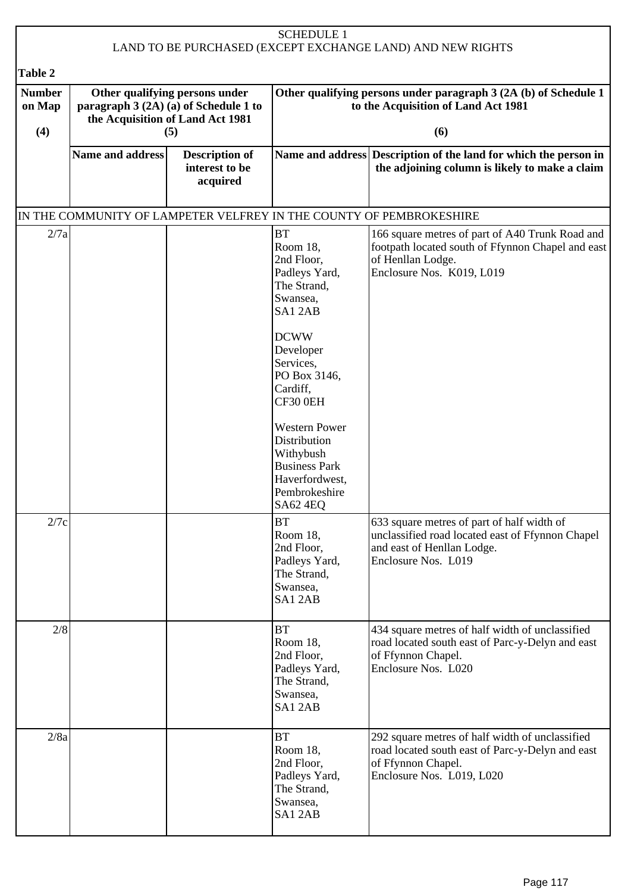SCHEDULE 1
LAND TO BE PURCHASED (EXCEPT EXCHANGE LAND) AND NEW RIGHTS

**Table 2**

| Number on Map (4) | Other qualifying persons under paragraph 3 (2A) (a) of Schedule 1 to the Acquisition of Land Act 1981 (5) | | Other qualifying persons under paragraph 3 (2A (b) of Schedule 1 to the Acquisition of Land Act 1981 (6) | |
|---|---|---|---|---|
| | **Name and address** | **Description of interest to be acquired** | **Name and address** | **Description of the land for which the person in the adjoining column is likely to make a claim** |
| IN THE COMMUNITY OF LAMPETER VELFREY IN THE COUNTY OF PEMBROKESHIRE | | | | |
| 2/7a | | | BT Room 18, 2nd Floor, Padleys Yard, The Strand, Swansea, SA1 2AB<br><br>DCWW Developer Services, PO Box 3146, Cardiff, CF30 0EH<br><br>Western Power Distribution Withybush Business Park Haverfordwest, Pembrokeshire SA62 4EQ | 166 square metres of part of A40 Trunk Road and footpath located south of Ffynnon Chapel and east of Henllan Lodge. Enclosure Nos. K019, L019 |
| 2/7c | | | BT Room 18, 2nd Floor, Padleys Yard, The Strand, Swansea, SA1 2AB | 633 square metres of part of half width of unclassified road located east of Ffynnon Chapel and east of Henllan Lodge. Enclosure Nos. L019 |
| 2/8 | | | BT Room 18, 2nd Floor, Padleys Yard, The Strand, Swansea, SA1 2AB | 434 square metres of half width of unclassified road located south east of Parc-y-Delyn and east of Ffynnon Chapel. Enclosure Nos. L020 |
| 2/8a | | | BT Room 18, 2nd Floor, Padleys Yard, The Strand, Swansea, SA1 2AB | 292 square metres of half width of unclassified road located south east of Parc-y-Delyn and east of Ffynnon Chapel. Enclosure Nos. L019, L020 |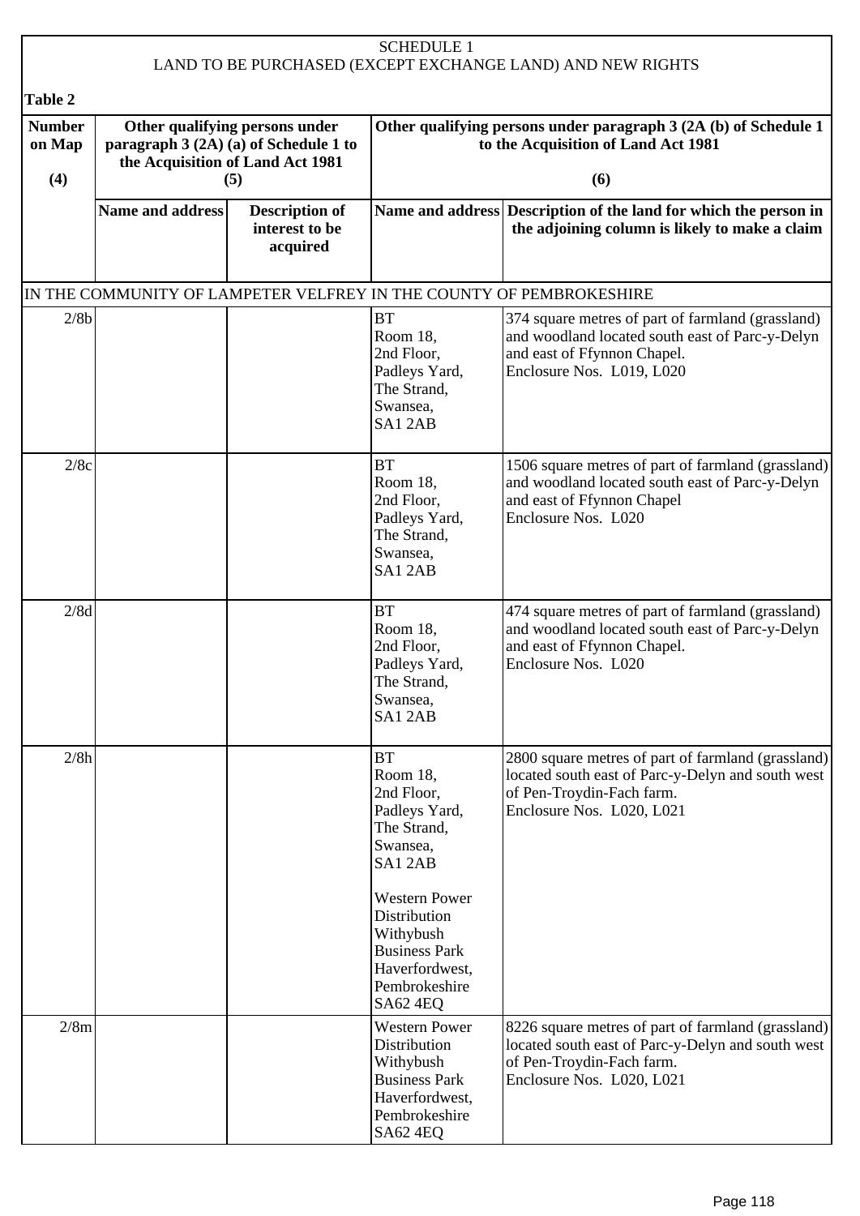SCHEDULE 1
LAND TO BE PURCHASED (EXCEPT EXCHANGE LAND) AND NEW RIGHTS

**Table 2**

| Number on Map (4) | Other qualifying persons under paragraph 3 (2A) (a) of Schedule 1 to the Acquisition of Land Act 1981 (5) | | Other qualifying persons under paragraph 3 (2A (b) of Schedule 1 to the Acquisition of Land Act 1981 (6) | |
|---|---|---|---|---|
| | **Name and address** | **Description of interest to be acquired** | **Name and address** | **Description of the land for which the person in the adjoining column is likely to make a claim** |
| IN THE COMMUNITY OF LAMPETER VELFREY IN THE COUNTY OF PEMBROKESHIRE | | | | |
| 2/8b | | | BT Room 18, 2nd Floor, Padleys Yard, The Strand, Swansea, SA1 2AB | 374 square metres of part of farmland (grassland) and woodland located south east of Parc-y-Delyn and east of Ffynnon Chapel. Enclosure Nos. L019, L020 |
| 2/8c | | | BT Room 18, 2nd Floor, Padleys Yard, The Strand, Swansea, SA1 2AB | 1506 square metres of part of farmland (grassland) and woodland located south east of Parc-y-Delyn and east of Ffynnon Chapel Enclosure Nos. L020 |
| 2/8d | | | BT Room 18, 2nd Floor, Padleys Yard, The Strand, Swansea, SA1 2AB | 474 square metres of part of farmland (grassland) and woodland located south east of Parc-y-Delyn and east of Ffynnon Chapel. Enclosure Nos. L020 |
| 2/8h | | | BT Room 18, 2nd Floor, Padleys Yard, The Strand, Swansea, SA1 2AB<br><br>Western Power Distribution Withybush Business Park Haverfordwest, Pembrokeshire SA62 4EQ | 2800 square metres of part of farmland (grassland) located south east of Parc-y-Delyn and south west of Pen-Troydin-Fach farm. Enclosure Nos. L020, L021 |
| 2/8m | | | Western Power Distribution Withybush Business Park Haverfordwest, Pembrokeshire SA62 4EQ | 8226 square metres of part of farmland (grassland) located south east of Parc-y-Delyn and south west of Pen-Troydin-Fach farm. Enclosure Nos. L020, L021 |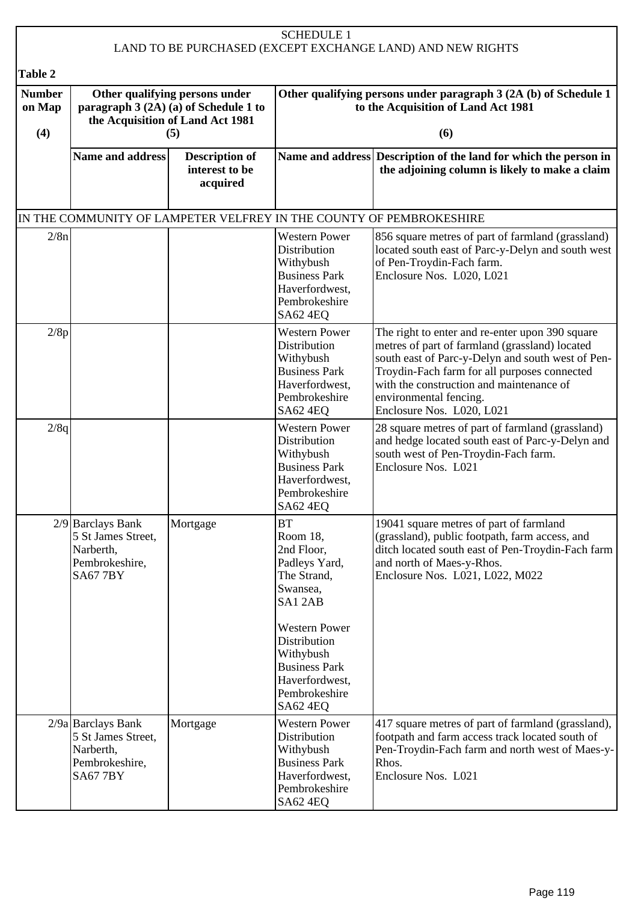# SCHEDULE 1

## LAND TO BE PURCHASED (EXCEPT EXCHANGE LAND) AND NEW RIGHTS

**Table 2**

| Number on Map (4) | Other qualifying persons under paragraph 3 (2A) (a) of Schedule 1 to the Acquisition of Land Act 1981 (5) | | Other qualifying persons under paragraph 3 (2A (b) of Schedule 1 to the Acquisition of Land Act 1981 (6) | |
|---|---|---|---|---|
| | **Name and address** | **Description of interest to be acquired** | **Name and address** | **Description of the land for which the person in the adjoining column is likely to make a claim** |
| IN THE COMMUNITY OF LAMPETER VELFREY IN THE COUNTY OF PEMBROKESHIRE | | | | |
| 2/8n | | | Western Power Distribution Withybush Business Park Haverfordwest, Pembrokeshire SA62 4EQ | 856 square metres of part of farmland (grassland) located south east of Parc-y-Delyn and south west of Pen-Troydin-Fach farm. Enclosure Nos. L020, L021 |
| 2/8p | | | Western Power Distribution Withybush Business Park Haverfordwest, Pembrokeshire SA62 4EQ | The right to enter and re-enter upon 390 square metres of part of farmland (grassland) located south east of Parc-y-Delyn and south west of Pen-Troydin-Fach farm for all purposes connected with the construction and maintenance of environmental fencing. Enclosure Nos. L020, L021 |
| 2/8q | | | Western Power Distribution Withybush Business Park Haverfordwest, Pembrokeshire SA62 4EQ | 28 square metres of part of farmland (grassland) and hedge located south east of Parc-y-Delyn and south west of Pen-Troydin-Fach farm. Enclosure Nos. L021 |
| 2/9 | Barclays Bank 5 St James Street, Narberth, Pembrokeshire, SA67 7BY | Mortgage | BT Room 18, 2nd Floor, Padleys Yard, The Strand, Swansea, SA1 2AB<br><br>Western Power Distribution Withybush Business Park Haverfordwest, Pembrokeshire SA62 4EQ | 19041 square metres of part of farmland (grassland), public footpath, farm access, and ditch located south east of Pen-Troydin-Fach farm and north of Maes-y-Rhos. Enclosure Nos. L021, L022, M022 |
| 2/9a | Barclays Bank 5 St James Street, Narberth, Pembrokeshire, SA67 7BY | Mortgage | Western Power Distribution Withybush Business Park Haverfordwest, Pembrokeshire SA62 4EQ | 417 square metres of part of farmland (grassland), footpath and farm access track located south of Pen-Troydin-Fach farm and north west of Maes-y-Rhos. Enclosure Nos. L021 |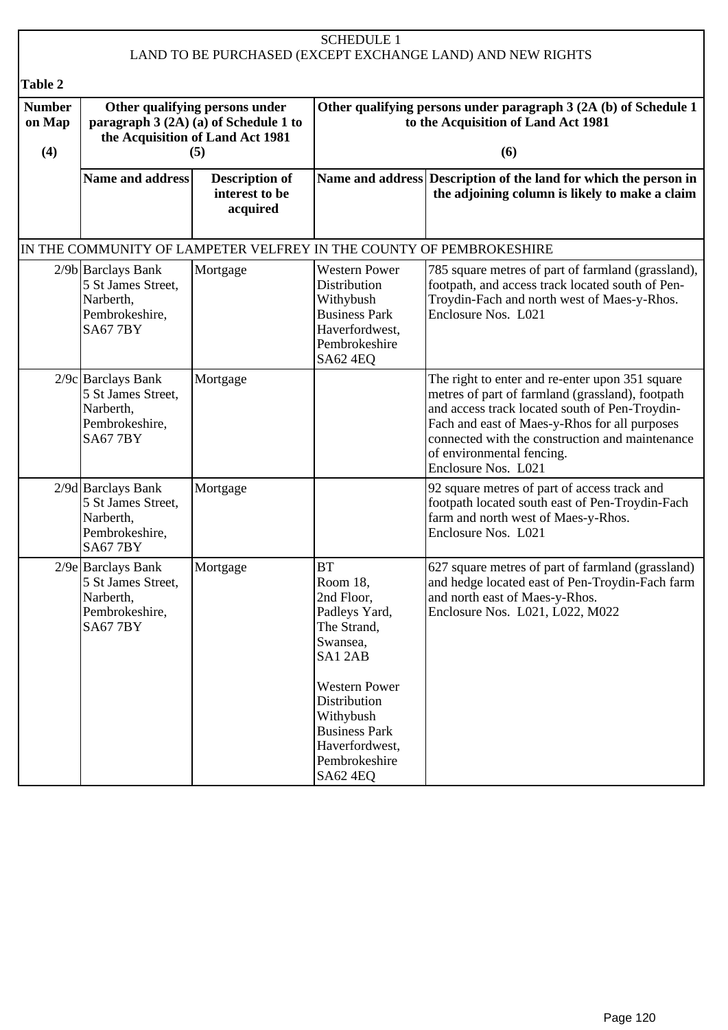SCHEDULE 1

LAND TO BE PURCHASED (EXCEPT EXCHANGE LAND) AND NEW RIGHTS

**Table 2**

| Number on Map (4) | Other qualifying persons under paragraph 3 (2A) (a) of Schedule 1 to the Acquisition of Land Act 1981 (5) | | Other qualifying persons under paragraph 3 (2A (b) of Schedule 1 to the Acquisition of Land Act 1981 (6) | |
|---|---|---|---|---|
| | **Name and address** | **Description of interest to be acquired** | **Name and address** | **Description of the land for which the person in the adjoining column is likely to make a claim** |
| IN THE COMMUNITY OF LAMPETER VELFREY IN THE COUNTY OF PEMBROKESHIRE | | | | |
| 2/9b | Barclays Bank 5 St James Street, Narberth, Pembrokeshire, SA67 7BY | Mortgage | Western Power Distribution Withybush Business Park Haverfordwest, Pembrokeshire SA62 4EQ | 785 square metres of part of farmland (grassland), footpath, and access track located south of Pen-Troydin-Fach and north west of Maes-y-Rhos. Enclosure Nos. L021 |
| 2/9c | Barclays Bank 5 St James Street, Narberth, Pembrokeshire, SA67 7BY | Mortgage | | The right to enter and re-enter upon 351 square metres of part of farmland (grassland), footpath and access track located south of Pen-Troydin-Fach and east of Maes-y-Rhos for all purposes connected with the construction and maintenance of environmental fencing. Enclosure Nos. L021 |
| 2/9d | Barclays Bank 5 St James Street, Narberth, Pembrokeshire, SA67 7BY | Mortgage | | 92 square metres of part of access track and footpath located south east of Pen-Troydin-Fach farm and north west of Maes-y-Rhos. Enclosure Nos. L021 |
| 2/9e | Barclays Bank 5 St James Street, Narberth, Pembrokeshire, SA67 7BY | Mortgage | BT Room 18, 2nd Floor, Padleys Yard, The Strand, Swansea, SA1 2AB<br><br>Western Power Distribution Withybush Business Park Haverfordwest, Pembrokeshire SA62 4EQ | 627 square metres of part of farmland (grassland) and hedge located east of Pen-Troydin-Fach farm and north east of Maes-y-Rhos. Enclosure Nos. L021, L022, M022 |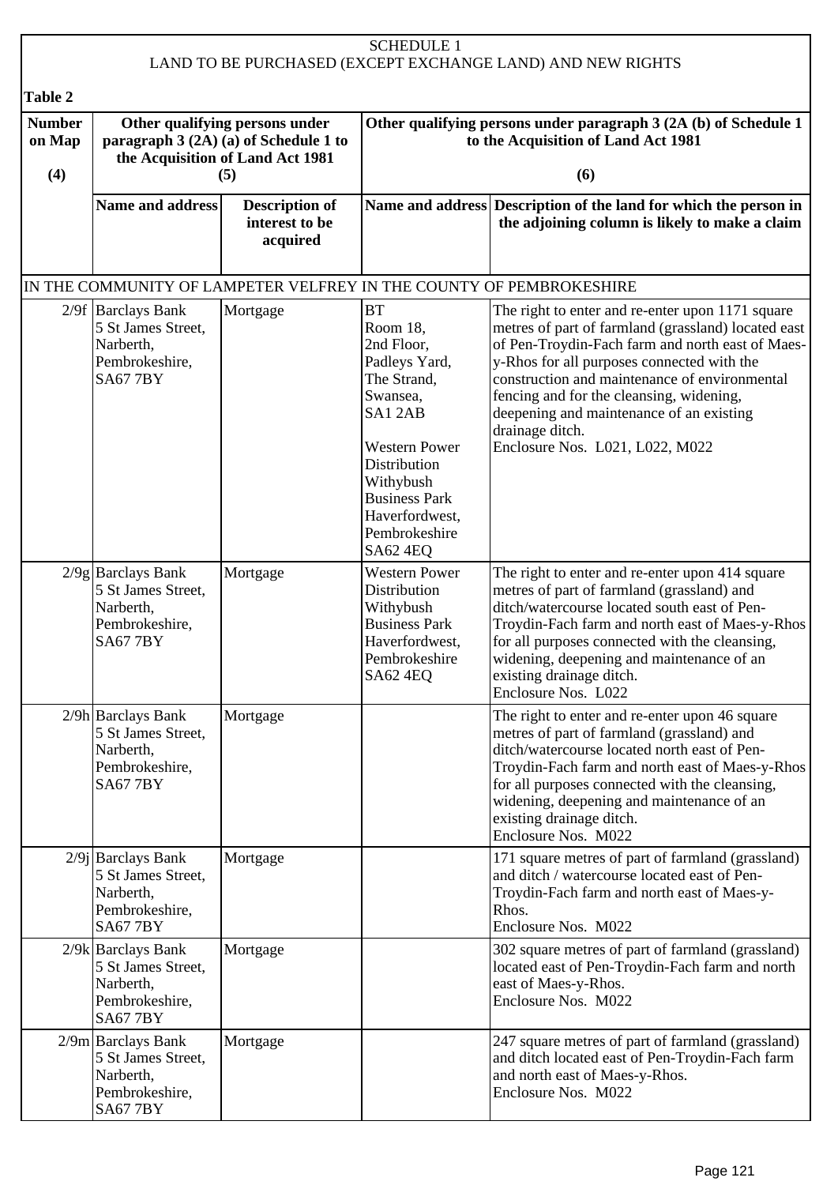SCHEDULE 1
LAND TO BE PURCHASED (EXCEPT EXCHANGE LAND) AND NEW RIGHTS

**Table 2**

| Number on Map (4) | Other qualifying persons under paragraph 3 (2A) (a) of Schedule 1 to the Acquisition of Land Act 1981 (5) | | Other qualifying persons under paragraph 3 (2A (b) of Schedule 1 to the Acquisition of Land Act 1981 (6) | |
|---|---|---|---|---|
| | **Name and address** | **Description of interest to be acquired** | **Name and address** | **Description of the land for which the person in the adjoining column is likely to make a claim** |
| IN THE COMMUNITY OF LAMPETER VELFREY IN THE COUNTY OF PEMBROKESHIRE | | | | |
| 2/9f | Barclays Bank 5 St James Street, Narberth, Pembrokeshire, SA67 7BY | Mortgage | BT Room 18, 2nd Floor, Padleys Yard, The Strand, Swansea, SA1 2AB<br><br>Western Power Distribution Withybush Business Park Haverfordwest, Pembrokeshire SA62 4EQ | The right to enter and re-enter upon 1171 square metres of part of farmland (grassland) located east of Pen-Troydin-Fach farm and north east of Maes-y-Rhos for all purposes connected with the construction and maintenance of environmental fencing and for the cleansing, widening, deepening and maintenance of an existing drainage ditch.<br>Enclosure Nos. L021, L022, M022 |
| 2/9g | Barclays Bank 5 St James Street, Narberth, Pembrokeshire, SA67 7BY | Mortgage | Western Power Distribution Withybush Business Park Haverfordwest, Pembrokeshire SA62 4EQ | The right to enter and re-enter upon 414 square metres of part of farmland (grassland) and ditch/watercourse located south east of Pen-Troydin-Fach farm and north east of Maes-y-Rhos for all purposes connected with the cleansing, widening, deepening and maintenance of an existing drainage ditch.<br>Enclosure Nos. L022 |
| 2/9h | Barclays Bank 5 St James Street, Narberth, Pembrokeshire, SA67 7BY | Mortgage | | The right to enter and re-enter upon 46 square metres of part of farmland (grassland) and ditch/watercourse located north east of Pen-Troydin-Fach farm and north east of Maes-y-Rhos for all purposes connected with the cleansing, widening, deepening and maintenance of an existing drainage ditch.<br>Enclosure Nos. M022 |
| 2/9j | Barclays Bank 5 St James Street, Narberth, Pembrokeshire, SA67 7BY | Mortgage | | 171 square metres of part of farmland (grassland) and ditch / watercourse located east of Pen-Troydin-Fach farm and north east of Maes-y-Rhos.<br>Enclosure Nos. M022 |
| 2/9k | Barclays Bank 5 St James Street, Narberth, Pembrokeshire, SA67 7BY | Mortgage | | 302 square metres of part of farmland (grassland) located east of Pen-Troydin-Fach farm and north east of Maes-y-Rhos.<br>Enclosure Nos. M022 |
| 2/9m | Barclays Bank 5 St James Street, Narberth, Pembrokeshire, SA67 7BY | Mortgage | | 247 square metres of part of farmland (grassland) and ditch located east of Pen-Troydin-Fach farm and north east of Maes-y-Rhos.<br>Enclosure Nos. M022 |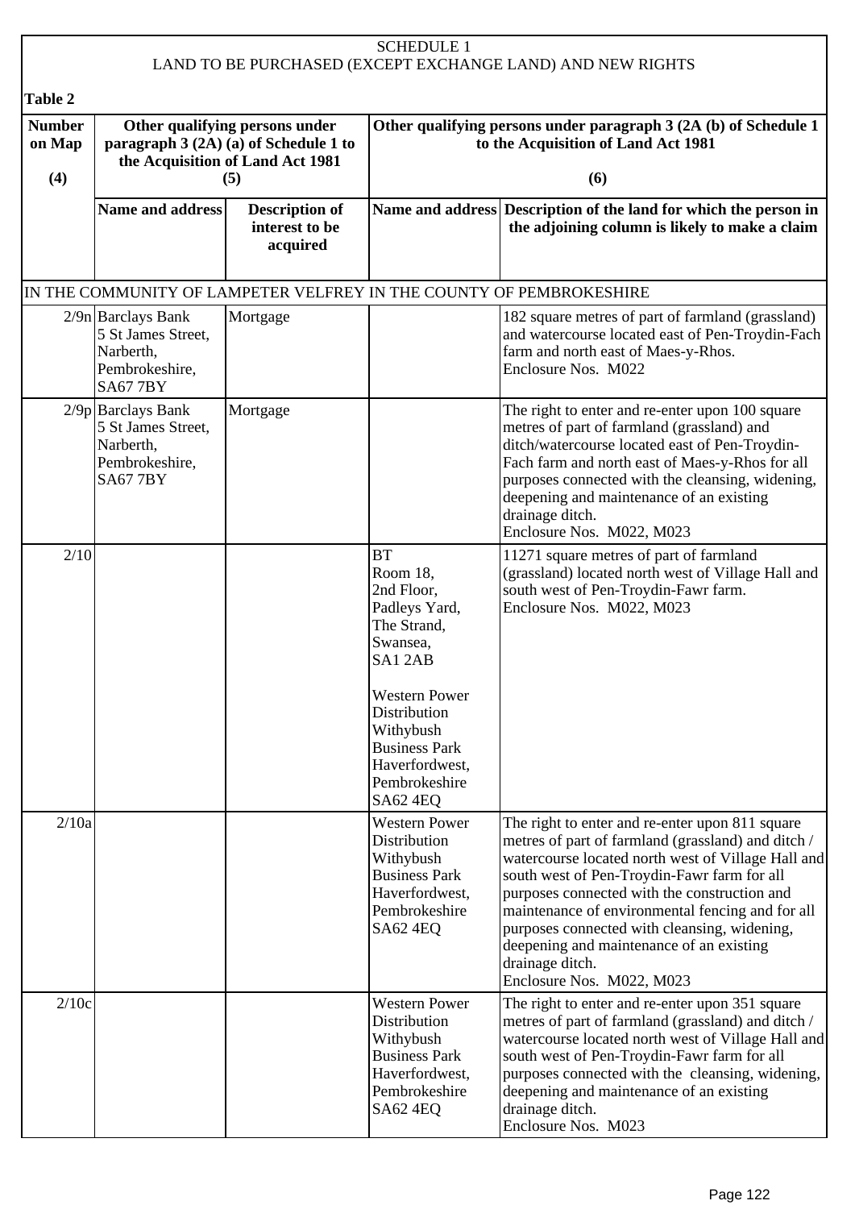# SCHEDULE 1
## LAND TO BE PURCHASED (EXCEPT EXCHANGE LAND) AND NEW RIGHTS

**Table 2**

| Number on Map (4) | Other qualifying persons under paragraph 3 (2A) (a) of Schedule 1 to the Acquisition of Land Act 1981 (5) | | Other qualifying persons under paragraph 3 (2A (b) of Schedule 1 to the Acquisition of Land Act 1981 (6) | |
|---|---|---|---|---|
| | **Name and address** | **Description of interest to be acquired** | **Name and address** | **Description of the land for which the person in the adjoining column is likely to make a claim** |
| IN THE COMMUNITY OF LAMPETER VELFREY IN THE COUNTY OF PEMBROKESHIRE | | | | |
| 2/9n | Barclays Bank 5 St James Street, Narberth, Pembrokeshire, SA67 7BY | Mortgage | | 182 square metres of part of farmland (grassland) and watercourse located east of Pen-Troydin-Fach farm and north east of Maes-y-Rhos. Enclosure Nos. M022 |
| 2/9p | Barclays Bank 5 St James Street, Narberth, Pembrokeshire, SA67 7BY | Mortgage | | The right to enter and re-enter upon 100 square metres of part of farmland (grassland) and ditch/watercourse located east of Pen-Troydin-Fach farm and north east of Maes-y-Rhos for all purposes connected with the cleansing, widening, deepening and maintenance of an existing drainage ditch. Enclosure Nos. M022, M023 |
| 2/10 | | | BT Room 18, 2nd Floor, Padleys Yard, The Strand, Swansea, SA1 2AB<br><br>Western Power Distribution Withybush Business Park Haverfordwest, Pembrokeshire SA62 4EQ | 11271 square metres of part of farmland (grassland) located north west of Village Hall and south west of Pen-Troydin-Fawr farm. Enclosure Nos. M022, M023 |
| 2/10a | | | Western Power Distribution Withybush Business Park Haverfordwest, Pembrokeshire SA62 4EQ | The right to enter and re-enter upon 811 square metres of part of farmland (grassland) and ditch / watercourse located north west of Village Hall and south west of Pen-Troydin-Fawr farm for all purposes connected with the construction and maintenance of environmental fencing and for all purposes connected with cleansing, widening, deepening and maintenance of an existing drainage ditch. Enclosure Nos. M022, M023 |
| 2/10c | | | Western Power Distribution Withybush Business Park Haverfordwest, Pembrokeshire SA62 4EQ | The right to enter and re-enter upon 351 square metres of part of farmland (grassland) and ditch / watercourse located north west of Village Hall and south west of Pen-Troydin-Fawr farm for all purposes connected with the cleansing, widening, deepening and maintenance of an existing drainage ditch. Enclosure Nos. M023 |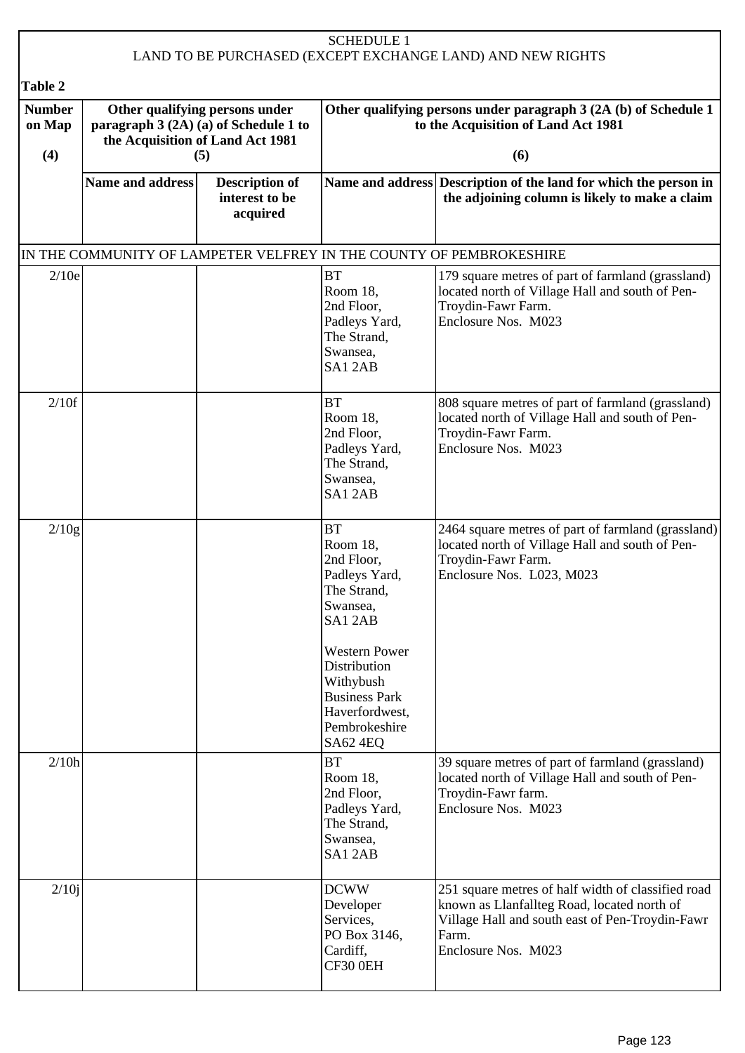SCHEDULE 1
LAND TO BE PURCHASED (EXCEPT EXCHANGE LAND) AND NEW RIGHTS

**Table 2**

| Number on Map (4) | Other qualifying persons under paragraph 3 (2A) (a) of Schedule 1 to the Acquisition of Land Act 1981 (5) | | Other qualifying persons under paragraph 3 (2A (b) of Schedule 1 to the Acquisition of Land Act 1981 (6) | |
|---|---|---|---|---|
| | **Name and address** | **Description of interest to be acquired** | **Name and address** | **Description of the land for which the person in the adjoining column is likely to make a claim** |
| IN THE COMMUNITY OF LAMPETER VELFREY IN THE COUNTY OF PEMBROKESHIRE | | | | |
| 2/10e | | | BT Room 18, 2nd Floor, Padleys Yard, The Strand, Swansea, SA1 2AB | 179 square metres of part of farmland (grassland) located north of Village Hall and south of Pen-Troydin-Fawr Farm. Enclosure Nos. M023 |
| 2/10f | | | BT Room 18, 2nd Floor, Padleys Yard, The Strand, Swansea, SA1 2AB | 808 square metres of part of farmland (grassland) located north of Village Hall and south of Pen-Troydin-Fawr Farm. Enclosure Nos. M023 |
| 2/10g | | | BT Room 18, 2nd Floor, Padleys Yard, The Strand, Swansea, SA1 2AB<br><br>Western Power Distribution Withybush Business Park Haverfordwest, Pembrokeshire SA62 4EQ | 2464 square metres of part of farmland (grassland) located north of Village Hall and south of Pen-Troydin-Fawr Farm. Enclosure Nos. L023, M023 |
| 2/10h | | | BT Room 18, 2nd Floor, Padleys Yard, The Strand, Swansea, SA1 2AB | 39 square metres of part of farmland (grassland) located north of Village Hall and south of Pen-Troydin-Fawr farm. Enclosure Nos. M023 |
| 2/10j | | | DCWW Developer Services, PO Box 3146, Cardiff, CF30 0EH | 251 square metres of half width of classified road known as Llanfallteg Road, located north of Village Hall and south east of Pen-Troydin-Fawr Farm. Enclosure Nos. M023 |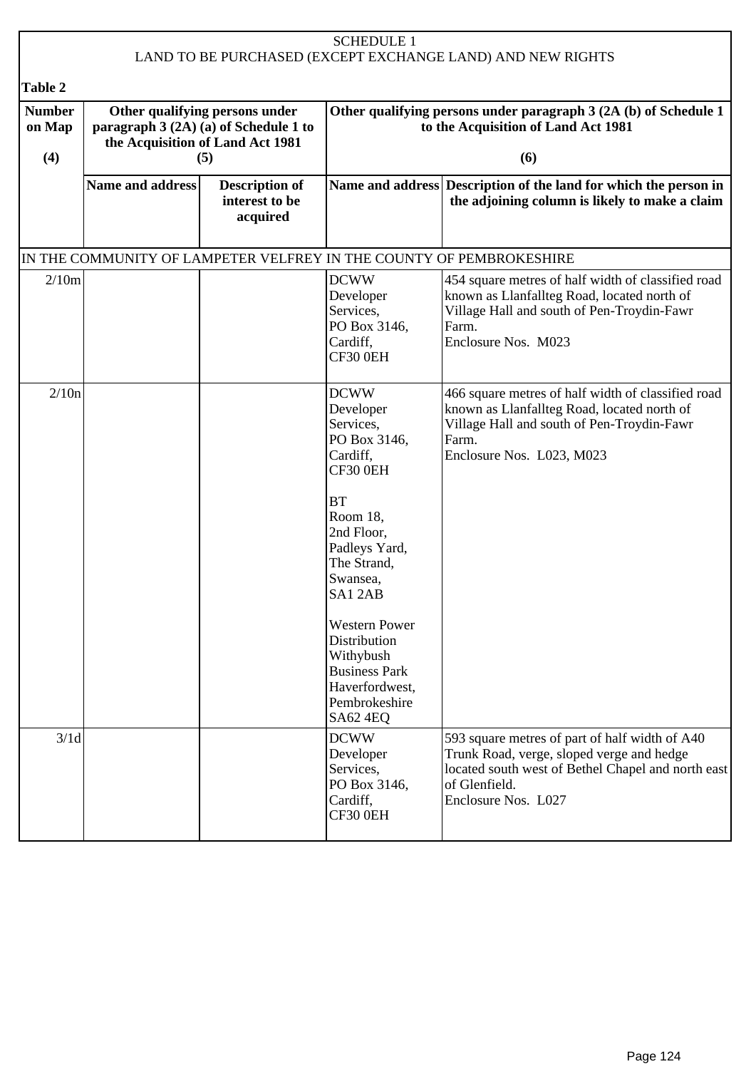SCHEDULE 1
LAND TO BE PURCHASED (EXCEPT EXCHANGE LAND) AND NEW RIGHTS

**Table 2**

| Number on Map (4) | Other qualifying persons under paragraph 3 (2A) (a) of Schedule 1 to the Acquisition of Land Act 1981 (5) | | Other qualifying persons under paragraph 3 (2A (b) of Schedule 1 to the Acquisition of Land Act 1981 (6) | |
|---|---|---|---|---|
| | **Name and address** | **Description of interest to be acquired** | **Name and address** | **Description of the land for which the person in the adjoining column is likely to make a claim** |
| IN THE COMMUNITY OF LAMPETER VELFREY IN THE COUNTY OF PEMBROKESHIRE | | | | |
| 2/10m | | | DCWW Developer Services, PO Box 3146, Cardiff, CF30 0EH | 454 square metres of half width of classified road known as Llanfallteg Road, located north of Village Hall and south of Pen-Troydin-Fawr Farm. Enclosure Nos. M023 |
| 2/10n | | | DCWW Developer Services, PO Box 3146, Cardiff, CF30 0EH<br><br>BT Room 18, 2nd Floor, Padleys Yard, The Strand, Swansea, SA1 2AB<br><br>Western Power Distribution Withybush Business Park Haverfordwest, Pembrokeshire SA62 4EQ | 466 square metres of half width of classified road known as Llanfallteg Road, located north of Village Hall and south of Pen-Troydin-Fawr Farm. Enclosure Nos. L023, M023 |
| 3/1d | | | DCWW Developer Services, PO Box 3146, Cardiff, CF30 0EH | 593 square metres of part of half width of A40 Trunk Road, verge, sloped verge and hedge located south west of Bethel Chapel and north east of Glenfield. Enclosure Nos. L027 |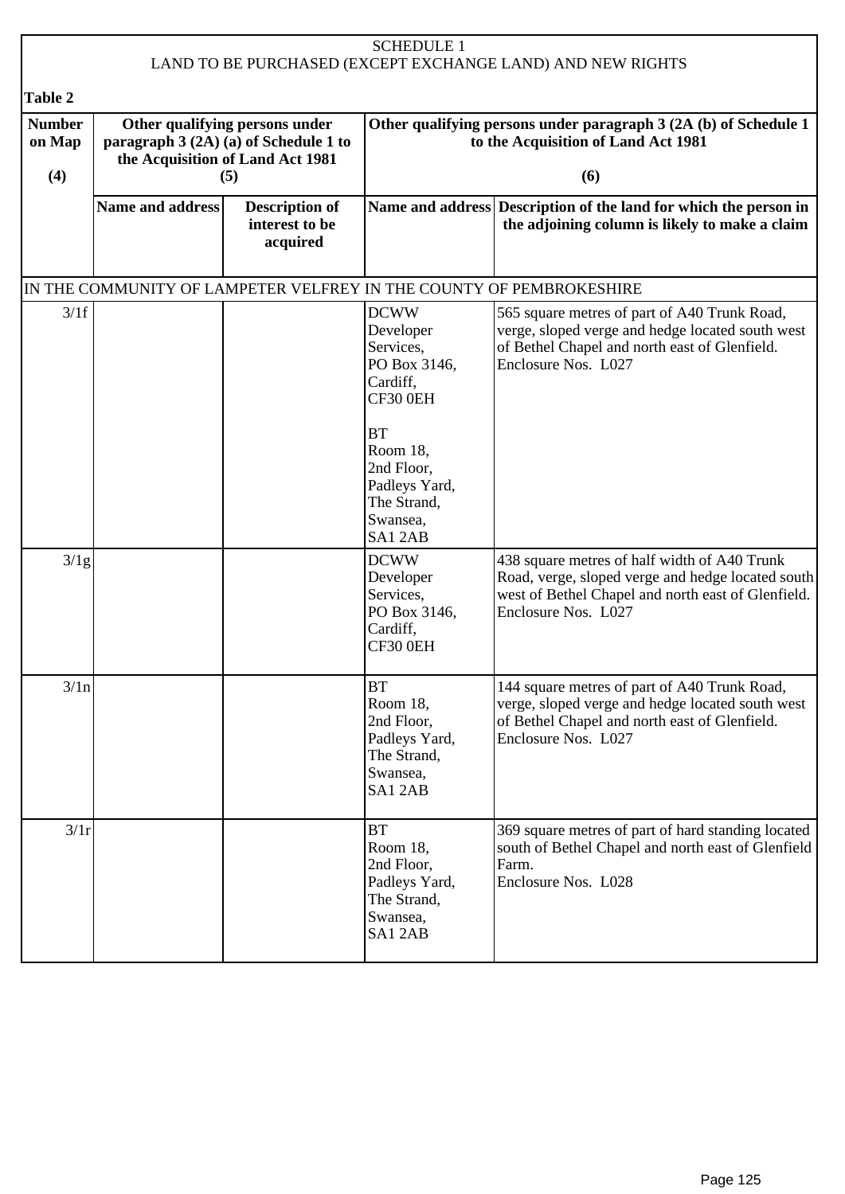SCHEDULE 1
LAND TO BE PURCHASED (EXCEPT EXCHANGE LAND) AND NEW RIGHTS

**Table 2**

| Number on Map (4) | Other qualifying persons under paragraph 3 (2A) (a) of Schedule 1 to the Acquisition of Land Act 1981 (5) | | Other qualifying persons under paragraph 3 (2A (b) of Schedule 1 to the Acquisition of Land Act 1981 (6) | |
|---|---|---|---|---|
| | **Name and address** | **Description of interest to be acquired** | **Name and address** | **Description of the land for which the person in the adjoining column is likely to make a claim** |
| IN THE COMMUNITY OF LAMPETER VELFREY IN THE COUNTY OF PEMBROKESHIRE | | | | |
| 3/1f | | | DCWW Developer Services, PO Box 3146, Cardiff, CF30 0EH<br><br>BT Room 18, 2nd Floor, Padleys Yard, The Strand, Swansea, SA1 2AB | 565 square metres of part of A40 Trunk Road, verge, sloped verge and hedge located south west of Bethel Chapel and north east of Glenfield. Enclosure Nos. L027 |
| 3/1g | | | DCWW Developer Services, PO Box 3146, Cardiff, CF30 0EH | 438 square metres of half width of A40 Trunk Road, verge, sloped verge and hedge located south west of Bethel Chapel and north east of Glenfield. Enclosure Nos. L027 |
| 3/1n | | | BT Room 18, 2nd Floor, Padleys Yard, The Strand, Swansea, SA1 2AB | 144 square metres of part of A40 Trunk Road, verge, sloped verge and hedge located south west of Bethel Chapel and north east of Glenfield. Enclosure Nos. L027 |
| 3/1r | | | BT Room 18, 2nd Floor, Padleys Yard, The Strand, Swansea, SA1 2AB | 369 square metres of part of hard standing located south of Bethel Chapel and north east of Glenfield Farm. Enclosure Nos. L028 |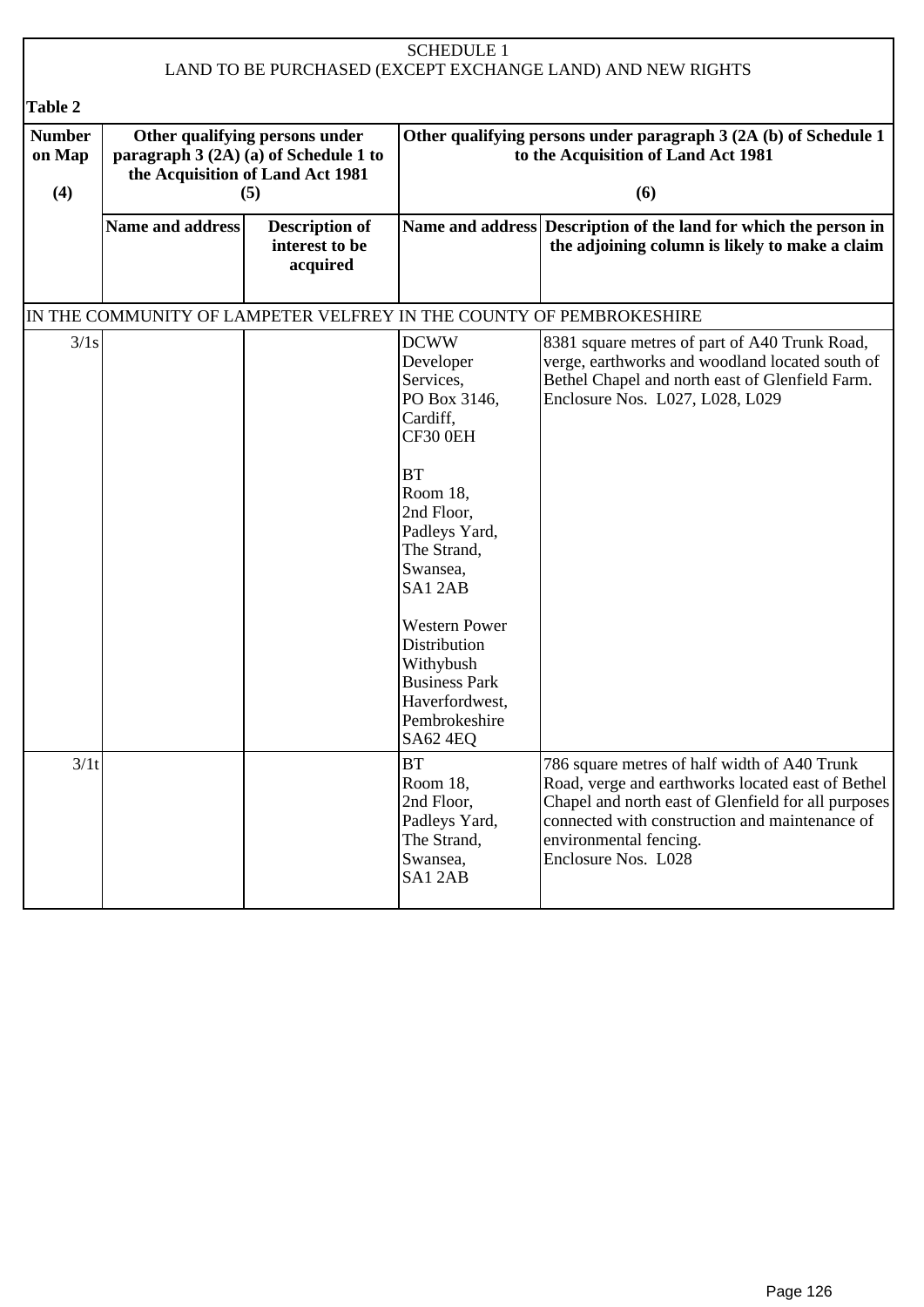SCHEDULE 1
LAND TO BE PURCHASED (EXCEPT EXCHANGE LAND) AND NEW RIGHTS

**Table 2**

| Number on Map (4) | Other qualifying persons under paragraph 3 (2A) (a) of Schedule 1 to the Acquisition of Land Act 1981 (5) | | Other qualifying persons under paragraph 3 (2A (b) of Schedule 1 to the Acquisition of Land Act 1981 (6) | |
|---|---|---|---|---|
| | **Name and address** | **Description of interest to be acquired** | **Name and address** | **Description of the land for which the person in the adjoining column is likely to make a claim** |
| IN THE COMMUNITY OF LAMPETER VELFREY IN THE COUNTY OF PEMBROKESHIRE | | | | |
| 3/1s | | | DCWW Developer Services, PO Box 3146, Cardiff, CF30 0EH<br><br>BT Room 18, 2nd Floor, Padleys Yard, The Strand, Swansea, SA1 2AB<br><br>Western Power Distribution Withybush Business Park Haverfordwest, Pembrokeshire SA62 4EQ | 8381 square metres of part of A40 Trunk Road, verge, earthworks and woodland located south of Bethel Chapel and north east of Glenfield Farm. Enclosure Nos. L027, L028, L029 |
| 3/1t | | | BT Room 18, 2nd Floor, Padleys Yard, The Strand, Swansea, SA1 2AB | 786 square metres of half width of A40 Trunk Road, verge and earthworks located east of Bethel Chapel and north east of Glenfield for all purposes connected with construction and maintenance of environmental fencing. Enclosure Nos. L028 |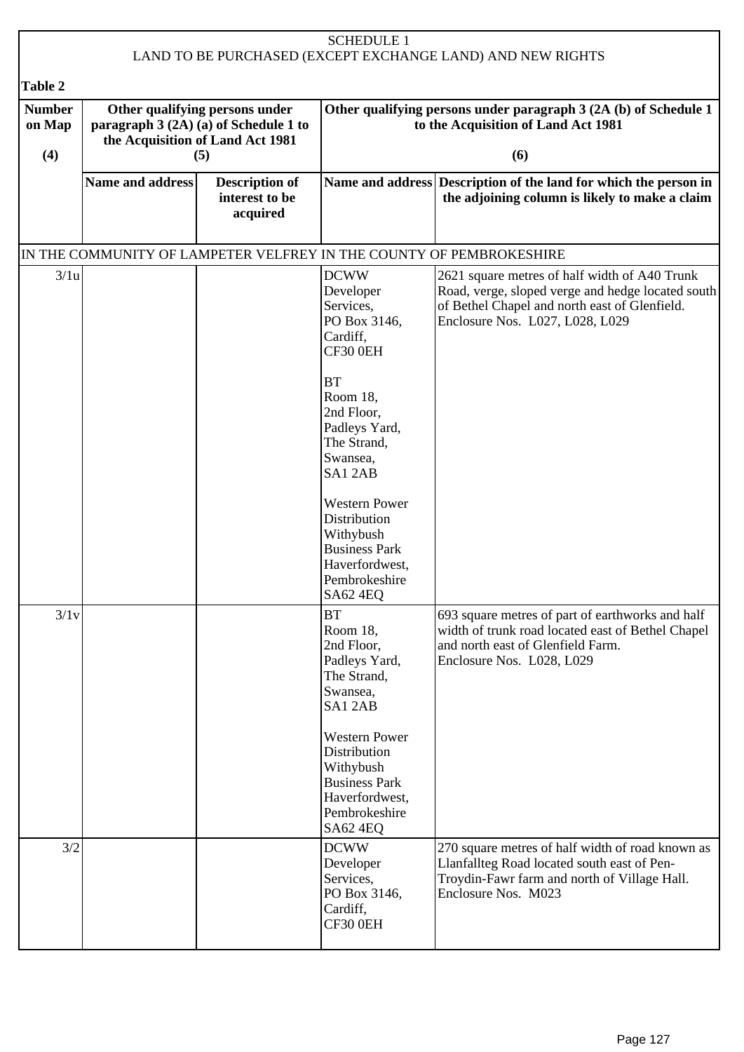SCHEDULE 1
LAND TO BE PURCHASED (EXCEPT EXCHANGE LAND) AND NEW RIGHTS

**Table 2**

| Number on Map (4) | Other qualifying persons under paragraph 3 (2A) (a) of Schedule 1 to the Acquisition of Land Act 1981 (5) | | Other qualifying persons under paragraph 3 (2A (b) of Schedule 1 to the Acquisition of Land Act 1981 (6) | |
|---|---|---|---|---|
| | **Name and address** | **Description of interest to be acquired** | **Name and address** | **Description of the land for which the person in the adjoining column is likely to make a claim** |
| IN THE COMMUNITY OF LAMPETER VELFREY IN THE COUNTY OF PEMBROKESHIRE | | | | |
| 3/1u | | | DCWW Developer Services, PO Box 3146, Cardiff, CF30 0EH<br><br>BT Room 18, 2nd Floor, Padleys Yard, The Strand, Swansea, SA1 2AB<br><br>Western Power Distribution Withybush Business Park Haverfordwest, Pembrokeshire SA62 4EQ | 2621 square metres of half width of A40 Trunk Road, verge, sloped verge and hedge located south of Bethel Chapel and north east of Glenfield. Enclosure Nos. L027, L028, L029 |
| 3/1v | | | BT Room 18, 2nd Floor, Padleys Yard, The Strand, Swansea, SA1 2AB<br><br>Western Power Distribution Withybush Business Park Haverfordwest, Pembrokeshire SA62 4EQ | 693 square metres of part of earthworks and half width of trunk road located east of Bethel Chapel and north east of Glenfield Farm. Enclosure Nos. L028, L029 |
| 3/2 | | | DCWW Developer Services, PO Box 3146, Cardiff, CF30 0EH | 270 square metres of half width of road known as Llanfallteg Road located south east of Pen-Troydin-Fawr farm and north of Village Hall. Enclosure Nos. M023 |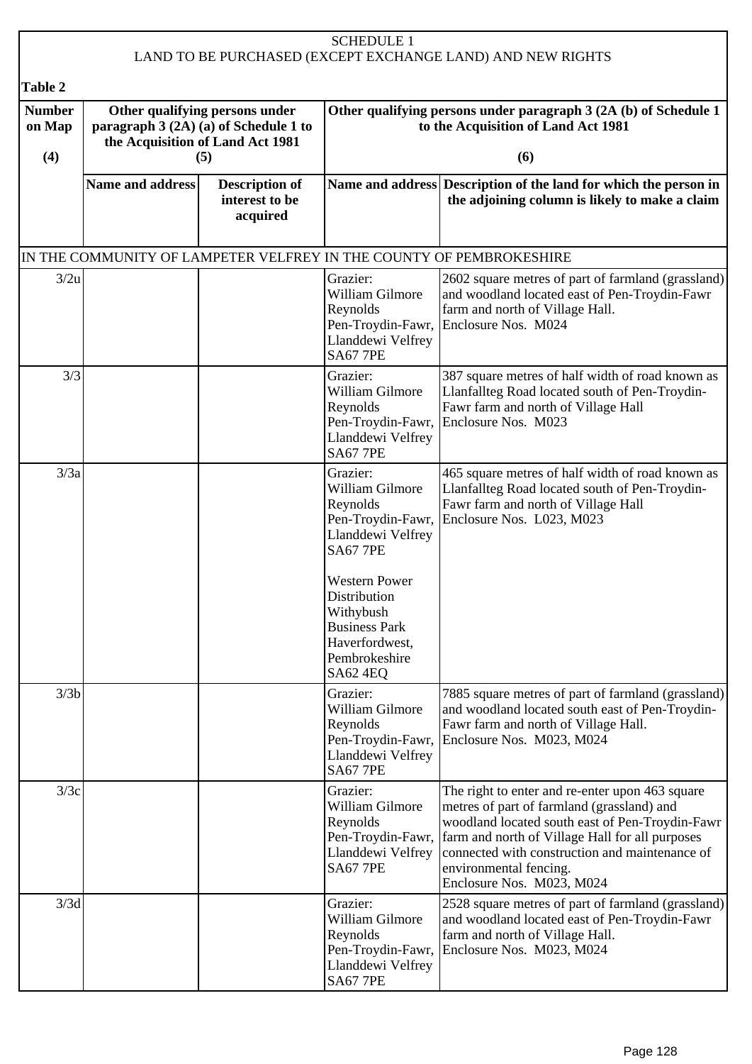SCHEDULE 1
LAND TO BE PURCHASED (EXCEPT EXCHANGE LAND) AND NEW RIGHTS

**Table 2**

| Number on Map (4) | Other qualifying persons under paragraph 3 (2A) (a) of Schedule 1 to the Acquisition of Land Act 1981 (5) | | Other qualifying persons under paragraph 3 (2A (b) of Schedule 1 to the Acquisition of Land Act 1981 (6) | |
|---|---|---|---|---|
| | **Name and address** | **Description of interest to be acquired** | **Name and address** | **Description of the land for which the person in the adjoining column is likely to make a claim** |
| IN THE COMMUNITY OF LAMPETER VELFREY IN THE COUNTY OF PEMBROKESHIRE | | | | |
| 3/2u | | | Grazier: William Gilmore Reynolds Pen-Troydin-Fawr, Llanddewi Velfrey SA67 7PE | 2602 square metres of part of farmland (grassland) and woodland located east of Pen-Troydin-Fawr farm and north of Village Hall. Enclosure Nos. M024 |
| 3/3 | | | Grazier: William Gilmore Reynolds Pen-Troydin-Fawr, Llanddewi Velfrey SA67 7PE | 387 square metres of half width of road known as Llanfallteg Road located south of Pen-Troydin-Fawr farm and north of Village Hall Enclosure Nos. M023 |
| 3/3a | | | Grazier: William Gilmore Reynolds Pen-Troydin-Fawr, Llanddewi Velfrey SA67 7PE<br><br>Western Power Distribution Withybush Business Park Haverfordwest, Pembrokeshire SA62 4EQ | 465 square metres of half width of road known as Llanfallteg Road located south of Pen-Troydin-Fawr farm and north of Village Hall Enclosure Nos. L023, M023 |
| 3/3b | | | Grazier: William Gilmore Reynolds Pen-Troydin-Fawr, Llanddewi Velfrey SA67 7PE | 7885 square metres of part of farmland (grassland) and woodland located south east of Pen-Troydin-Fawr farm and north of Village Hall. Enclosure Nos. M023, M024 |
| 3/3c | | | Grazier: William Gilmore Reynolds Pen-Troydin-Fawr, Llanddewi Velfrey SA67 7PE | The right to enter and re-enter upon 463 square metres of part of farmland (grassland) and woodland located south east of Pen-Troydin-Fawr farm and north of Village Hall for all purposes connected with construction and maintenance of environmental fencing. Enclosure Nos. M023, M024 |
| 3/3d | | | Grazier: William Gilmore Reynolds Pen-Troydin-Fawr, Llanddewi Velfrey SA67 7PE | 2528 square metres of part of farmland (grassland) and woodland located east of Pen-Troydin-Fawr farm and north of Village Hall. Enclosure Nos. M023, M024 |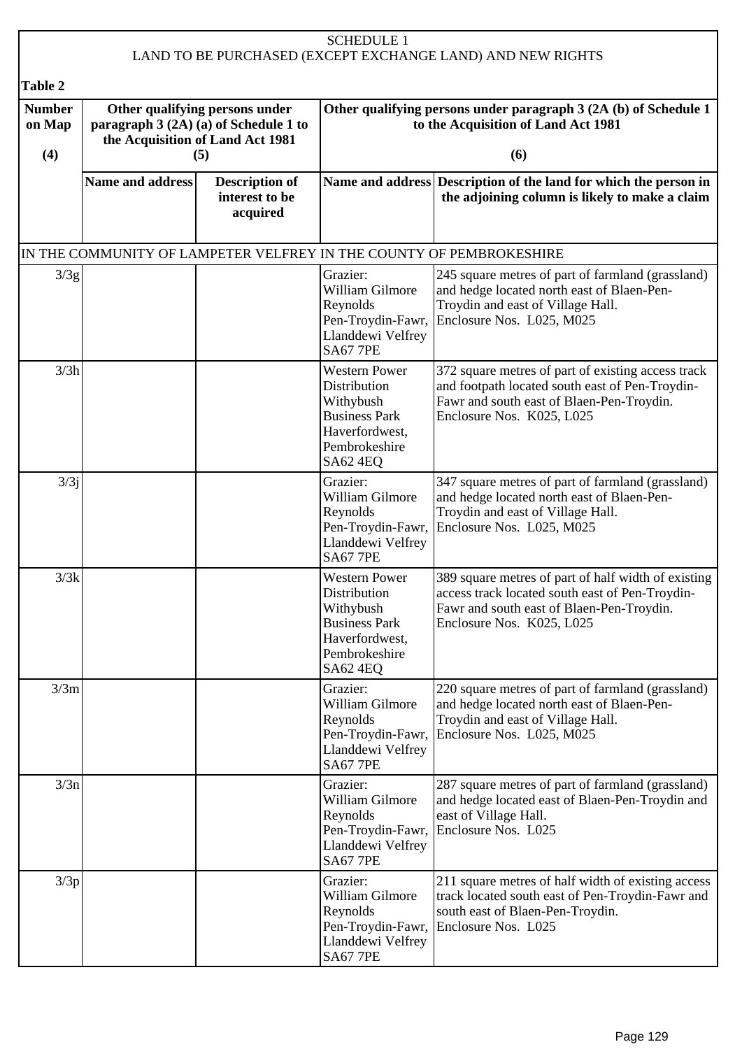# SCHEDULE 1

## LAND TO BE PURCHASED (EXCEPT EXCHANGE LAND) AND NEW RIGHTS

**Table 2**

| Number on Map (4) | Other qualifying persons under paragraph 3 (2A) (a) of Schedule 1 to the Acquisition of Land Act 1981 (5) | | Other qualifying persons under paragraph 3 (2A (b) of Schedule 1 to the Acquisition of Land Act 1981 (6) | |
|---|---|---|---|---|
| | **Name and address** | **Description of interest to be acquired** | **Name and address** | **Description of the land for which the person in the adjoining column is likely to make a claim** |
| IN THE COMMUNITY OF LAMPETER VELFREY IN THE COUNTY OF PEMBROKESHIRE | | | | |
| 3/3g | | | Grazier: William Gilmore Reynolds Pen-Troydin-Fawr, Llanddewi Velfrey SA67 7PE | 245 square metres of part of farmland (grassland) and hedge located north east of Blaen-Pen-Troydin and east of Village Hall. Enclosure Nos. L025, M025 |
| 3/3h | | | Western Power Distribution Withybush Business Park Haverfordwest, Pembrokeshire SA62 4EQ | 372 square metres of part of existing access track and footpath located south east of Pen-Troydin-Fawr and south east of Blaen-Pen-Troydin. Enclosure Nos. K025, L025 |
| 3/3j | | | Grazier: William Gilmore Reynolds Pen-Troydin-Fawr, Llanddewi Velfrey SA67 7PE | 347 square metres of part of farmland (grassland) and hedge located north east of Blaen-Pen-Troydin and east of Village Hall. Enclosure Nos. L025, M025 |
| 3/3k | | | Western Power Distribution Withybush Business Park Haverfordwest, Pembrokeshire SA62 4EQ | 389 square metres of part of half width of existing access track located south east of Pen-Troydin-Fawr and south east of Blaen-Pen-Troydin. Enclosure Nos. K025, L025 |
| 3/3m | | | Grazier: William Gilmore Reynolds Pen-Troydin-Fawr, Llanddewi Velfrey SA67 7PE | 220 square metres of part of farmland (grassland) and hedge located north east of Blaen-Pen-Troydin and east of Village Hall. Enclosure Nos. L025, M025 |
| 3/3n | | | Grazier: William Gilmore Reynolds Pen-Troydin-Fawr, Llanddewi Velfrey SA67 7PE | 287 square metres of part of farmland (grassland) and hedge located east of Blaen-Pen-Troydin and east of Village Hall. Enclosure Nos. L025 |
| 3/3p | | | Grazier: William Gilmore Reynolds Pen-Troydin-Fawr, Llanddewi Velfrey SA67 7PE | 211 square metres of half width of existing access track located south east of Pen-Troydin-Fawr and south east of Blaen-Pen-Troydin. Enclosure Nos. L025 |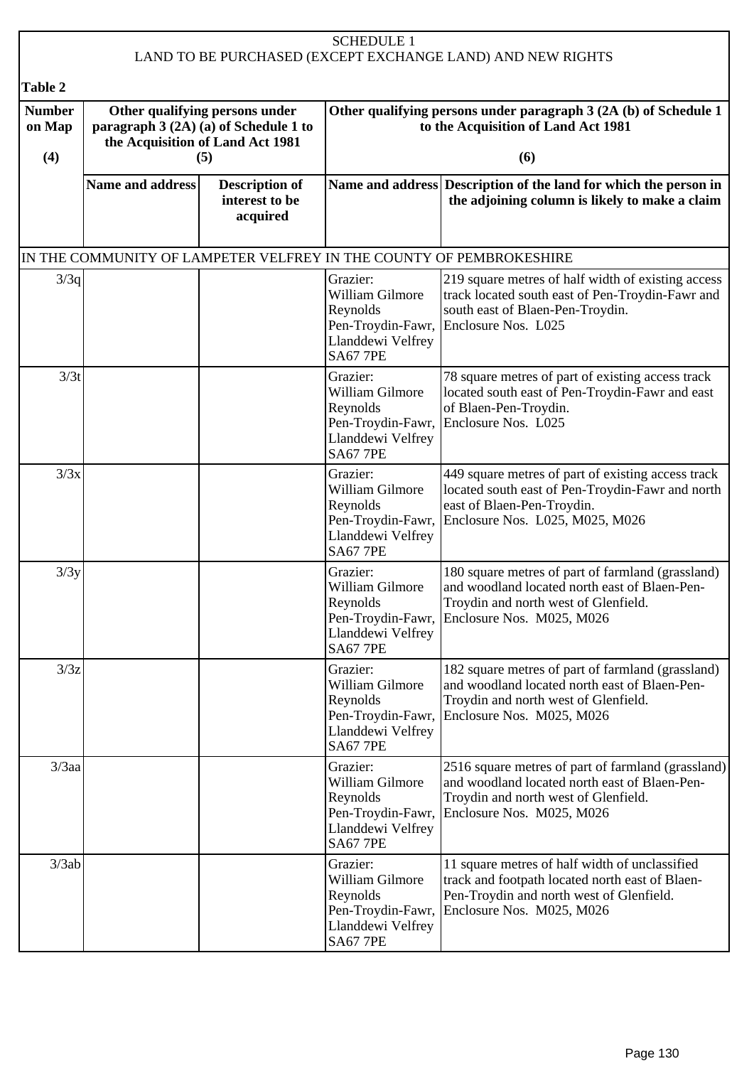SCHEDULE 1

LAND TO BE PURCHASED (EXCEPT EXCHANGE LAND) AND NEW RIGHTS

**Table 2**

| Number on Map (4) | Other qualifying persons under paragraph 3 (2A) (a) of Schedule 1 to the Acquisition of Land Act 1981 (5) | | Other qualifying persons under paragraph 3 (2A (b) of Schedule 1 to the Acquisition of Land Act 1981 (6) | |
|---|---|---|---|---|
| | **Name and address** | **Description of interest to be acquired** | **Name and address** | **Description of the land for which the person in the adjoining column is likely to make a claim** |
| IN THE COMMUNITY OF LAMPETER VELFREY IN THE COUNTY OF PEMBROKESHIRE | | | | |
| 3/3q | | | Grazier: William Gilmore Reynolds Pen-Troydin-Fawr, Llanddewi Velfrey SA67 7PE | 219 square metres of half width of existing access track located south east of Pen-Troydin-Fawr and south east of Blaen-Pen-Troydin. Enclosure Nos. L025 |
| 3/3t | | | Grazier: William Gilmore Reynolds Pen-Troydin-Fawr, Llanddewi Velfrey SA67 7PE | 78 square metres of part of existing access track located south east of Pen-Troydin-Fawr and east of Blaen-Pen-Troydin. Enclosure Nos. L025 |
| 3/3x | | | Grazier: William Gilmore Reynolds Pen-Troydin-Fawr, Llanddewi Velfrey SA67 7PE | 449 square metres of part of existing access track located south east of Pen-Troydin-Fawr and north east of Blaen-Pen-Troydin. Enclosure Nos. L025, M025, M026 |
| 3/3y | | | Grazier: William Gilmore Reynolds Pen-Troydin-Fawr, Llanddewi Velfrey SA67 7PE | 180 square metres of part of farmland (grassland) and woodland located north east of Blaen-Pen-Troydin and north west of Glenfield. Enclosure Nos. M025, M026 |
| 3/3z | | | Grazier: William Gilmore Reynolds Pen-Troydin-Fawr, Llanddewi Velfrey SA67 7PE | 182 square metres of part of farmland (grassland) and woodland located north east of Blaen-Pen-Troydin and north west of Glenfield. Enclosure Nos. M025, M026 |
| 3/3aa | | | Grazier: William Gilmore Reynolds Pen-Troydin-Fawr, Llanddewi Velfrey SA67 7PE | 2516 square metres of part of farmland (grassland) and woodland located north east of Blaen-Pen-Troydin and north west of Glenfield. Enclosure Nos. M025, M026 |
| 3/3ab | | | Grazier: William Gilmore Reynolds Pen-Troydin-Fawr, Llanddewi Velfrey SA67 7PE | 11 square metres of half width of unclassified track and footpath located north east of Blaen-Pen-Troydin and north west of Glenfield. Enclosure Nos. M025, M026 |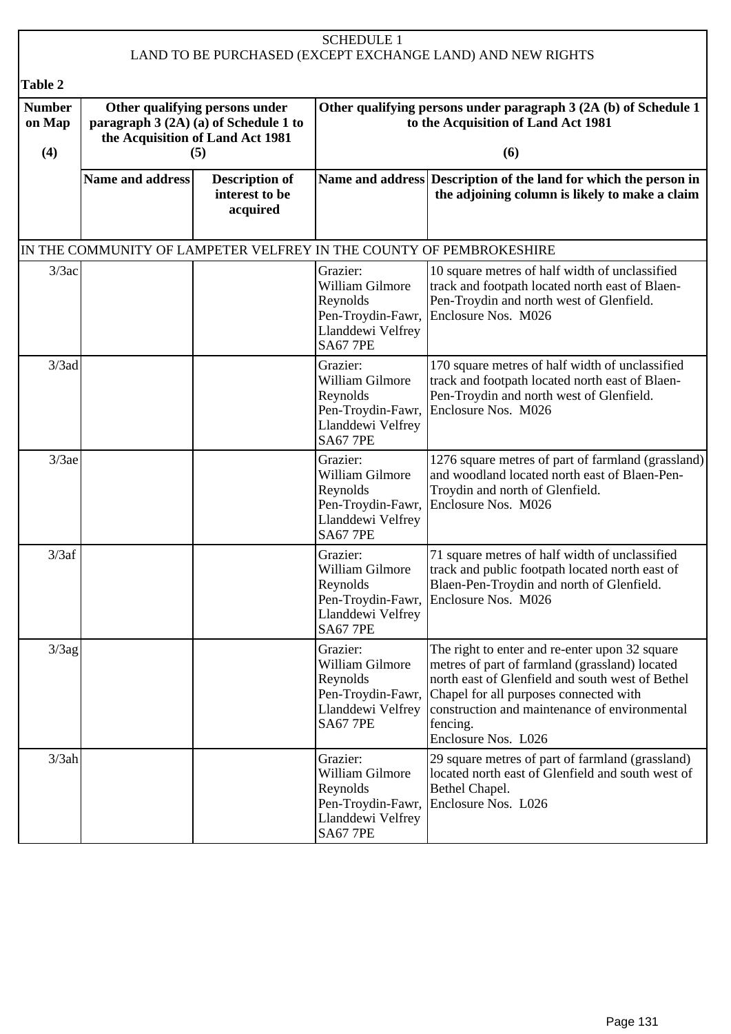SCHEDULE 1
LAND TO BE PURCHASED (EXCEPT EXCHANGE LAND) AND NEW RIGHTS

**Table 2**

| Number on Map (4) | Other qualifying persons under paragraph 3 (2A) (a) of Schedule 1 to the Acquisition of Land Act 1981 (5) | | Other qualifying persons under paragraph 3 (2A (b) of Schedule 1 to the Acquisition of Land Act 1981 (6) | |
|---|---|---|---|---|
| | **Name and address** | **Description of interest to be acquired** | **Name and address** | **Description of the land for which the person in the adjoining column is likely to make a claim** |
| IN THE COMMUNITY OF LAMPETER VELFREY IN THE COUNTY OF PEMBROKESHIRE | | | | |
| 3/3ac | | | Grazier: William Gilmore Reynolds Pen-Troydin-Fawr, Llanddewi Velfrey SA67 7PE | 10 square metres of half width of unclassified track and footpath located north east of Blaen-Pen-Troydin and north west of Glenfield. Enclosure Nos. M026 |
| 3/3ad | | | Grazier: William Gilmore Reynolds Pen-Troydin-Fawr, Llanddewi Velfrey SA67 7PE | 170 square metres of half width of unclassified track and footpath located north east of Blaen-Pen-Troydin and north west of Glenfield. Enclosure Nos. M026 |
| 3/3ae | | | Grazier: William Gilmore Reynolds Pen-Troydin-Fawr, Llanddewi Velfrey SA67 7PE | 1276 square metres of part of farmland (grassland) and woodland located north east of Blaen-Pen-Troydin and north of Glenfield. Enclosure Nos. M026 |
| 3/3af | | | Grazier: William Gilmore Reynolds Pen-Troydin-Fawr, Llanddewi Velfrey SA67 7PE | 71 square metres of half width of unclassified track and public footpath located north east of Blaen-Pen-Troydin and north of Glenfield. Enclosure Nos. M026 |
| 3/3ag | | | Grazier: William Gilmore Reynolds Pen-Troydin-Fawr, Llanddewi Velfrey SA67 7PE | The right to enter and re-enter upon 32 square metres of part of farmland (grassland) located north east of Glenfield and south west of Bethel Chapel for all purposes connected with construction and maintenance of environmental fencing. Enclosure Nos. L026 |
| 3/3ah | | | Grazier: William Gilmore Reynolds Pen-Troydin-Fawr, Llanddewi Velfrey SA67 7PE | 29 square metres of part of farmland (grassland) located north east of Glenfield and south west of Bethel Chapel. Enclosure Nos. L026 |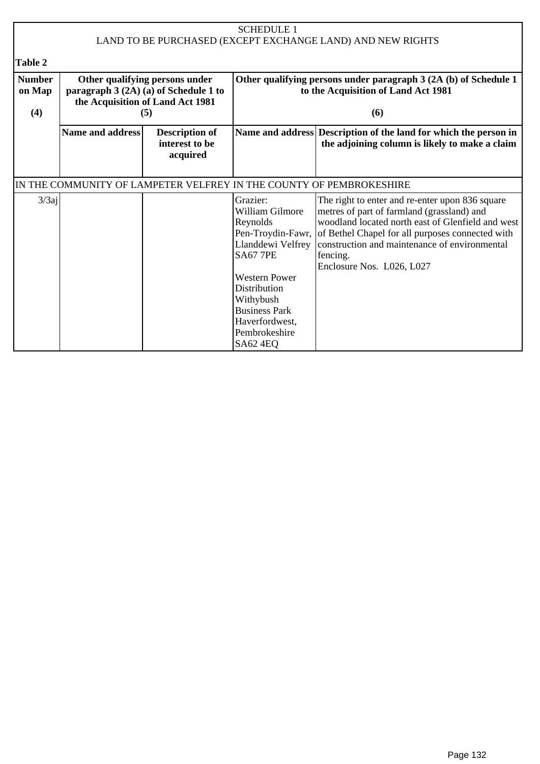SCHEDULE 1
LAND TO BE PURCHASED (EXCEPT EXCHANGE LAND) AND NEW RIGHTS

**Table 2**

| Number on Map (4) | Other qualifying persons under paragraph 3 (2A) (a) of Schedule 1 to the Acquisition of Land Act 1981 (5) | | Other qualifying persons under paragraph 3 (2A (b) of Schedule 1 to the Acquisition of Land Act 1981 (6) | |
|---|---|---|---|---|
| | **Name and address** | **Description of interest to be acquired** | **Name and address** | **Description of the land for which the person in the adjoining column is likely to make a claim** |
| IN THE COMMUNITY OF LAMPETER VELFREY IN THE COUNTY OF PEMBROKESHIRE | | | | |
| 3/3aj | | | Grazier: William Gilmore Reynolds Pen-Troydin-Fawr, Llanddewi Velfrey SA67 7PE<br><br>Western Power Distribution Withybush Business Park Haverfordwest, Pembrokeshire SA62 4EQ | The right to enter and re-enter upon 836 square metres of part of farmland (grassland) and woodland located north east of Glenfield and west of Bethel Chapel for all purposes connected with construction and maintenance of environmental fencing.<br>Enclosure Nos. L026, L027 |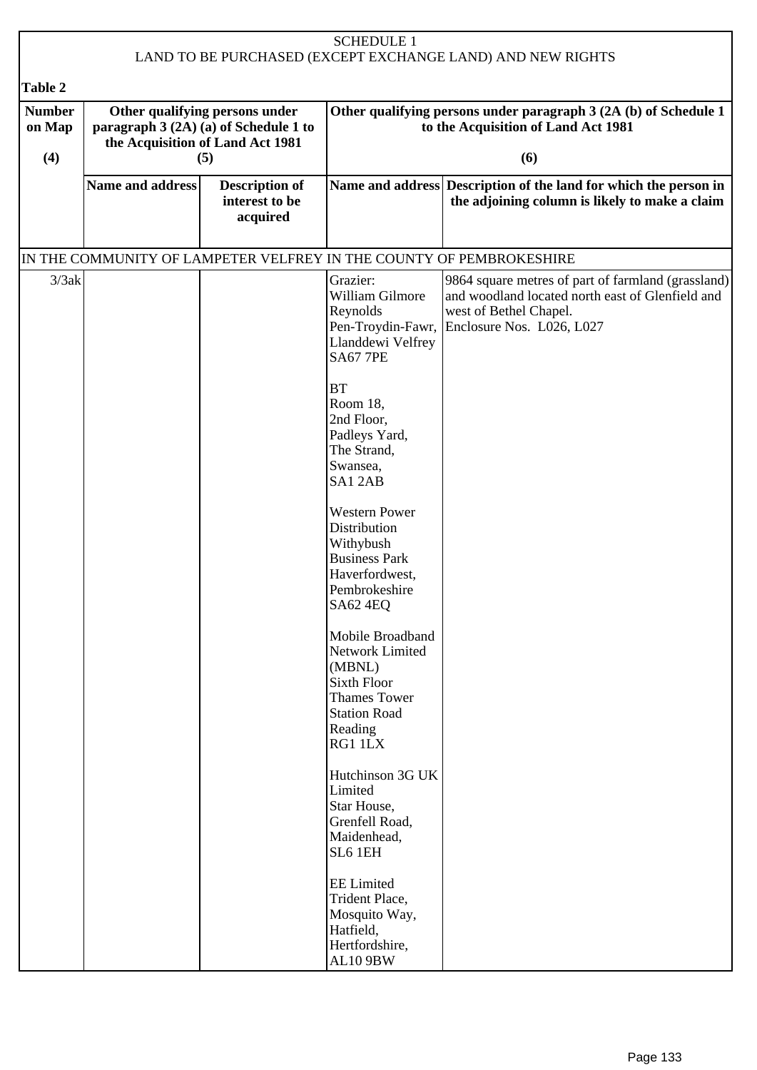SCHEDULE 1
LAND TO BE PURCHASED (EXCEPT EXCHANGE LAND) AND NEW RIGHTS

**Table 2**

| Number on Map (4) | Other qualifying persons under paragraph 3 (2A) (a) of Schedule 1 to the Acquisition of Land Act 1981 (5) | | Other qualifying persons under paragraph 3 (2A (b) of Schedule 1 to the Acquisition of Land Act 1981 (6) | |
|---|---|---|---|---|
| | **Name and address** | **Description of interest to be acquired** | **Name and address** | **Description of the land for which the person in the adjoining column is likely to make a claim** |
| IN THE COMMUNITY OF LAMPETER VELFREY IN THE COUNTY OF PEMBROKESHIRE | | | | |
| 3/3ak | | | Grazier: William Gilmore Reynolds Pen-Troydin-Fawr, Llanddewi Velfrey SA67 7PE<br><br>BT Room 18, 2nd Floor, Padleys Yard, The Strand, Swansea, SA1 2AB<br><br>Western Power Distribution Withybush Business Park Haverfordwest, Pembrokeshire SA62 4EQ<br><br>Mobile Broadband Network Limited (MBNL) Sixth Floor Thames Tower Station Road Reading RG1 1LX<br><br>Hutchinson 3G UK Limited Star House, Grenfell Road, Maidenhead, SL6 1EH<br><br>EE Limited Trident Place, Mosquito Way, Hatfield, Hertfordshire, AL10 9BW | 9864 square metres of part of farmland (grassland) and woodland located north east of Glenfield and west of Bethel Chapel. Enclosure Nos. L026, L027 |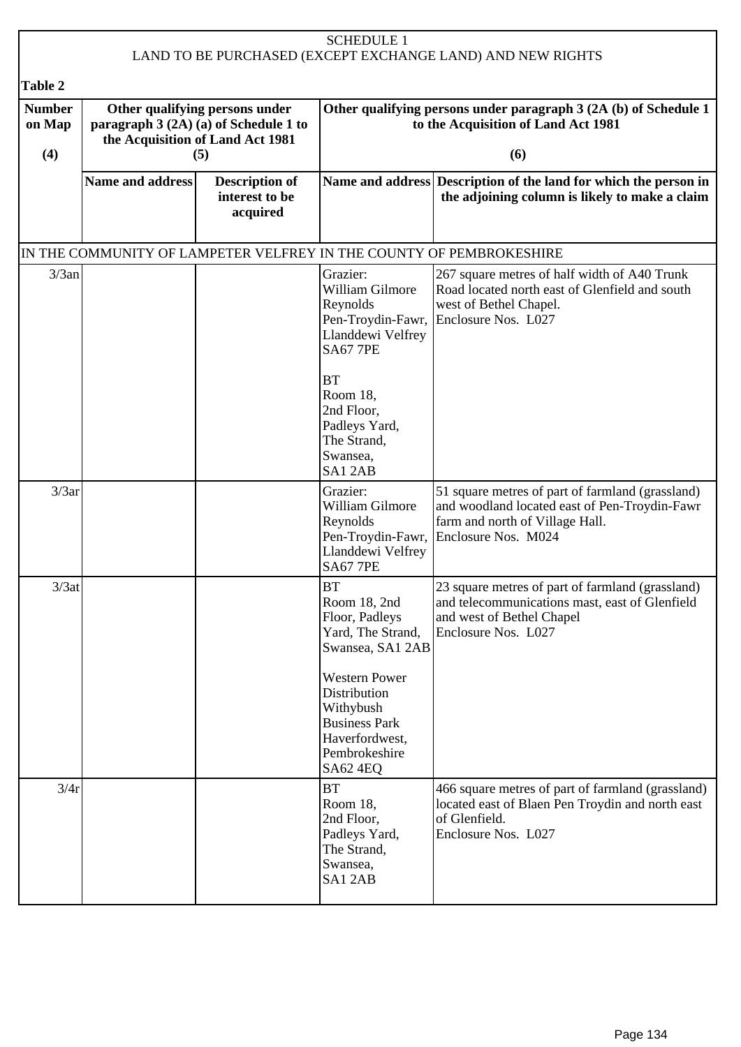SCHEDULE 1
LAND TO BE PURCHASED (EXCEPT EXCHANGE LAND) AND NEW RIGHTS

**Table 2**

| Number on Map (4) | Other qualifying persons under paragraph 3 (2A) (a) of Schedule 1 to the Acquisition of Land Act 1981 (5) | | Other qualifying persons under paragraph 3 (2A (b) of Schedule 1 to the Acquisition of Land Act 1981 (6) | |
|---|---|---|---|---|
| | **Name and address** | **Description of interest to be acquired** | **Name and address** | **Description of the land for which the person in the adjoining column is likely to make a claim** |
| IN THE COMMUNITY OF LAMPETER VELFREY IN THE COUNTY OF PEMBROKESHIRE | | | | |
| 3/3an | | | Grazier: William Gilmore Reynolds Pen-Troydin-Fawr, Llanddewi Velfrey SA67 7PE<br><br>BT Room 18, 2nd Floor, Padleys Yard, The Strand, Swansea, SA1 2AB | 267 square metres of half width of A40 Trunk Road located north east of Glenfield and south west of Bethel Chapel.<br>Enclosure Nos. L027 |
| 3/3ar | | | Grazier: William Gilmore Reynolds Pen-Troydin-Fawr, Llanddewi Velfrey SA67 7PE | 51 square metres of part of farmland (grassland) and woodland located east of Pen-Troydin-Fawr farm and north of Village Hall.<br>Enclosure Nos. M024 |
| 3/3at | | | BT Room 18, 2nd Floor, Padleys Yard, The Strand, Swansea, SA1 2AB<br><br>Western Power Distribution Withybush Business Park Haverfordwest, Pembrokeshire SA62 4EQ | 23 square metres of part of farmland (grassland) and telecommunications mast, east of Glenfield and west of Bethel Chapel<br>Enclosure Nos. L027 |
| 3/4r | | | BT Room 18, 2nd Floor, Padleys Yard, The Strand, Swansea, SA1 2AB | 466 square metres of part of farmland (grassland) located east of Blaen Pen Troydin and north east of Glenfield.<br>Enclosure Nos. L027 |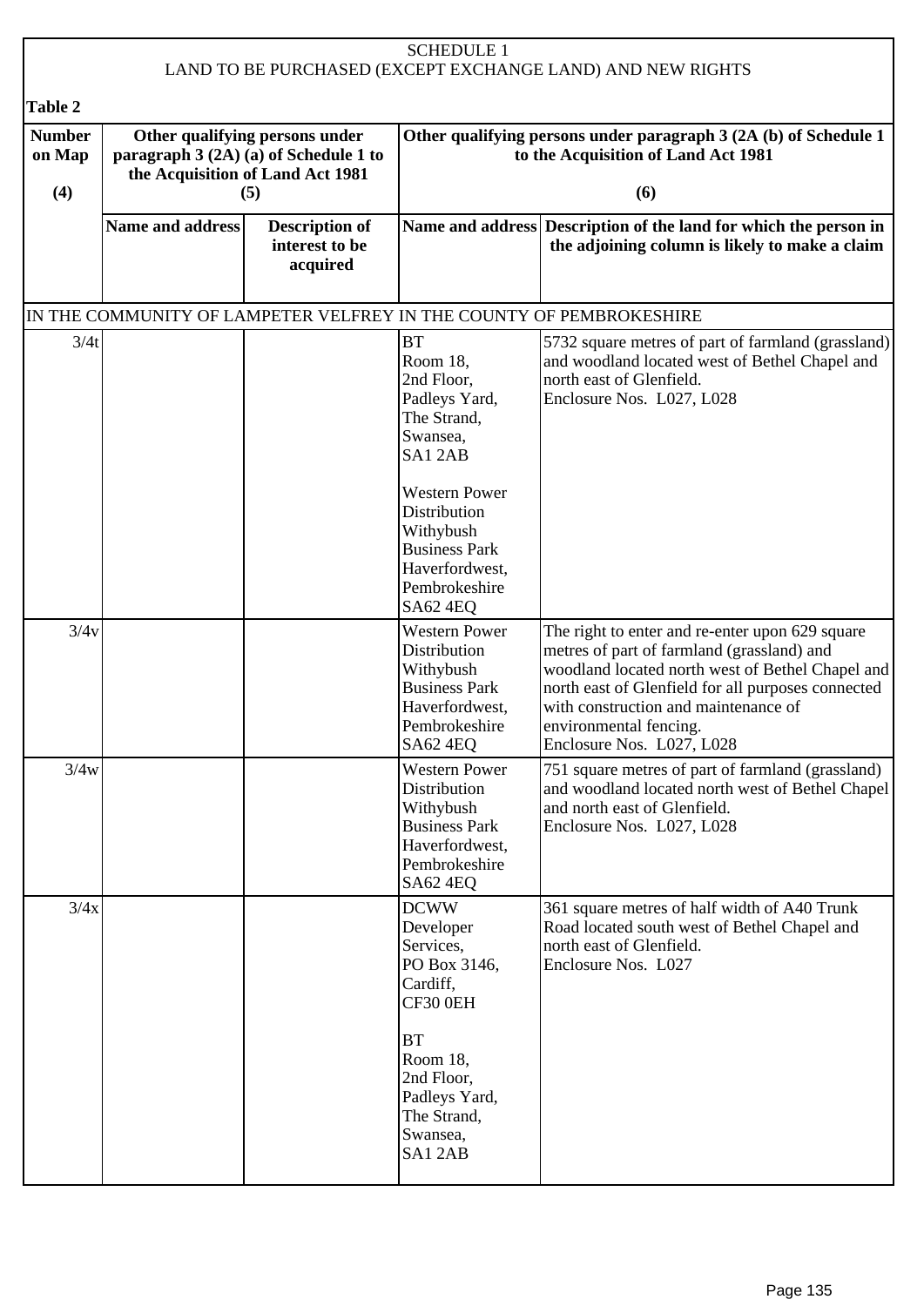SCHEDULE 1
LAND TO BE PURCHASED (EXCEPT EXCHANGE LAND) AND NEW RIGHTS

**Table 2**

| Number on Map (4) | Other qualifying persons under paragraph 3 (2A) (a) of Schedule 1 to the Acquisition of Land Act 1981 (5) | | Other qualifying persons under paragraph 3 (2A (b) of Schedule 1 to the Acquisition of Land Act 1981 (6) | |
|---|---|---|---|---|
| | **Name and address** | **Description of interest to be acquired** | **Name and address** | **Description of the land for which the person in the adjoining column is likely to make a claim** |
| IN THE COMMUNITY OF LAMPETER VELFREY IN THE COUNTY OF PEMBROKESHIRE | | | | |
| 3/4t | | | BT Room 18, 2nd Floor, Padleys Yard, The Strand, Swansea, SA1 2AB<br><br>Western Power Distribution Withybush Business Park Haverfordwest, Pembrokeshire SA62 4EQ | 5732 square metres of part of farmland (grassland) and woodland located west of Bethel Chapel and north east of Glenfield.<br>Enclosure Nos. L027, L028 |
| 3/4v | | | Western Power Distribution Withybush Business Park Haverfordwest, Pembrokeshire SA62 4EQ | The right to enter and re-enter upon 629 square metres of part of farmland (grassland) and woodland located north west of Bethel Chapel and north east of Glenfield for all purposes connected with construction and maintenance of environmental fencing.<br>Enclosure Nos. L027, L028 |
| 3/4w | | | Western Power Distribution Withybush Business Park Haverfordwest, Pembrokeshire SA62 4EQ | 751 square metres of part of farmland (grassland) and woodland located north west of Bethel Chapel and north east of Glenfield.<br>Enclosure Nos. L027, L028 |
| 3/4x | | | DCWW Developer Services, PO Box 3146, Cardiff, CF30 0EH<br><br>BT Room 18, 2nd Floor, Padleys Yard, The Strand, Swansea, SA1 2AB | 361 square metres of half width of A40 Trunk Road located south west of Bethel Chapel and north east of Glenfield.<br>Enclosure Nos. L027 |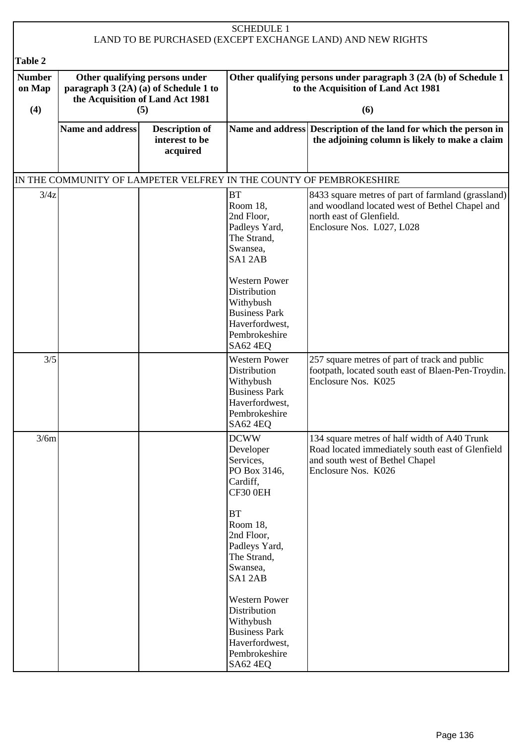SCHEDULE 1
LAND TO BE PURCHASED (EXCEPT EXCHANGE LAND) AND NEW RIGHTS

**Table 2**

| Number on Map (4) | Other qualifying persons under paragraph 3 (2A) (a) of Schedule 1 to the Acquisition of Land Act 1981 (5) | | Other qualifying persons under paragraph 3 (2A (b) of Schedule 1 to the Acquisition of Land Act 1981 (6) | |
|---|---|---|---|---|
| | Name and address | Description of interest to be acquired | Name and address | Description of the land for which the person in the adjoining column is likely to make a claim |
| IN THE COMMUNITY OF LAMPETER VELFREY IN THE COUNTY OF PEMBROKESHIRE | | | | |
| 3/4z | | | BT Room 18, 2nd Floor, Padleys Yard, The Strand, Swansea, SA1 2AB<br><br>Western Power Distribution Withybush Business Park Haverfordwest, Pembrokeshire SA62 4EQ | 8433 square metres of part of farmland (grassland) and woodland located west of Bethel Chapel and north east of Glenfield. Enclosure Nos. L027, L028 |
| 3/5 | | | Western Power Distribution Withybush Business Park Haverfordwest, Pembrokeshire SA62 4EQ | 257 square metres of part of track and public footpath, located south east of Blaen-Pen-Troydin. Enclosure Nos. K025 |
| 3/6m | | | DCWW Developer Services, PO Box 3146, Cardiff, CF30 0EH<br><br>BT Room 18, 2nd Floor, Padleys Yard, The Strand, Swansea, SA1 2AB<br><br>Western Power Distribution Withybush Business Park Haverfordwest, Pembrokeshire SA62 4EQ | 134 square metres of half width of A40 Trunk Road located immediately south east of Glenfield and south west of Bethel Chapel Enclosure Nos. K026 |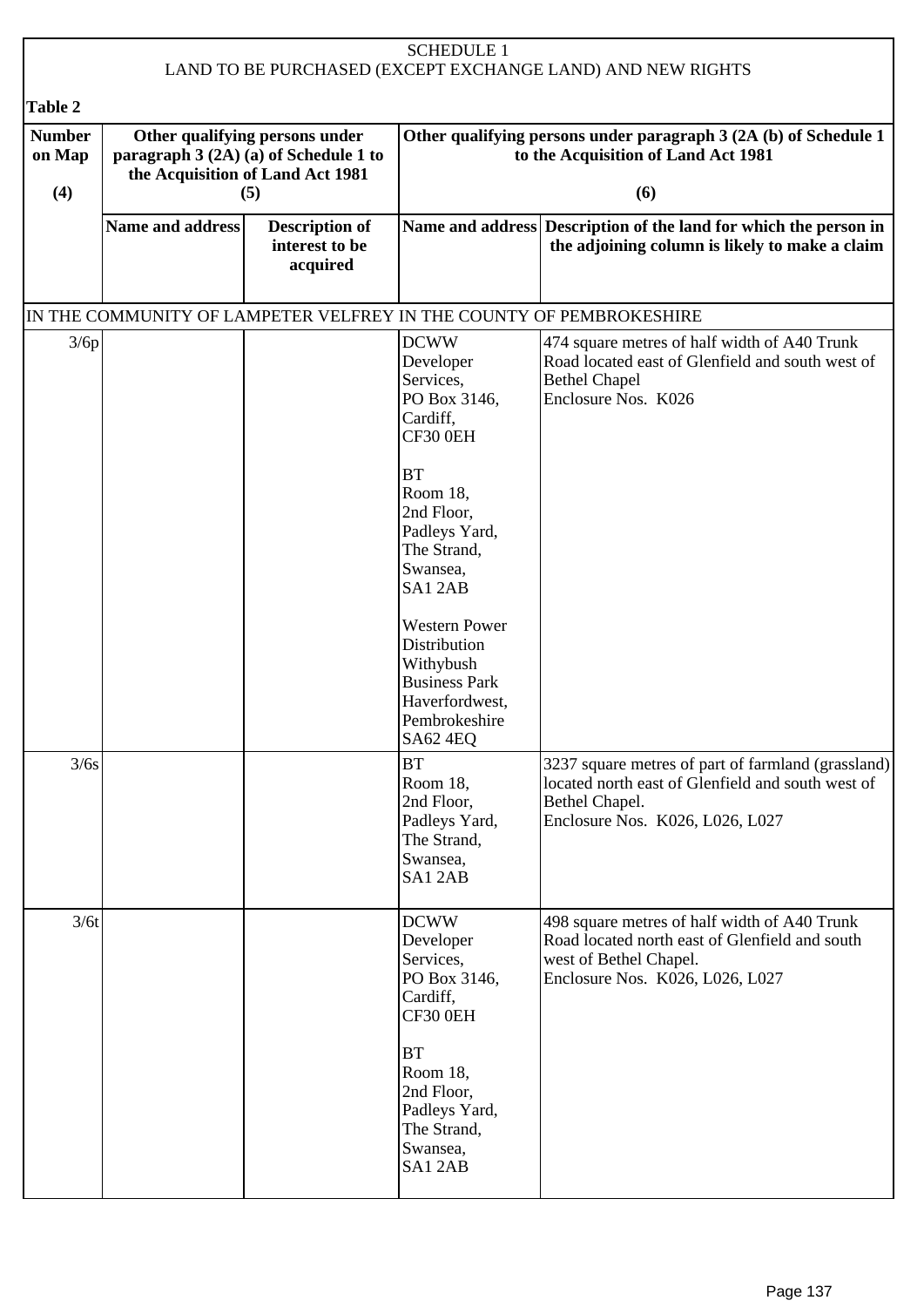SCHEDULE 1
LAND TO BE PURCHASED (EXCEPT EXCHANGE LAND) AND NEW RIGHTS

**Table 2**

| Number on Map (4) | Other qualifying persons under paragraph 3 (2A) (a) of Schedule 1 to the Acquisition of Land Act 1981 (5) | | Other qualifying persons under paragraph 3 (2A (b) of Schedule 1 to the Acquisition of Land Act 1981 (6) | |
|---|---|---|---|---|
| | **Name and address** | **Description of interest to be acquired** | **Name and address** | **Description of the land for which the person in the adjoining column is likely to make a claim** |
| IN THE COMMUNITY OF LAMPETER VELFREY IN THE COUNTY OF PEMBROKESHIRE | | | | |
| 3/6p | | | DCWW Developer Services, PO Box 3146, Cardiff, CF30 0EH<br><br>BT Room 18, 2nd Floor, Padleys Yard, The Strand, Swansea, SA1 2AB<br><br>Western Power Distribution Withybush Business Park Haverfordwest, Pembrokeshire SA62 4EQ | 474 square metres of half width of A40 Trunk Road located east of Glenfield and south west of Bethel Chapel<br>Enclosure Nos. K026 |
| 3/6s | | | BT Room 18, 2nd Floor, Padleys Yard, The Strand, Swansea, SA1 2AB | 3237 square metres of part of farmland (grassland) located north east of Glenfield and south west of Bethel Chapel.<br>Enclosure Nos. K026, L026, L027 |
| 3/6t | | | DCWW Developer Services, PO Box 3146, Cardiff, CF30 0EH<br><br>BT Room 18, 2nd Floor, Padleys Yard, The Strand, Swansea, SA1 2AB | 498 square metres of half width of A40 Trunk Road located north east of Glenfield and south west of Bethel Chapel.<br>Enclosure Nos. K026, L026, L027 |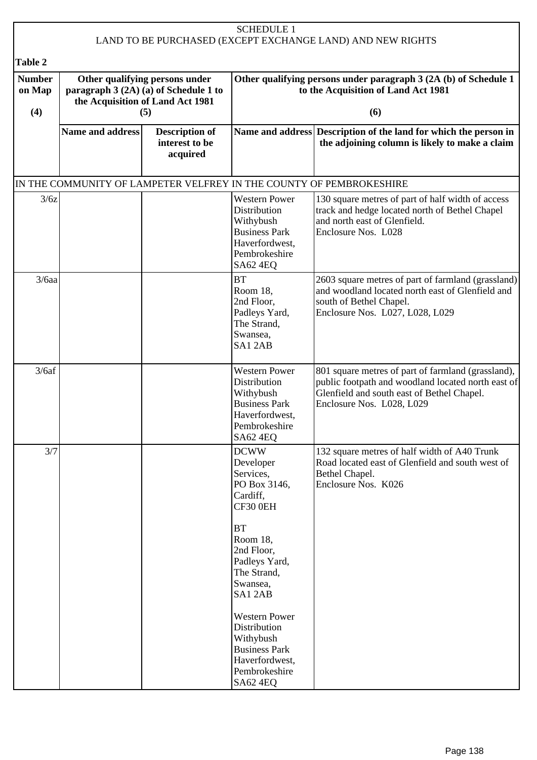SCHEDULE 1
LAND TO BE PURCHASED (EXCEPT EXCHANGE LAND) AND NEW RIGHTS

**Table 2**

| Number on Map (4) | Other qualifying persons under paragraph 3 (2A) (a) of Schedule 1 to the Acquisition of Land Act 1981 (5) | | Other qualifying persons under paragraph 3 (2A (b) of Schedule 1 to the Acquisition of Land Act 1981 (6) | |
|---|---|---|---|---|
| | **Name and address** | **Description of interest to be acquired** | **Name and address** | **Description of the land for which the person in the adjoining column is likely to make a claim** |
| IN THE COMMUNITY OF LAMPETER VELFREY IN THE COUNTY OF PEMBROKESHIRE | | | | |
| 3/6z | | | Western Power Distribution Withybush Business Park Haverfordwest, Pembrokeshire SA62 4EQ | 130 square metres of part of half width of access track and hedge located north of Bethel Chapel and north east of Glenfield. Enclosure Nos. L028 |
| 3/6aa | | | BT Room 18, 2nd Floor, Padleys Yard, The Strand, Swansea, SA1 2AB | 2603 square metres of part of farmland (grassland) and woodland located north east of Glenfield and south of Bethel Chapel. Enclosure Nos. L027, L028, L029 |
| 3/6af | | | Western Power Distribution Withybush Business Park Haverfordwest, Pembrokeshire SA62 4EQ | 801 square metres of part of farmland (grassland), public footpath and woodland located north east of Glenfield and south east of Bethel Chapel. Enclosure Nos. L028, L029 |
| 3/7 | | | DCWW Developer Services, PO Box 3146, Cardiff, CF30 0EH<br><br>BT Room 18, 2nd Floor, Padleys Yard, The Strand, Swansea, SA1 2AB<br><br>Western Power Distribution Withybush Business Park Haverfordwest, Pembrokeshire SA62 4EQ | 132 square metres of half width of A40 Trunk Road located east of Glenfield and south west of Bethel Chapel. Enclosure Nos. K026 |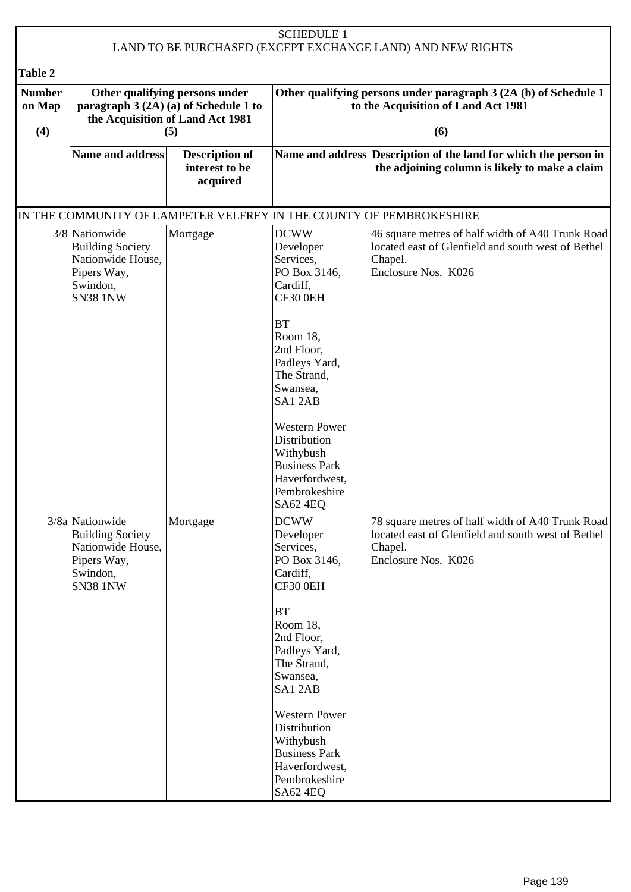SCHEDULE 1
LAND TO BE PURCHASED (EXCEPT EXCHANGE LAND) AND NEW RIGHTS

**Table 2**

| **Number on Map (4)** | **Other qualifying persons under paragraph 3 (2A) (a) of Schedule 1 to the Acquisition of Land Act 1981 (5)** | | **Other qualifying persons under paragraph 3 (2A (b) of Schedule 1 to the Acquisition of Land Act 1981 (6)** | |
|---|---|---|---|---|
| | **Name and address** | **Description of interest to be acquired** | **Name and address** | **Description of the land for which the person in the adjoining column is likely to make a claim** |
| IN THE COMMUNITY OF LAMPETER VELFREY IN THE COUNTY OF PEMBROKESHIRE | | | | |
| 3/8 | Nationwide Building Society Nationwide House, Pipers Way, Swindon, SN38 1NW | Mortgage | DCWW Developer Services, PO Box 3146, Cardiff, CF30 0EH<br><br>BT Room 18, 2nd Floor, Padleys Yard, The Strand, Swansea, SA1 2AB<br><br>Western Power Distribution Withybush Business Park Haverfordwest, Pembrokeshire SA62 4EQ | 46 square metres of half width of A40 Trunk Road located east of Glenfield and south west of Bethel Chapel.<br>Enclosure Nos. K026 |
| 3/8a | Nationwide Building Society Nationwide House, Pipers Way, Swindon, SN38 1NW | Mortgage | DCWW Developer Services, PO Box 3146, Cardiff, CF30 0EH<br><br>BT Room 18, 2nd Floor, Padleys Yard, The Strand, Swansea, SA1 2AB<br><br>Western Power Distribution Withybush Business Park Haverfordwest, Pembrokeshire SA62 4EQ | 78 square metres of half width of A40 Trunk Road located east of Glenfield and south west of Bethel Chapel.<br>Enclosure Nos. K026 |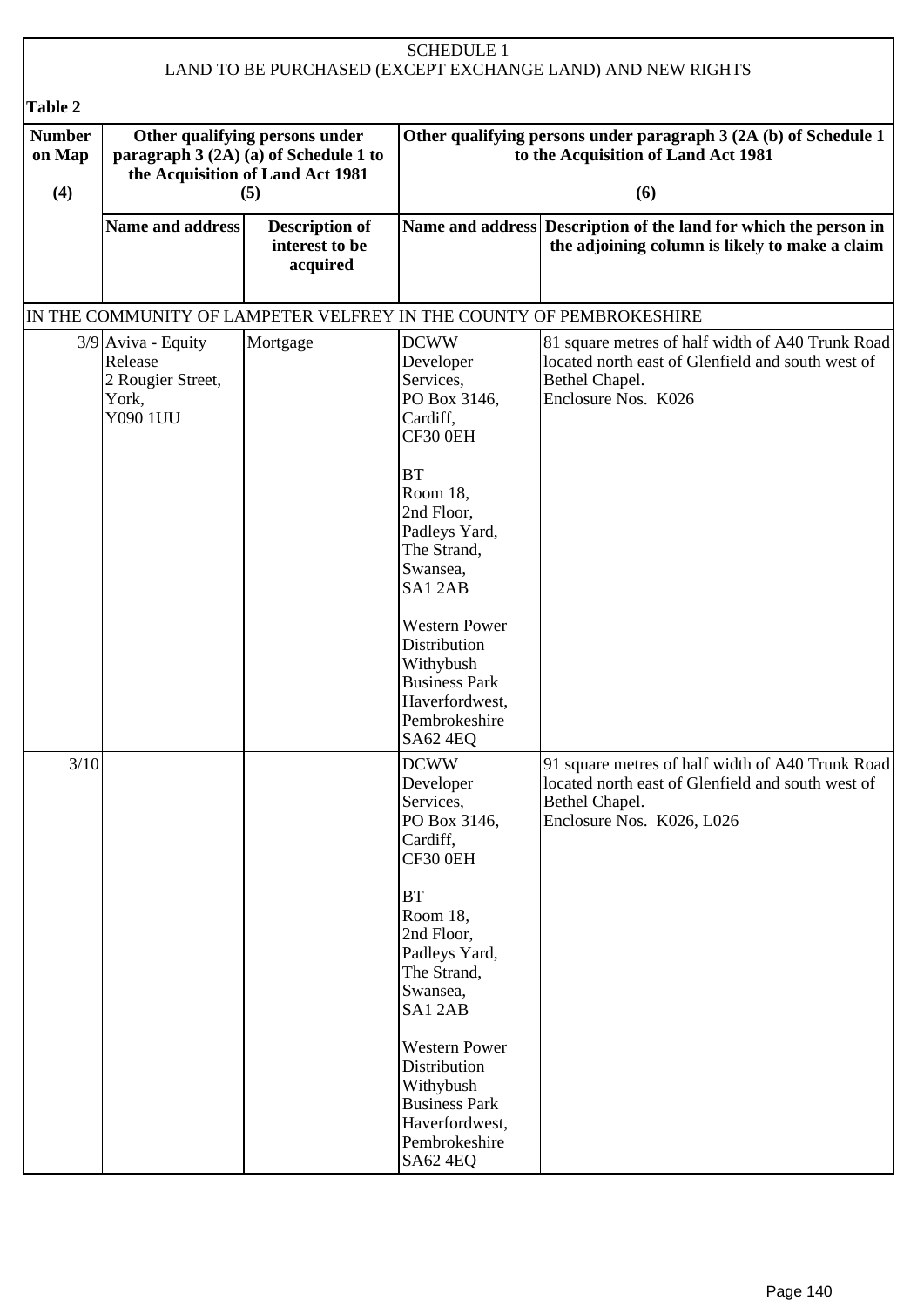SCHEDULE 1
LAND TO BE PURCHASED (EXCEPT EXCHANGE LAND) AND NEW RIGHTS

**Table 2**

| Number on Map (4) | Other qualifying persons under paragraph 3 (2A) (a) of Schedule 1 to the Acquisition of Land Act 1981 (5) | | Other qualifying persons under paragraph 3 (2A (b) of Schedule 1 to the Acquisition of Land Act 1981 (6) | |
|---|---|---|---|---|
| | **Name and address** | **Description of interest to be acquired** | **Name and address** | **Description of the land for which the person in the adjoining column is likely to make a claim** |
| IN THE COMMUNITY OF LAMPETER VELFREY IN THE COUNTY OF PEMBROKESHIRE | | | | |
| 3/9 | Aviva - Equity Release 2 Rougier Street, York, Y090 1UU | Mortgage | DCWW Developer Services, PO Box 3146, Cardiff, CF30 0EH<br><br>BT Room 18, 2nd Floor, Padleys Yard, The Strand, Swansea, SA1 2AB<br><br>Western Power Distribution Withybush Business Park Haverfordwest, Pembrokeshire SA62 4EQ | 81 square metres of half width of A40 Trunk Road located north east of Glenfield and south west of Bethel Chapel. Enclosure Nos. K026 |
| 3/10 | | | DCWW Developer Services, PO Box 3146, Cardiff, CF30 0EH<br><br>BT Room 18, 2nd Floor, Padleys Yard, The Strand, Swansea, SA1 2AB<br><br>Western Power Distribution Withybush Business Park Haverfordwest, Pembrokeshire SA62 4EQ | 91 square metres of half width of A40 Trunk Road located north east of Glenfield and south west of Bethel Chapel. Enclosure Nos. K026, L026 |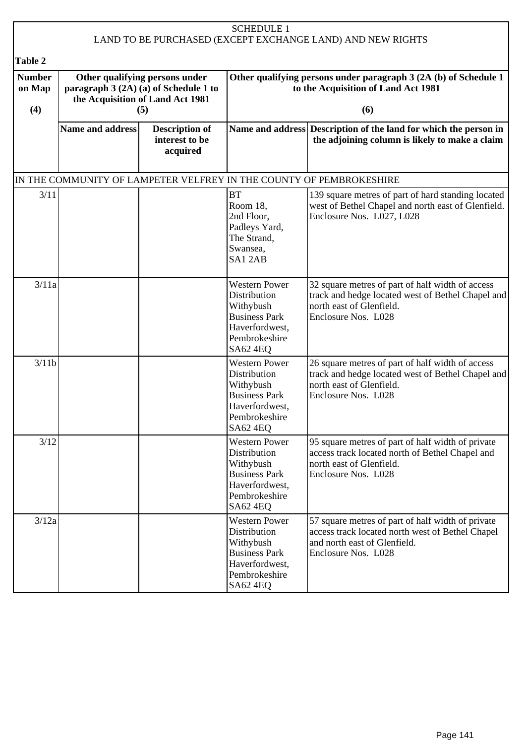SCHEDULE 1
LAND TO BE PURCHASED (EXCEPT EXCHANGE LAND) AND NEW RIGHTS

**Table 2**

| Number on Map (4) | Other qualifying persons under paragraph 3 (2A) (a) of Schedule 1 to the Acquisition of Land Act 1981 (5) | | Other qualifying persons under paragraph 3 (2A (b) of Schedule 1 to the Acquisition of Land Act 1981 (6) | |
|---|---|---|---|---|
| | **Name and address** | **Description of interest to be acquired** | **Name and address** | **Description of the land for which the person in the adjoining column is likely to make a claim** |
| IN THE COMMUNITY OF LAMPETER VELFREY IN THE COUNTY OF PEMBROKESHIRE | | | | |
| 3/11 | | | BT Room 18, 2nd Floor, Padleys Yard, The Strand, Swansea, SA1 2AB | 139 square metres of part of hard standing located west of Bethel Chapel and north east of Glenfield. Enclosure Nos. L027, L028 |
| 3/11a | | | Western Power Distribution Withybush Business Park Haverfordwest, Pembrokeshire SA62 4EQ | 32 square metres of part of half width of access track and hedge located west of Bethel Chapel and north east of Glenfield. Enclosure Nos. L028 |
| 3/11b | | | Western Power Distribution Withybush Business Park Haverfordwest, Pembrokeshire SA62 4EQ | 26 square metres of part of half width of access track and hedge located west of Bethel Chapel and north east of Glenfield. Enclosure Nos. L028 |
| 3/12 | | | Western Power Distribution Withybush Business Park Haverfordwest, Pembrokeshire SA62 4EQ | 95 square metres of part of half width of private access track located north of Bethel Chapel and north east of Glenfield. Enclosure Nos. L028 |
| 3/12a | | | Western Power Distribution Withybush Business Park Haverfordwest, Pembrokeshire SA62 4EQ | 57 square metres of part of half width of private access track located north west of Bethel Chapel and north east of Glenfield. Enclosure Nos. L028 |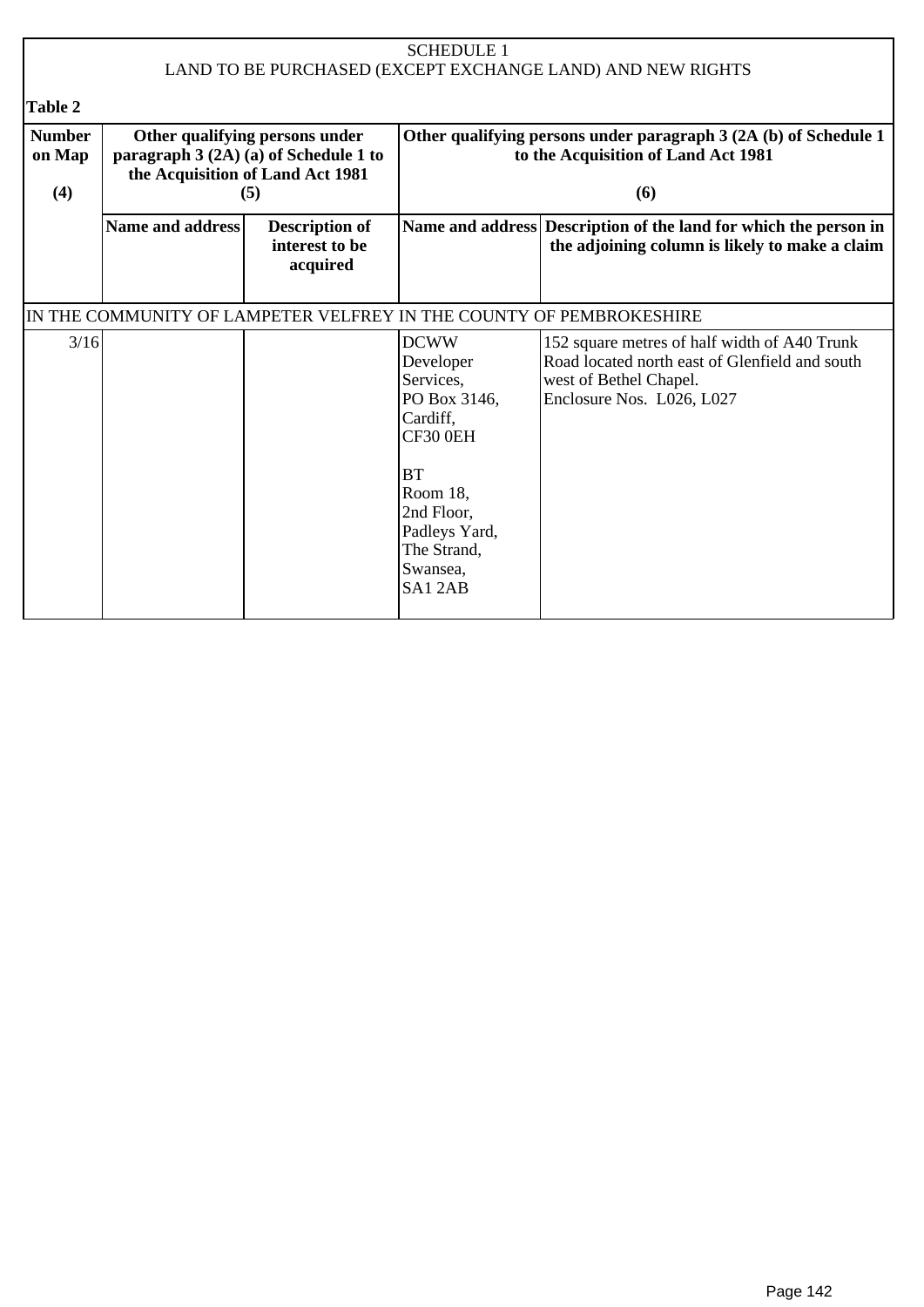SCHEDULE 1
LAND TO BE PURCHASED (EXCEPT EXCHANGE LAND) AND NEW RIGHTS

**Table 2**

| **Number on Map (4)** | **Other qualifying persons under paragraph 3 (2A) (a) of Schedule 1 to the Acquisition of Land Act 1981 (5)** | | **Other qualifying persons under paragraph 3 (2A (b) of Schedule 1 to the Acquisition of Land Act 1981 (6)** | |
|---|---|---|---|---|
| | **Name and address** | **Description of interest to be acquired** | **Name and address** | **Description of the land for which the person in the adjoining column is likely to make a claim** |
| IN THE COMMUNITY OF LAMPETER VELFREY IN THE COUNTY OF PEMBROKESHIRE | | | | |
| 3/16 | | | DCWW Developer Services, PO Box 3146, Cardiff, CF30 0EH<br><br>BT Room 18, 2nd Floor, Padleys Yard, The Strand, Swansea, SA1 2AB | 152 square metres of half width of A40 Trunk Road located north east of Glenfield and south west of Bethel Chapel.<br>Enclosure Nos. L026, L027 |